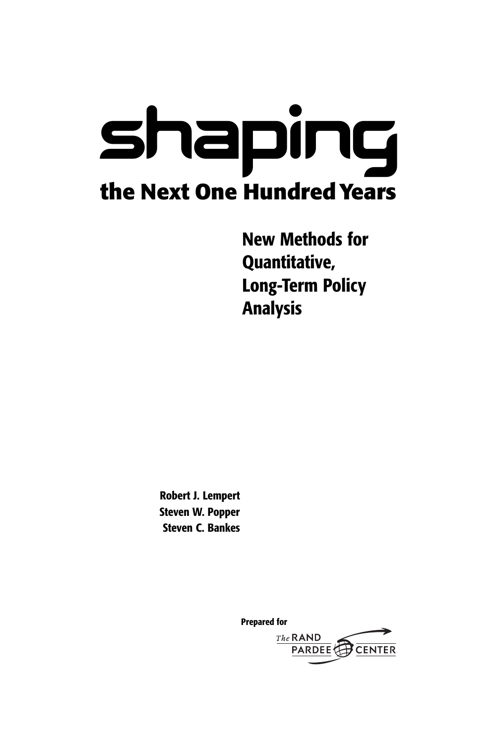# shaping

## the Next One Hundred Years

**New Methods for Quantitative, Long-Term Policy Analysis**

**Robert J. Lempert**
**Steven W. Popper**
**Steven C. Bankes**

**Prepared for**

The RAND PARDEE CENTER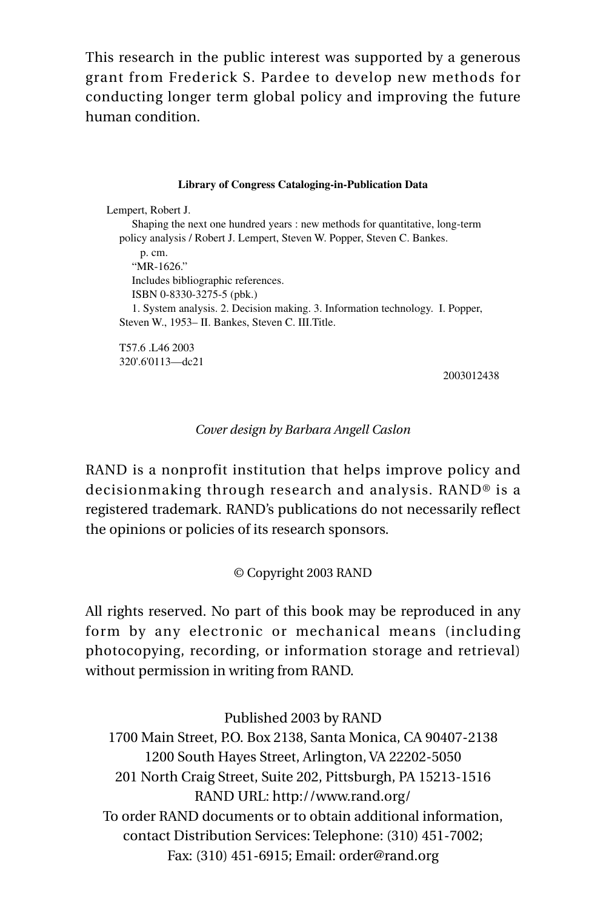This research in the public interest was supported by a generous grant from Frederick S. Pardee to develop new methods for conducting longer term global policy and improving the future human condition.

**Library of Congress Cataloging-in-Publication Data**

Lempert, Robert J.
Shaping the next one hundred years : new methods for quantitative, long-term policy analysis / Robert J. Lempert, Steven W. Popper, Steven C. Bankes.
p. cm.
"MR-1626."
Includes bibliographic references.
ISBN 0-8330-3275-5 (pbk.)
1. System analysis. 2. Decision making. 3. Information technology. I. Popper, Steven W., 1953– II. Bankes, Steven C. III.Title.

T57.6 .L46 2003
320'.6'0113—dc21

2003012438

*Cover design by Barbara Angell Caslon*

RAND is a nonprofit institution that helps improve policy and decisionmaking through research and analysis. RAND® is a registered trademark. RAND's publications do not necessarily reflect the opinions or policies of its research sponsors.

© Copyright 2003 RAND

All rights reserved. No part of this book may be reproduced in any form by any electronic or mechanical means (including photocopying, recording, or information storage and retrieval) without permission in writing from RAND.

Published 2003 by RAND
1700 Main Street, P.O. Box 2138, Santa Monica, CA 90407-2138
1200 South Hayes Street, Arlington, VA 22202-5050
201 North Craig Street, Suite 202, Pittsburgh, PA 15213-1516
RAND URL: http://www.rand.org/
To order RAND documents or to obtain additional information, contact Distribution Services: Telephone: (310) 451-7002; Fax: (310) 451-6915; Email: order@rand.org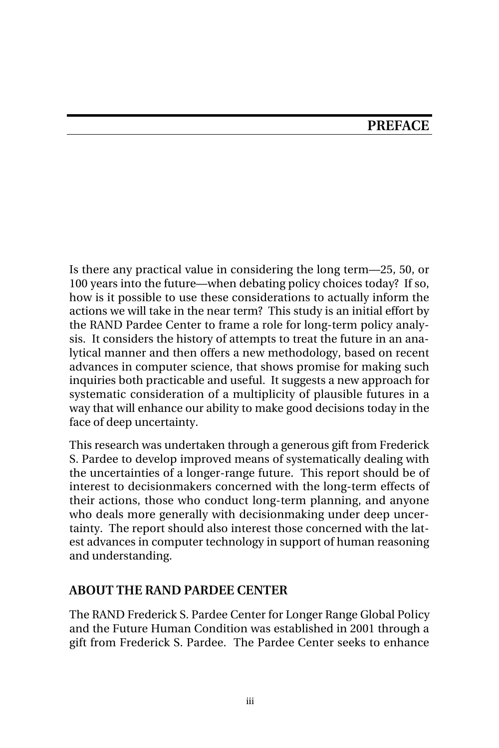# PREFACE

Is there any practical value in considering the long term—25, 50, or 100 years into the future—when debating policy choices today? If so, how is it possible to use these considerations to actually inform the actions we will take in the near term? This study is an initial effort by the RAND Pardee Center to frame a role for long-term policy analysis. It considers the history of attempts to treat the future in an analytical manner and then offers a new methodology, based on recent advances in computer science, that shows promise for making such inquiries both practicable and useful. It suggests a new approach for systematic consideration of a multiplicity of plausible futures in a way that will enhance our ability to make good decisions today in the face of deep uncertainty.

This research was undertaken through a generous gift from Frederick S. Pardee to develop improved means of systematically dealing with the uncertainties of a longer-range future. This report should be of interest to decisionmakers concerned with the long-term effects of their actions, those who conduct long-term planning, and anyone who deals more generally with decisionmaking under deep uncertainty. The report should also interest those concerned with the latest advances in computer technology in support of human reasoning and understanding.

## ABOUT THE RAND PARDEE CENTER

The RAND Frederick S. Pardee Center for Longer Range Global Policy and the Future Human Condition was established in 2001 through a gift from Frederick S. Pardee. The Pardee Center seeks to enhance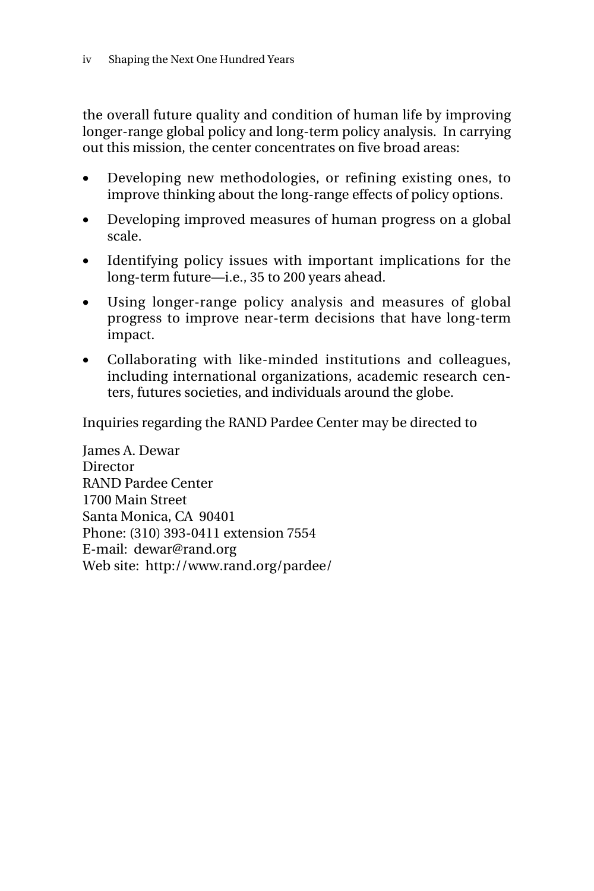the overall future quality and condition of human life by improving longer-range global policy and long-term policy analysis. In carrying out this mission, the center concentrates on five broad areas:

- Developing new methodologies, or refining existing ones, to improve thinking about the long-range effects of policy options.
- Developing improved measures of human progress on a global scale.
- Identifying policy issues with important implications for the long-term future—i.e., 35 to 200 years ahead.
- Using longer-range policy analysis and measures of global progress to improve near-term decisions that have long-term impact.
- Collaborating with like-minded institutions and colleagues, including international organizations, academic research centers, futures societies, and individuals around the globe.

Inquiries regarding the RAND Pardee Center may be directed to

James A. Dewar
Director
RAND Pardee Center
1700 Main Street
Santa Monica, CA 90401
Phone: (310) 393-0411 extension 7554
E-mail: dewar@rand.org
Web site: http://www.rand.org/pardee/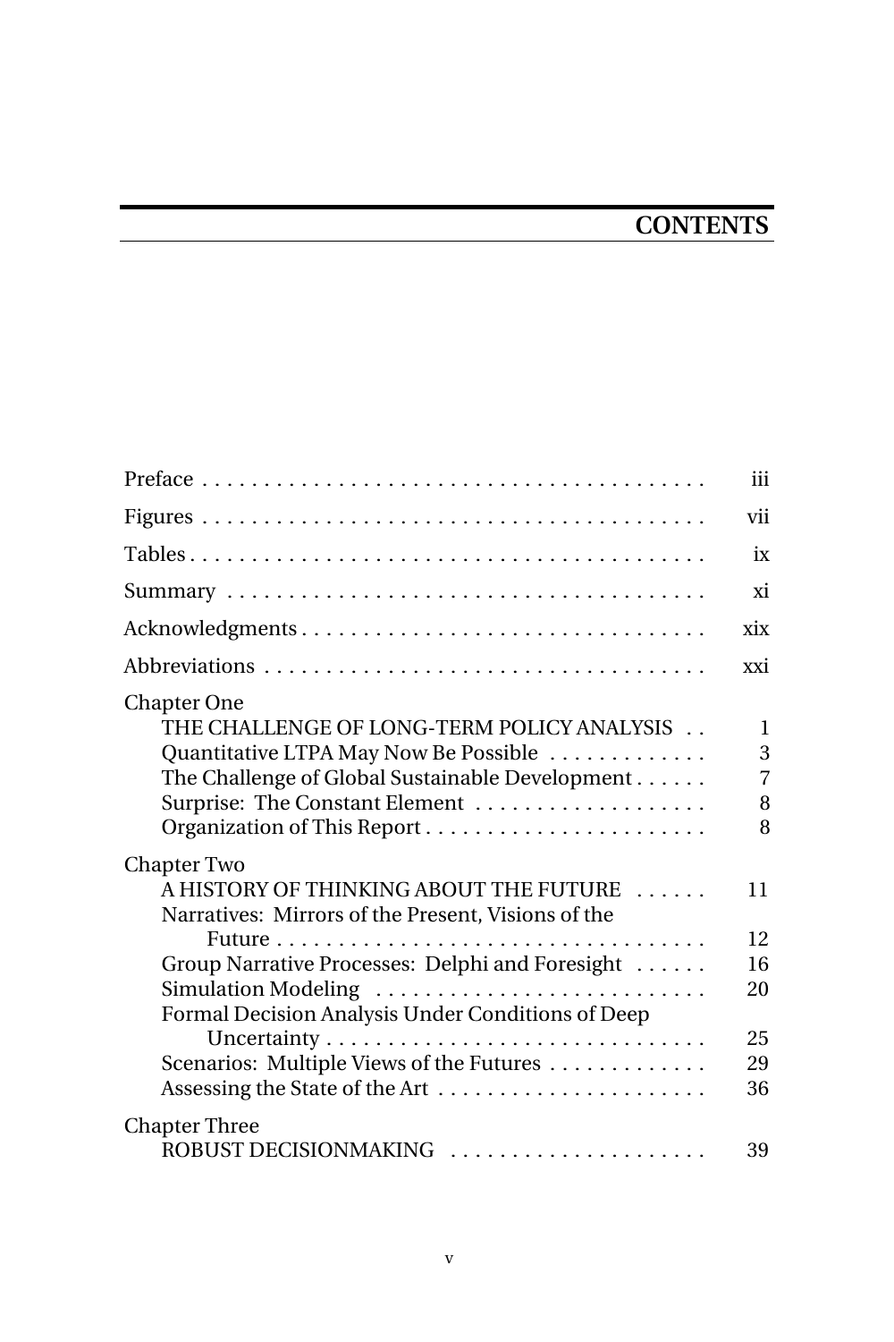# CONTENTS

| | |
|---|---|
| Preface | iii |
| Figures | vii |
| Tables | ix |
| Summary | xi |
| Acknowledgments | xix |
| Abbreviations | xxi |
| Chapter One | |
| THE CHALLENGE OF LONG-TERM POLICY ANALYSIS | 1 |
| Quantitative LTPA May Now Be Possible | 3 |
| The Challenge of Global Sustainable Development | 7 |
| Surprise: The Constant Element | 8 |
| Organization of This Report | 8 |
| Chapter Two | |
| A HISTORY OF THINKING ABOUT THE FUTURE | 11 |
| Narratives: Mirrors of the Present, Visions of the Future | 12 |
| Group Narrative Processes: Delphi and Foresight | 16 |
| Simulation Modeling | 20 |
| Formal Decision Analysis Under Conditions of Deep Uncertainty | 25 |
| Scenarios: Multiple Views of the Futures | 29 |
| Assessing the State of the Art | 36 |
| Chapter Three | |
| ROBUST DECISIONMAKING | 39 |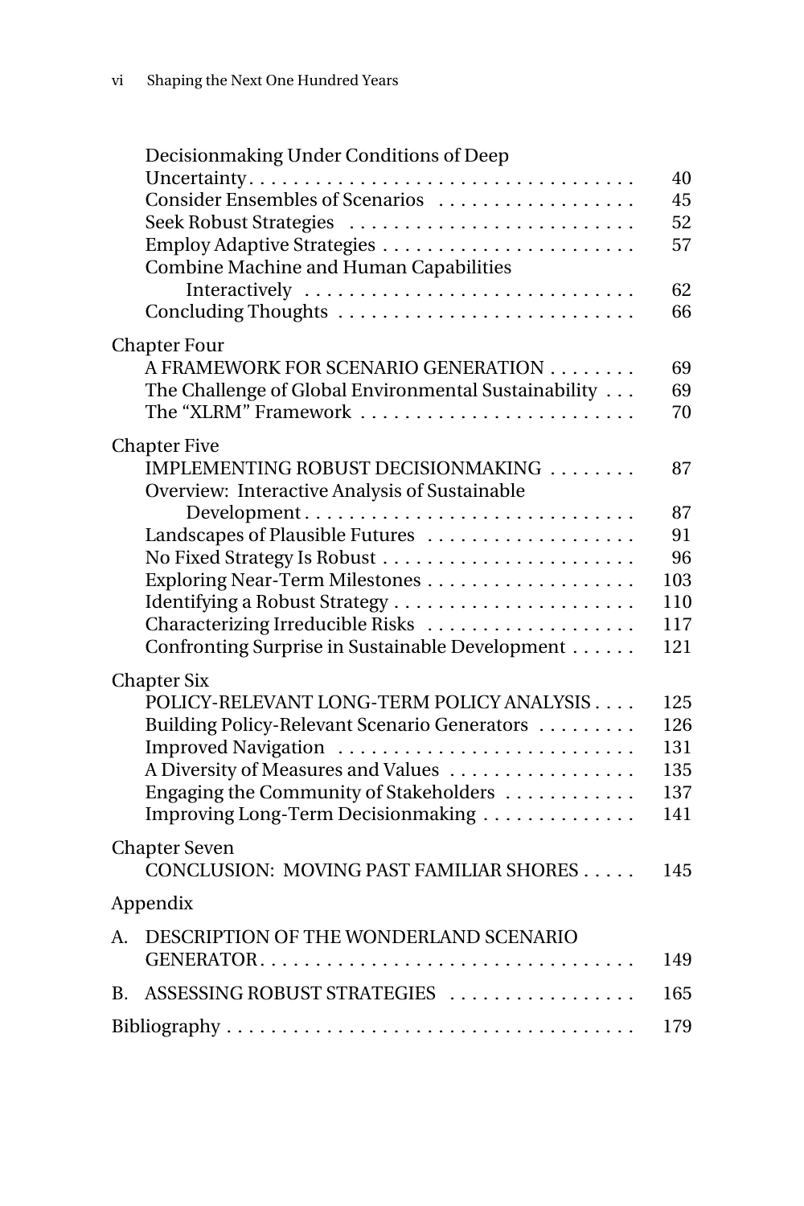Decisionmaking Under Conditions of Deep Uncertainty . . . . . 40
Consider Ensembles of Scenarios . . . . . 45
Seek Robust Strategies . . . . . 52
Employ Adaptive Strategies . . . . . 57
Combine Machine and Human Capabilities Interactively . . . . . 62
Concluding Thoughts . . . . . 66

Chapter Four
A FRAMEWORK FOR SCENARIO GENERATION . . . . . 69
The Challenge of Global Environmental Sustainability . . . 69
The "XLRM" Framework . . . . . 70

Chapter Five
IMPLEMENTING ROBUST DECISIONMAKING . . . . . 87
Overview: Interactive Analysis of Sustainable Development . . . . . 87
Landscapes of Plausible Futures . . . . . 91
No Fixed Strategy Is Robust . . . . . 96
Exploring Near-Term Milestones . . . . . 103
Identifying a Robust Strategy . . . . . 110
Characterizing Irreducible Risks . . . . . 117
Confronting Surprise in Sustainable Development . . . . . 121

Chapter Six
POLICY-RELEVANT LONG-TERM POLICY ANALYSIS . . . . 125
Building Policy-Relevant Scenario Generators . . . . . 126
Improved Navigation . . . . . 131
A Diversity of Measures and Values . . . . . 135
Engaging the Community of Stakeholders . . . . . 137
Improving Long-Term Decisionmaking . . . . . 141

Chapter Seven
CONCLUSION: MOVING PAST FAMILIAR SHORES . . . . . 145

Appendix

A. DESCRIPTION OF THE WONDERLAND SCENARIO GENERATOR . . . . . 149

B. ASSESSING ROBUST STRATEGIES . . . . . 165

Bibliography . . . . . 179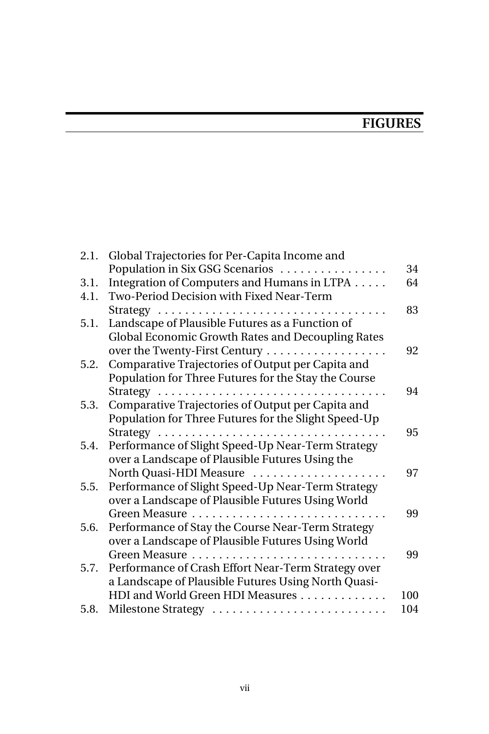# FIGURES

| | | |
|---|---|---|
| 2.1. | Global Trajectories for Per-Capita Income and Population in Six GSG Scenarios | 34 |
| 3.1. | Integration of Computers and Humans in LTPA | 64 |
| 4.1. | Two-Period Decision with Fixed Near-Term Strategy | 83 |
| 5.1. | Landscape of Plausible Futures as a Function of Global Economic Growth Rates and Decoupling Rates over the Twenty-First Century | 92 |
| 5.2. | Comparative Trajectories of Output per Capita and Population for Three Futures for the Stay the Course Strategy | 94 |
| 5.3. | Comparative Trajectories of Output per Capita and Population for Three Futures for the Slight Speed-Up Strategy | 95 |
| 5.4. | Performance of Slight Speed-Up Near-Term Strategy over a Landscape of Plausible Futures Using the North Quasi-HDI Measure | 97 |
| 5.5. | Performance of Slight Speed-Up Near-Term Strategy over a Landscape of Plausible Futures Using World Green Measure | 99 |
| 5.6. | Performance of Stay the Course Near-Term Strategy over a Landscape of Plausible Futures Using World Green Measure | 99 |
| 5.7. | Performance of Crash Effort Near-Term Strategy over a Landscape of Plausible Futures Using North Quasi-HDI and World Green HDI Measures | 100 |
| 5.8. | Milestone Strategy | 104 |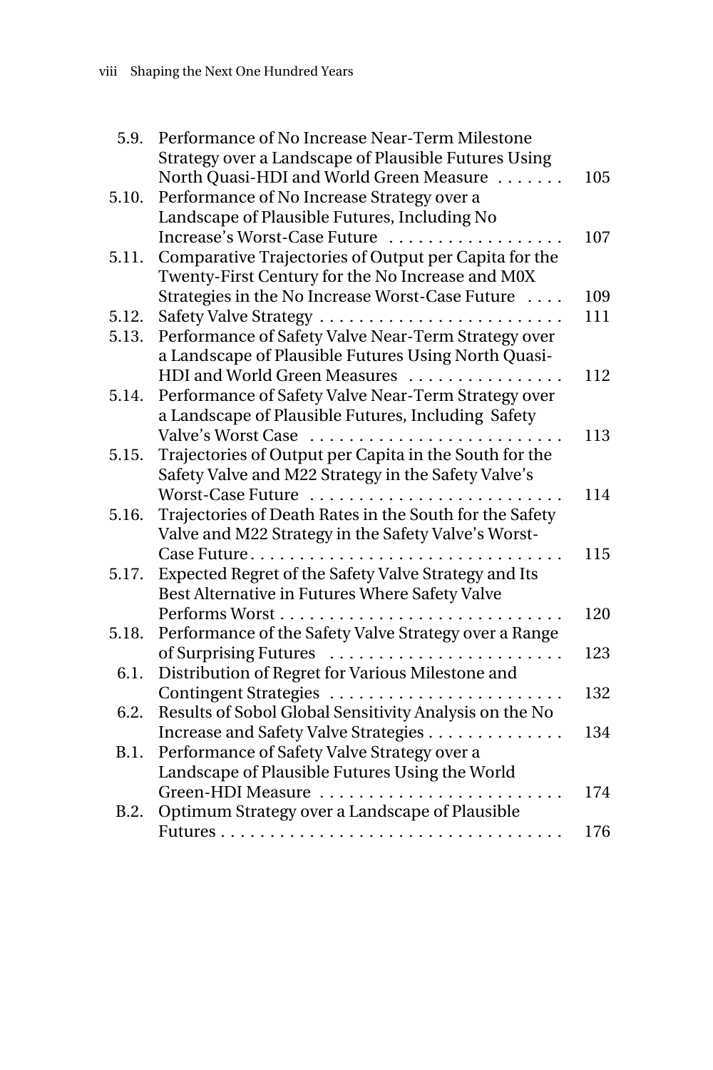5.9. Performance of No Increase Near-Term Milestone Strategy over a Landscape of Plausible Futures Using North Quasi-HDI and World Green Measure ....... 105

5.10. Performance of No Increase Strategy over a Landscape of Plausible Futures, Including No Increase's Worst-Case Future .................. 107

5.11. Comparative Trajectories of Output per Capita for the Twenty-First Century for the No Increase and M0X Strategies in the No Increase Worst-Case Future .... 109

5.12. Safety Valve Strategy ......................... 111

5.13. Performance of Safety Valve Near-Term Strategy over a Landscape of Plausible Futures Using North Quasi-HDI and World Green Measures ................ 112

5.14. Performance of Safety Valve Near-Term Strategy over a Landscape of Plausible Futures, Including Safety Valve's Worst Case .......................... 113

5.15. Trajectories of Output per Capita in the South for the Safety Valve and M22 Strategy in the Safety Valve's Worst-Case Future .......................... 114

5.16. Trajectories of Death Rates in the South for the Safety Valve and M22 Strategy in the Safety Valve's Worst-Case Future................................ 115

5.17. Expected Regret of the Safety Valve Strategy and Its Best Alternative in Futures Where Safety Valve Performs Worst ............................. 120

5.18. Performance of the Safety Valve Strategy over a Range of Surprising Futures ....................... 123

6.1. Distribution of Regret for Various Milestone and Contingent Strategies ........................ 132

6.2. Results of Sobol Global Sensitivity Analysis on the No Increase and Safety Valve Strategies .............. 134

B.1. Performance of Safety Valve Strategy over a Landscape of Plausible Futures Using the World Green-HDI Measure ......................... 174

B.2. Optimum Strategy over a Landscape of Plausible Futures ................................... 176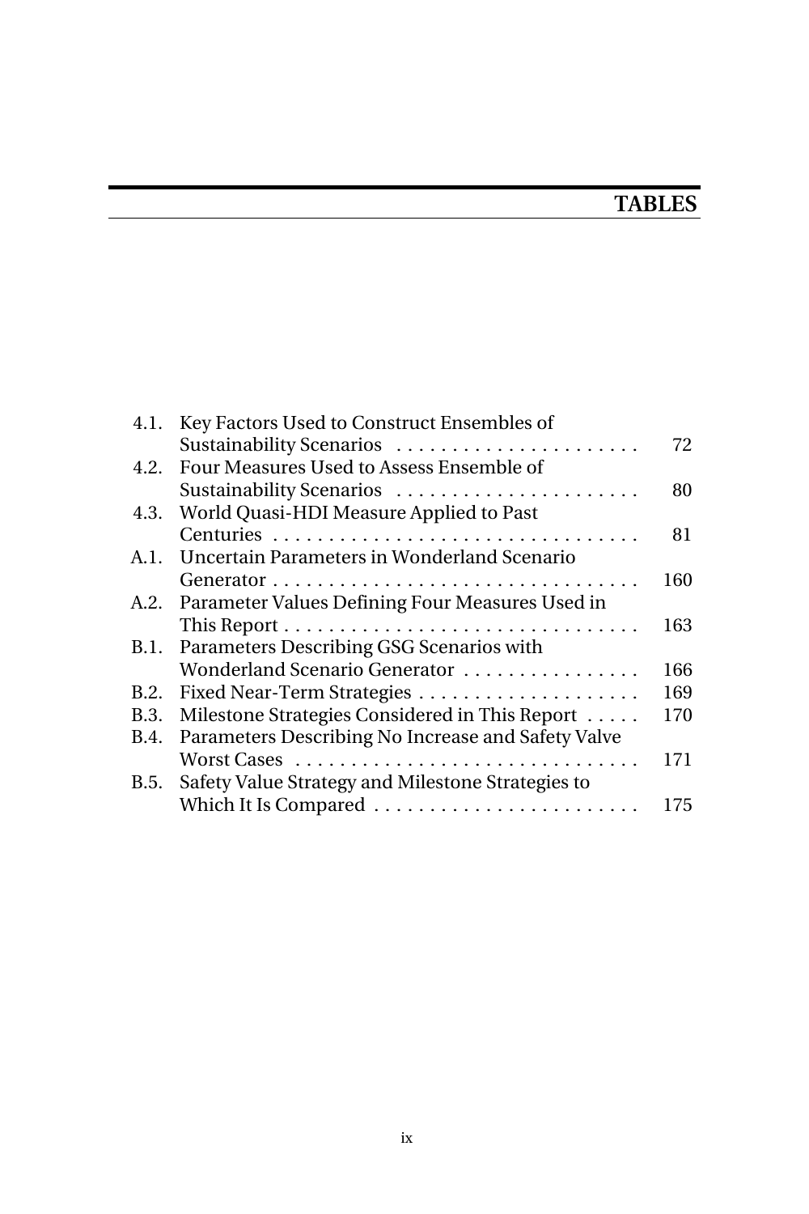# TABLES

| | | |
|---|---|---|
| 4.1. | Key Factors Used to Construct Ensembles of Sustainability Scenarios | 72 |
| 4.2. | Four Measures Used to Assess Ensemble of Sustainability Scenarios | 80 |
| 4.3. | World Quasi-HDI Measure Applied to Past Centuries | 81 |
| A.1. | Uncertain Parameters in Wonderland Scenario Generator | 160 |
| A.2. | Parameter Values Defining Four Measures Used in This Report | 163 |
| B.1. | Parameters Describing GSG Scenarios with Wonderland Scenario Generator | 166 |
| B.2. | Fixed Near-Term Strategies | 169 |
| B.3. | Milestone Strategies Considered in This Report | 170 |
| B.4. | Parameters Describing No Increase and Safety Valve Worst Cases | 171 |
| B.5. | Safety Value Strategy and Milestone Strategies to Which It Is Compared | 175 |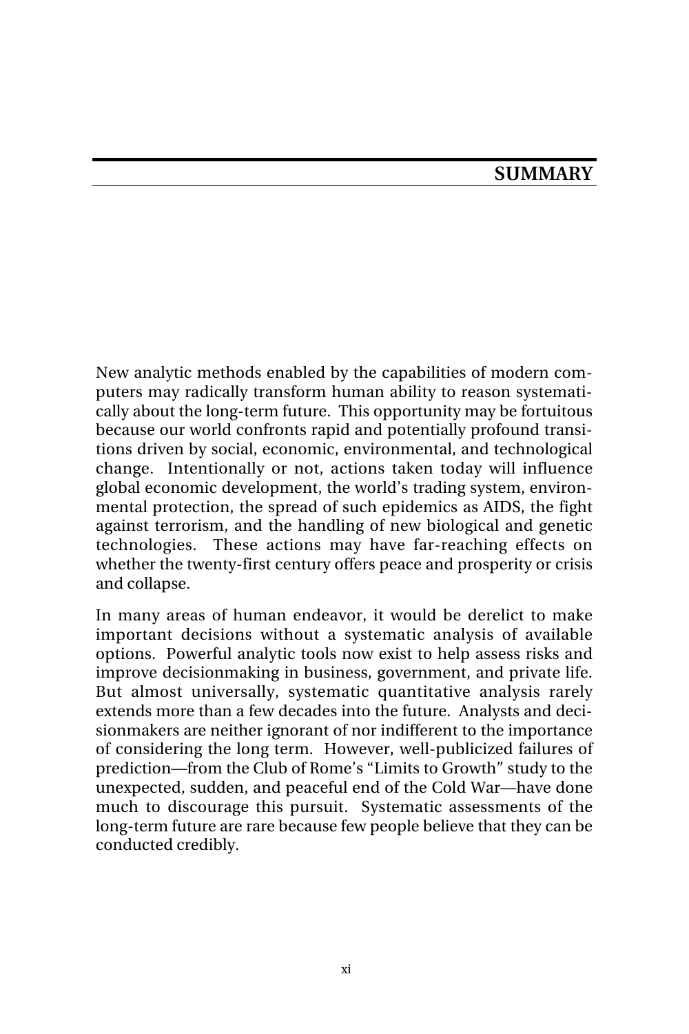# SUMMARY

New analytic methods enabled by the capabilities of modern computers may radically transform human ability to reason systematically about the long-term future. This opportunity may be fortuitous because our world confronts rapid and potentially profound transitions driven by social, economic, environmental, and technological change. Intentionally or not, actions taken today will influence global economic development, the world's trading system, environmental protection, the spread of such epidemics as AIDS, the fight against terrorism, and the handling of new biological and genetic technologies. These actions may have far-reaching effects on whether the twenty-first century offers peace and prosperity or crisis and collapse.

In many areas of human endeavor, it would be derelict to make important decisions without a systematic analysis of available options. Powerful analytic tools now exist to help assess risks and improve decisionmaking in business, government, and private life. But almost universally, systematic quantitative analysis rarely extends more than a few decades into the future. Analysts and decisionmakers are neither ignorant of nor indifferent to the importance of considering the long term. However, well-publicized failures of prediction—from the Club of Rome's "Limits to Growth" study to the unexpected, sudden, and peaceful end of the Cold War—have done much to discourage this pursuit. Systematic assessments of the long-term future are rare because few people believe that they can be conducted credibly.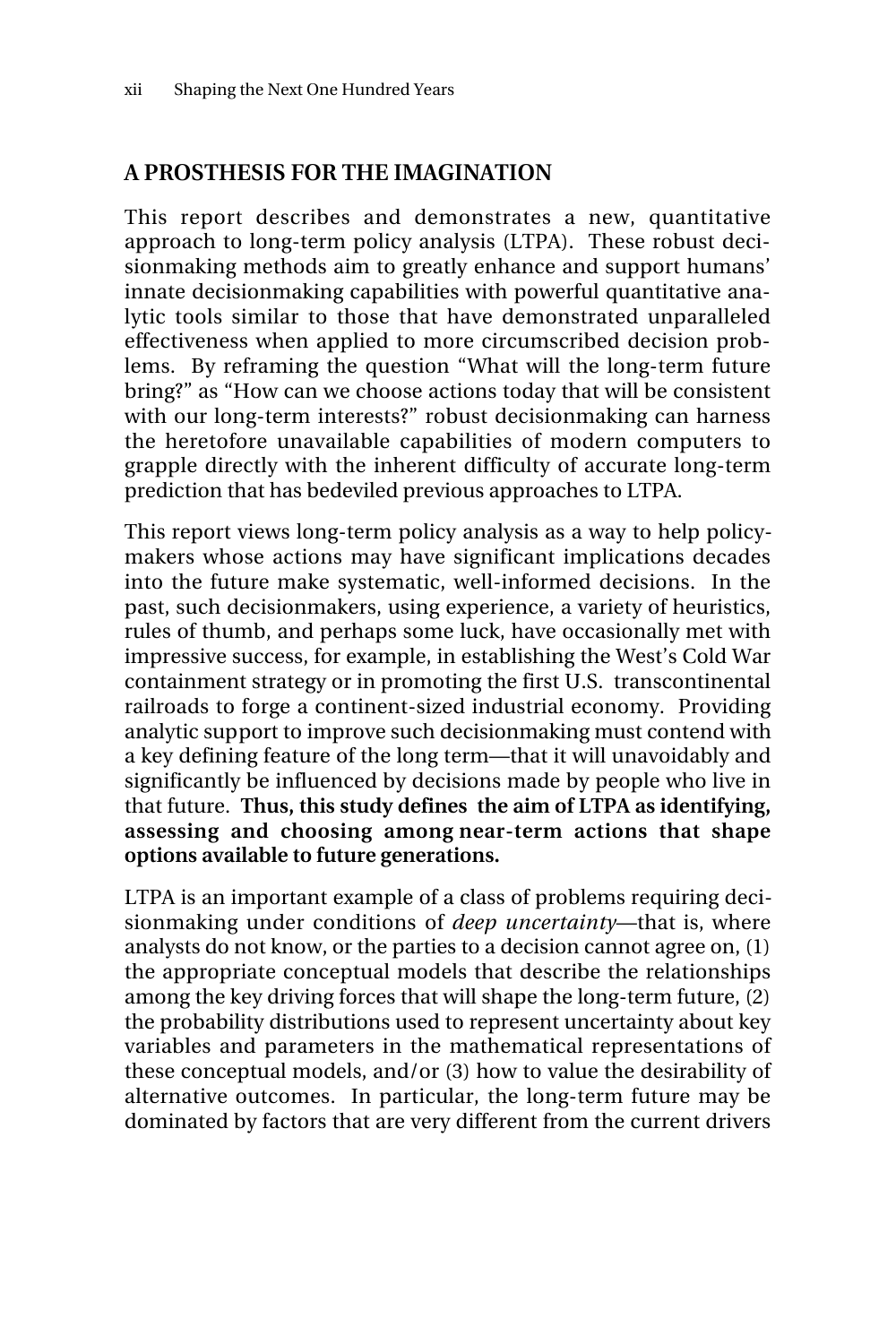## A PROSTHESIS FOR THE IMAGINATION

This report describes and demonstrates a new, quantitative approach to long-term policy analysis (LTPA). These robust decisionmaking methods aim to greatly enhance and support humans' innate decisionmaking capabilities with powerful quantitative analytic tools similar to those that have demonstrated unparalleled effectiveness when applied to more circumscribed decision problems. By reframing the question "What will the long-term future bring?" as "How can we choose actions today that will be consistent with our long-term interests?" robust decisionmaking can harness the heretofore unavailable capabilities of modern computers to grapple directly with the inherent difficulty of accurate long-term prediction that has bedeviled previous approaches to LTPA.

This report views long-term policy analysis as a way to help policymakers whose actions may have significant implications decades into the future make systematic, well-informed decisions. In the past, such decisionmakers, using experience, a variety of heuristics, rules of thumb, and perhaps some luck, have occasionally met with impressive success, for example, in establishing the West's Cold War containment strategy or in promoting the first U.S. transcontinental railroads to forge a continent-sized industrial economy. Providing analytic support to improve such decisionmaking must contend with a key defining feature of the long term—that it will unavoidably and significantly be influenced by decisions made by people who live in that future. **Thus, this study defines the aim of LTPA as identifying, assessing and choosing among near-term actions that shape options available to future generations.**

LTPA is an important example of a class of problems requiring decisionmaking under conditions of *deep uncertainty*—that is, where analysts do not know, or the parties to a decision cannot agree on, (1) the appropriate conceptual models that describe the relationships among the key driving forces that will shape the long-term future, (2) the probability distributions used to represent uncertainty about key variables and parameters in the mathematical representations of these conceptual models, and/or (3) how to value the desirability of alternative outcomes. In particular, the long-term future may be dominated by factors that are very different from the current drivers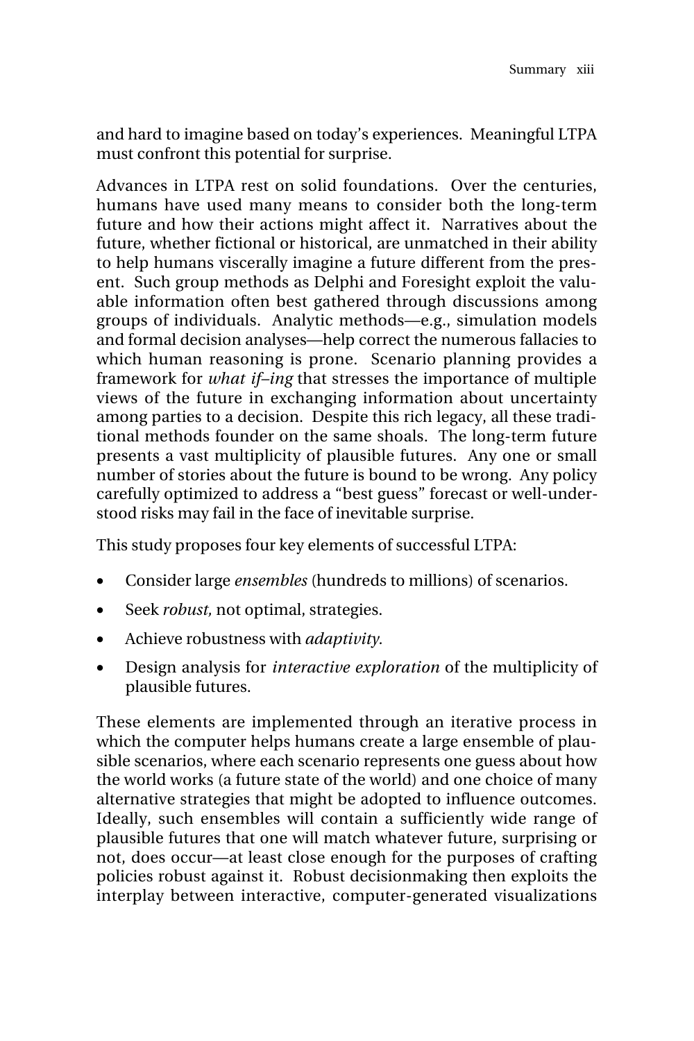and hard to imagine based on today's experiences. Meaningful LTPA must confront this potential for surprise.

Advances in LTPA rest on solid foundations. Over the centuries, humans have used many means to consider both the long-term future and how their actions might affect it. Narratives about the future, whether fictional or historical, are unmatched in their ability to help humans viscerally imagine a future different from the present. Such group methods as Delphi and Foresight exploit the valuable information often best gathered through discussions among groups of individuals. Analytic methods—e.g., simulation models and formal decision analyses—help correct the numerous fallacies to which human reasoning is prone. Scenario planning provides a framework for *what if–ing* that stresses the importance of multiple views of the future in exchanging information about uncertainty among parties to a decision. Despite this rich legacy, all these traditional methods founder on the same shoals. The long-term future presents a vast multiplicity of plausible futures. Any one or small number of stories about the future is bound to be wrong. Any policy carefully optimized to address a "best guess" forecast or well-understood risks may fail in the face of inevitable surprise.

This study proposes four key elements of successful LTPA:

- Consider large *ensembles* (hundreds to millions) of scenarios.
- Seek *robust,* not optimal, strategies.
- Achieve robustness with *adaptivity.*
- Design analysis for *interactive exploration* of the multiplicity of plausible futures.

These elements are implemented through an iterative process in which the computer helps humans create a large ensemble of plausible scenarios, where each scenario represents one guess about how the world works (a future state of the world) and one choice of many alternative strategies that might be adopted to influence outcomes. Ideally, such ensembles will contain a sufficiently wide range of plausible futures that one will match whatever future, surprising or not, does occur—at least close enough for the purposes of crafting policies robust against it. Robust decisionmaking then exploits the interplay between interactive, computer-generated visualizations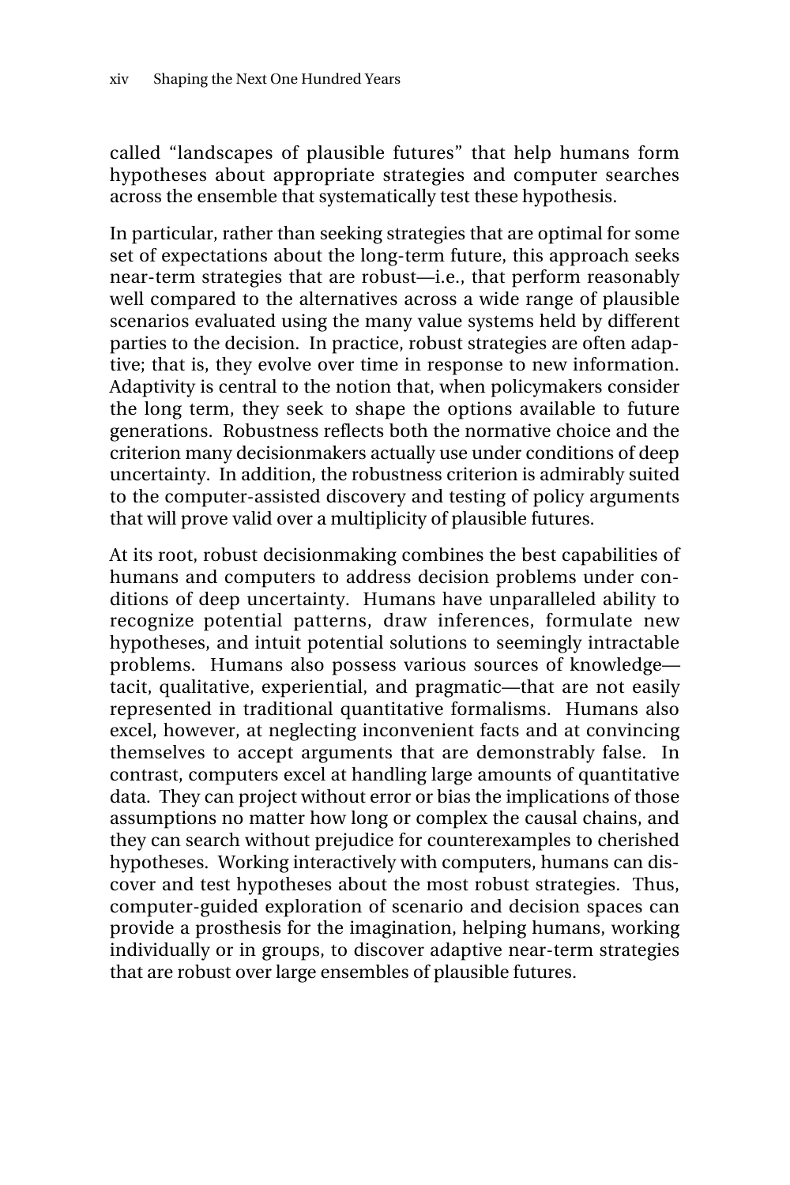called "landscapes of plausible futures" that help humans form hypotheses about appropriate strategies and computer searches across the ensemble that systematically test these hypothesis.

In particular, rather than seeking strategies that are optimal for some set of expectations about the long-term future, this approach seeks near-term strategies that are robust—i.e., that perform reasonably well compared to the alternatives across a wide range of plausible scenarios evaluated using the many value systems held by different parties to the decision. In practice, robust strategies are often adaptive; that is, they evolve over time in response to new information. Adaptivity is central to the notion that, when policymakers consider the long term, they seek to shape the options available to future generations. Robustness reflects both the normative choice and the criterion many decisionmakers actually use under conditions of deep uncertainty. In addition, the robustness criterion is admirably suited to the computer-assisted discovery and testing of policy arguments that will prove valid over a multiplicity of plausible futures.

At its root, robust decisionmaking combines the best capabilities of humans and computers to address decision problems under conditions of deep uncertainty. Humans have unparalleled ability to recognize potential patterns, draw inferences, formulate new hypotheses, and intuit potential solutions to seemingly intractable problems. Humans also possess various sources of knowledge—tacit, qualitative, experiential, and pragmatic—that are not easily represented in traditional quantitative formalisms. Humans also excel, however, at neglecting inconvenient facts and at convincing themselves to accept arguments that are demonstrably false. In contrast, computers excel at handling large amounts of quantitative data. They can project without error or bias the implications of those assumptions no matter how long or complex the causal chains, and they can search without prejudice for counterexamples to cherished hypotheses. Working interactively with computers, humans can discover and test hypotheses about the most robust strategies. Thus, computer-guided exploration of scenario and decision spaces can provide a prosthesis for the imagination, helping humans, working individually or in groups, to discover adaptive near-term strategies that are robust over large ensembles of plausible futures.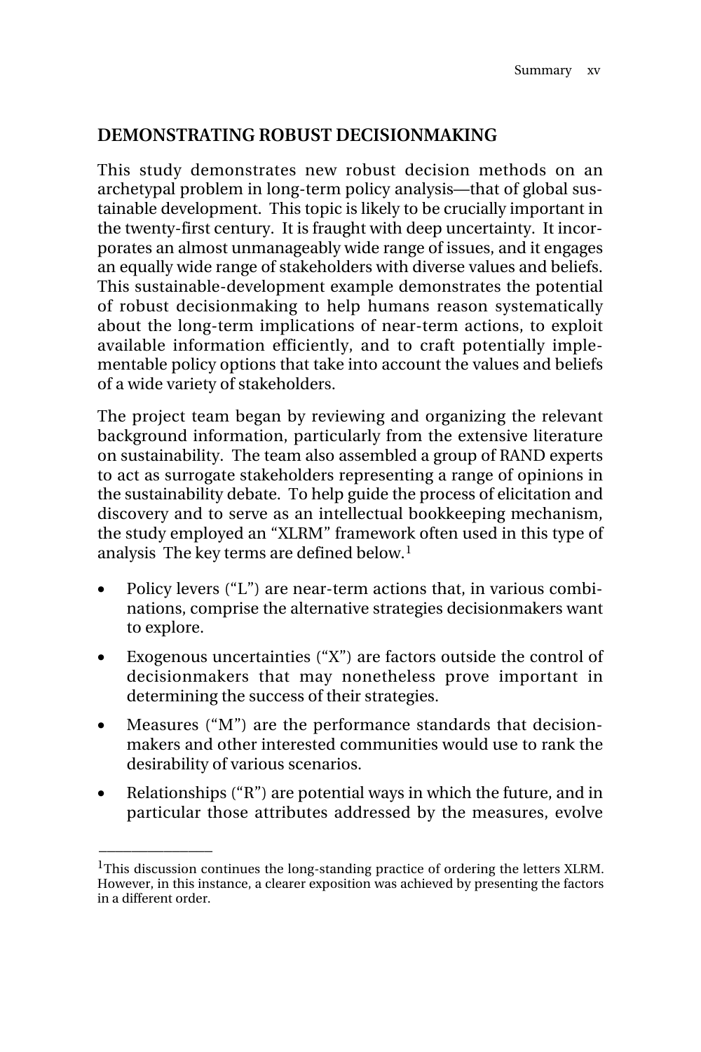## DEMONSTRATING ROBUST DECISIONMAKING

This study demonstrates new robust decision methods on an archetypal problem in long-term policy analysis—that of global sustainable development. This topic is likely to be crucially important in the twenty-first century. It is fraught with deep uncertainty. It incorporates an almost unmanageably wide range of issues, and it engages an equally wide range of stakeholders with diverse values and beliefs. This sustainable-development example demonstrates the potential of robust decisionmaking to help humans reason systematically about the long-term implications of near-term actions, to exploit available information efficiently, and to craft potentially implementable policy options that take into account the values and beliefs of a wide variety of stakeholders.

The project team began by reviewing and organizing the relevant background information, particularly from the extensive literature on sustainability. The team also assembled a group of RAND experts to act as surrogate stakeholders representing a range of opinions in the sustainability debate. To help guide the process of elicitation and discovery and to serve as an intellectual bookkeeping mechanism, the study employed an "XLRM" framework often used in this type of analysis The key terms are defined below.[1]

- Policy levers ("L") are near-term actions that, in various combinations, comprise the alternative strategies decisionmakers want to explore.
- Exogenous uncertainties ("X") are factors outside the control of decisionmakers that may nonetheless prove important in determining the success of their strategies.
- Measures ("M") are the performance standards that decisionmakers and other interested communities would use to rank the desirability of various scenarios.
- Relationships ("R") are potential ways in which the future, and in particular those attributes addressed by the measures, evolve

---

[1]This discussion continues the long-standing practice of ordering the letters XLRM. However, in this instance, a clearer exposition was achieved by presenting the factors in a different order.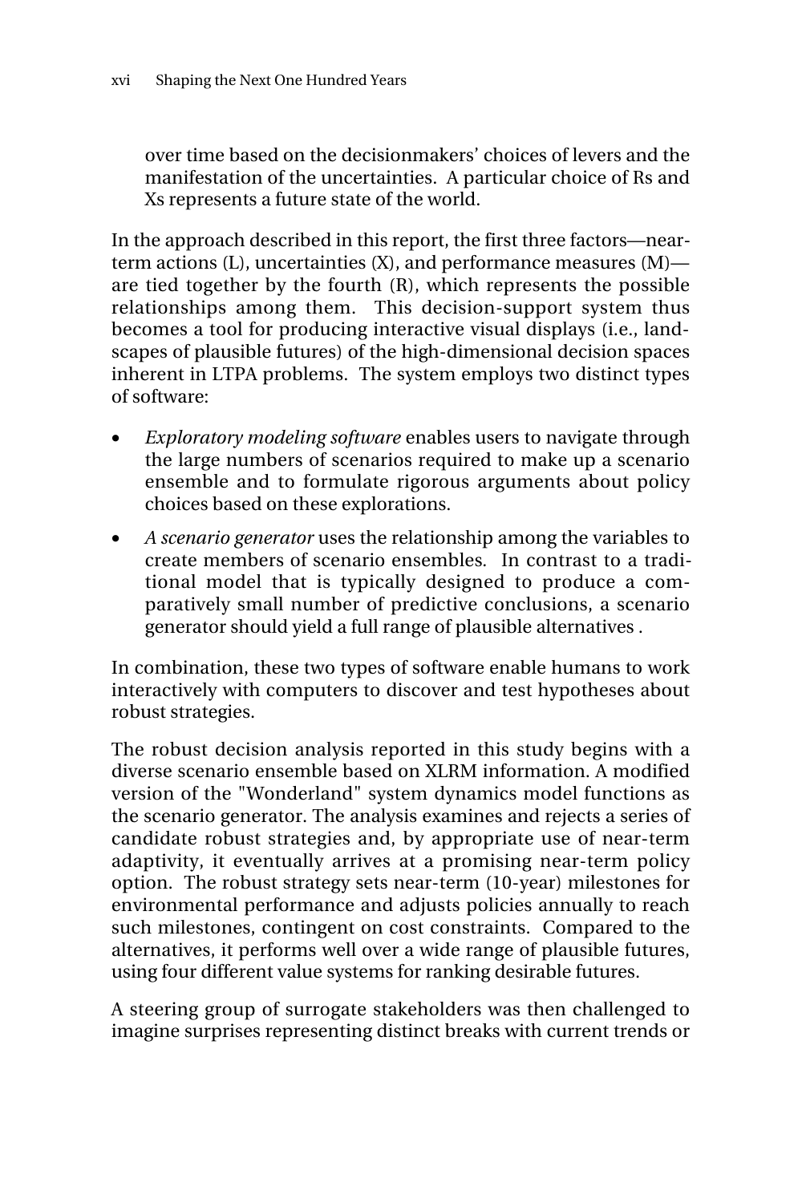over time based on the decisionmakers' choices of levers and the manifestation of the uncertainties. A particular choice of Rs and Xs represents a future state of the world.

In the approach described in this report, the first three factors—near-term actions (L), uncertainties (X), and performance measures (M)—are tied together by the fourth (R), which represents the possible relationships among them. This decision-support system thus becomes a tool for producing interactive visual displays (i.e., landscapes of plausible futures) of the high-dimensional decision spaces inherent in LTPA problems. The system employs two distinct types of software:

- *Exploratory modeling software* enables users to navigate through the large numbers of scenarios required to make up a scenario ensemble and to formulate rigorous arguments about policy choices based on these explorations.
- *A scenario generator* uses the relationship among the variables to create members of scenario ensembles. In contrast to a traditional model that is typically designed to produce a comparatively small number of predictive conclusions, a scenario generator should yield a full range of plausible alternatives .

In combination, these two types of software enable humans to work interactively with computers to discover and test hypotheses about robust strategies.

The robust decision analysis reported in this study begins with a diverse scenario ensemble based on XLRM information. A modified version of the "Wonderland" system dynamics model functions as the scenario generator. The analysis examines and rejects a series of candidate robust strategies and, by appropriate use of near-term adaptivity, it eventually arrives at a promising near-term policy option. The robust strategy sets near-term (10-year) milestones for environmental performance and adjusts policies annually to reach such milestones, contingent on cost constraints. Compared to the alternatives, it performs well over a wide range of plausible futures, using four different value systems for ranking desirable futures.

A steering group of surrogate stakeholders was then challenged to imagine surprises representing distinct breaks with current trends or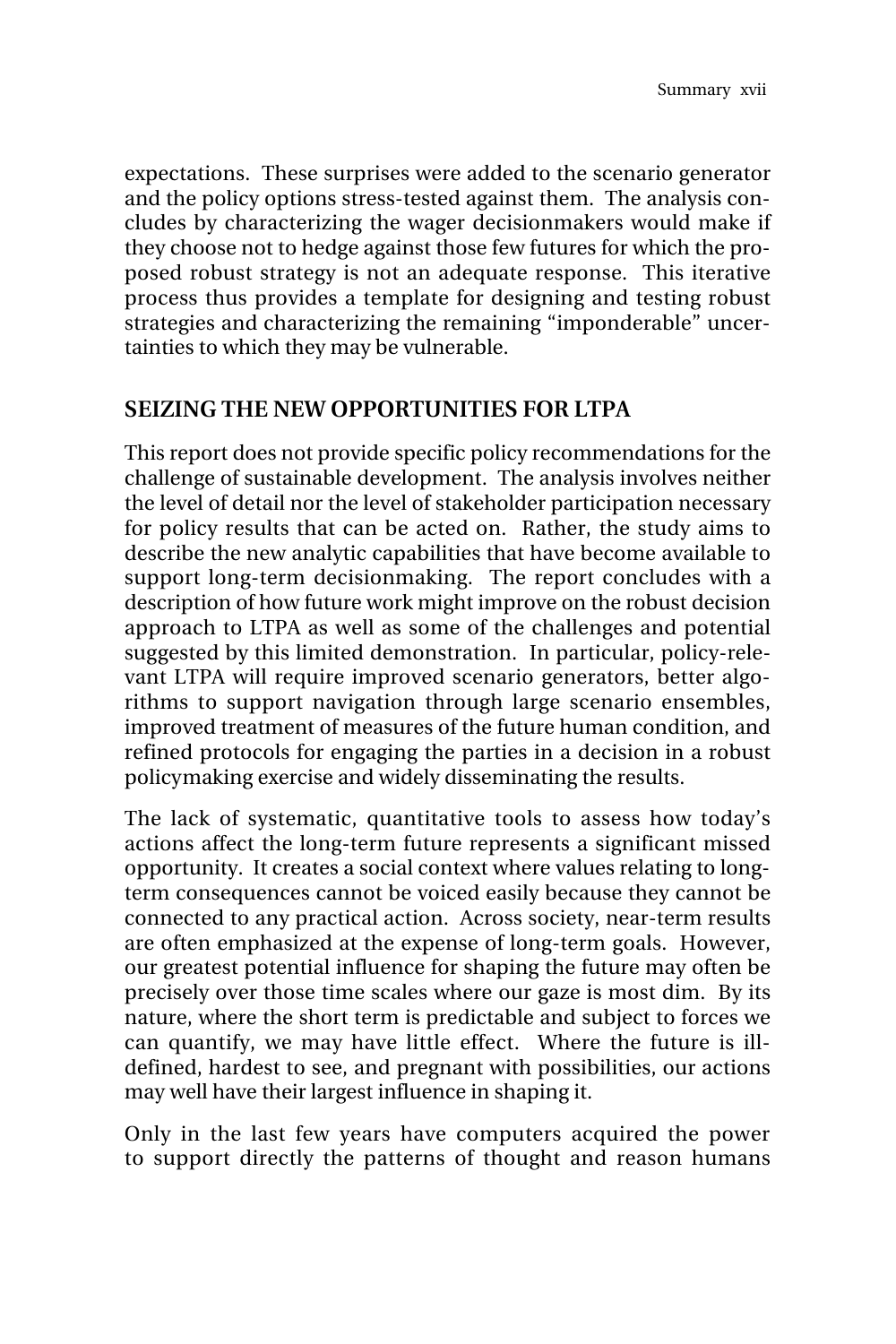expectations. These surprises were added to the scenario generator and the policy options stress-tested against them. The analysis concludes by characterizing the wager decisionmakers would make if they choose not to hedge against those few futures for which the proposed robust strategy is not an adequate response. This iterative process thus provides a template for designing and testing robust strategies and characterizing the remaining "imponderable" uncertainties to which they may be vulnerable.

## SEIZING THE NEW OPPORTUNITIES FOR LTPA

This report does not provide specific policy recommendations for the challenge of sustainable development. The analysis involves neither the level of detail nor the level of stakeholder participation necessary for policy results that can be acted on. Rather, the study aims to describe the new analytic capabilities that have become available to support long-term decisionmaking. The report concludes with a description of how future work might improve on the robust decision approach to LTPA as well as some of the challenges and potential suggested by this limited demonstration. In particular, policy-relevant LTPA will require improved scenario generators, better algorithms to support navigation through large scenario ensembles, improved treatment of measures of the future human condition, and refined protocols for engaging the parties in a decision in a robust policymaking exercise and widely disseminating the results.

The lack of systematic, quantitative tools to assess how today's actions affect the long-term future represents a significant missed opportunity. It creates a social context where values relating to long-term consequences cannot be voiced easily because they cannot be connected to any practical action. Across society, near-term results are often emphasized at the expense of long-term goals. However, our greatest potential influence for shaping the future may often be precisely over those time scales where our gaze is most dim. By its nature, where the short term is predictable and subject to forces we can quantify, we may have little effect. Where the future is ill-defined, hardest to see, and pregnant with possibilities, our actions may well have their largest influence in shaping it.

Only in the last few years have computers acquired the power to support directly the patterns of thought and reason humans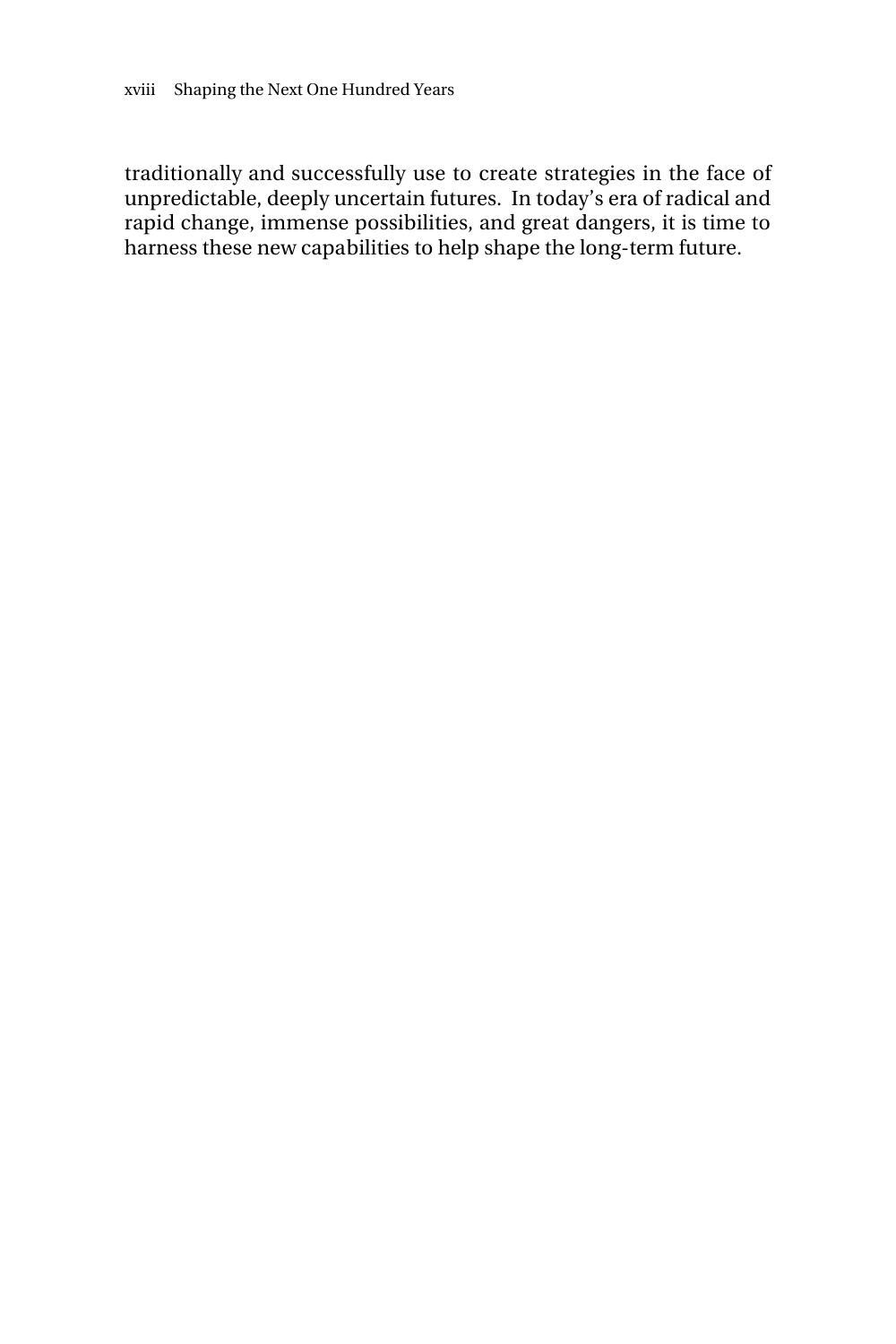traditionally and successfully use to create strategies in the face of unpredictable, deeply uncertain futures. In today's era of radical and rapid change, immense possibilities, and great dangers, it is time to harness these new capabilities to help shape the long-term future.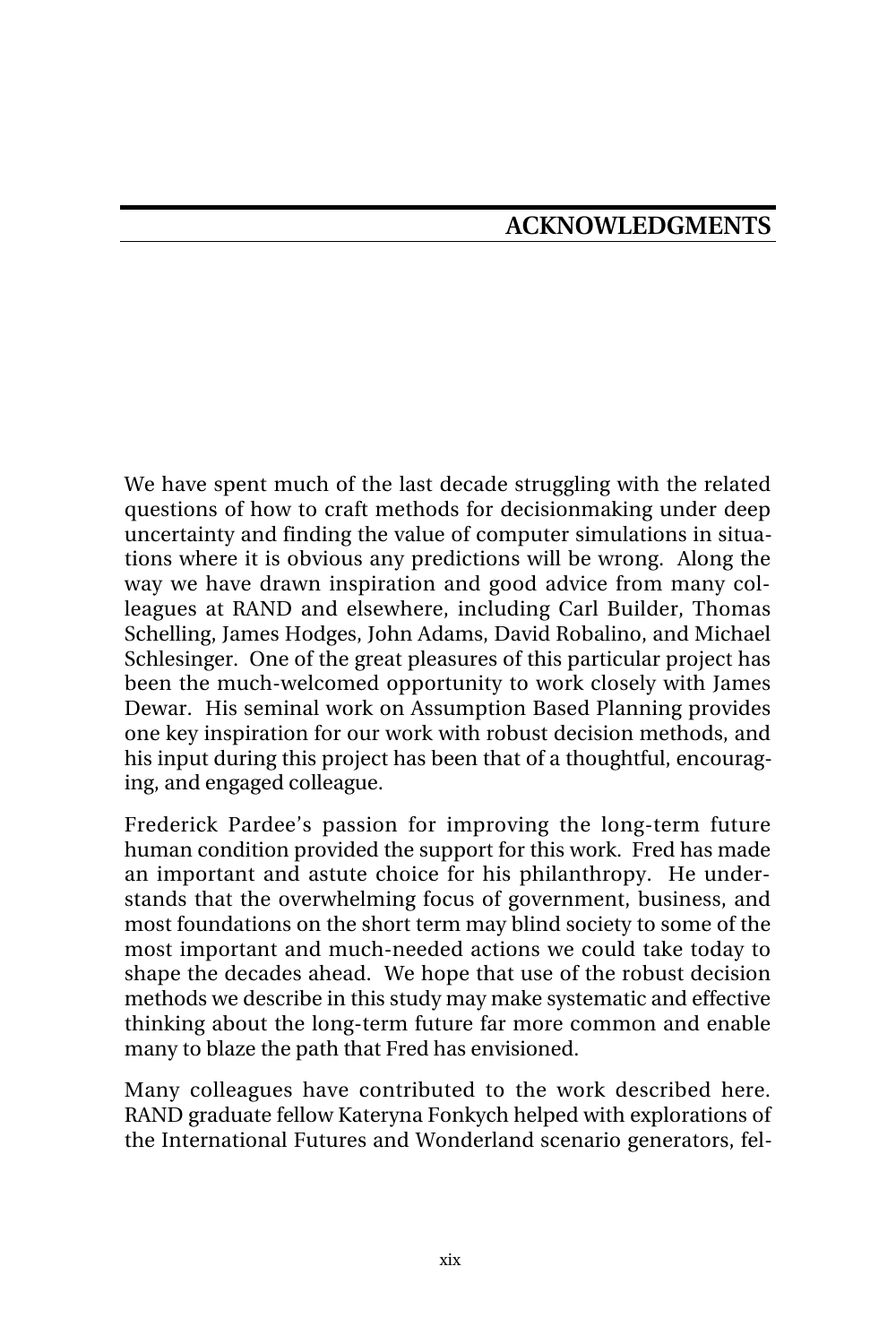# ACKNOWLEDGMENTS

We have spent much of the last decade struggling with the related questions of how to craft methods for decisionmaking under deep uncertainty and finding the value of computer simulations in situations where it is obvious any predictions will be wrong. Along the way we have drawn inspiration and good advice from many colleagues at RAND and elsewhere, including Carl Builder, Thomas Schelling, James Hodges, John Adams, David Robalino, and Michael Schlesinger. One of the great pleasures of this particular project has been the much-welcomed opportunity to work closely with James Dewar. His seminal work on Assumption Based Planning provides one key inspiration for our work with robust decision methods, and his input during this project has been that of a thoughtful, encouraging, and engaged colleague.

Frederick Pardee's passion for improving the long-term future human condition provided the support for this work. Fred has made an important and astute choice for his philanthropy. He understands that the overwhelming focus of government, business, and most foundations on the short term may blind society to some of the most important and much-needed actions we could take today to shape the decades ahead. We hope that use of the robust decision methods we describe in this study may make systematic and effective thinking about the long-term future far more common and enable many to blaze the path that Fred has envisioned.

Many colleagues have contributed to the work described here. RAND graduate fellow Kateryna Fonkych helped with explorations of the International Futures and Wonderland scenario generators, fel-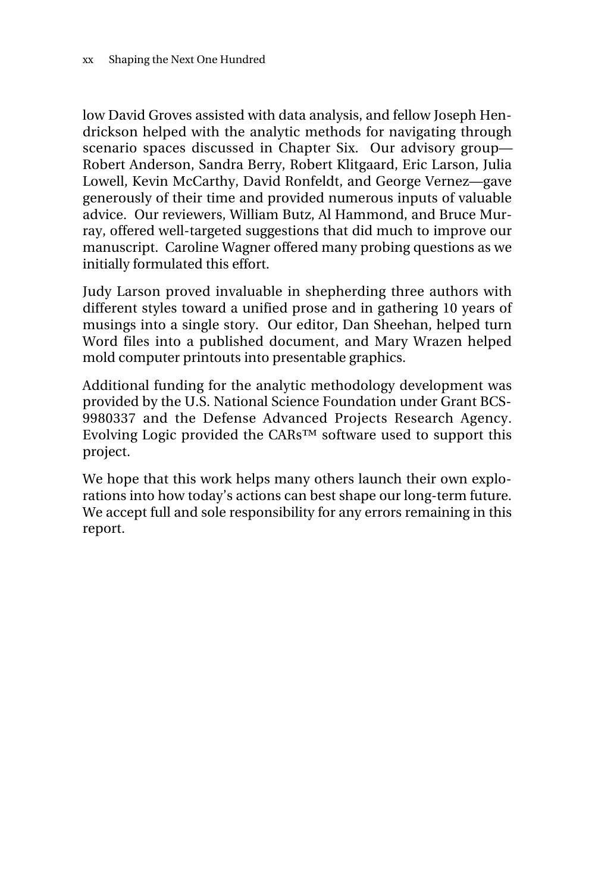low David Groves assisted with data analysis, and fellow Joseph Hendrickson helped with the analytic methods for navigating through scenario spaces discussed in Chapter Six. Our advisory group—Robert Anderson, Sandra Berry, Robert Klitgaard, Eric Larson, Julia Lowell, Kevin McCarthy, David Ronfeldt, and George Vernez—gave generously of their time and provided numerous inputs of valuable advice. Our reviewers, William Butz, Al Hammond, and Bruce Murray, offered well-targeted suggestions that did much to improve our manuscript. Caroline Wagner offered many probing questions as we initially formulated this effort.

Judy Larson proved invaluable in shepherding three authors with different styles toward a unified prose and in gathering 10 years of musings into a single story. Our editor, Dan Sheehan, helped turn Word files into a published document, and Mary Wrazen helped mold computer printouts into presentable graphics.

Additional funding for the analytic methodology development was provided by the U.S. National Science Foundation under Grant BCS-9980337 and the Defense Advanced Projects Research Agency. Evolving Logic provided the CARs™ software used to support this project.

We hope that this work helps many others launch their own explorations into how today's actions can best shape our long-term future. We accept full and sole responsibility for any errors remaining in this report.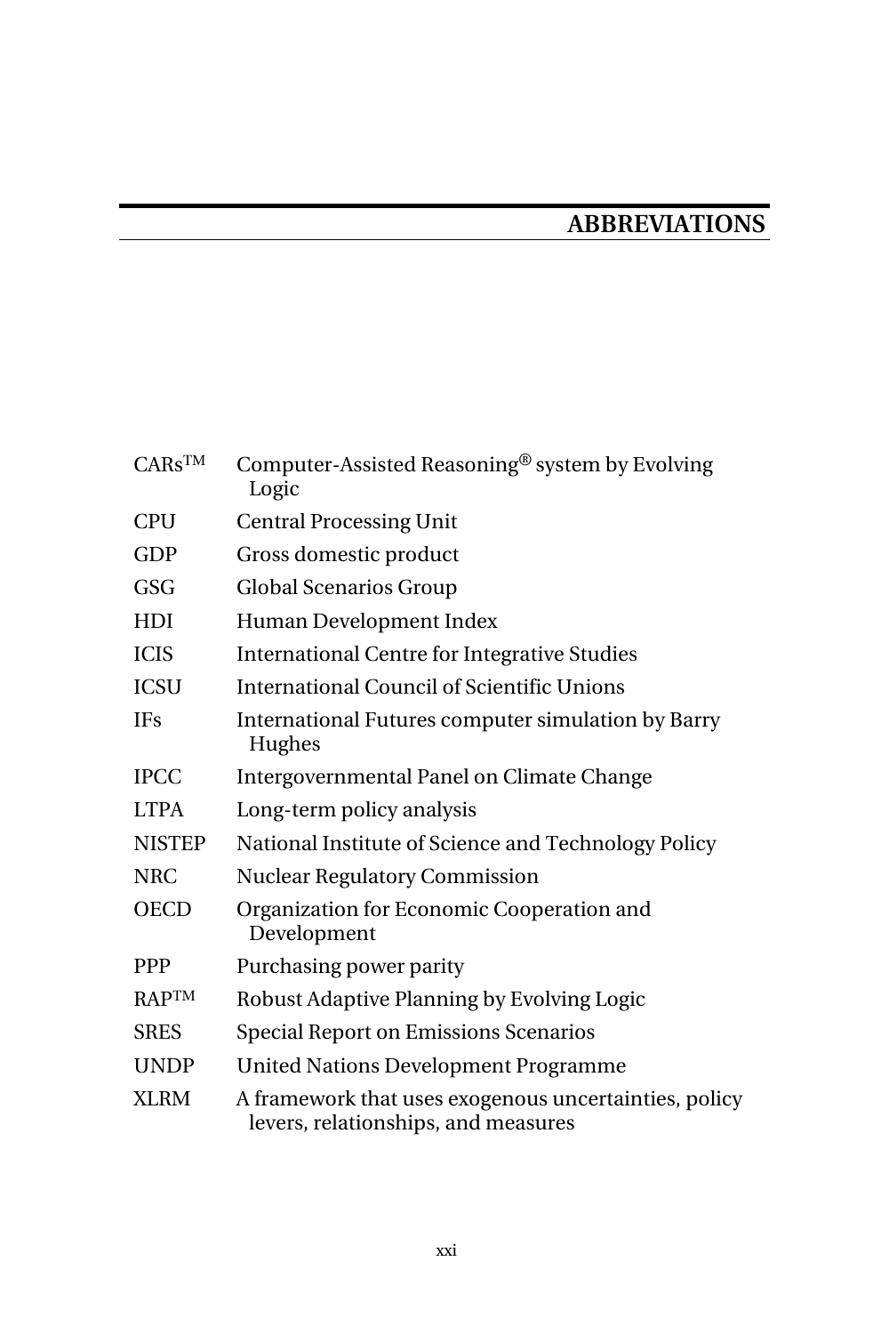# ABBREVIATIONS

| | |
|---|---|
| CARs™ | Computer-Assisted Reasoning® system by Evolving Logic |
| CPU | Central Processing Unit |
| GDP | Gross domestic product |
| GSG | Global Scenarios Group |
| HDI | Human Development Index |
| ICIS | International Centre for Integrative Studies |
| ICSU | International Council of Scientific Unions |
| IFs | International Futures computer simulation by Barry Hughes |
| IPCC | Intergovernmental Panel on Climate Change |
| LTPA | Long-term policy analysis |
| NISTEP | National Institute of Science and Technology Policy |
| NRC | Nuclear Regulatory Commission |
| OECD | Organization for Economic Cooperation and Development |
| PPP | Purchasing power parity |
| RAP™ | Robust Adaptive Planning by Evolving Logic |
| SRES | Special Report on Emissions Scenarios |
| UNDP | United Nations Development Programme |
| XLRM | A framework that uses exogenous uncertainties, policy levers, relationships, and measures |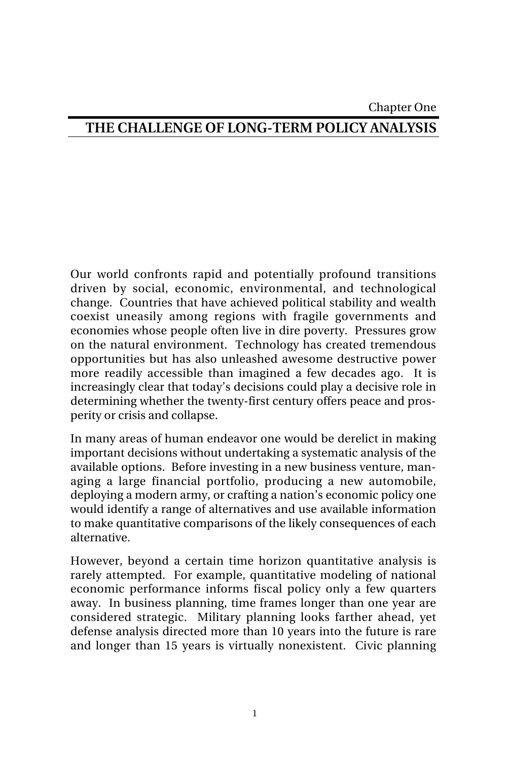Chapter One

# THE CHALLENGE OF LONG-TERM POLICY ANALYSIS

Our world confronts rapid and potentially profound transitions driven by social, economic, environmental, and technological change. Countries that have achieved political stability and wealth coexist uneasily among regions with fragile governments and economies whose people often live in dire poverty. Pressures grow on the natural environment. Technology has created tremendous opportunities but has also unleashed awesome destructive power more readily accessible than imagined a few decades ago. It is increasingly clear that today's decisions could play a decisive role in determining whether the twenty-first century offers peace and prosperity or crisis and collapse.

In many areas of human endeavor one would be derelict in making important decisions without undertaking a systematic analysis of the available options. Before investing in a new business venture, managing a large financial portfolio, producing a new automobile, deploying a modern army, or crafting a nation's economic policy one would identify a range of alternatives and use available information to make quantitative comparisons of the likely consequences of each alternative.

However, beyond a certain time horizon quantitative analysis is rarely attempted. For example, quantitative modeling of national economic performance informs fiscal policy only a few quarters away. In business planning, time frames longer than one year are considered strategic. Military planning looks farther ahead, yet defense analysis directed more than 10 years into the future is rare and longer than 15 years is virtually nonexistent. Civic planning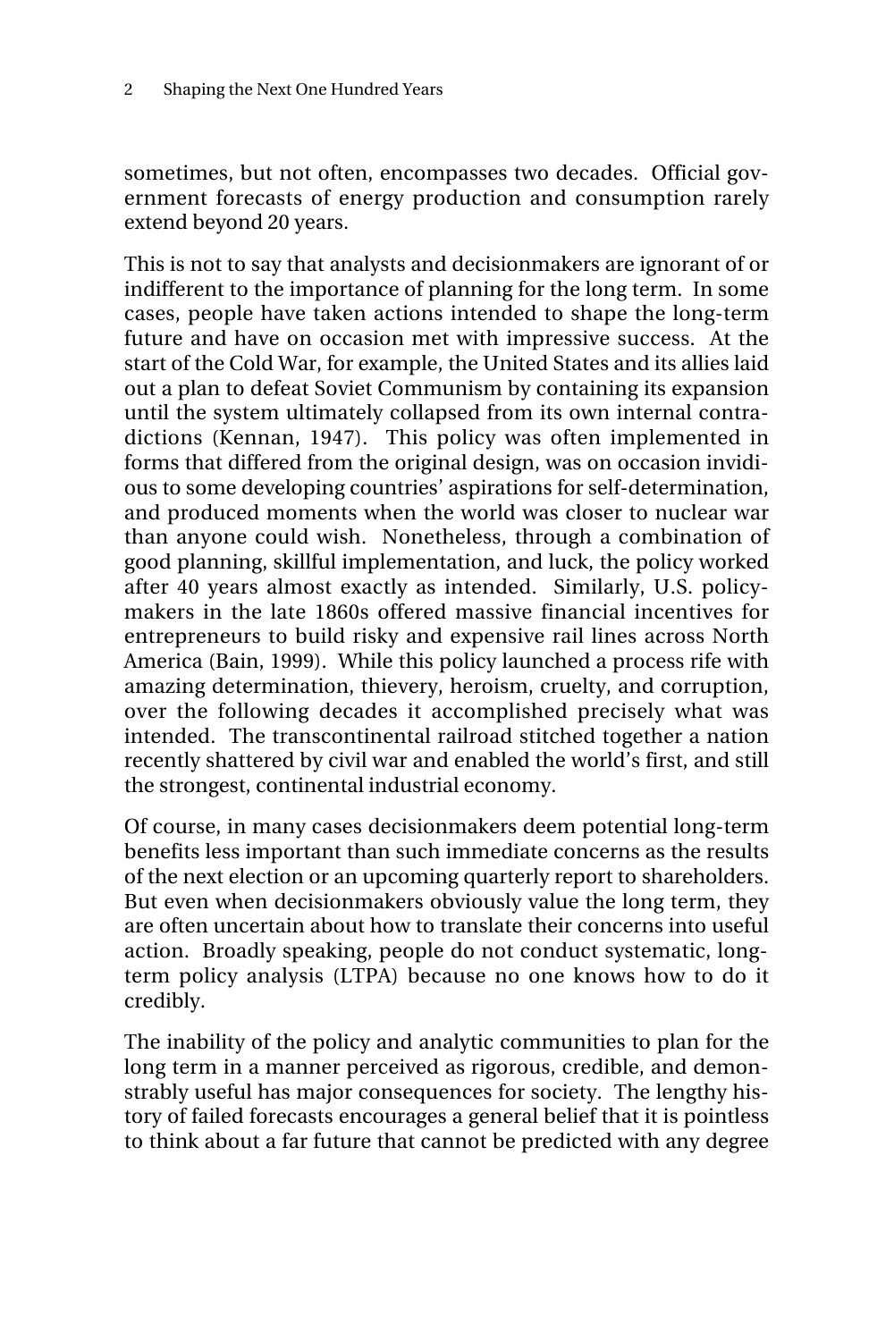sometimes, but not often, encompasses two decades. Official government forecasts of energy production and consumption rarely extend beyond 20 years.

This is not to say that analysts and decisionmakers are ignorant of or indifferent to the importance of planning for the long term. In some cases, people have taken actions intended to shape the long-term future and have on occasion met with impressive success. At the start of the Cold War, for example, the United States and its allies laid out a plan to defeat Soviet Communism by containing its expansion until the system ultimately collapsed from its own internal contradictions (Kennan, 1947). This policy was often implemented in forms that differed from the original design, was on occasion invidious to some developing countries' aspirations for self-determination, and produced moments when the world was closer to nuclear war than anyone could wish. Nonetheless, through a combination of good planning, skillful implementation, and luck, the policy worked after 40 years almost exactly as intended. Similarly, U.S. policymakers in the late 1860s offered massive financial incentives for entrepreneurs to build risky and expensive rail lines across North America (Bain, 1999). While this policy launched a process rife with amazing determination, thievery, heroism, cruelty, and corruption, over the following decades it accomplished precisely what was intended. The transcontinental railroad stitched together a nation recently shattered by civil war and enabled the world's first, and still the strongest, continental industrial economy.

Of course, in many cases decisionmakers deem potential long-term benefits less important than such immediate concerns as the results of the next election or an upcoming quarterly report to shareholders. But even when decisionmakers obviously value the long term, they are often uncertain about how to translate their concerns into useful action. Broadly speaking, people do not conduct systematic, long-term policy analysis (LTPA) because no one knows how to do it credibly.

The inability of the policy and analytic communities to plan for the long term in a manner perceived as rigorous, credible, and demonstrably useful has major consequences for society. The lengthy history of failed forecasts encourages a general belief that it is pointless to think about a far future that cannot be predicted with any degree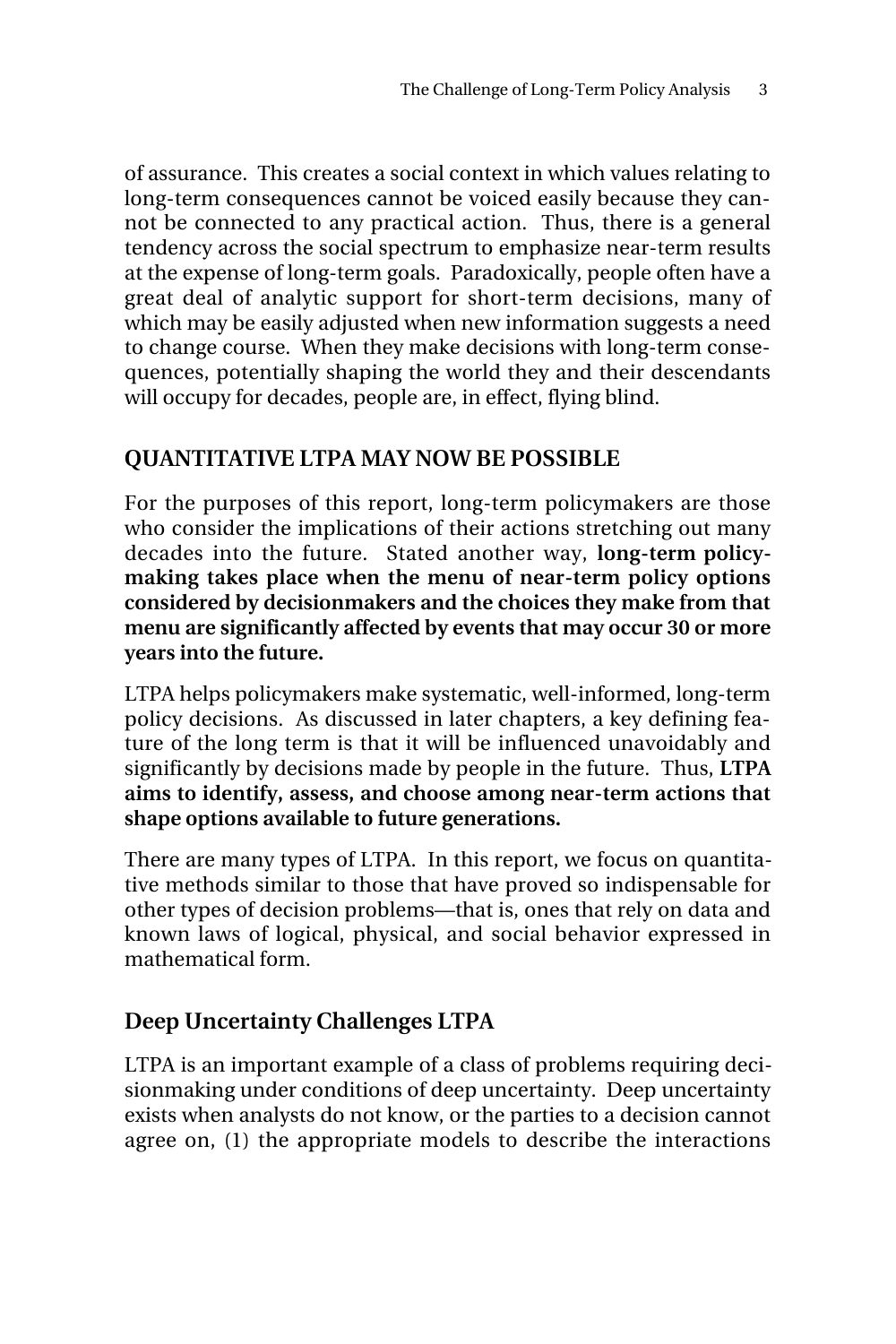of assurance. This creates a social context in which values relating to long-term consequences cannot be voiced easily because they cannot be connected to any practical action. Thus, there is a general tendency across the social spectrum to emphasize near-term results at the expense of long-term goals. Paradoxically, people often have a great deal of analytic support for short-term decisions, many of which may be easily adjusted when new information suggests a need to change course. When they make decisions with long-term consequences, potentially shaping the world they and their descendants will occupy for decades, people are, in effect, flying blind.

## QUANTITATIVE LTPA MAY NOW BE POSSIBLE

For the purposes of this report, long-term policymakers are those who consider the implications of their actions stretching out many decades into the future. Stated another way, **long-term policymaking takes place when the menu of near-term policy options considered by decisionmakers and the choices they make from that menu are significantly affected by events that may occur 30 or more years into the future.**

LTPA helps policymakers make systematic, well-informed, long-term policy decisions. As discussed in later chapters, a key defining feature of the long term is that it will be influenced unavoidably and significantly by decisions made by people in the future. Thus, **LTPA aims to identify, assess, and choose among near-term actions that shape options available to future generations.**

There are many types of LTPA. In this report, we focus on quantitative methods similar to those that have proved so indispensable for other types of decision problems—that is, ones that rely on data and known laws of logical, physical, and social behavior expressed in mathematical form.

### Deep Uncertainty Challenges LTPA

LTPA is an important example of a class of problems requiring decisionmaking under conditions of deep uncertainty. Deep uncertainty exists when analysts do not know, or the parties to a decision cannot agree on, (1) the appropriate models to describe the interactions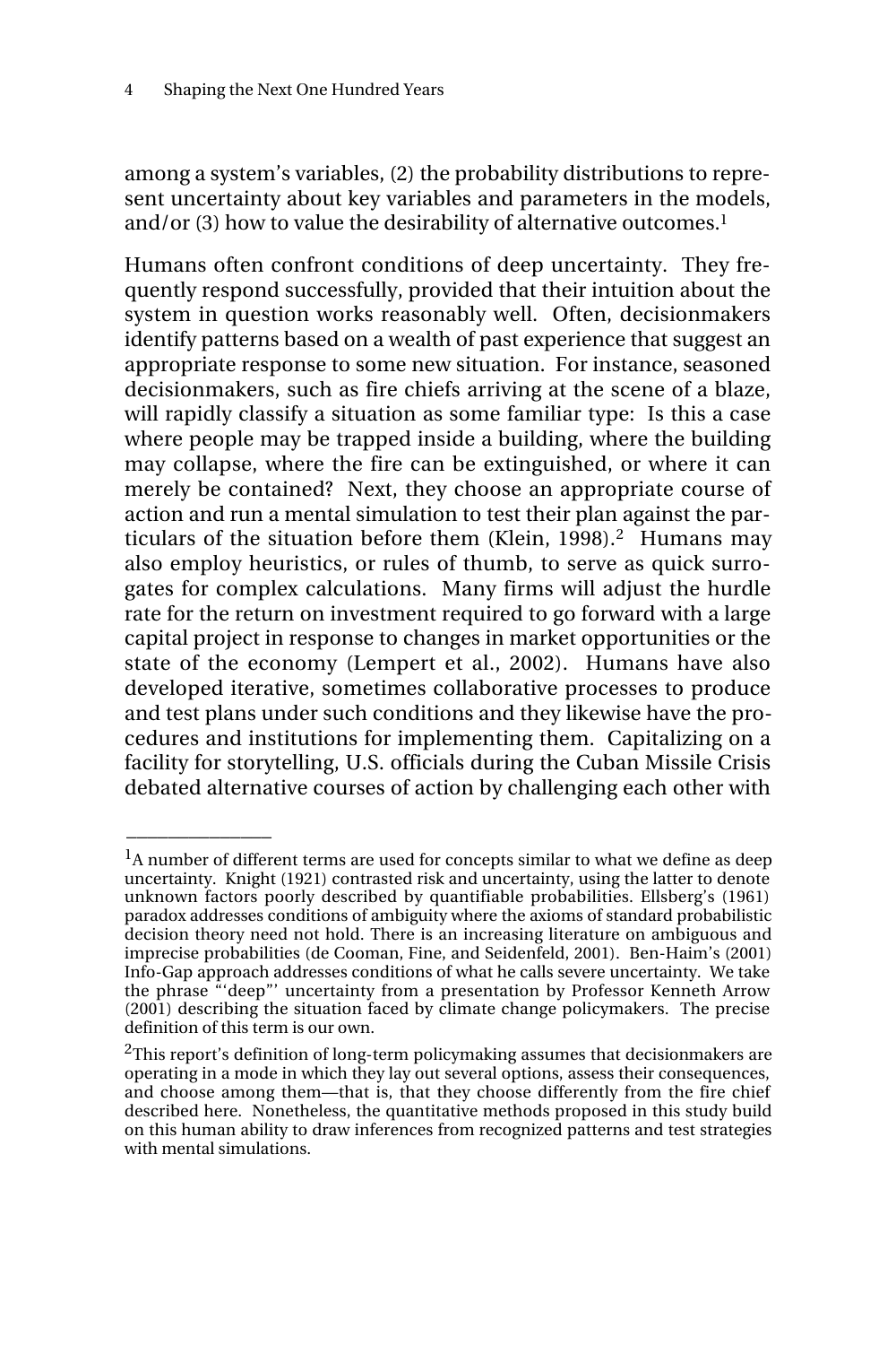among a system's variables, (2) the probability distributions to represent uncertainty about key variables and parameters in the models, and/or (3) how to value the desirability of alternative outcomes.[1]

Humans often confront conditions of deep uncertainty. They frequently respond successfully, provided that their intuition about the system in question works reasonably well. Often, decisionmakers identify patterns based on a wealth of past experience that suggest an appropriate response to some new situation. For instance, seasoned decisionmakers, such as fire chiefs arriving at the scene of a blaze, will rapidly classify a situation as some familiar type: Is this a case where people may be trapped inside a building, where the building may collapse, where the fire can be extinguished, or where it can merely be contained? Next, they choose an appropriate course of action and run a mental simulation to test their plan against the particulars of the situation before them (Klein, 1998).[2] Humans may also employ heuristics, or rules of thumb, to serve as quick surrogates for complex calculations. Many firms will adjust the hurdle rate for the return on investment required to go forward with a large capital project in response to changes in market opportunities or the state of the economy (Lempert et al., 2002). Humans have also developed iterative, sometimes collaborative processes to produce and test plans under such conditions and they likewise have the procedures and institutions for implementing them. Capitalizing on a facility for storytelling, U.S. officials during the Cuban Missile Crisis debated alternative courses of action by challenging each other with

---

[1]A number of different terms are used for concepts similar to what we define as deep uncertainty. Knight (1921) contrasted risk and uncertainty, using the latter to denote unknown factors poorly described by quantifiable probabilities. Ellsberg's (1961) paradox addresses conditions of ambiguity where the axioms of standard probabilistic decision theory need not hold. There is an increasing literature on ambiguous and imprecise probabilities (de Cooman, Fine, and Seidenfeld, 2001). Ben-Haim's (2001) Info-Gap approach addresses conditions of what he calls severe uncertainty. We take the phrase "'deep"' uncertainty from a presentation by Professor Kenneth Arrow (2001) describing the situation faced by climate change policymakers. The precise definition of this term is our own.

[2]This report's definition of long-term policymaking assumes that decisionmakers are operating in a mode in which they lay out several options, assess their consequences, and choose among them—that is, that they choose differently from the fire chief described here. Nonetheless, the quantitative methods proposed in this study build on this human ability to draw inferences from recognized patterns and test strategies with mental simulations.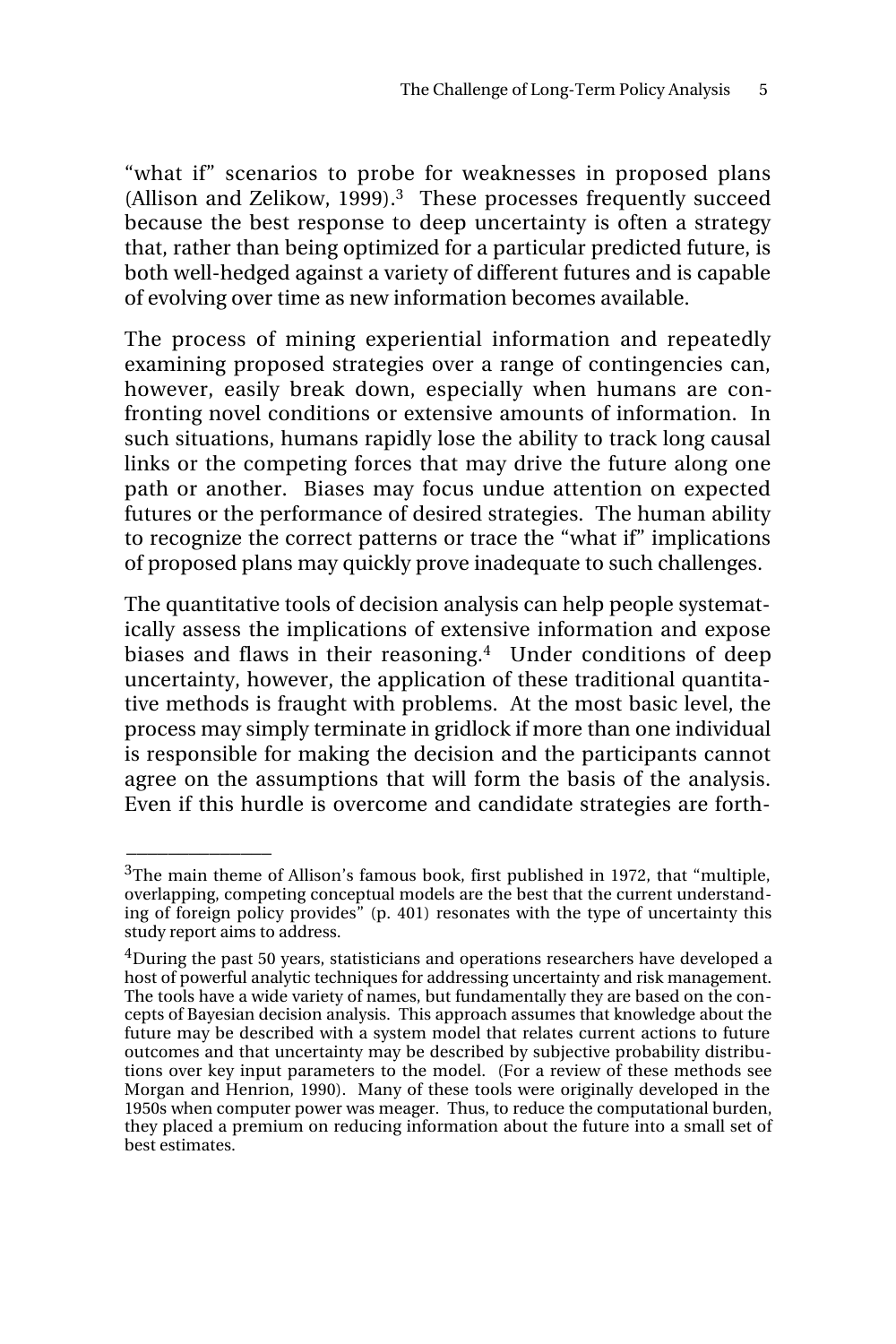"what if" scenarios to probe for weaknesses in proposed plans (Allison and Zelikow, 1999).[3] These processes frequently succeed because the best response to deep uncertainty is often a strategy that, rather than being optimized for a particular predicted future, is both well-hedged against a variety of different futures and is capable of evolving over time as new information becomes available.

The process of mining experiential information and repeatedly examining proposed strategies over a range of contingencies can, however, easily break down, especially when humans are confronting novel conditions or extensive amounts of information. In such situations, humans rapidly lose the ability to track long causal links or the competing forces that may drive the future along one path or another. Biases may focus undue attention on expected futures or the performance of desired strategies. The human ability to recognize the correct patterns or trace the "what if" implications of proposed plans may quickly prove inadequate to such challenges.

The quantitative tools of decision analysis can help people systematically assess the implications of extensive information and expose biases and flaws in their reasoning.[4] Under conditions of deep uncertainty, however, the application of these traditional quantitative methods is fraught with problems. At the most basic level, the process may simply terminate in gridlock if more than one individual is responsible for making the decision and the participants cannot agree on the assumptions that will form the basis of the analysis. Even if this hurdle is overcome and candidate strategies are forth-

---

[3]The main theme of Allison's famous book, first published in 1972, that "multiple, overlapping, competing conceptual models are the best that the current understanding of foreign policy provides" (p. 401) resonates with the type of uncertainty this study report aims to address.

[4]During the past 50 years, statisticians and operations researchers have developed a host of powerful analytic techniques for addressing uncertainty and risk management. The tools have a wide variety of names, but fundamentally they are based on the concepts of Bayesian decision analysis. This approach assumes that knowledge about the future may be described with a system model that relates current actions to future outcomes and that uncertainty may be described by subjective probability distributions over key input parameters to the model. (For a review of these methods see Morgan and Henrion, 1990). Many of these tools were originally developed in the 1950s when computer power was meager. Thus, to reduce the computational burden, they placed a premium on reducing information about the future into a small set of best estimates.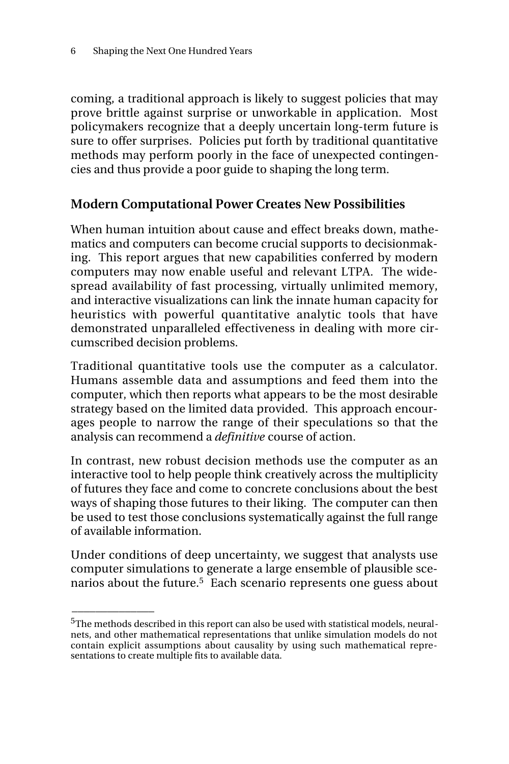coming, a traditional approach is likely to suggest policies that may prove brittle against surprise or unworkable in application. Most policymakers recognize that a deeply uncertain long-term future is sure to offer surprises. Policies put forth by traditional quantitative methods may perform poorly in the face of unexpected contingencies and thus provide a poor guide to shaping the long term.

## Modern Computational Power Creates New Possibilities

When human intuition about cause and effect breaks down, mathematics and computers can become crucial supports to decisionmaking. This report argues that new capabilities conferred by modern computers may now enable useful and relevant LTPA. The widespread availability of fast processing, virtually unlimited memory, and interactive visualizations can link the innate human capacity for heuristics with powerful quantitative analytic tools that have demonstrated unparalleled effectiveness in dealing with more circumscribed decision problems.

Traditional quantitative tools use the computer as a calculator. Humans assemble data and assumptions and feed them into the computer, which then reports what appears to be the most desirable strategy based on the limited data provided. This approach encourages people to narrow the range of their speculations so that the analysis can recommend a *definitive* course of action.

In contrast, new robust decision methods use the computer as an interactive tool to help people think creatively across the multiplicity of futures they face and come to concrete conclusions about the best ways of shaping those futures to their liking. The computer can then be used to test those conclusions systematically against the full range of available information.

Under conditions of deep uncertainty, we suggest that analysts use computer simulations to generate a large ensemble of plausible scenarios about the future.[5] Each scenario represents one guess about

---

[5] The methods described in this report can also be used with statistical models, neural-nets, and other mathematical representations that unlike simulation models do not contain explicit assumptions about causality by using such mathematical representations to create multiple fits to available data.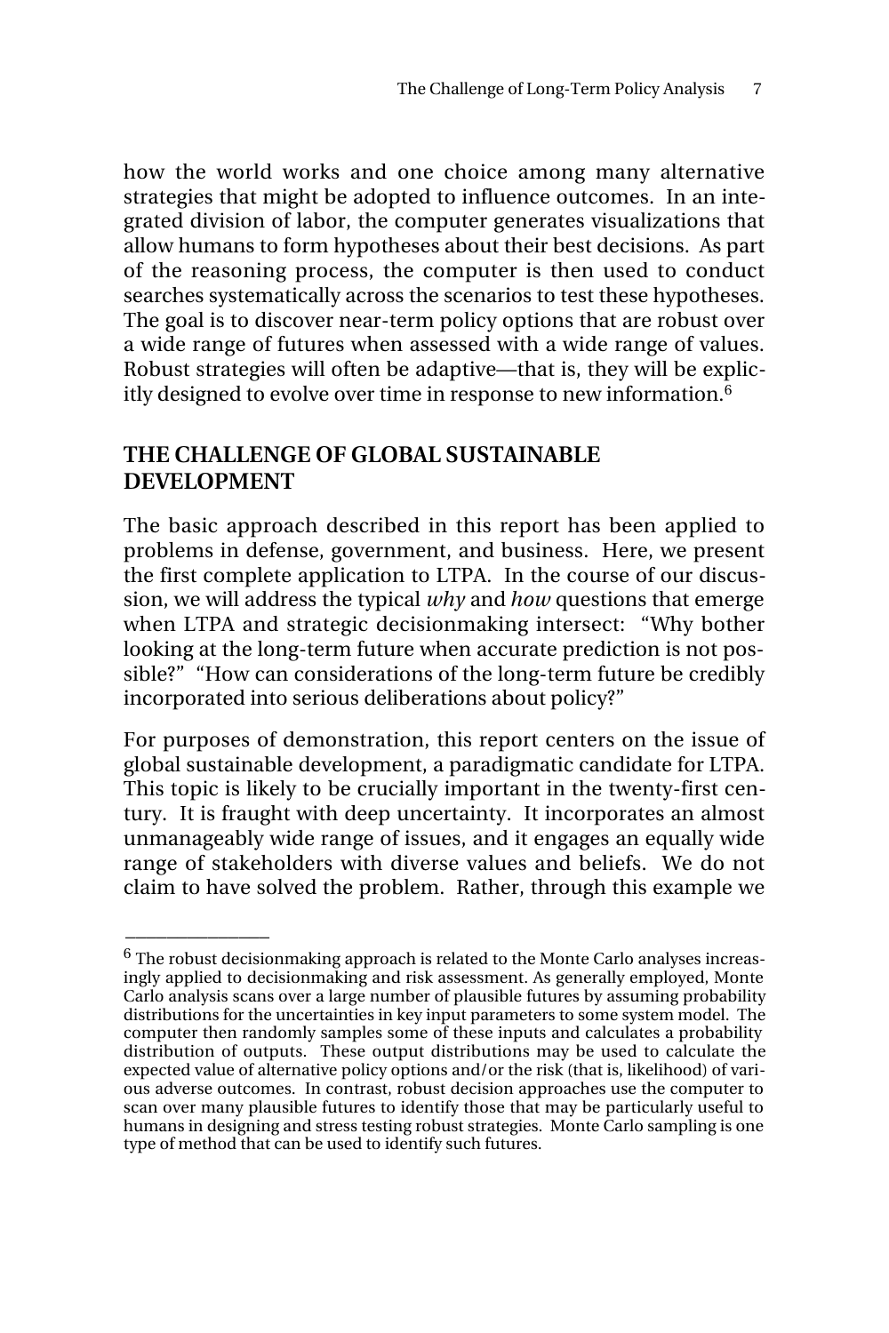how the world works and one choice among many alternative strategies that might be adopted to influence outcomes. In an integrated division of labor, the computer generates visualizations that allow humans to form hypotheses about their best decisions. As part of the reasoning process, the computer is then used to conduct searches systematically across the scenarios to test these hypotheses. The goal is to discover near-term policy options that are robust over a wide range of futures when assessed with a wide range of values. Robust strategies will often be adaptive—that is, they will be explicitly designed to evolve over time in response to new information.[6]

## THE CHALLENGE OF GLOBAL SUSTAINABLE DEVELOPMENT

The basic approach described in this report has been applied to problems in defense, government, and business. Here, we present the first complete application to LTPA. In the course of our discussion, we will address the typical *why* and *how* questions that emerge when LTPA and strategic decisionmaking intersect: "Why bother looking at the long-term future when accurate prediction is not possible?" "How can considerations of the long-term future be credibly incorporated into serious deliberations about policy?"

For purposes of demonstration, this report centers on the issue of global sustainable development, a paradigmatic candidate for LTPA. This topic is likely to be crucially important in the twenty-first century. It is fraught with deep uncertainty. It incorporates an almost unmanageably wide range of issues, and it engages an equally wide range of stakeholders with diverse values and beliefs. We do not claim to have solved the problem. Rather, through this example we

---

[6] The robust decisionmaking approach is related to the Monte Carlo analyses increasingly applied to decisionmaking and risk assessment. As generally employed, Monte Carlo analysis scans over a large number of plausible futures by assuming probability distributions for the uncertainties in key input parameters to some system model. The computer then randomly samples some of these inputs and calculates a probability distribution of outputs. These output distributions may be used to calculate the expected value of alternative policy options and/or the risk (that is, likelihood) of various adverse outcomes. In contrast, robust decision approaches use the computer to scan over many plausible futures to identify those that may be particularly useful to humans in designing and stress testing robust strategies. Monte Carlo sampling is one type of method that can be used to identify such futures.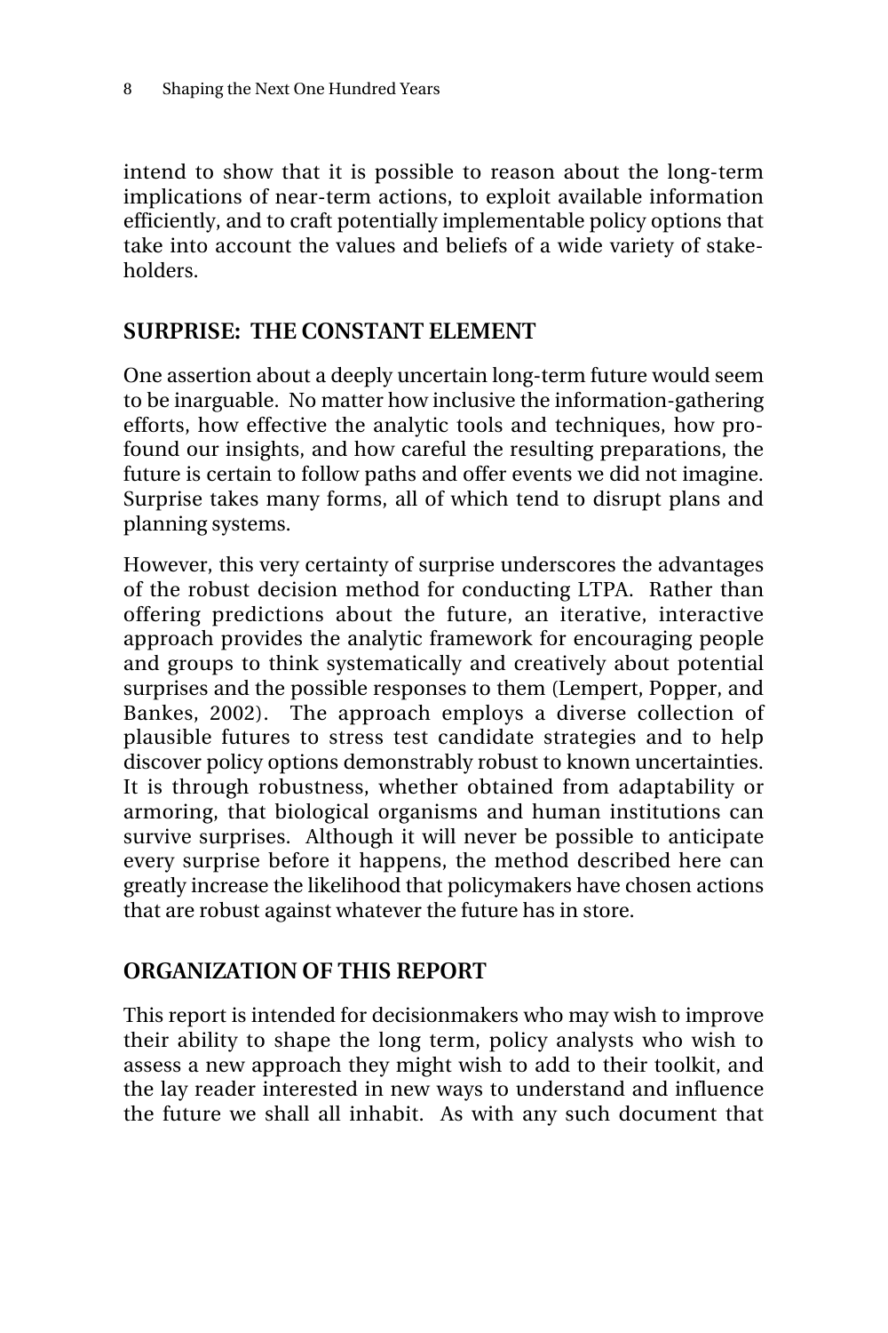intend to show that it is possible to reason about the long-term implications of near-term actions, to exploit available information efficiently, and to craft potentially implementable policy options that take into account the values and beliefs of a wide variety of stakeholders.

## SURPRISE: THE CONSTANT ELEMENT

One assertion about a deeply uncertain long-term future would seem to be inarguable. No matter how inclusive the information-gathering efforts, how effective the analytic tools and techniques, how profound our insights, and how careful the resulting preparations, the future is certain to follow paths and offer events we did not imagine. Surprise takes many forms, all of which tend to disrupt plans and planning systems.

However, this very certainty of surprise underscores the advantages of the robust decision method for conducting LTPA. Rather than offering predictions about the future, an iterative, interactive approach provides the analytic framework for encouraging people and groups to think systematically and creatively about potential surprises and the possible responses to them (Lempert, Popper, and Bankes, 2002). The approach employs a diverse collection of plausible futures to stress test candidate strategies and to help discover policy options demonstrably robust to known uncertainties. It is through robustness, whether obtained from adaptability or armoring, that biological organisms and human institutions can survive surprises. Although it will never be possible to anticipate every surprise before it happens, the method described here can greatly increase the likelihood that policymakers have chosen actions that are robust against whatever the future has in store.

## ORGANIZATION OF THIS REPORT

This report is intended for decisionmakers who may wish to improve their ability to shape the long term, policy analysts who wish to assess a new approach they might wish to add to their toolkit, and the lay reader interested in new ways to understand and influence the future we shall all inhabit. As with any such document that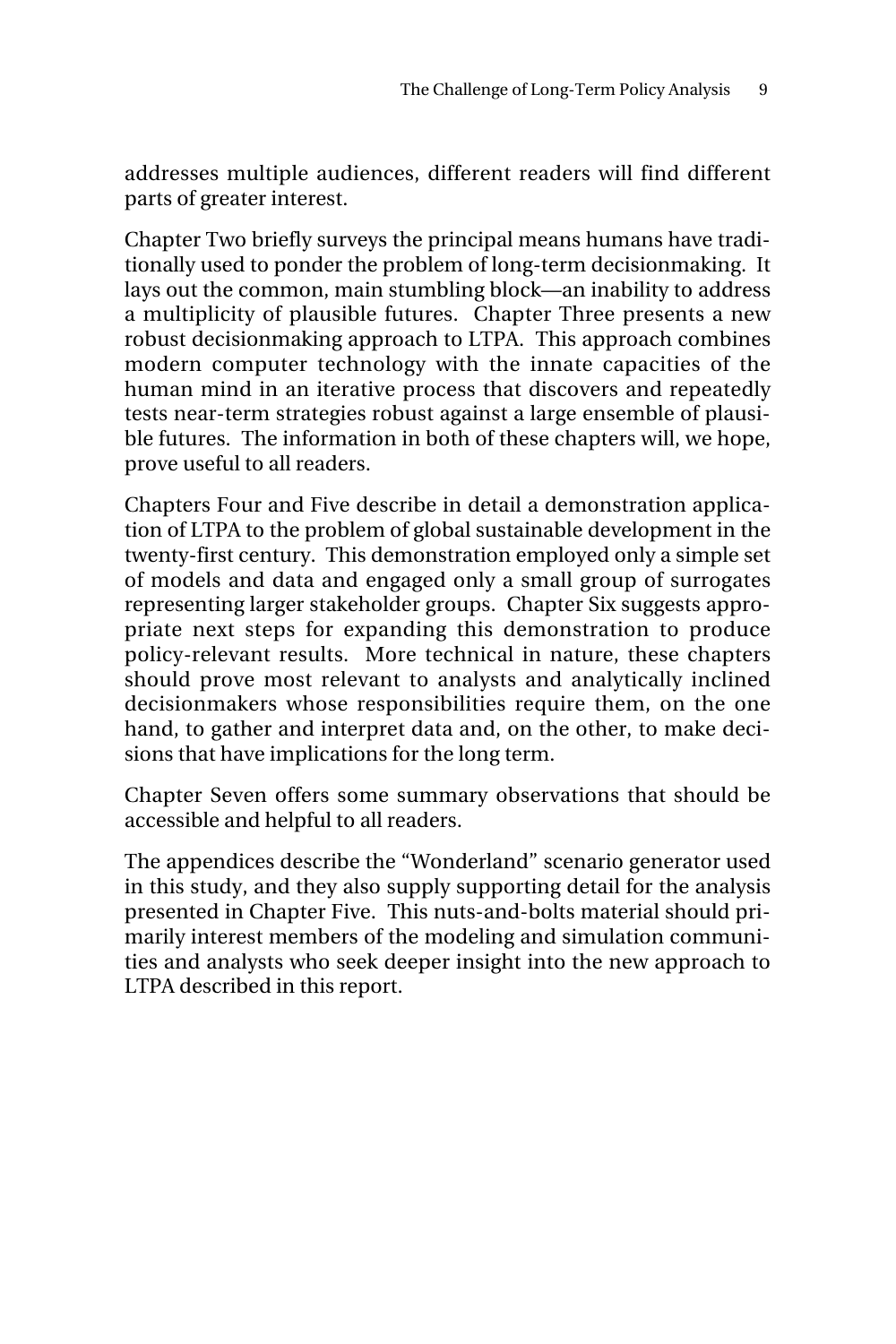addresses multiple audiences, different readers will find different parts of greater interest.

Chapter Two briefly surveys the principal means humans have traditionally used to ponder the problem of long-term decisionmaking. It lays out the common, main stumbling block—an inability to address a multiplicity of plausible futures. Chapter Three presents a new robust decisionmaking approach to LTPA. This approach combines modern computer technology with the innate capacities of the human mind in an iterative process that discovers and repeatedly tests near-term strategies robust against a large ensemble of plausible futures. The information in both of these chapters will, we hope, prove useful to all readers.

Chapters Four and Five describe in detail a demonstration application of LTPA to the problem of global sustainable development in the twenty-first century. This demonstration employed only a simple set of models and data and engaged only a small group of surrogates representing larger stakeholder groups. Chapter Six suggests appropriate next steps for expanding this demonstration to produce policy-relevant results. More technical in nature, these chapters should prove most relevant to analysts and analytically inclined decisionmakers whose responsibilities require them, on the one hand, to gather and interpret data and, on the other, to make decisions that have implications for the long term.

Chapter Seven offers some summary observations that should be accessible and helpful to all readers.

The appendices describe the "Wonderland" scenario generator used in this study, and they also supply supporting detail for the analysis presented in Chapter Five. This nuts-and-bolts material should primarily interest members of the modeling and simulation communities and analysts who seek deeper insight into the new approach to LTPA described in this report.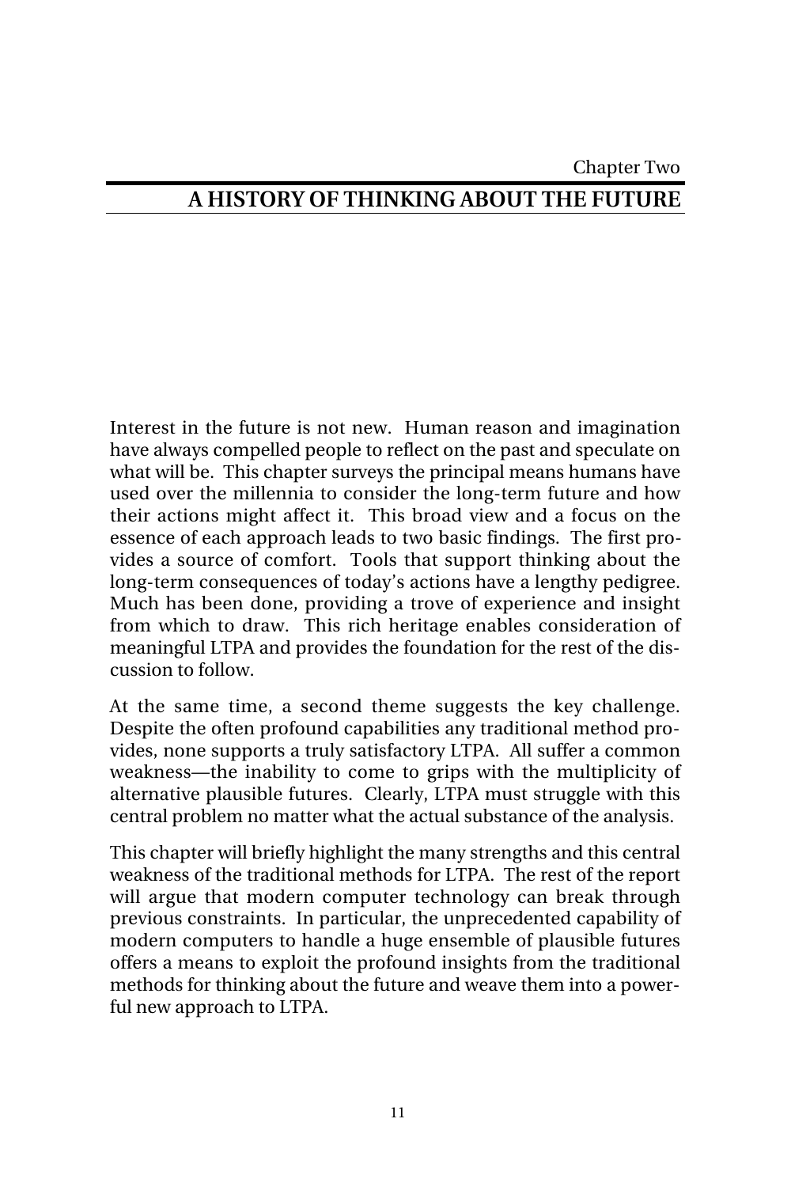Chapter Two

# A HISTORY OF THINKING ABOUT THE FUTURE

Interest in the future is not new. Human reason and imagination have always compelled people to reflect on the past and speculate on what will be. This chapter surveys the principal means humans have used over the millennia to consider the long-term future and how their actions might affect it. This broad view and a focus on the essence of each approach leads to two basic findings. The first provides a source of comfort. Tools that support thinking about the long-term consequences of today's actions have a lengthy pedigree. Much has been done, providing a trove of experience and insight from which to draw. This rich heritage enables consideration of meaningful LTPA and provides the foundation for the rest of the discussion to follow.

At the same time, a second theme suggests the key challenge. Despite the often profound capabilities any traditional method provides, none supports a truly satisfactory LTPA. All suffer a common weakness—the inability to come to grips with the multiplicity of alternative plausible futures. Clearly, LTPA must struggle with this central problem no matter what the actual substance of the analysis.

This chapter will briefly highlight the many strengths and this central weakness of the traditional methods for LTPA. The rest of the report will argue that modern computer technology can break through previous constraints. In particular, the unprecedented capability of modern computers to handle a huge ensemble of plausible futures offers a means to exploit the profound insights from the traditional methods for thinking about the future and weave them into a powerful new approach to LTPA.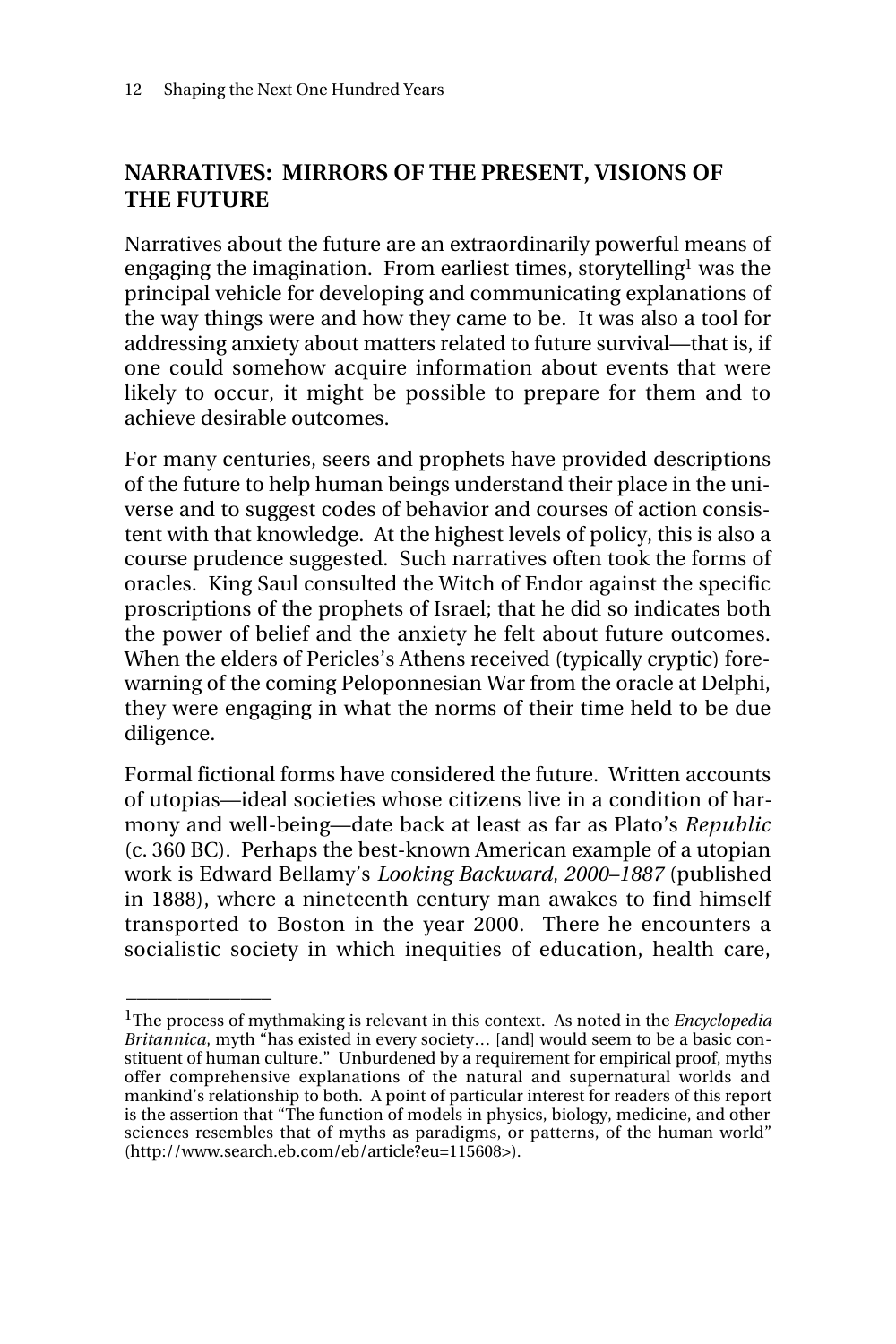## NARRATIVES: MIRRORS OF THE PRESENT, VISIONS OF THE FUTURE

Narratives about the future are an extraordinarily powerful means of engaging the imagination. From earliest times, storytelling[1] was the principal vehicle for developing and communicating explanations of the way things were and how they came to be. It was also a tool for addressing anxiety about matters related to future survival—that is, if one could somehow acquire information about events that were likely to occur, it might be possible to prepare for them and to achieve desirable outcomes.

For many centuries, seers and prophets have provided descriptions of the future to help human beings understand their place in the universe and to suggest codes of behavior and courses of action consistent with that knowledge. At the highest levels of policy, this is also a course prudence suggested. Such narratives often took the forms of oracles. King Saul consulted the Witch of Endor against the specific proscriptions of the prophets of Israel; that he did so indicates both the power of belief and the anxiety he felt about future outcomes. When the elders of Pericles's Athens received (typically cryptic) forewarning of the coming Peloponnesian War from the oracle at Delphi, they were engaging in what the norms of their time held to be due diligence.

Formal fictional forms have considered the future. Written accounts of utopias—ideal societies whose citizens live in a condition of harmony and well-being—date back at least as far as Plato's *Republic* (c. 360 BC). Perhaps the best-known American example of a utopian work is Edward Bellamy's *Looking Backward, 2000–1887* (published in 1888), where a nineteenth century man awakes to find himself transported to Boston in the year 2000. There he encounters a socialistic society in which inequities of education, health care,

---

[1]The process of mythmaking is relevant in this context. As noted in the *Encyclopedia Britannica*, myth "has existed in every society… [and] would seem to be a basic constituent of human culture." Unburdened by a requirement for empirical proof, myths offer comprehensive explanations of the natural and supernatural worlds and mankind's relationship to both. A point of particular interest for readers of this report is the assertion that "The function of models in physics, biology, medicine, and other sciences resembles that of myths as paradigms, or patterns, of the human world" (http://www.search.eb.com/eb/article?eu=115608>).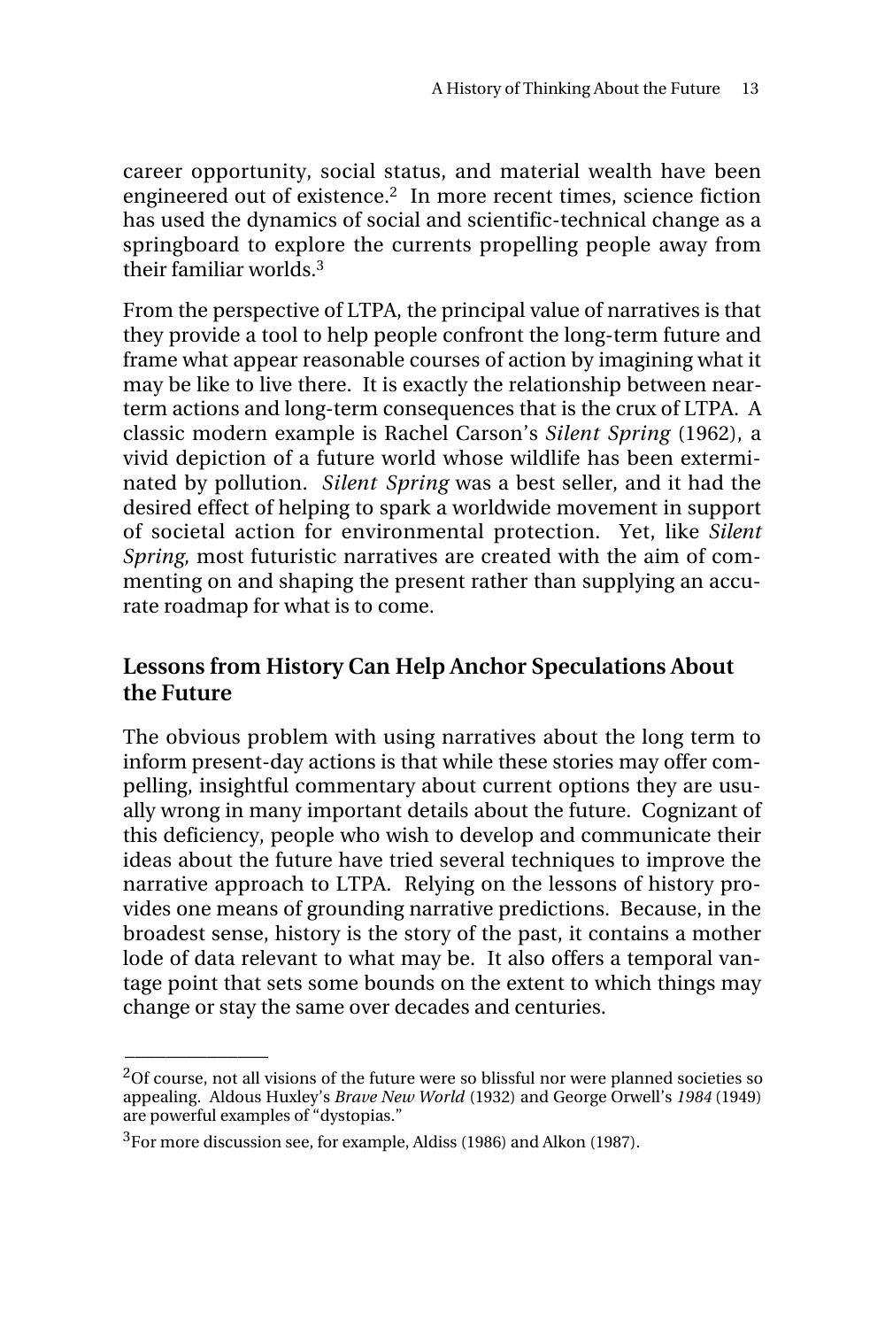career opportunity, social status, and material wealth have been engineered out of existence.[2] In more recent times, science fiction has used the dynamics of social and scientific-technical change as a springboard to explore the currents propelling people away from their familiar worlds.[3]

From the perspective of LTPA, the principal value of narratives is that they provide a tool to help people confront the long-term future and frame what appear reasonable courses of action by imagining what it may be like to live there. It is exactly the relationship between near-term actions and long-term consequences that is the crux of LTPA. A classic modern example is Rachel Carson's *Silent Spring* (1962), a vivid depiction of a future world whose wildlife has been exterminated by pollution. *Silent Spring* was a best seller, and it had the desired effect of helping to spark a worldwide movement in support of societal action for environmental protection. Yet, like *Silent Spring*, most futuristic narratives are created with the aim of commenting on and shaping the present rather than supplying an accurate roadmap for what is to come.

## Lessons from History Can Help Anchor Speculations About the Future

The obvious problem with using narratives about the long term to inform present-day actions is that while these stories may offer compelling, insightful commentary about current options they are usually wrong in many important details about the future. Cognizant of this deficiency, people who wish to develop and communicate their ideas about the future have tried several techniques to improve the narrative approach to LTPA. Relying on the lessons of history provides one means of grounding narrative predictions. Because, in the broadest sense, history is the story of the past, it contains a mother lode of data relevant to what may be. It also offers a temporal vantage point that sets some bounds on the extent to which things may change or stay the same over decades and centuries.

---

[2]Of course, not all visions of the future were so blissful nor were planned societies so appealing. Aldous Huxley's *Brave New World* (1932) and George Orwell's *1984* (1949) are powerful examples of "dystopias."

[3]For more discussion see, for example, Aldiss (1986) and Alkon (1987).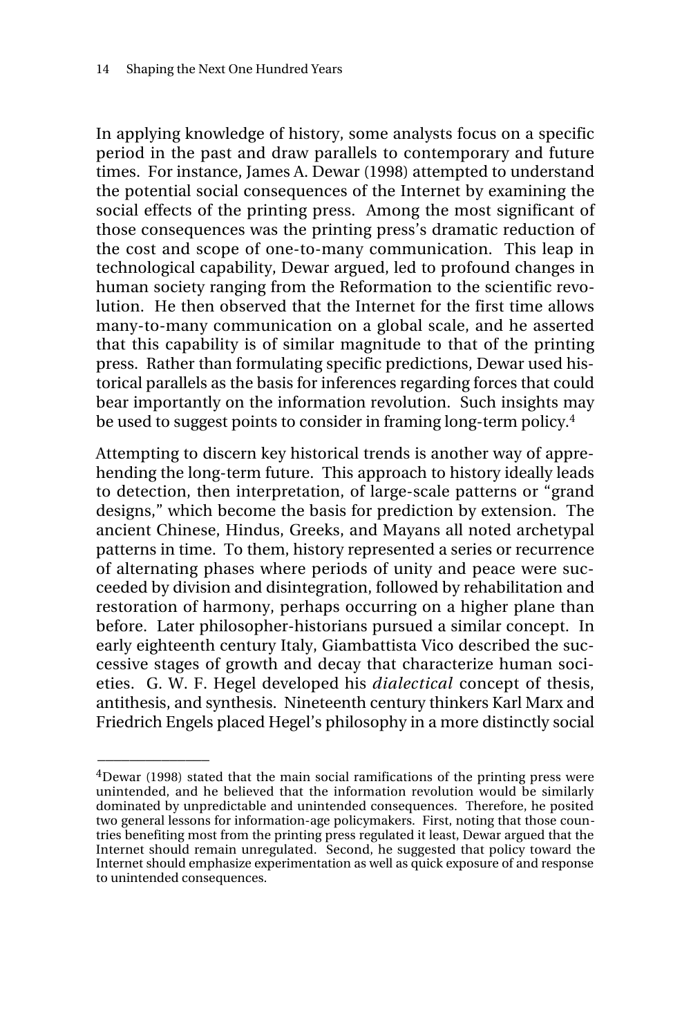In applying knowledge of history, some analysts focus on a specific period in the past and draw parallels to contemporary and future times. For instance, James A. Dewar (1998) attempted to understand the potential social consequences of the Internet by examining the social effects of the printing press. Among the most significant of those consequences was the printing press's dramatic reduction of the cost and scope of one-to-many communication. This leap in technological capability, Dewar argued, led to profound changes in human society ranging from the Reformation to the scientific revolution. He then observed that the Internet for the first time allows many-to-many communication on a global scale, and he asserted that this capability is of similar magnitude to that of the printing press. Rather than formulating specific predictions, Dewar used historical parallels as the basis for inferences regarding forces that could bear importantly on the information revolution. Such insights may be used to suggest points to consider in framing long-term policy.[4]

Attempting to discern key historical trends is another way of apprehending the long-term future. This approach to history ideally leads to detection, then interpretation, of large-scale patterns or "grand designs," which become the basis for prediction by extension. The ancient Chinese, Hindus, Greeks, and Mayans all noted archetypal patterns in time. To them, history represented a series or recurrence of alternating phases where periods of unity and peace were succeeded by division and disintegration, followed by rehabilitation and restoration of harmony, perhaps occurring on a higher plane than before. Later philosopher-historians pursued a similar concept. In early eighteenth century Italy, Giambattista Vico described the successive stages of growth and decay that characterize human societies. G. W. F. Hegel developed his *dialectical* concept of thesis, antithesis, and synthesis. Nineteenth century thinkers Karl Marx and Friedrich Engels placed Hegel's philosophy in a more distinctly social

---

[4]Dewar (1998) stated that the main social ramifications of the printing press were unintended, and he believed that the information revolution would be similarly dominated by unpredictable and unintended consequences. Therefore, he posited two general lessons for information-age policymakers. First, noting that those countries benefiting most from the printing press regulated it least, Dewar argued that the Internet should remain unregulated. Second, he suggested that policy toward the Internet should emphasize experimentation as well as quick exposure of and response to unintended consequences.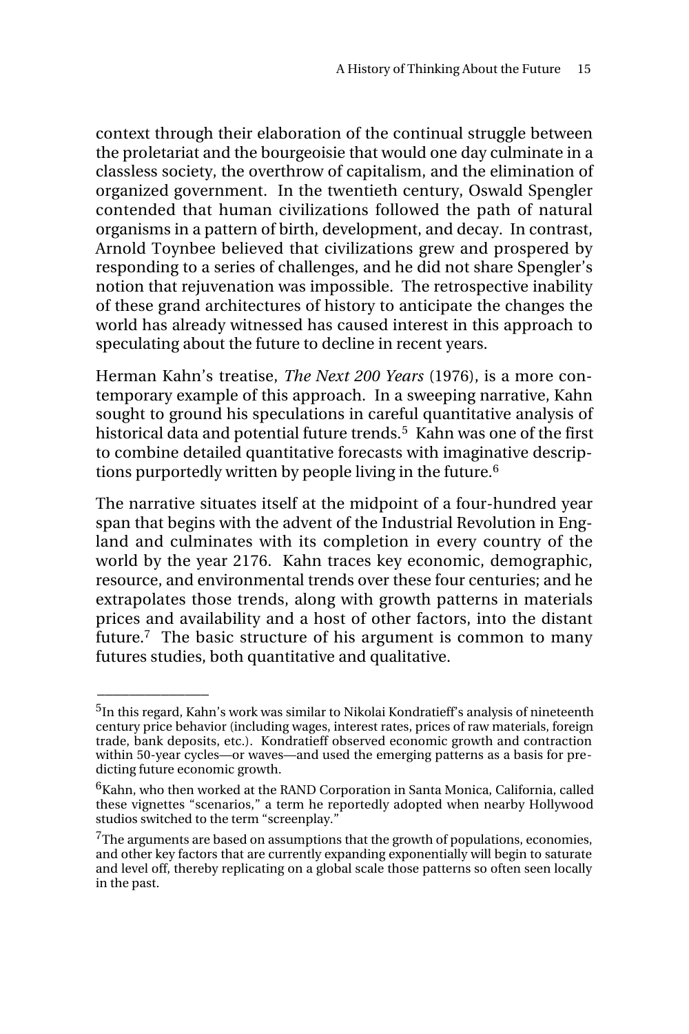context through their elaboration of the continual struggle between the proletariat and the bourgeoisie that would one day culminate in a classless society, the overthrow of capitalism, and the elimination of organized government. In the twentieth century, Oswald Spengler contended that human civilizations followed the path of natural organisms in a pattern of birth, development, and decay. In contrast, Arnold Toynbee believed that civilizations grew and prospered by responding to a series of challenges, and he did not share Spengler's notion that rejuvenation was impossible. The retrospective inability of these grand architectures of history to anticipate the changes the world has already witnessed has caused interest in this approach to speculating about the future to decline in recent years.

Herman Kahn's treatise, *The Next 200 Years* (1976), is a more contemporary example of this approach. In a sweeping narrative, Kahn sought to ground his speculations in careful quantitative analysis of historical data and potential future trends.[5] Kahn was one of the first to combine detailed quantitative forecasts with imaginative descriptions purportedly written by people living in the future.[6]

The narrative situates itself at the midpoint of a four-hundred year span that begins with the advent of the Industrial Revolution in England and culminates with its completion in every country of the world by the year 2176. Kahn traces key economic, demographic, resource, and environmental trends over these four centuries; and he extrapolates those trends, along with growth patterns in materials prices and availability and a host of other factors, into the distant future.[7] The basic structure of his argument is common to many futures studies, both quantitative and qualitative.

---

[5]In this regard, Kahn's work was similar to Nikolai Kondratieff's analysis of nineteenth century price behavior (including wages, interest rates, prices of raw materials, foreign trade, bank deposits, etc.). Kondratieff observed economic growth and contraction within 50-year cycles—or waves—and used the emerging patterns as a basis for predicting future economic growth.

[6]Kahn, who then worked at the RAND Corporation in Santa Monica, California, called these vignettes "scenarios," a term he reportedly adopted when nearby Hollywood studios switched to the term "screenplay."

[7]The arguments are based on assumptions that the growth of populations, economies, and other key factors that are currently expanding exponentially will begin to saturate and level off, thereby replicating on a global scale those patterns so often seen locally in the past.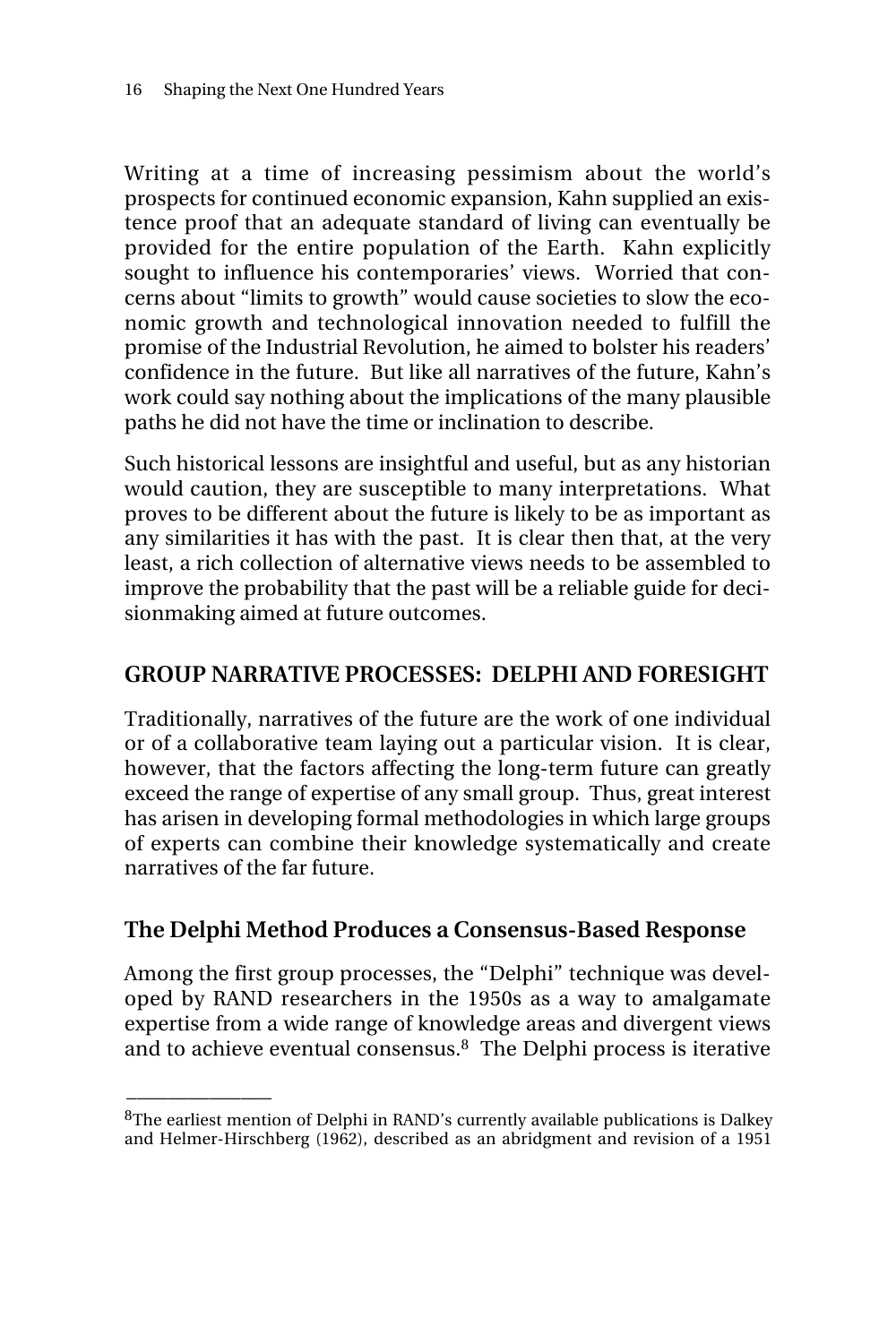Writing at a time of increasing pessimism about the world's prospects for continued economic expansion, Kahn supplied an existence proof that an adequate standard of living can eventually be provided for the entire population of the Earth. Kahn explicitly sought to influence his contemporaries' views. Worried that concerns about "limits to growth" would cause societies to slow the economic growth and technological innovation needed to fulfill the promise of the Industrial Revolution, he aimed to bolster his readers' confidence in the future. But like all narratives of the future, Kahn's work could say nothing about the implications of the many plausible paths he did not have the time or inclination to describe.

Such historical lessons are insightful and useful, but as any historian would caution, they are susceptible to many interpretations. What proves to be different about the future is likely to be as important as any similarities it has with the past. It is clear then that, at the very least, a rich collection of alternative views needs to be assembled to improve the probability that the past will be a reliable guide for decisionmaking aimed at future outcomes.

## GROUP NARRATIVE PROCESSES: DELPHI AND FORESIGHT

Traditionally, narratives of the future are the work of one individual or of a collaborative team laying out a particular vision. It is clear, however, that the factors affecting the long-term future can greatly exceed the range of expertise of any small group. Thus, great interest has arisen in developing formal methodologies in which large groups of experts can combine their knowledge systematically and create narratives of the far future.

### The Delphi Method Produces a Consensus-Based Response

Among the first group processes, the "Delphi" technique was developed by RAND researchers in the 1950s as a way to amalgamate expertise from a wide range of knowledge areas and divergent views and to achieve eventual consensus.[8] The Delphi process is iterative

---

[8]The earliest mention of Delphi in RAND's currently available publications is Dalkey and Helmer-Hirschberg (1962), described as an abridgment and revision of a 1951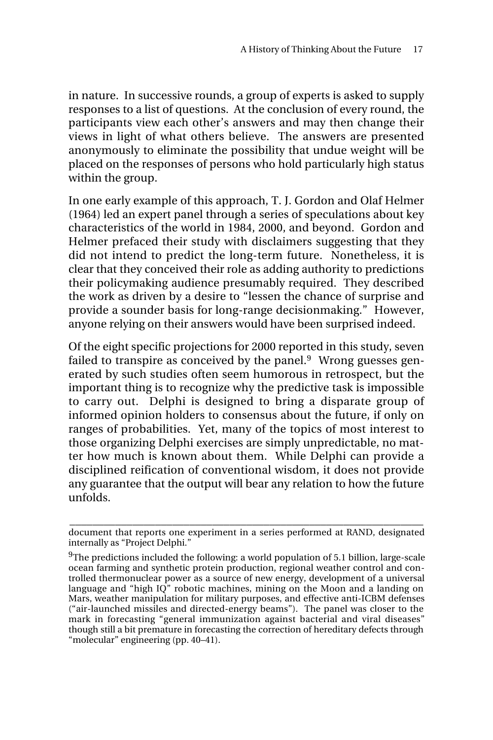in nature. In successive rounds, a group of experts is asked to supply responses to a list of questions. At the conclusion of every round, the participants view each other's answers and may then change their views in light of what others believe. The answers are presented anonymously to eliminate the possibility that undue weight will be placed on the responses of persons who hold particularly high status within the group.

In one early example of this approach, T. J. Gordon and Olaf Helmer (1964) led an expert panel through a series of speculations about key characteristics of the world in 1984, 2000, and beyond. Gordon and Helmer prefaced their study with disclaimers suggesting that they did not intend to predict the long-term future. Nonetheless, it is clear that they conceived their role as adding authority to predictions their policymaking audience presumably required. They described the work as driven by a desire to "lessen the chance of surprise and provide a sounder basis for long-range decisionmaking." However, anyone relying on their answers would have been surprised indeed.

Of the eight specific projections for 2000 reported in this study, seven failed to transpire as conceived by the panel.[9] Wrong guesses generated by such studies often seem humorous in retrospect, but the important thing is to recognize why the predictive task is impossible to carry out. Delphi is designed to bring a disparate group of informed opinion holders to consensus about the future, if only on ranges of probabilities. Yet, many of the topics of most interest to those organizing Delphi exercises are simply unpredictable, no matter how much is known about them. While Delphi can provide a disciplined reification of conventional wisdom, it does not provide any guarantee that the output will bear any relation to how the future unfolds.

---

document that reports one experiment in a series performed at RAND, designated internally as "Project Delphi."

[9]The predictions included the following: a world population of 5.1 billion, large-scale ocean farming and synthetic protein production, regional weather control and controlled thermonuclear power as a source of new energy, development of a universal language and "high IQ" robotic machines, mining on the Moon and a landing on Mars, weather manipulation for military purposes, and effective anti-ICBM defenses ("air-launched missiles and directed-energy beams"). The panel was closer to the mark in forecasting "general immunization against bacterial and viral diseases" though still a bit premature in forecasting the correction of hereditary defects through "molecular" engineering (pp. 40–41).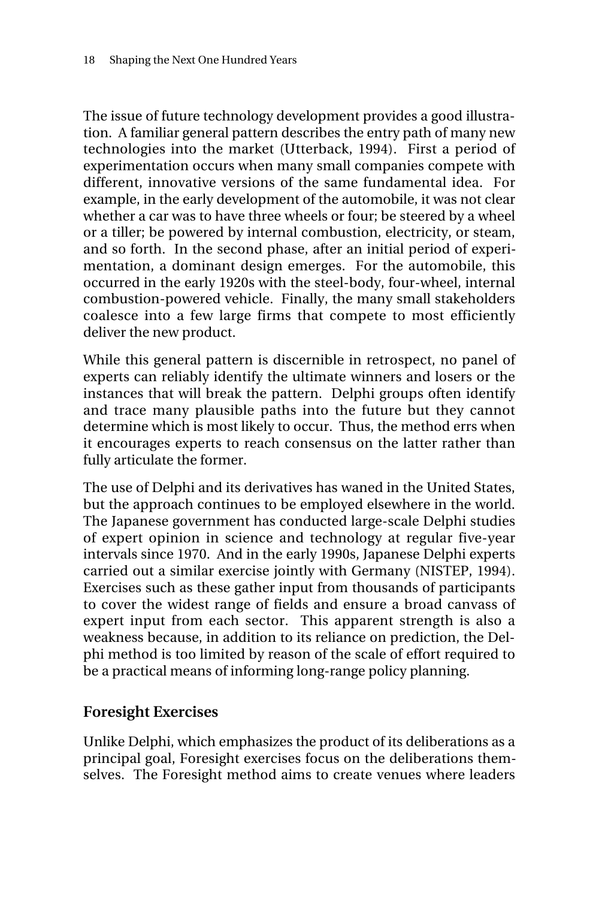The issue of future technology development provides a good illustration. A familiar general pattern describes the entry path of many new technologies into the market (Utterback, 1994). First a period of experimentation occurs when many small companies compete with different, innovative versions of the same fundamental idea. For example, in the early development of the automobile, it was not clear whether a car was to have three wheels or four; be steered by a wheel or a tiller; be powered by internal combustion, electricity, or steam, and so forth. In the second phase, after an initial period of experimentation, a dominant design emerges. For the automobile, this occurred in the early 1920s with the steel-body, four-wheel, internal combustion-powered vehicle. Finally, the many small stakeholders coalesce into a few large firms that compete to most efficiently deliver the new product.

While this general pattern is discernible in retrospect, no panel of experts can reliably identify the ultimate winners and losers or the instances that will break the pattern. Delphi groups often identify and trace many plausible paths into the future but they cannot determine which is most likely to occur. Thus, the method errs when it encourages experts to reach consensus on the latter rather than fully articulate the former.

The use of Delphi and its derivatives has waned in the United States, but the approach continues to be employed elsewhere in the world. The Japanese government has conducted large-scale Delphi studies of expert opinion in science and technology at regular five-year intervals since 1970. And in the early 1990s, Japanese Delphi experts carried out a similar exercise jointly with Germany (NISTEP, 1994). Exercises such as these gather input from thousands of participants to cover the widest range of fields and ensure a broad canvass of expert input from each sector. This apparent strength is also a weakness because, in addition to its reliance on prediction, the Delphi method is too limited by reason of the scale of effort required to be a practical means of informing long-range policy planning.

## Foresight Exercises

Unlike Delphi, which emphasizes the product of its deliberations as a principal goal, Foresight exercises focus on the deliberations themselves. The Foresight method aims to create venues where leaders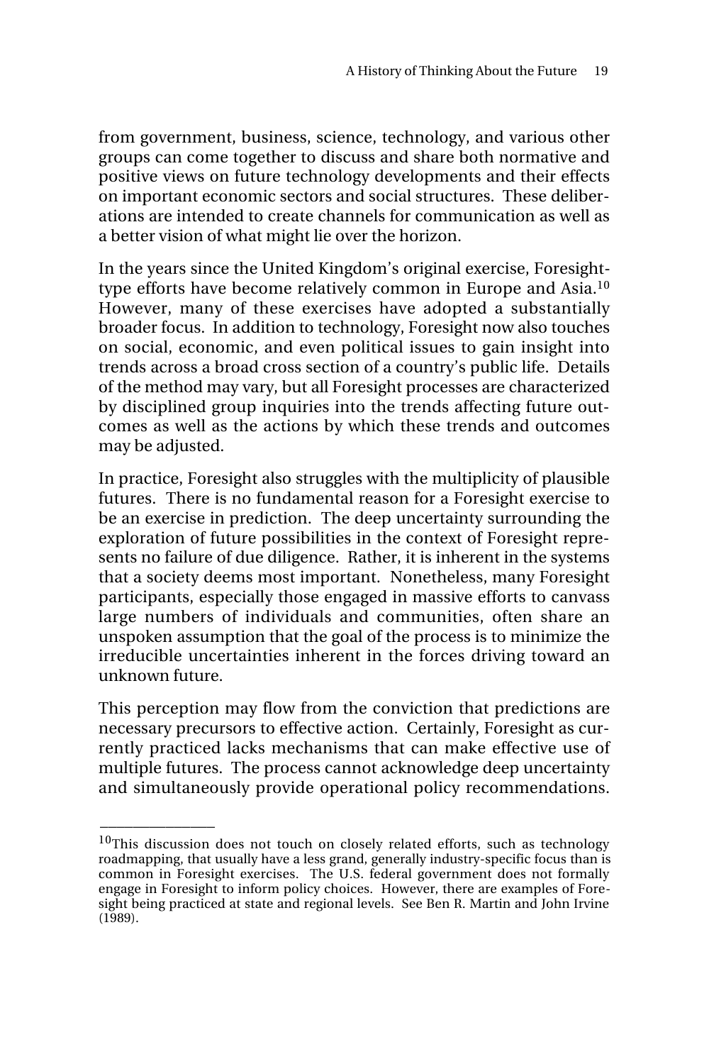from government, business, science, technology, and various other groups can come together to discuss and share both normative and positive views on future technology developments and their effects on important economic sectors and social structures. These deliberations are intended to create channels for communication as well as a better vision of what might lie over the horizon.

In the years since the United Kingdom's original exercise, Foresight-type efforts have become relatively common in Europe and Asia.[10] However, many of these exercises have adopted a substantially broader focus. In addition to technology, Foresight now also touches on social, economic, and even political issues to gain insight into trends across a broad cross section of a country's public life. Details of the method may vary, but all Foresight processes are characterized by disciplined group inquiries into the trends affecting future outcomes as well as the actions by which these trends and outcomes may be adjusted.

In practice, Foresight also struggles with the multiplicity of plausible futures. There is no fundamental reason for a Foresight exercise to be an exercise in prediction. The deep uncertainty surrounding the exploration of future possibilities in the context of Foresight represents no failure of due diligence. Rather, it is inherent in the systems that a society deems most important. Nonetheless, many Foresight participants, especially those engaged in massive efforts to canvass large numbers of individuals and communities, often share an unspoken assumption that the goal of the process is to minimize the irreducible uncertainties inherent in the forces driving toward an unknown future.

This perception may flow from the conviction that predictions are necessary precursors to effective action. Certainly, Foresight as currently practiced lacks mechanisms that can make effective use of multiple futures. The process cannot acknowledge deep uncertainty and simultaneously provide operational policy recommendations.

---

[10] This discussion does not touch on closely related efforts, such as technology roadmapping, that usually have a less grand, generally industry-specific focus than is common in Foresight exercises. The U.S. federal government does not formally engage in Foresight to inform policy choices. However, there are examples of Foresight being practiced at state and regional levels. See Ben R. Martin and John Irvine (1989).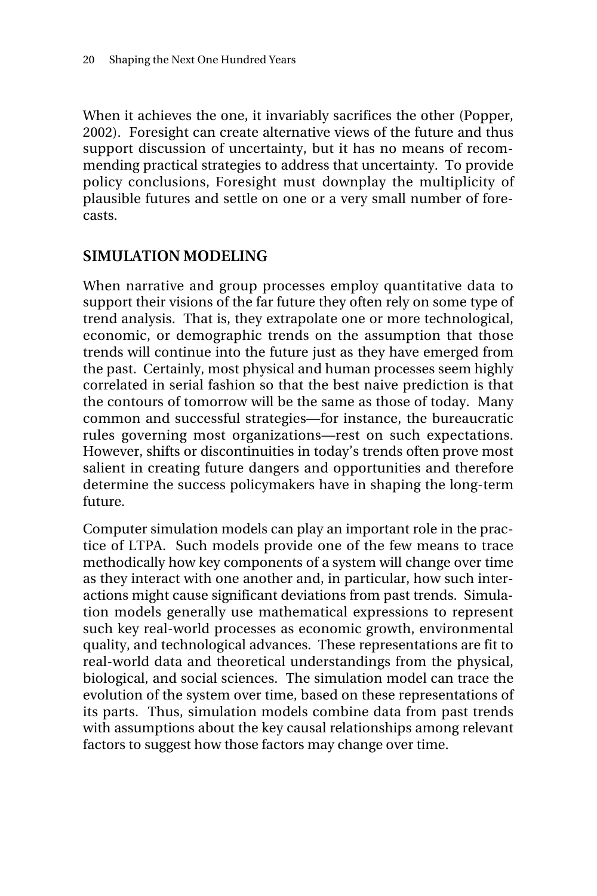When it achieves the one, it invariably sacrifices the other (Popper, 2002). Foresight can create alternative views of the future and thus support discussion of uncertainty, but it has no means of recommending practical strategies to address that uncertainty. To provide policy conclusions, Foresight must downplay the multiplicity of plausible futures and settle on one or a very small number of forecasts.

## SIMULATION MODELING

When narrative and group processes employ quantitative data to support their visions of the far future they often rely on some type of trend analysis. That is, they extrapolate one or more technological, economic, or demographic trends on the assumption that those trends will continue into the future just as they have emerged from the past. Certainly, most physical and human processes seem highly correlated in serial fashion so that the best naive prediction is that the contours of tomorrow will be the same as those of today. Many common and successful strategies—for instance, the bureaucratic rules governing most organizations—rest on such expectations. However, shifts or discontinuities in today's trends often prove most salient in creating future dangers and opportunities and therefore determine the success policymakers have in shaping the long-term future.

Computer simulation models can play an important role in the practice of LTPA. Such models provide one of the few means to trace methodically how key components of a system will change over time as they interact with one another and, in particular, how such interactions might cause significant deviations from past trends. Simulation models generally use mathematical expressions to represent such key real-world processes as economic growth, environmental quality, and technological advances. These representations are fit to real-world data and theoretical understandings from the physical, biological, and social sciences. The simulation model can trace the evolution of the system over time, based on these representations of its parts. Thus, simulation models combine data from past trends with assumptions about the key causal relationships among relevant factors to suggest how those factors may change over time.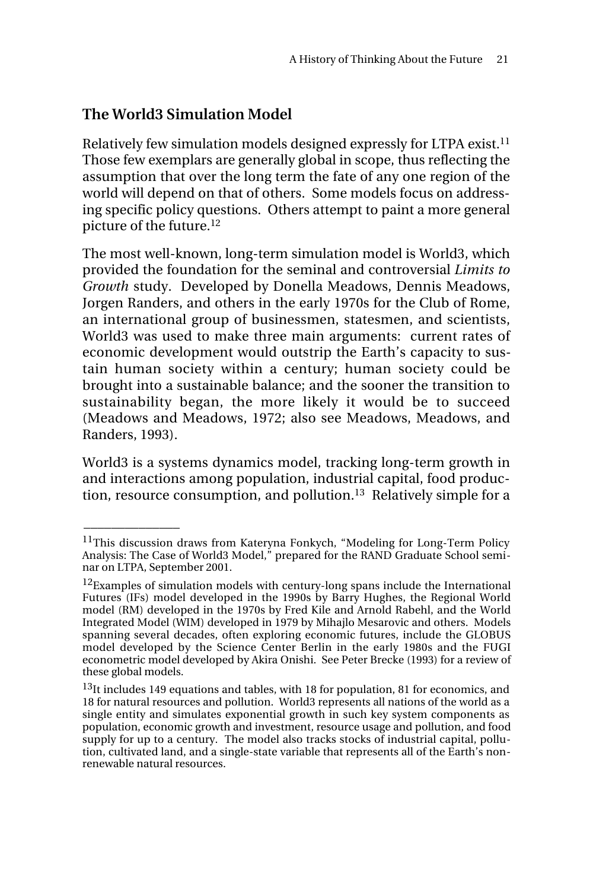## The World3 Simulation Model

Relatively few simulation models designed expressly for LTPA exist.[11] Those few exemplars are generally global in scope, thus reflecting the assumption that over the long term the fate of any one region of the world will depend on that of others. Some models focus on addressing specific policy questions. Others attempt to paint a more general picture of the future.[12]

The most well-known, long-term simulation model is World3, which provided the foundation for the seminal and controversial *Limits to Growth* study. Developed by Donella Meadows, Dennis Meadows, Jorgen Randers, and others in the early 1970s for the Club of Rome, an international group of businessmen, statesmen, and scientists, World3 was used to make three main arguments: current rates of economic development would outstrip the Earth's capacity to sustain human society within a century; human society could be brought into a sustainable balance; and the sooner the transition to sustainability began, the more likely it would be to succeed (Meadows and Meadows, 1972; also see Meadows, Meadows, and Randers, 1993).

World3 is a systems dynamics model, tracking long-term growth in and interactions among population, industrial capital, food production, resource consumption, and pollution.[13] Relatively simple for a

---

[11] This discussion draws from Kateryna Fonkych, "Modeling for Long-Term Policy Analysis: The Case of World3 Model," prepared for the RAND Graduate School seminar on LTPA, September 2001.

[12] Examples of simulation models with century-long spans include the International Futures (IFs) model developed in the 1990s by Barry Hughes, the Regional World model (RM) developed in the 1970s by Fred Kile and Arnold Rabehl, and the World Integrated Model (WIM) developed in 1979 by Mihajlo Mesarovic and others. Models spanning several decades, often exploring economic futures, include the GLOBUS model developed by the Science Center Berlin in the early 1980s and the FUGI econometric model developed by Akira Onishi. See Peter Brecke (1993) for a review of these global models.

[13] It includes 149 equations and tables, with 18 for population, 81 for economics, and 18 for natural resources and pollution. World3 represents all nations of the world as a single entity and simulates exponential growth in such key system components as population, economic growth and investment, resource usage and pollution, and food supply for up to a century. The model also tracks stocks of industrial capital, pollution, cultivated land, and a single-state variable that represents all of the Earth's nonrenewable natural resources.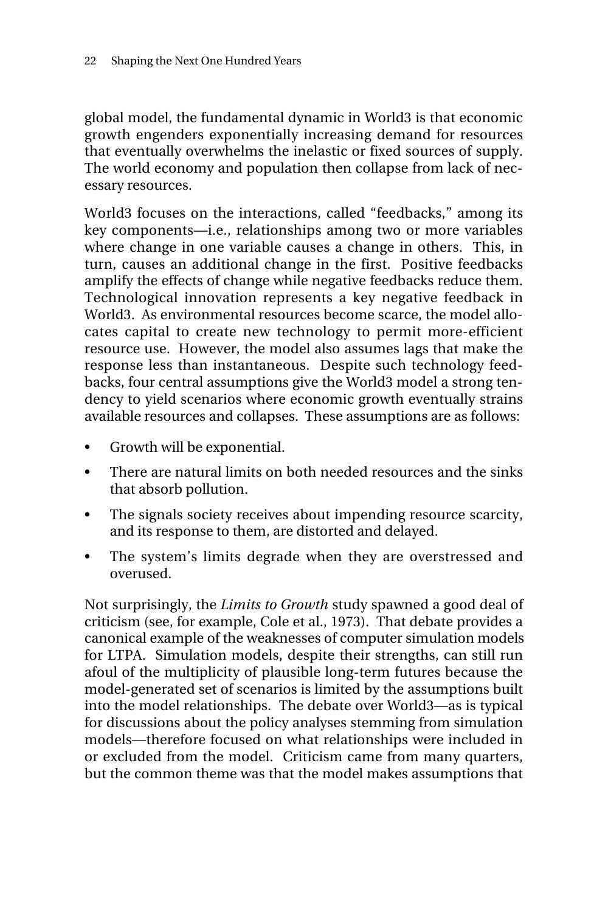global model, the fundamental dynamic in World3 is that economic growth engenders exponentially increasing demand for resources that eventually overwhelms the inelastic or fixed sources of supply. The world economy and population then collapse from lack of necessary resources.

World3 focuses on the interactions, called "feedbacks," among its key components—i.e., relationships among two or more variables where change in one variable causes a change in others. This, in turn, causes an additional change in the first. Positive feedbacks amplify the effects of change while negative feedbacks reduce them. Technological innovation represents a key negative feedback in World3. As environmental resources become scarce, the model allocates capital to create new technology to permit more-efficient resource use. However, the model also assumes lags that make the response less than instantaneous. Despite such technology feedbacks, four central assumptions give the World3 model a strong tendency to yield scenarios where economic growth eventually strains available resources and collapses. These assumptions are as follows:

- Growth will be exponential.
- There are natural limits on both needed resources and the sinks that absorb pollution.
- The signals society receives about impending resource scarcity, and its response to them, are distorted and delayed.
- The system's limits degrade when they are overstressed and overused.

Not surprisingly, the *Limits to Growth* study spawned a good deal of criticism (see, for example, Cole et al., 1973). That debate provides a canonical example of the weaknesses of computer simulation models for LTPA. Simulation models, despite their strengths, can still run afoul of the multiplicity of plausible long-term futures because the model-generated set of scenarios is limited by the assumptions built into the model relationships. The debate over World3—as is typical for discussions about the policy analyses stemming from simulation models—therefore focused on what relationships were included in or excluded from the model. Criticism came from many quarters, but the common theme was that the model makes assumptions that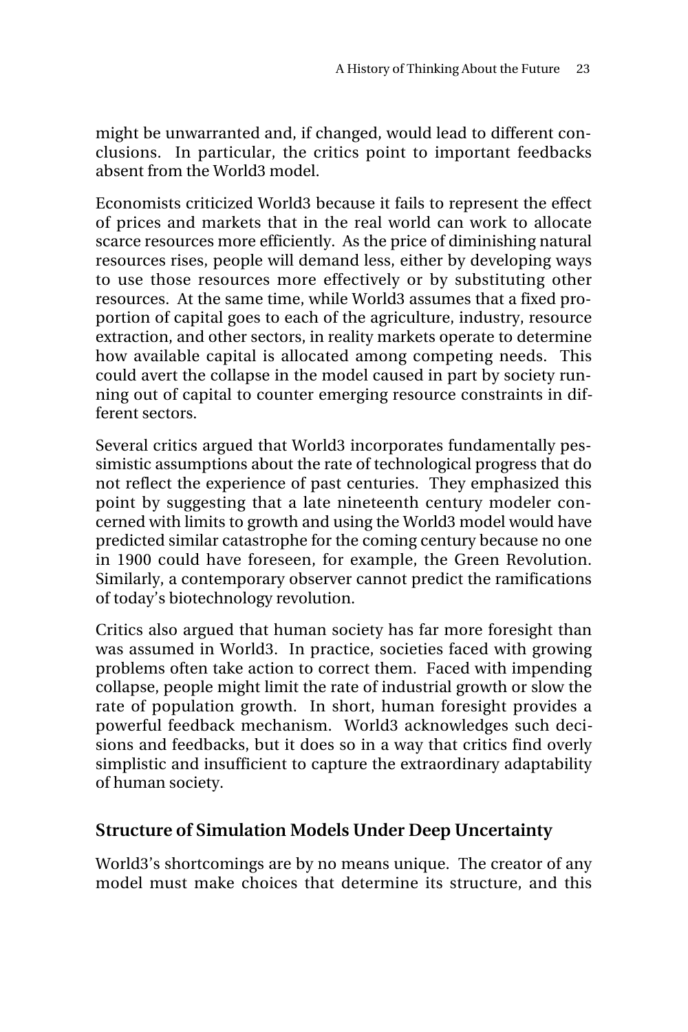might be unwarranted and, if changed, would lead to different conclusions. In particular, the critics point to important feedbacks absent from the World3 model.

Economists criticized World3 because it fails to represent the effect of prices and markets that in the real world can work to allocate scarce resources more efficiently. As the price of diminishing natural resources rises, people will demand less, either by developing ways to use those resources more effectively or by substituting other resources. At the same time, while World3 assumes that a fixed proportion of capital goes to each of the agriculture, industry, resource extraction, and other sectors, in reality markets operate to determine how available capital is allocated among competing needs. This could avert the collapse in the model caused in part by society running out of capital to counter emerging resource constraints in different sectors.

Several critics argued that World3 incorporates fundamentally pessimistic assumptions about the rate of technological progress that do not reflect the experience of past centuries. They emphasized this point by suggesting that a late nineteenth century modeler concerned with limits to growth and using the World3 model would have predicted similar catastrophe for the coming century because no one in 1900 could have foreseen, for example, the Green Revolution. Similarly, a contemporary observer cannot predict the ramifications of today's biotechnology revolution.

Critics also argued that human society has far more foresight than was assumed in World3. In practice, societies faced with growing problems often take action to correct them. Faced with impending collapse, people might limit the rate of industrial growth or slow the rate of population growth. In short, human foresight provides a powerful feedback mechanism. World3 acknowledges such decisions and feedbacks, but it does so in a way that critics find overly simplistic and insufficient to capture the extraordinary adaptability of human society.

## Structure of Simulation Models Under Deep Uncertainty

World3's shortcomings are by no means unique. The creator of any model must make choices that determine its structure, and this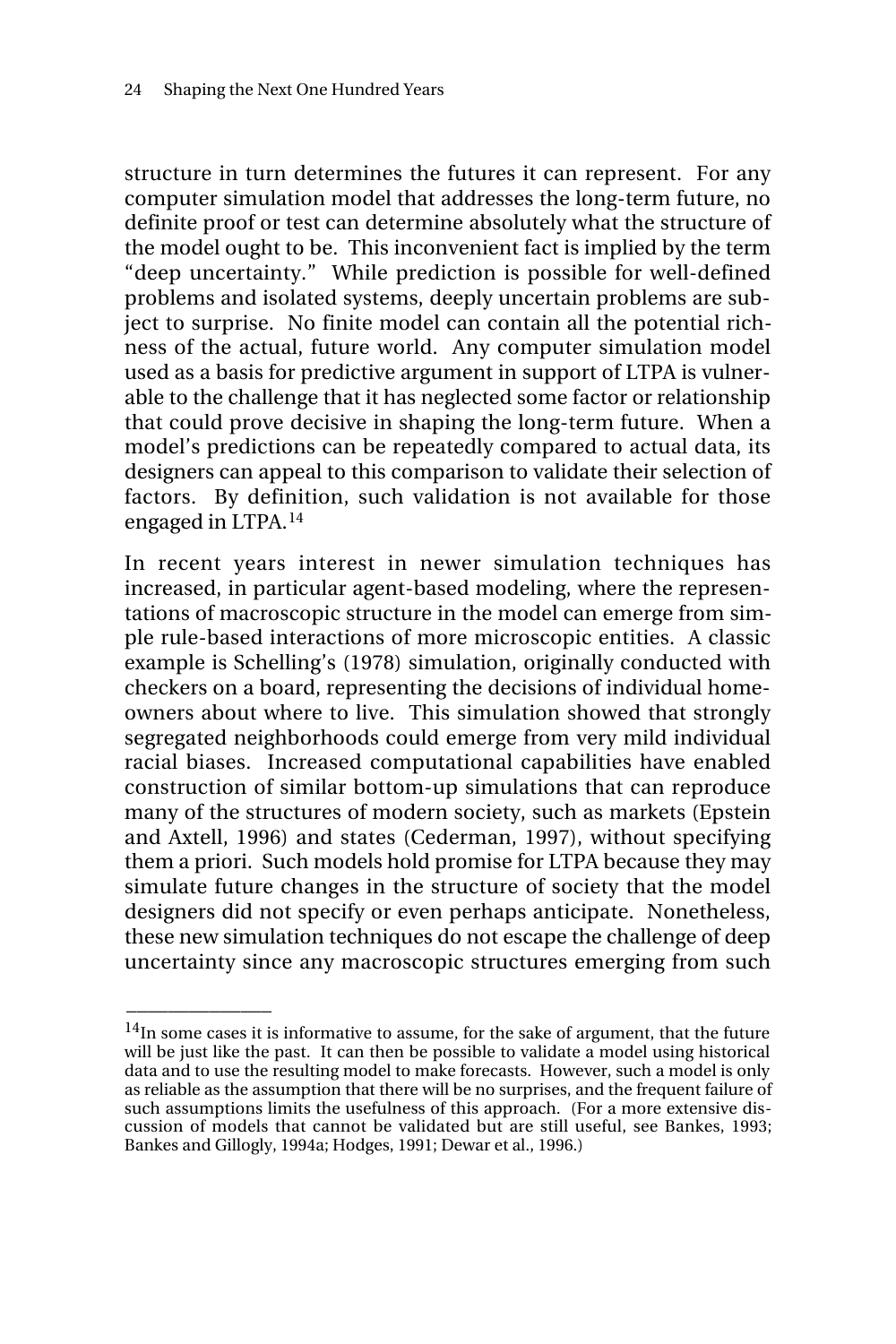structure in turn determines the futures it can represent. For any computer simulation model that addresses the long-term future, no definite proof or test can determine absolutely what the structure of the model ought to be. This inconvenient fact is implied by the term "deep uncertainty." While prediction is possible for well-defined problems and isolated systems, deeply uncertain problems are subject to surprise. No finite model can contain all the potential richness of the actual, future world. Any computer simulation model used as a basis for predictive argument in support of LTPA is vulnerable to the challenge that it has neglected some factor or relationship that could prove decisive in shaping the long-term future. When a model's predictions can be repeatedly compared to actual data, its designers can appeal to this comparison to validate their selection of factors. By definition, such validation is not available for those engaged in LTPA.[14]

In recent years interest in newer simulation techniques has increased, in particular agent-based modeling, where the representations of macroscopic structure in the model can emerge from simple rule-based interactions of more microscopic entities. A classic example is Schelling's (1978) simulation, originally conducted with checkers on a board, representing the decisions of individual homeowners about where to live. This simulation showed that strongly segregated neighborhoods could emerge from very mild individual racial biases. Increased computational capabilities have enabled construction of similar bottom-up simulations that can reproduce many of the structures of modern society, such as markets (Epstein and Axtell, 1996) and states (Cederman, 1997), without specifying them a priori. Such models hold promise for LTPA because they may simulate future changes in the structure of society that the model designers did not specify or even perhaps anticipate. Nonetheless, these new simulation techniques do not escape the challenge of deep uncertainty since any macroscopic structures emerging from such

---

[14]In some cases it is informative to assume, for the sake of argument, that the future will be just like the past. It can then be possible to validate a model using historical data and to use the resulting model to make forecasts. However, such a model is only as reliable as the assumption that there will be no surprises, and the frequent failure of such assumptions limits the usefulness of this approach. (For a more extensive discussion of models that cannot be validated but are still useful, see Bankes, 1993; Bankes and Gillogly, 1994a; Hodges, 1991; Dewar et al., 1996.)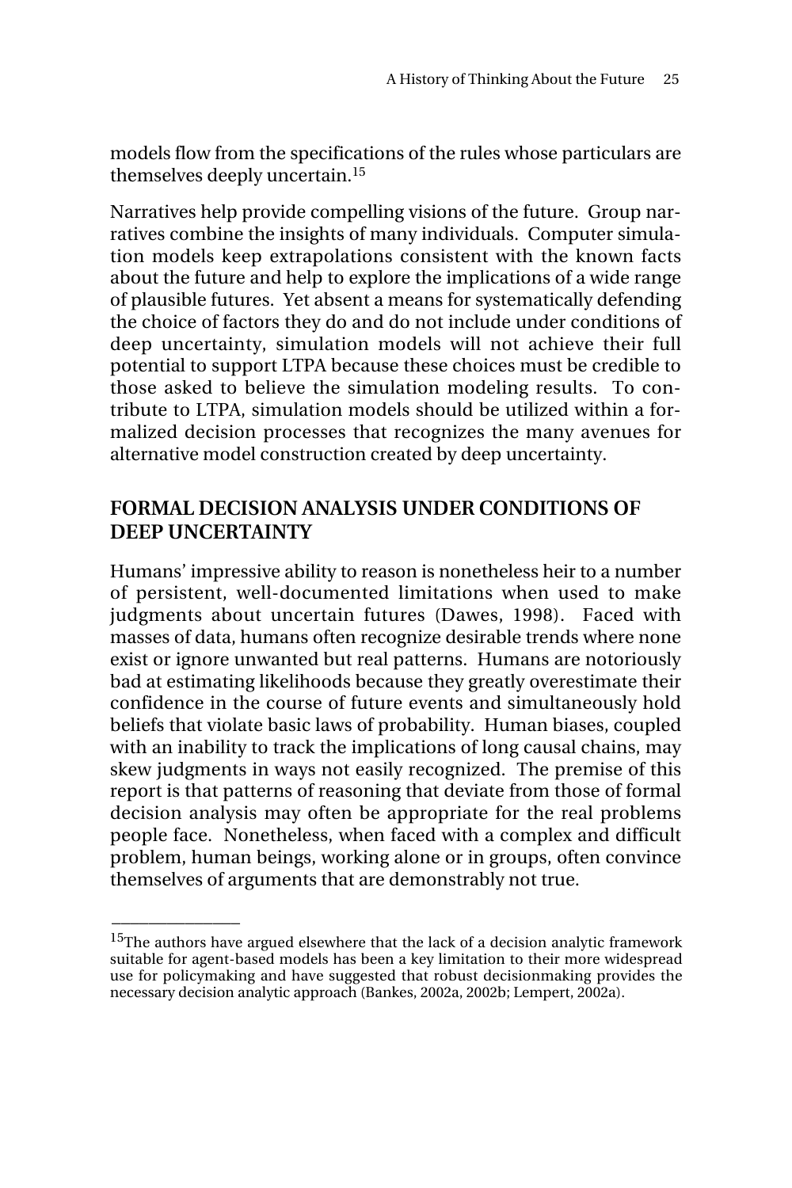models flow from the specifications of the rules whose particulars are themselves deeply uncertain.[15]

Narratives help provide compelling visions of the future. Group narratives combine the insights of many individuals. Computer simulation models keep extrapolations consistent with the known facts about the future and help to explore the implications of a wide range of plausible futures. Yet absent a means for systematically defending the choice of factors they do and do not include under conditions of deep uncertainty, simulation models will not achieve their full potential to support LTPA because these choices must be credible to those asked to believe the simulation modeling results. To contribute to LTPA, simulation models should be utilized within a formalized decision processes that recognizes the many avenues for alternative model construction created by deep uncertainty.

## FORMAL DECISION ANALYSIS UNDER CONDITIONS OF DEEP UNCERTAINTY

Humans' impressive ability to reason is nonetheless heir to a number of persistent, well-documented limitations when used to make judgments about uncertain futures (Dawes, 1998). Faced with masses of data, humans often recognize desirable trends where none exist or ignore unwanted but real patterns. Humans are notoriously bad at estimating likelihoods because they greatly overestimate their confidence in the course of future events and simultaneously hold beliefs that violate basic laws of probability. Human biases, coupled with an inability to track the implications of long causal chains, may skew judgments in ways not easily recognized. The premise of this report is that patterns of reasoning that deviate from those of formal decision analysis may often be appropriate for the real problems people face. Nonetheless, when faced with a complex and difficult problem, human beings, working alone or in groups, often convince themselves of arguments that are demonstrably not true.

---

[15]The authors have argued elsewhere that the lack of a decision analytic framework suitable for agent-based models has been a key limitation to their more widespread use for policymaking and have suggested that robust decisionmaking provides the necessary decision analytic approach (Bankes, 2002a, 2002b; Lempert, 2002a).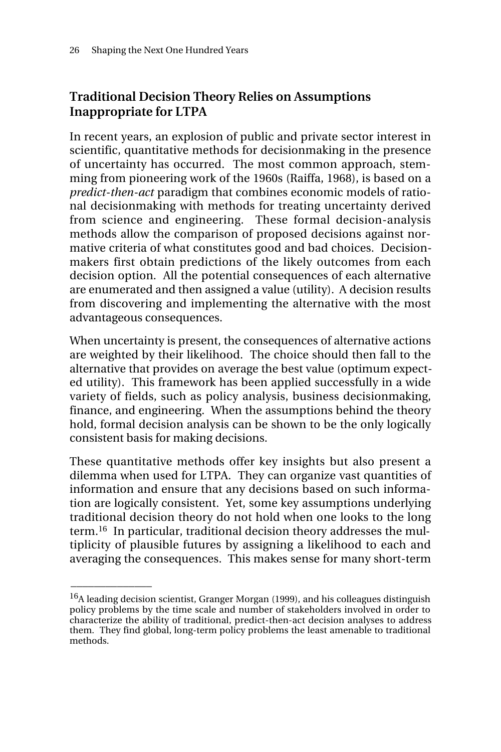## Traditional Decision Theory Relies on Assumptions Inappropriate for LTPA

In recent years, an explosion of public and private sector interest in scientific, quantitative methods for decisionmaking in the presence of uncertainty has occurred. The most common approach, stemming from pioneering work of the 1960s (Raiffa, 1968), is based on a *predict-then-act* paradigm that combines economic models of rational decisionmaking with methods for treating uncertainty derived from science and engineering. These formal decision-analysis methods allow the comparison of proposed decisions against normative criteria of what constitutes good and bad choices. Decisionmakers first obtain predictions of the likely outcomes from each decision option. All the potential consequences of each alternative are enumerated and then assigned a value (utility). A decision results from discovering and implementing the alternative with the most advantageous consequences.

When uncertainty is present, the consequences of alternative actions are weighted by their likelihood. The choice should then fall to the alternative that provides on average the best value (optimum expected utility). This framework has been applied successfully in a wide variety of fields, such as policy analysis, business decisionmaking, finance, and engineering. When the assumptions behind the theory hold, formal decision analysis can be shown to be the only logically consistent basis for making decisions.

These quantitative methods offer key insights but also present a dilemma when used for LTPA. They can organize vast quantities of information and ensure that any decisions based on such information are logically consistent. Yet, some key assumptions underlying traditional decision theory do not hold when one looks to the long term.[16] In particular, traditional decision theory addresses the multiplicity of plausible futures by assigning a likelihood to each and averaging the consequences. This makes sense for many short-term

---

[16]A leading decision scientist, Granger Morgan (1999), and his colleagues distinguish policy problems by the time scale and number of stakeholders involved in order to characterize the ability of traditional, predict-then-act decision analyses to address them. They find global, long-term policy problems the least amenable to traditional methods.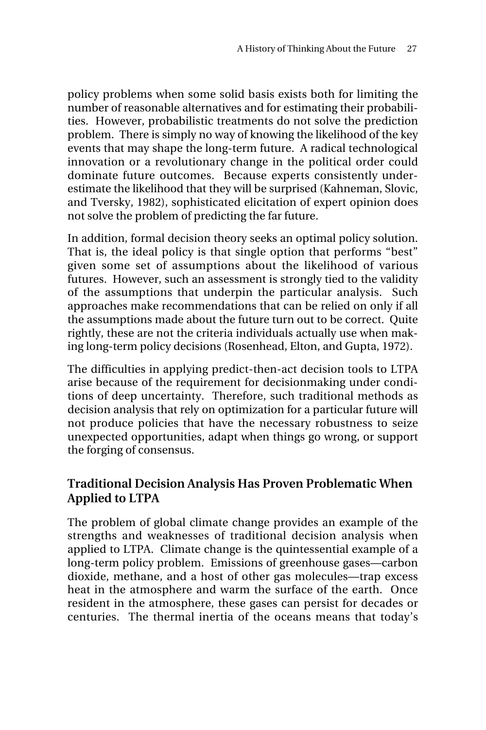policy problems when some solid basis exists both for limiting the number of reasonable alternatives and for estimating their probabilities. However, probabilistic treatments do not solve the prediction problem. There is simply no way of knowing the likelihood of the key events that may shape the long-term future. A radical technological innovation or a revolutionary change in the political order could dominate future outcomes. Because experts consistently underestimate the likelihood that they will be surprised (Kahneman, Slovic, and Tversky, 1982), sophisticated elicitation of expert opinion does not solve the problem of predicting the far future.

In addition, formal decision theory seeks an optimal policy solution. That is, the ideal policy is that single option that performs "best" given some set of assumptions about the likelihood of various futures. However, such an assessment is strongly tied to the validity of the assumptions that underpin the particular analysis. Such approaches make recommendations that can be relied on only if all the assumptions made about the future turn out to be correct. Quite rightly, these are not the criteria individuals actually use when making long-term policy decisions (Rosenhead, Elton, and Gupta, 1972).

The difficulties in applying predict-then-act decision tools to LTPA arise because of the requirement for decisionmaking under conditions of deep uncertainty. Therefore, such traditional methods as decision analysis that rely on optimization for a particular future will not produce policies that have the necessary robustness to seize unexpected opportunities, adapt when things go wrong, or support the forging of consensus.

### Traditional Decision Analysis Has Proven Problematic When Applied to LTPA

The problem of global climate change provides an example of the strengths and weaknesses of traditional decision analysis when applied to LTPA. Climate change is the quintessential example of a long-term policy problem. Emissions of greenhouse gases—carbon dioxide, methane, and a host of other gas molecules—trap excess heat in the atmosphere and warm the surface of the earth. Once resident in the atmosphere, these gases can persist for decades or centuries. The thermal inertia of the oceans means that today's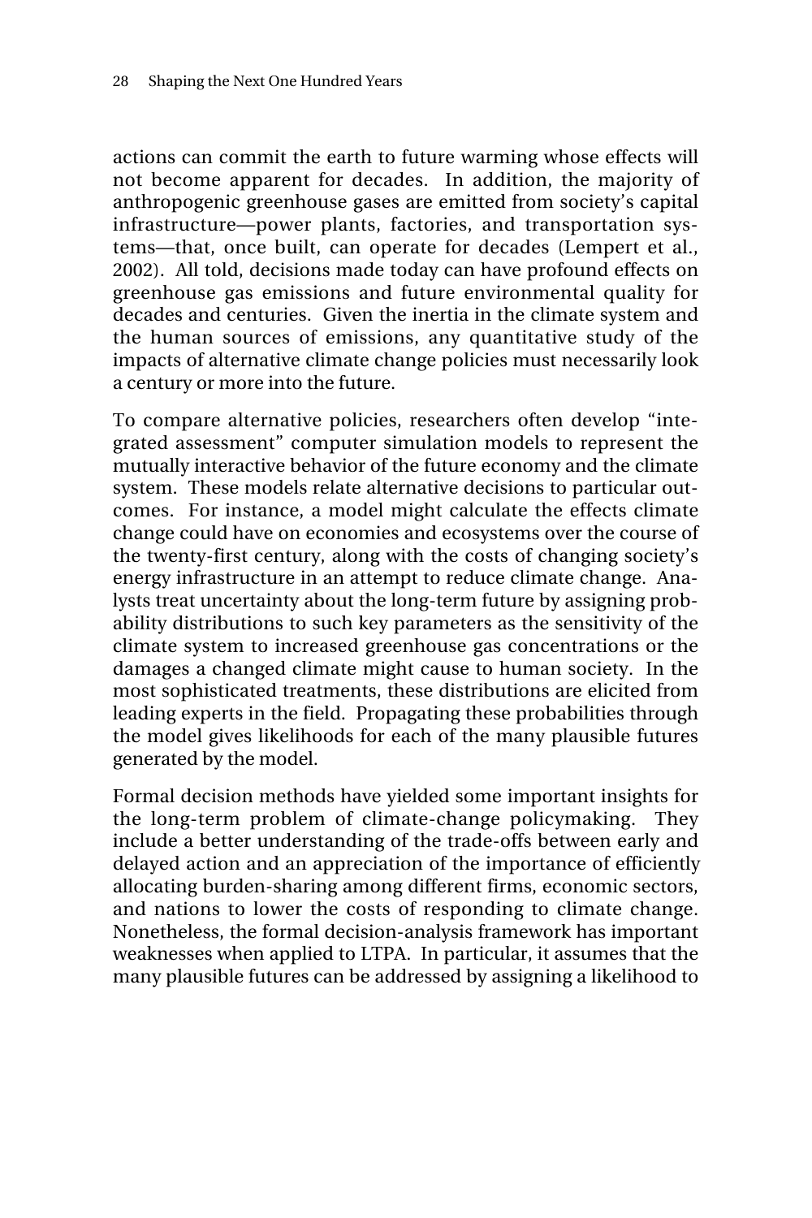actions can commit the earth to future warming whose effects will not become apparent for decades. In addition, the majority of anthropogenic greenhouse gases are emitted from society's capital infrastructure—power plants, factories, and transportation systems—that, once built, can operate for decades (Lempert et al., 2002). All told, decisions made today can have profound effects on greenhouse gas emissions and future environmental quality for decades and centuries. Given the inertia in the climate system and the human sources of emissions, any quantitative study of the impacts of alternative climate change policies must necessarily look a century or more into the future.

To compare alternative policies, researchers often develop "integrated assessment" computer simulation models to represent the mutually interactive behavior of the future economy and the climate system. These models relate alternative decisions to particular outcomes. For instance, a model might calculate the effects climate change could have on economies and ecosystems over the course of the twenty-first century, along with the costs of changing society's energy infrastructure in an attempt to reduce climate change. Analysts treat uncertainty about the long-term future by assigning probability distributions to such key parameters as the sensitivity of the climate system to increased greenhouse gas concentrations or the damages a changed climate might cause to human society. In the most sophisticated treatments, these distributions are elicited from leading experts in the field. Propagating these probabilities through the model gives likelihoods for each of the many plausible futures generated by the model.

Formal decision methods have yielded some important insights for the long-term problem of climate-change policymaking. They include a better understanding of the trade-offs between early and delayed action and an appreciation of the importance of efficiently allocating burden-sharing among different firms, economic sectors, and nations to lower the costs of responding to climate change. Nonetheless, the formal decision-analysis framework has important weaknesses when applied to LTPA. In particular, it assumes that the many plausible futures can be addressed by assigning a likelihood to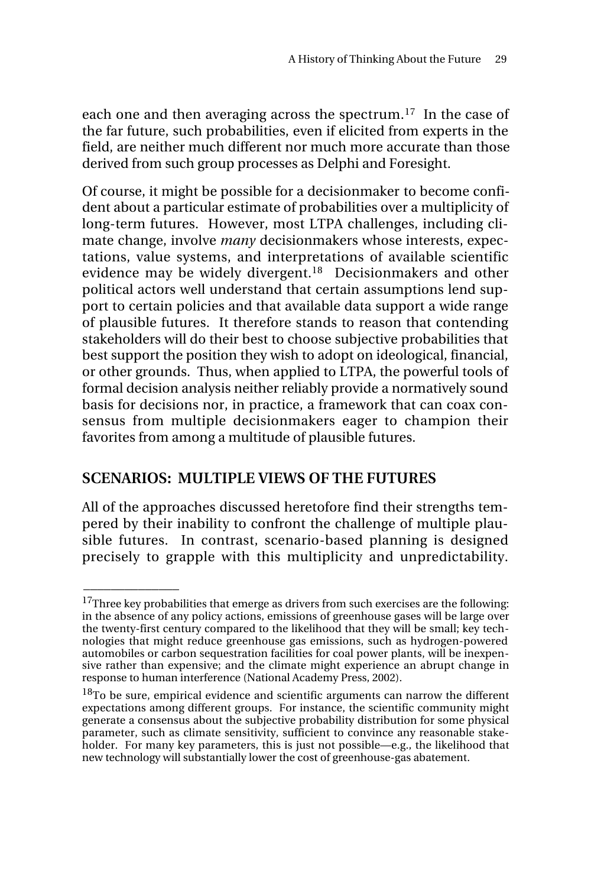each one and then averaging across the spectrum.[17] In the case of the far future, such probabilities, even if elicited from experts in the field, are neither much different nor much more accurate than those derived from such group processes as Delphi and Foresight.

Of course, it might be possible for a decisionmaker to become confident about a particular estimate of probabilities over a multiplicity of long-term futures. However, most LTPA challenges, including climate change, involve *many* decisionmakers whose interests, expectations, value systems, and interpretations of available scientific evidence may be widely divergent.[18] Decisionmakers and other political actors well understand that certain assumptions lend support to certain policies and that available data support a wide range of plausible futures. It therefore stands to reason that contending stakeholders will do their best to choose subjective probabilities that best support the position they wish to adopt on ideological, financial, or other grounds. Thus, when applied to LTPA, the powerful tools of formal decision analysis neither reliably provide a normatively sound basis for decisions nor, in practice, a framework that can coax consensus from multiple decisionmakers eager to champion their favorites from among a multitude of plausible futures.

## SCENARIOS: MULTIPLE VIEWS OF THE FUTURES

All of the approaches discussed heretofore find their strengths tempered by their inability to confront the challenge of multiple plausible futures. In contrast, scenario-based planning is designed precisely to grapple with this multiplicity and unpredictability.

---

[17]Three key probabilities that emerge as drivers from such exercises are the following: in the absence of any policy actions, emissions of greenhouse gases will be large over the twenty-first century compared to the likelihood that they will be small; key technologies that might reduce greenhouse gas emissions, such as hydrogen-powered automobiles or carbon sequestration facilities for coal power plants, will be inexpensive rather than expensive; and the climate might experience an abrupt change in response to human interference (National Academy Press, 2002).

[18]To be sure, empirical evidence and scientific arguments can narrow the different expectations among different groups. For instance, the scientific community might generate a consensus about the subjective probability distribution for some physical parameter, such as climate sensitivity, sufficient to convince any reasonable stakeholder. For many key parameters, this is just not possible—e.g., the likelihood that new technology will substantially lower the cost of greenhouse-gas abatement.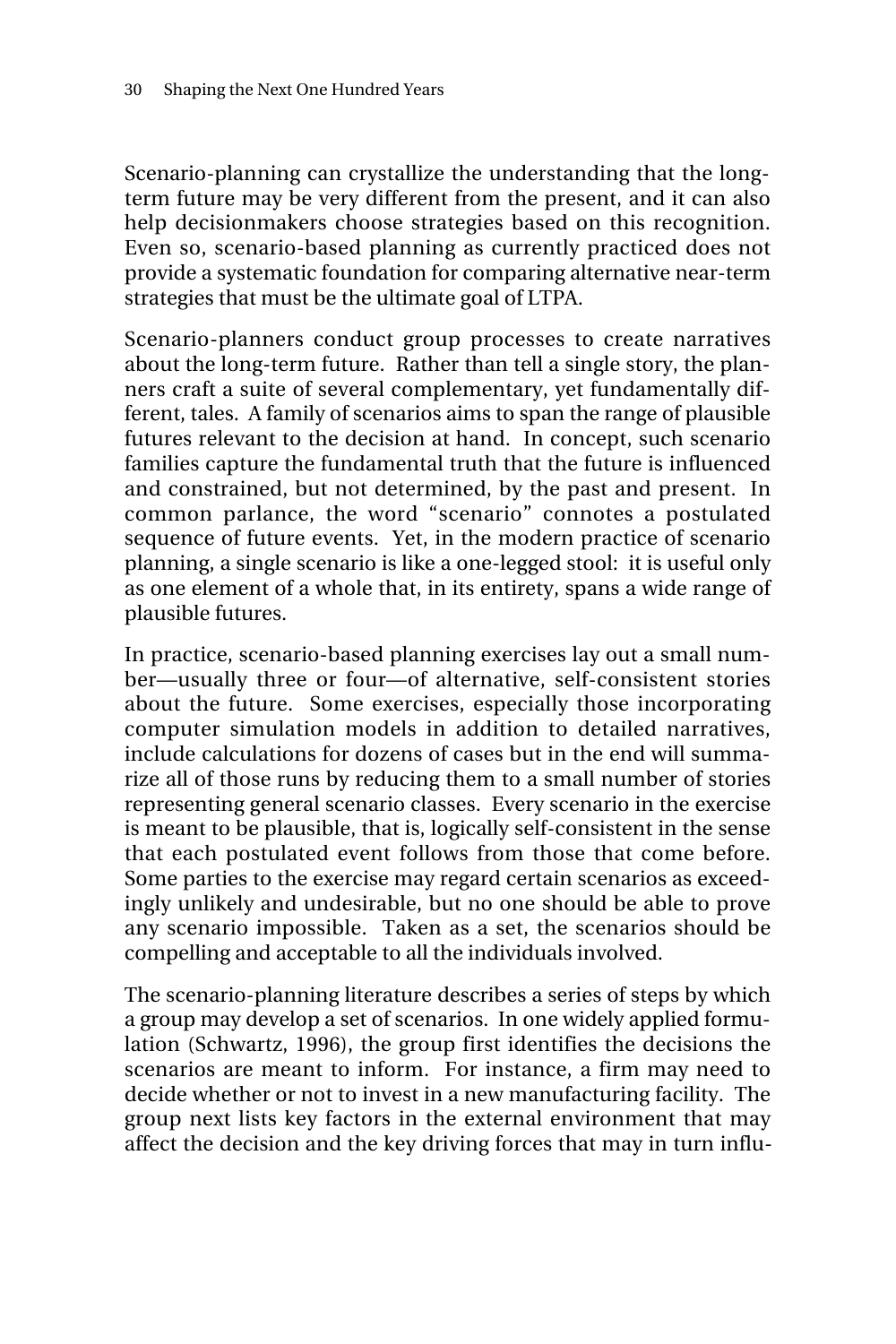Scenario-planning can crystallize the understanding that the long-term future may be very different from the present, and it can also help decisionmakers choose strategies based on this recognition. Even so, scenario-based planning as currently practiced does not provide a systematic foundation for comparing alternative near-term strategies that must be the ultimate goal of LTPA.

Scenario-planners conduct group processes to create narratives about the long-term future. Rather than tell a single story, the planners craft a suite of several complementary, yet fundamentally different, tales. A family of scenarios aims to span the range of plausible futures relevant to the decision at hand. In concept, such scenario families capture the fundamental truth that the future is influenced and constrained, but not determined, by the past and present. In common parlance, the word "scenario" connotes a postulated sequence of future events. Yet, in the modern practice of scenario planning, a single scenario is like a one-legged stool: it is useful only as one element of a whole that, in its entirety, spans a wide range of plausible futures.

In practice, scenario-based planning exercises lay out a small number—usually three or four—of alternative, self-consistent stories about the future. Some exercises, especially those incorporating computer simulation models in addition to detailed narratives, include calculations for dozens of cases but in the end will summarize all of those runs by reducing them to a small number of stories representing general scenario classes. Every scenario in the exercise is meant to be plausible, that is, logically self-consistent in the sense that each postulated event follows from those that come before. Some parties to the exercise may regard certain scenarios as exceedingly unlikely and undesirable, but no one should be able to prove any scenario impossible. Taken as a set, the scenarios should be compelling and acceptable to all the individuals involved.

The scenario-planning literature describes a series of steps by which a group may develop a set of scenarios. In one widely applied formulation (Schwartz, 1996), the group first identifies the decisions the scenarios are meant to inform. For instance, a firm may need to decide whether or not to invest in a new manufacturing facility. The group next lists key factors in the external environment that may affect the decision and the key driving forces that may in turn influ-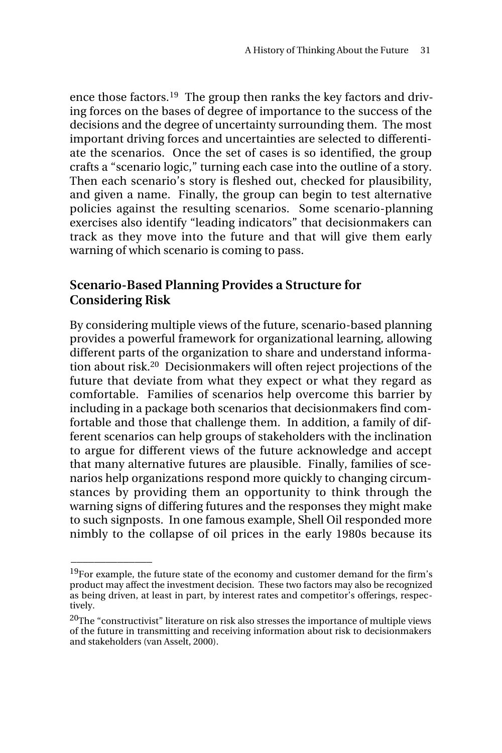ence those factors.[19] The group then ranks the key factors and driving forces on the bases of degree of importance to the success of the decisions and the degree of uncertainty surrounding them. The most important driving forces and uncertainties are selected to differentiate the scenarios. Once the set of cases is so identified, the group crafts a "scenario logic," turning each case into the outline of a story. Then each scenario's story is fleshed out, checked for plausibility, and given a name. Finally, the group can begin to test alternative policies against the resulting scenarios. Some scenario-planning exercises also identify "leading indicators" that decisionmakers can track as they move into the future and that will give them early warning of which scenario is coming to pass.

## Scenario-Based Planning Provides a Structure for Considering Risk

By considering multiple views of the future, scenario-based planning provides a powerful framework for organizational learning, allowing different parts of the organization to share and understand information about risk.[20] Decisionmakers will often reject projections of the future that deviate from what they expect or what they regard as comfortable. Families of scenarios help overcome this barrier by including in a package both scenarios that decisionmakers find comfortable and those that challenge them. In addition, a family of different scenarios can help groups of stakeholders with the inclination to argue for different views of the future acknowledge and accept that many alternative futures are plausible. Finally, families of scenarios help organizations respond more quickly to changing circumstances by providing them an opportunity to think through the warning signs of differing futures and the responses they might make to such signposts. In one famous example, Shell Oil responded more nimbly to the collapse of oil prices in the early 1980s because its

---

[19]For example, the future state of the economy and customer demand for the firm's product may affect the investment decision. These two factors may also be recognized as being driven, at least in part, by interest rates and competitor's offerings, respectively.

[20]The "constructivist" literature on risk also stresses the importance of multiple views of the future in transmitting and receiving information about risk to decisionmakers and stakeholders (van Asselt, 2000).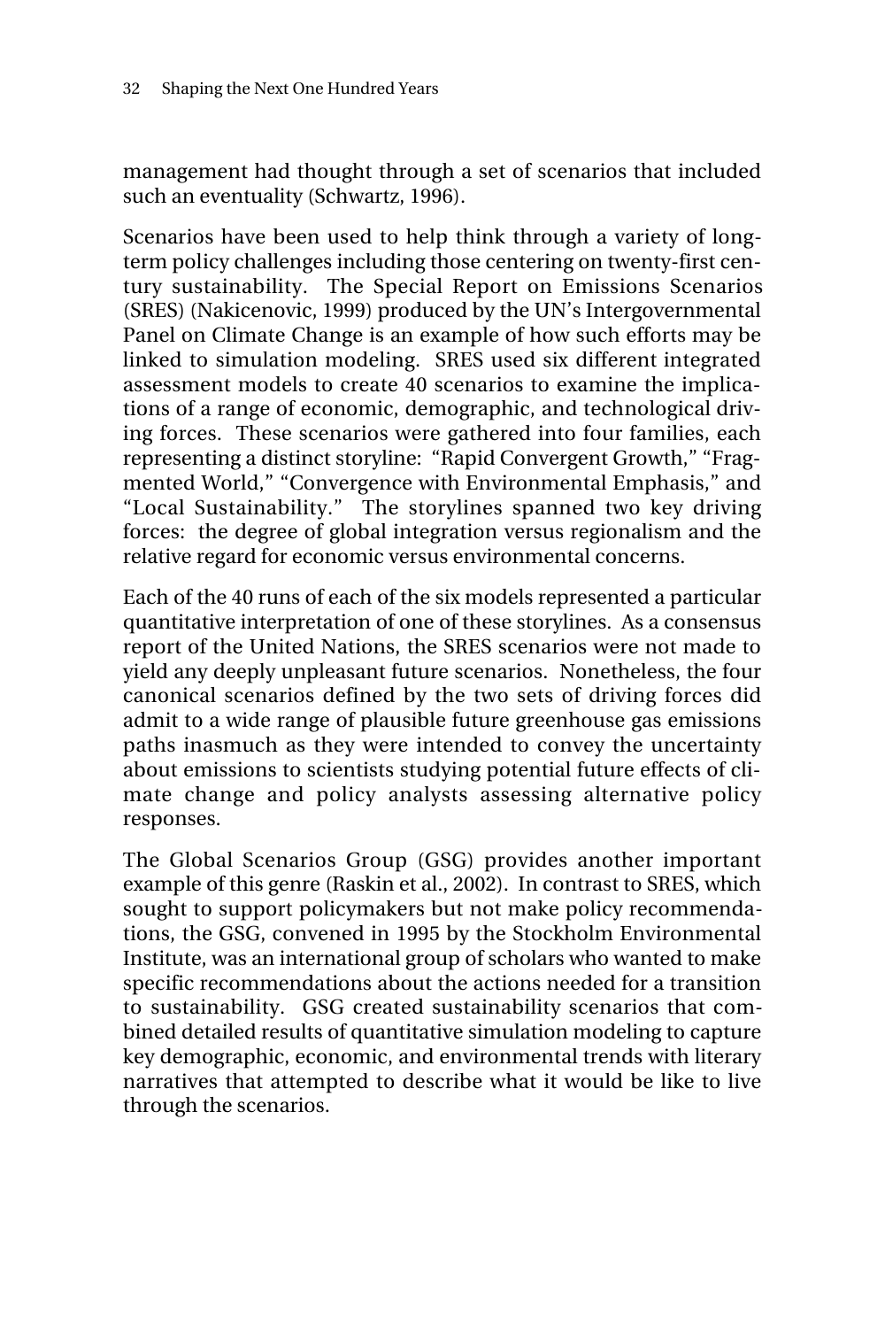management had thought through a set of scenarios that included such an eventuality (Schwartz, 1996).

Scenarios have been used to help think through a variety of long-term policy challenges including those centering on twenty-first century sustainability. The Special Report on Emissions Scenarios (SRES) (Nakicenovic, 1999) produced by the UN's Intergovernmental Panel on Climate Change is an example of how such efforts may be linked to simulation modeling. SRES used six different integrated assessment models to create 40 scenarios to examine the implications of a range of economic, demographic, and technological driving forces. These scenarios were gathered into four families, each representing a distinct storyline: "Rapid Convergent Growth," "Fragmented World," "Convergence with Environmental Emphasis," and "Local Sustainability." The storylines spanned two key driving forces: the degree of global integration versus regionalism and the relative regard for economic versus environmental concerns.

Each of the 40 runs of each of the six models represented a particular quantitative interpretation of one of these storylines. As a consensus report of the United Nations, the SRES scenarios were not made to yield any deeply unpleasant future scenarios. Nonetheless, the four canonical scenarios defined by the two sets of driving forces did admit to a wide range of plausible future greenhouse gas emissions paths inasmuch as they were intended to convey the uncertainty about emissions to scientists studying potential future effects of climate change and policy analysts assessing alternative policy responses.

The Global Scenarios Group (GSG) provides another important example of this genre (Raskin et al., 2002). In contrast to SRES, which sought to support policymakers but not make policy recommendations, the GSG, convened in 1995 by the Stockholm Environmental Institute, was an international group of scholars who wanted to make specific recommendations about the actions needed for a transition to sustainability. GSG created sustainability scenarios that combined detailed results of quantitative simulation modeling to capture key demographic, economic, and environmental trends with literary narratives that attempted to describe what it would be like to live through the scenarios.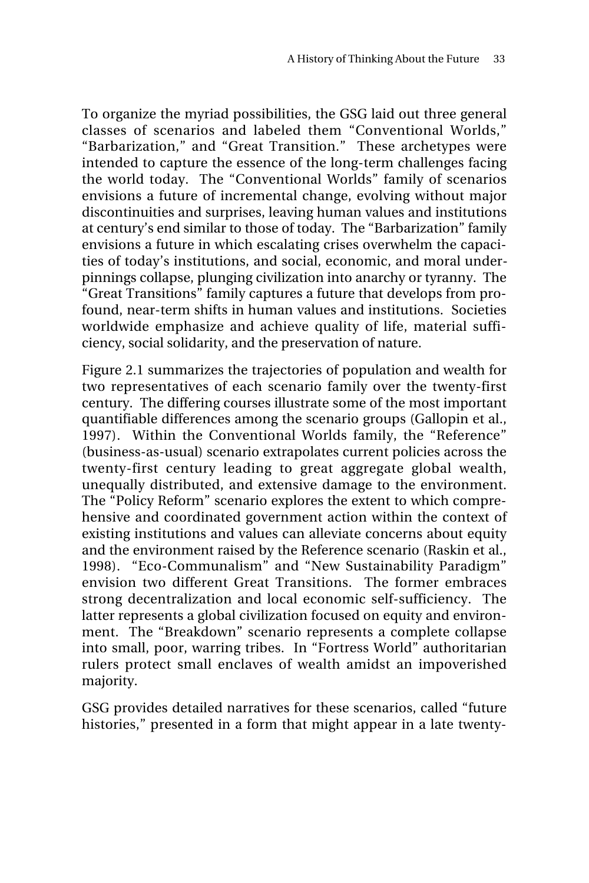To organize the myriad possibilities, the GSG laid out three general classes of scenarios and labeled them "Conventional Worlds," "Barbarization," and "Great Transition." These archetypes were intended to capture the essence of the long-term challenges facing the world today. The "Conventional Worlds" family of scenarios envisions a future of incremental change, evolving without major discontinuities and surprises, leaving human values and institutions at century's end similar to those of today. The "Barbarization" family envisions a future in which escalating crises overwhelm the capacities of today's institutions, and social, economic, and moral underpinnings collapse, plunging civilization into anarchy or tyranny. The "Great Transitions" family captures a future that develops from profound, near-term shifts in human values and institutions. Societies worldwide emphasize and achieve quality of life, material sufficiency, social solidarity, and the preservation of nature.

Figure 2.1 summarizes the trajectories of population and wealth for two representatives of each scenario family over the twenty-first century. The differing courses illustrate some of the most important quantifiable differences among the scenario groups (Gallopin et al., 1997). Within the Conventional Worlds family, the "Reference" (business-as-usual) scenario extrapolates current policies across the twenty-first century leading to great aggregate global wealth, unequally distributed, and extensive damage to the environment. The "Policy Reform" scenario explores the extent to which comprehensive and coordinated government action within the context of existing institutions and values can alleviate concerns about equity and the environment raised by the Reference scenario (Raskin et al., 1998). "Eco-Communalism" and "New Sustainability Paradigm" envision two different Great Transitions. The former embraces strong decentralization and local economic self-sufficiency. The latter represents a global civilization focused on equity and environment. The "Breakdown" scenario represents a complete collapse into small, poor, warring tribes. In "Fortress World" authoritarian rulers protect small enclaves of wealth amidst an impoverished majority.

GSG provides detailed narratives for these scenarios, called "future histories," presented in a form that might appear in a late twenty-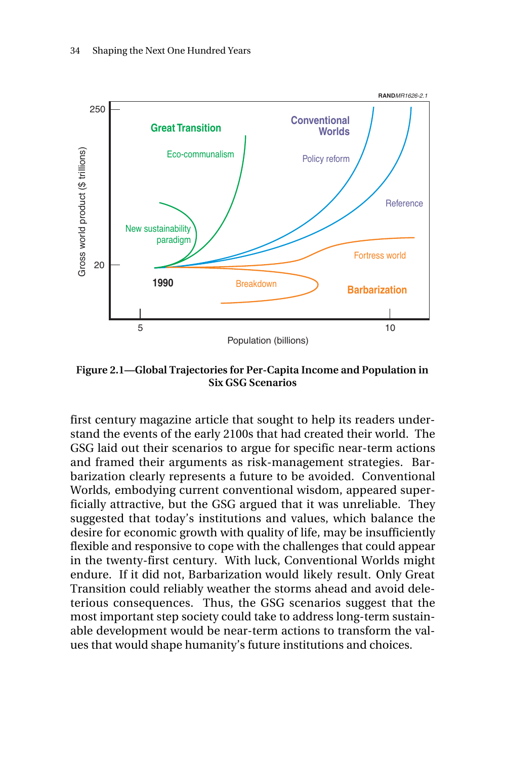Figure 2.1—Global Trajectories for Per-Capita Income and Population in Six GSG Scenarios

first century magazine article that sought to help its readers understand the events of the early 2100s that had created their world. The GSG laid out their scenarios to argue for specific near-term actions and framed their arguments as risk-management strategies. Barbarization clearly represents a future to be avoided. Conventional Worlds, embodying current conventional wisdom, appeared superficially attractive, but the GSG argued that it was unreliable. They suggested that today's institutions and values, which balance the desire for economic growth with quality of life, may be insufficiently flexible and responsive to cope with the challenges that could appear in the twenty-first century. With luck, Conventional Worlds might endure. If it did not, Barbarization would likely result. Only Great Transition could reliably weather the storms ahead and avoid deleterious consequences. Thus, the GSG scenarios suggest that the most important step society could take to address long-term sustainable development would be near-term actions to transform the values that would shape humanity's future institutions and choices.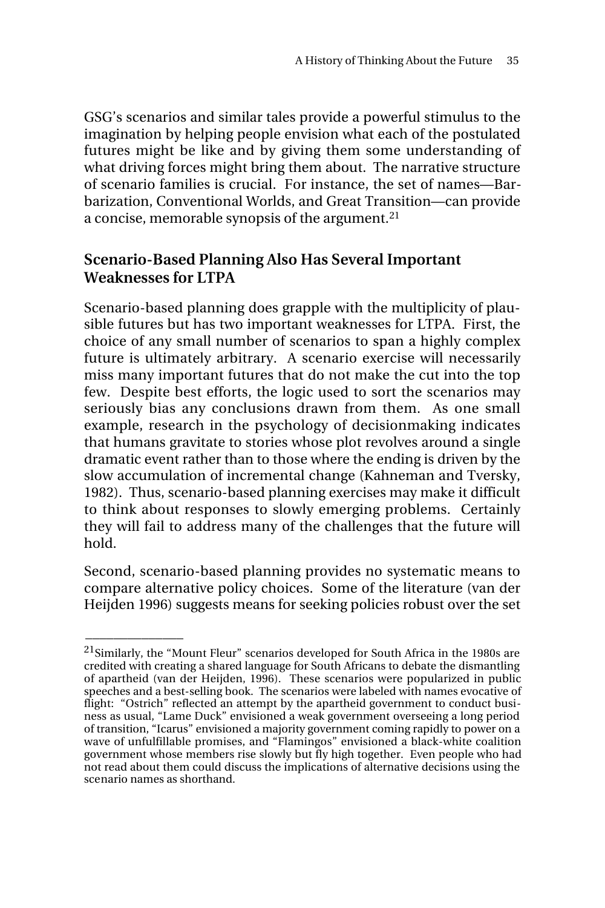GSG's scenarios and similar tales provide a powerful stimulus to the imagination by helping people envision what each of the postulated futures might be like and by giving them some understanding of what driving forces might bring them about. The narrative structure of scenario families is crucial. For instance, the set of names—Barbarization, Conventional Worlds, and Great Transition—can provide a concise, memorable synopsis of the argument.[21]

## Scenario-Based Planning Also Has Several Important Weaknesses for LTPA

Scenario-based planning does grapple with the multiplicity of plausible futures but has two important weaknesses for LTPA. First, the choice of any small number of scenarios to span a highly complex future is ultimately arbitrary. A scenario exercise will necessarily miss many important futures that do not make the cut into the top few. Despite best efforts, the logic used to sort the scenarios may seriously bias any conclusions drawn from them. As one small example, research in the psychology of decisionmaking indicates that humans gravitate to stories whose plot revolves around a single dramatic event rather than to those where the ending is driven by the slow accumulation of incremental change (Kahneman and Tversky, 1982). Thus, scenario-based planning exercises may make it difficult to think about responses to slowly emerging problems. Certainly they will fail to address many of the challenges that the future will hold.

Second, scenario-based planning provides no systematic means to compare alternative policy choices. Some of the literature (van der Heijden 1996) suggests means for seeking policies robust over the set

---

[21]Similarly, the "Mount Fleur" scenarios developed for South Africa in the 1980s are credited with creating a shared language for South Africans to debate the dismantling of apartheid (van der Heijden, 1996). These scenarios were popularized in public speeches and a best-selling book. The scenarios were labeled with names evocative of flight: "Ostrich" reflected an attempt by the apartheid government to conduct business as usual, "Lame Duck" envisioned a weak government overseeing a long period of transition, "Icarus" envisioned a majority government coming rapidly to power on a wave of unfulfillable promises, and "Flamingos" envisioned a black-white coalition government whose members rise slowly but fly high together. Even people who had not read about them could discuss the implications of alternative decisions using the scenario names as shorthand.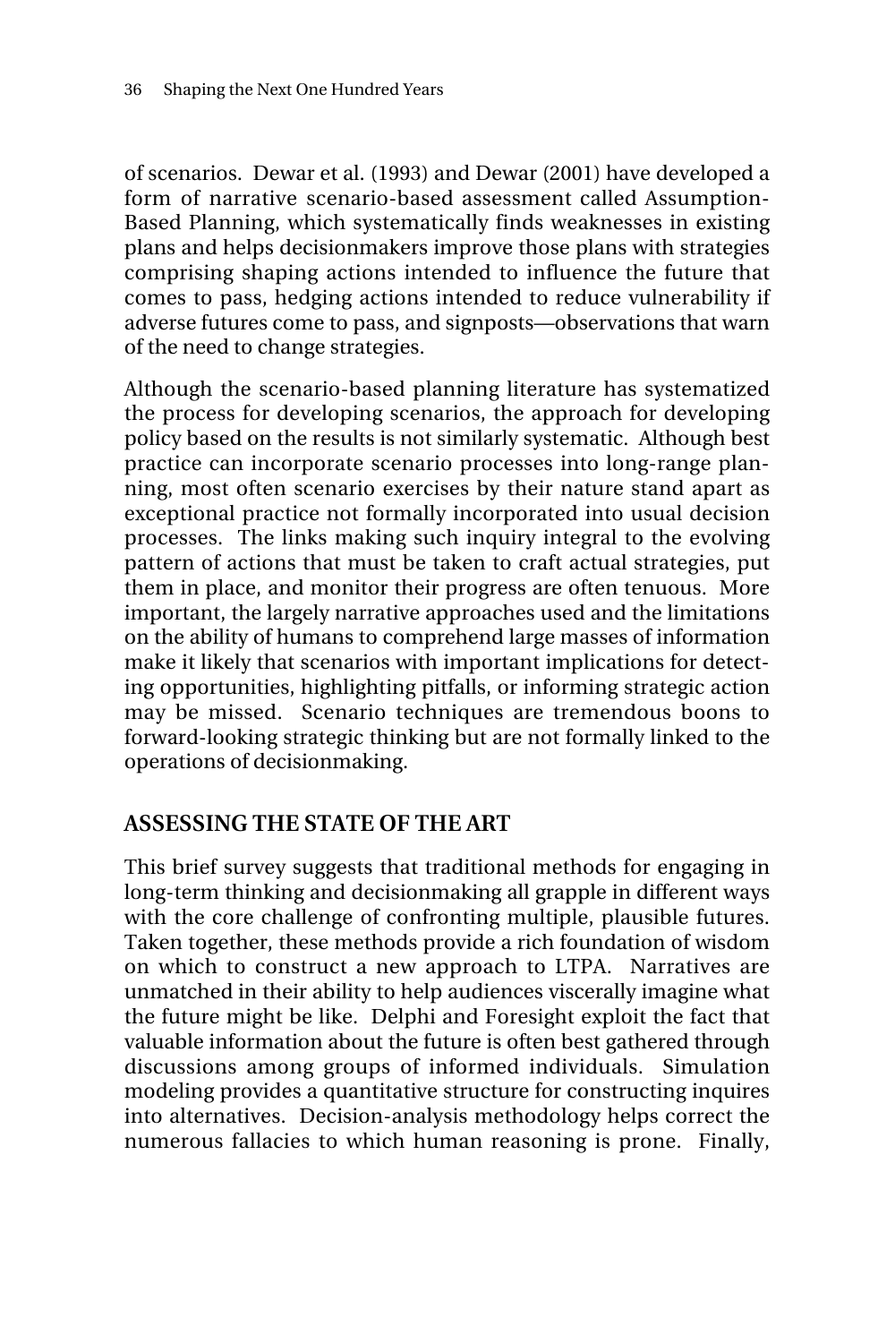of scenarios. Dewar et al. (1993) and Dewar (2001) have developed a form of narrative scenario-based assessment called Assumption-Based Planning, which systematically finds weaknesses in existing plans and helps decisionmakers improve those plans with strategies comprising shaping actions intended to influence the future that comes to pass, hedging actions intended to reduce vulnerability if adverse futures come to pass, and signposts—observations that warn of the need to change strategies.

Although the scenario-based planning literature has systematized the process for developing scenarios, the approach for developing policy based on the results is not similarly systematic. Although best practice can incorporate scenario processes into long-range planning, most often scenario exercises by their nature stand apart as exceptional practice not formally incorporated into usual decision processes. The links making such inquiry integral to the evolving pattern of actions that must be taken to craft actual strategies, put them in place, and monitor their progress are often tenuous. More important, the largely narrative approaches used and the limitations on the ability of humans to comprehend large masses of information make it likely that scenarios with important implications for detecting opportunities, highlighting pitfalls, or informing strategic action may be missed. Scenario techniques are tremendous boons to forward-looking strategic thinking but are not formally linked to the operations of decisionmaking.

## ASSESSING THE STATE OF THE ART

This brief survey suggests that traditional methods for engaging in long-term thinking and decisionmaking all grapple in different ways with the core challenge of confronting multiple, plausible futures. Taken together, these methods provide a rich foundation of wisdom on which to construct a new approach to LTPA. Narratives are unmatched in their ability to help audiences viscerally imagine what the future might be like. Delphi and Foresight exploit the fact that valuable information about the future is often best gathered through discussions among groups of informed individuals. Simulation modeling provides a quantitative structure for constructing inquires into alternatives. Decision-analysis methodology helps correct the numerous fallacies to which human reasoning is prone. Finally,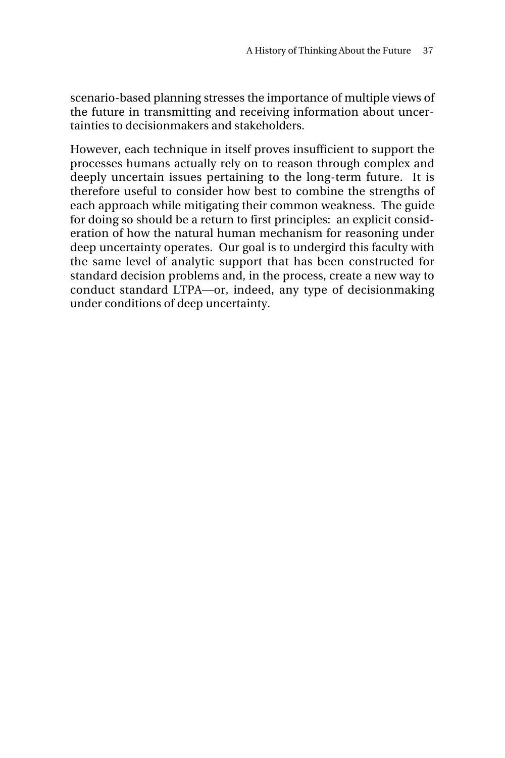scenario-based planning stresses the importance of multiple views of the future in transmitting and receiving information about uncertainties to decisionmakers and stakeholders.

However, each technique in itself proves insufficient to support the processes humans actually rely on to reason through complex and deeply uncertain issues pertaining to the long-term future. It is therefore useful to consider how best to combine the strengths of each approach while mitigating their common weakness. The guide for doing so should be a return to first principles: an explicit consideration of how the natural human mechanism for reasoning under deep uncertainty operates. Our goal is to undergird this faculty with the same level of analytic support that has been constructed for standard decision problems and, in the process, create a new way to conduct standard LTPA—or, indeed, any type of decisionmaking under conditions of deep uncertainty.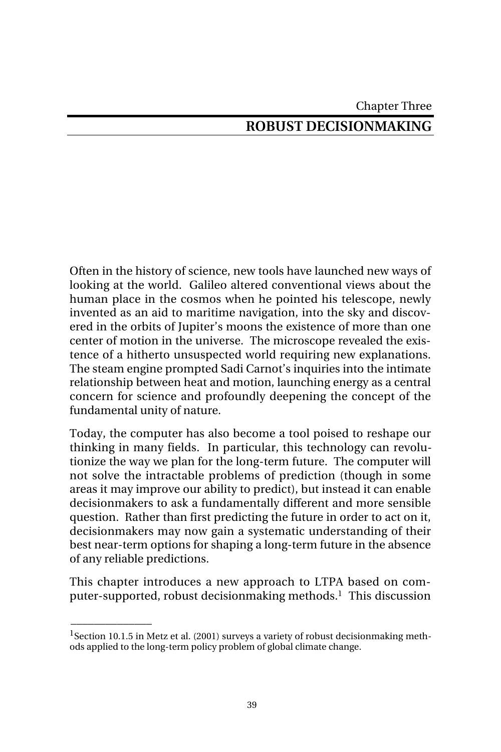Chapter Three

# ROBUST DECISIONMAKING

Often in the history of science, new tools have launched new ways of looking at the world. Galileo altered conventional views about the human place in the cosmos when he pointed his telescope, newly invented as an aid to maritime navigation, into the sky and discovered in the orbits of Jupiter's moons the existence of more than one center of motion in the universe. The microscope revealed the existence of a hitherto unsuspected world requiring new explanations. The steam engine prompted Sadi Carnot's inquiries into the intimate relationship between heat and motion, launching energy as a central concern for science and profoundly deepening the concept of the fundamental unity of nature.

Today, the computer has also become a tool poised to reshape our thinking in many fields. In particular, this technology can revolutionize the way we plan for the long-term future. The computer will not solve the intractable problems of prediction (though in some areas it may improve our ability to predict), but instead it can enable decisionmakers to ask a fundamentally different and more sensible question. Rather than first predicting the future in order to act on it, decisionmakers may now gain a systematic understanding of their best near-term options for shaping a long-term future in the absence of any reliable predictions.

This chapter introduces a new approach to LTPA based on computer-supported, robust decisionmaking methods.[1] This discussion

---

[1] Section 10.1.5 in Metz et al. (2001) surveys a variety of robust decisionmaking methods applied to the long-term policy problem of global climate change.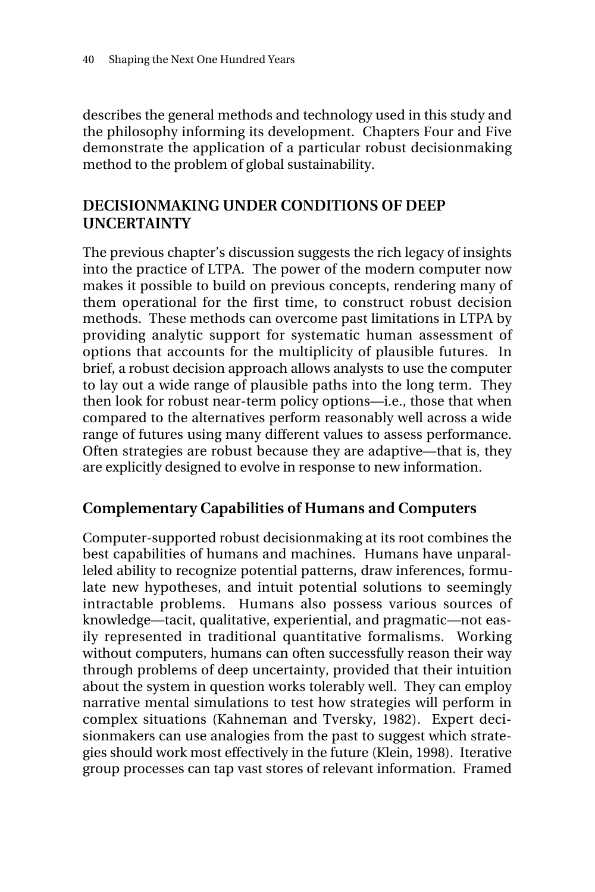describes the general methods and technology used in this study and the philosophy informing its development. Chapters Four and Five demonstrate the application of a particular robust decisionmaking method to the problem of global sustainability.

## DECISIONMAKING UNDER CONDITIONS OF DEEP UNCERTAINTY

The previous chapter's discussion suggests the rich legacy of insights into the practice of LTPA. The power of the modern computer now makes it possible to build on previous concepts, rendering many of them operational for the first time, to construct robust decision methods. These methods can overcome past limitations in LTPA by providing analytic support for systematic human assessment of options that accounts for the multiplicity of plausible futures. In brief, a robust decision approach allows analysts to use the computer to lay out a wide range of plausible paths into the long term. They then look for robust near-term policy options—i.e., those that when compared to the alternatives perform reasonably well across a wide range of futures using many different values to assess performance. Often strategies are robust because they are adaptive—that is, they are explicitly designed to evolve in response to new information.

### Complementary Capabilities of Humans and Computers

Computer-supported robust decisionmaking at its root combines the best capabilities of humans and machines. Humans have unparalleled ability to recognize potential patterns, draw inferences, formulate new hypotheses, and intuit potential solutions to seemingly intractable problems. Humans also possess various sources of knowledge—tacit, qualitative, experiential, and pragmatic—not easily represented in traditional quantitative formalisms. Working without computers, humans can often successfully reason their way through problems of deep uncertainty, provided that their intuition about the system in question works tolerably well. They can employ narrative mental simulations to test how strategies will perform in complex situations (Kahneman and Tversky, 1982). Expert decisionmakers can use analogies from the past to suggest which strategies should work most effectively in the future (Klein, 1998). Iterative group processes can tap vast stores of relevant information. Framed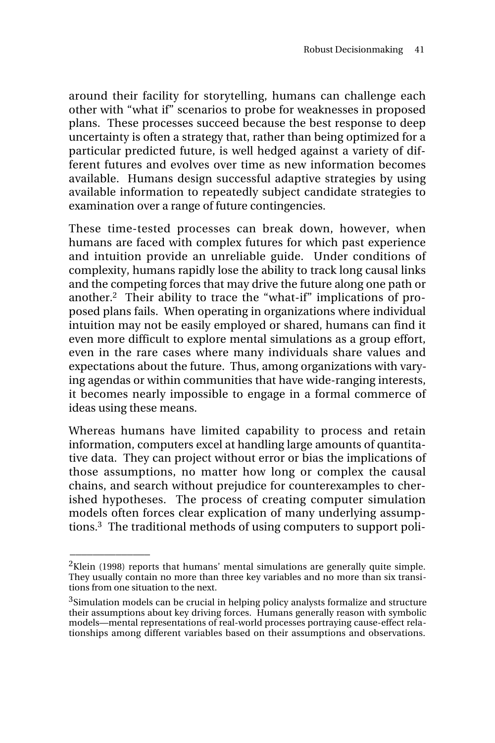around their facility for storytelling, humans can challenge each other with "what if" scenarios to probe for weaknesses in proposed plans. These processes succeed because the best response to deep uncertainty is often a strategy that, rather than being optimized for a particular predicted future, is well hedged against a variety of different futures and evolves over time as new information becomes available. Humans design successful adaptive strategies by using available information to repeatedly subject candidate strategies to examination over a range of future contingencies.

These time-tested processes can break down, however, when humans are faced with complex futures for which past experience and intuition provide an unreliable guide. Under conditions of complexity, humans rapidly lose the ability to track long causal links and the competing forces that may drive the future along one path or another.[2] Their ability to trace the "what-if" implications of proposed plans fails. When operating in organizations where individual intuition may not be easily employed or shared, humans can find it even more difficult to explore mental simulations as a group effort, even in the rare cases where many individuals share values and expectations about the future. Thus, among organizations with varying agendas or within communities that have wide-ranging interests, it becomes nearly impossible to engage in a formal commerce of ideas using these means.

Whereas humans have limited capability to process and retain information, computers excel at handling large amounts of quantitative data. They can project without error or bias the implications of those assumptions, no matter how long or complex the causal chains, and search without prejudice for counterexamples to cherished hypotheses. The process of creating computer simulation models often forces clear explication of many underlying assumptions.[3] The traditional methods of using computers to support poli-

---

[2]Klein (1998) reports that humans' mental simulations are generally quite simple. They usually contain no more than three key variables and no more than six transitions from one situation to the next.

[3]Simulation models can be crucial in helping policy analysts formalize and structure their assumptions about key driving forces. Humans generally reason with symbolic models—mental representations of real-world processes portraying cause-effect relationships among different variables based on their assumptions and observations.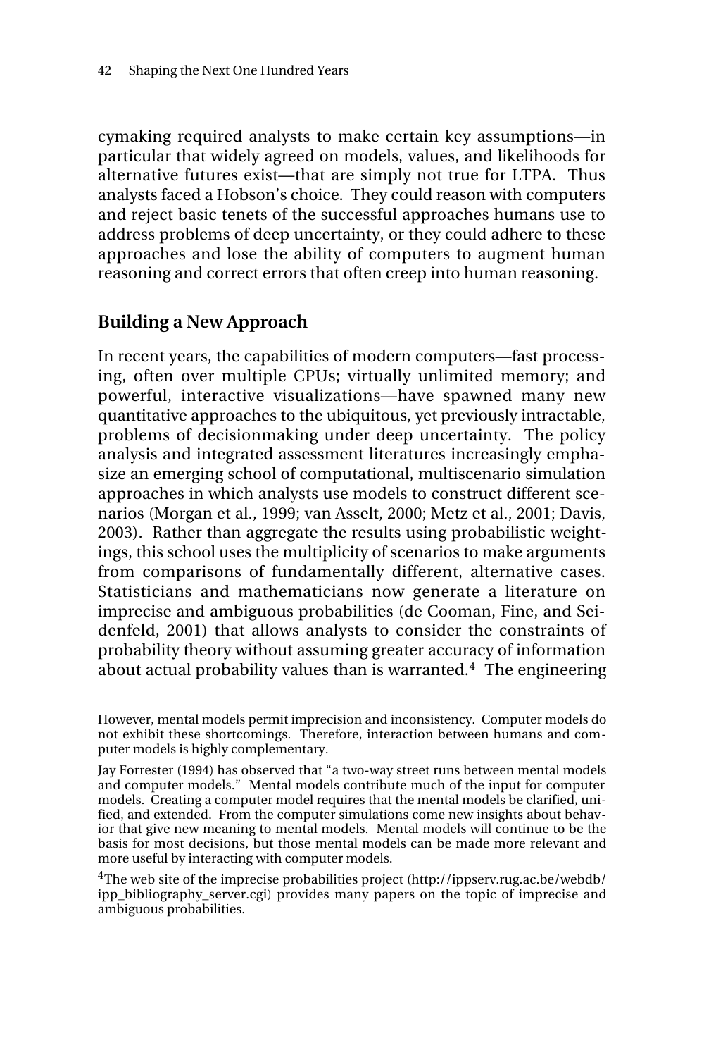cymaking required analysts to make certain key assumptions—in particular that widely agreed on models, values, and likelihoods for alternative futures exist—that are simply not true for LTPA. Thus analysts faced a Hobson's choice. They could reason with computers and reject basic tenets of the successful approaches humans use to address problems of deep uncertainty, or they could adhere to these approaches and lose the ability of computers to augment human reasoning and correct errors that often creep into human reasoning.

## Building a New Approach

In recent years, the capabilities of modern computers—fast processing, often over multiple CPUs; virtually unlimited memory; and powerful, interactive visualizations—have spawned many new quantitative approaches to the ubiquitous, yet previously intractable, problems of decisionmaking under deep uncertainty. The policy analysis and integrated assessment literatures increasingly emphasize an emerging school of computational, multiscenario simulation approaches in which analysts use models to construct different scenarios (Morgan et al., 1999; van Asselt, 2000; Metz et al., 2001; Davis, 2003). Rather than aggregate the results using probabilistic weightings, this school uses the multiplicity of scenarios to make arguments from comparisons of fundamentally different, alternative cases. Statisticians and mathematicians now generate a literature on imprecise and ambiguous probabilities (de Cooman, Fine, and Seidenfeld, 2001) that allows analysts to consider the constraints of probability theory without assuming greater accuracy of information about actual probability values than is warranted.[4] The engineering

---

However, mental models permit imprecision and inconsistency. Computer models do not exhibit these shortcomings. Therefore, interaction between humans and computer models is highly complementary.

Jay Forrester (1994) has observed that "a two-way street runs between mental models and computer models." Mental models contribute much of the input for computer models. Creating a computer model requires that the mental models be clarified, unified, and extended. From the computer simulations come new insights about behavior that give new meaning to mental models. Mental models will continue to be the basis for most decisions, but those mental models can be made more relevant and more useful by interacting with computer models.

[4]The web site of the imprecise probabilities project (http://ippserv.rug.ac.be/webdb/ipp_bibliography_server.cgi) provides many papers on the topic of imprecise and ambiguous probabilities.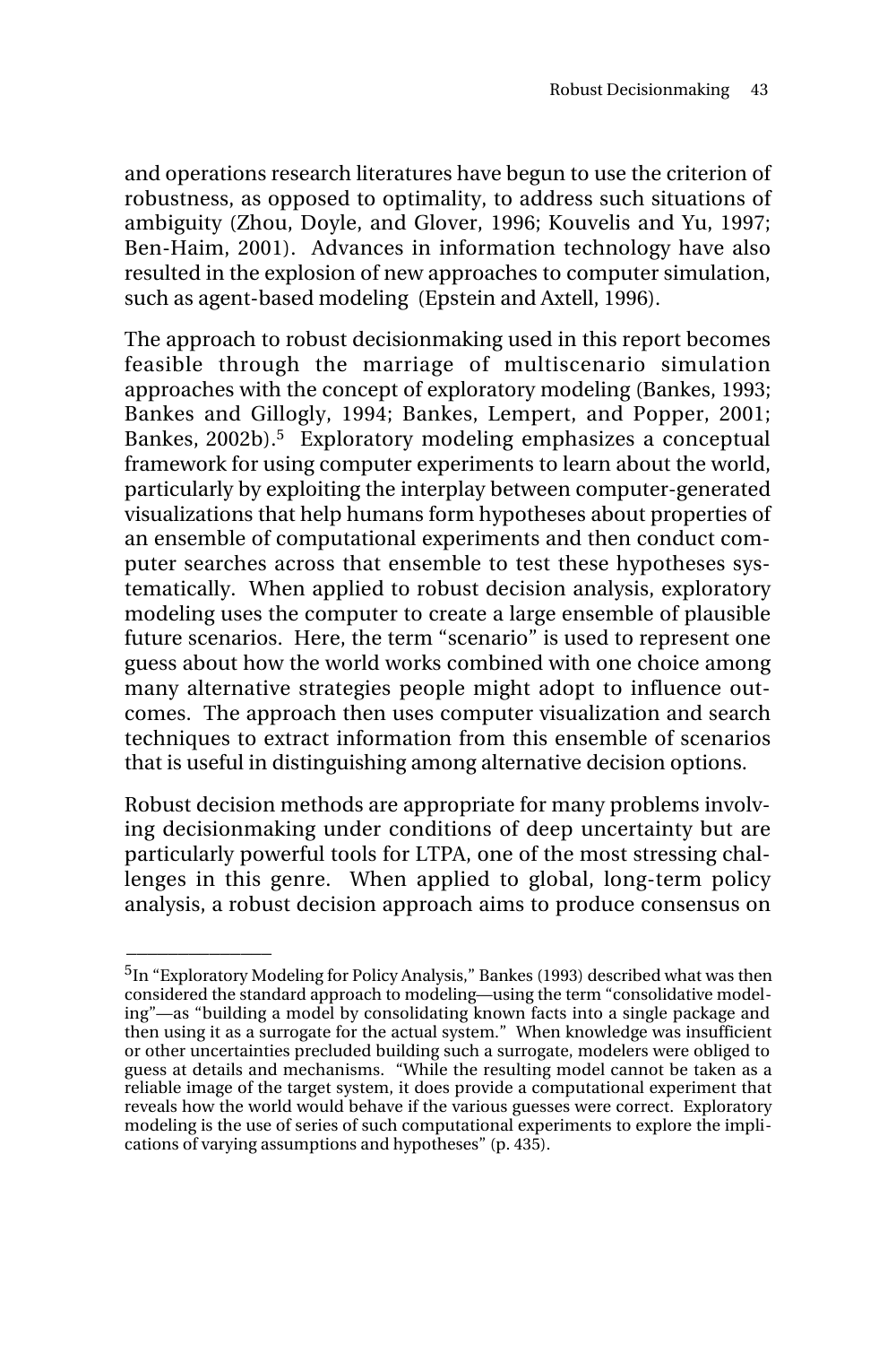and operations research literatures have begun to use the criterion of robustness, as opposed to optimality, to address such situations of ambiguity (Zhou, Doyle, and Glover, 1996; Kouvelis and Yu, 1997; Ben-Haim, 2001). Advances in information technology have also resulted in the explosion of new approaches to computer simulation, such as agent-based modeling (Epstein and Axtell, 1996).

The approach to robust decisionmaking used in this report becomes feasible through the marriage of multiscenario simulation approaches with the concept of exploratory modeling (Bankes, 1993; Bankes and Gillogly, 1994; Bankes, Lempert, and Popper, 2001; Bankes, 2002b).[5] Exploratory modeling emphasizes a conceptual framework for using computer experiments to learn about the world, particularly by exploiting the interplay between computer-generated visualizations that help humans form hypotheses about properties of an ensemble of computational experiments and then conduct computer searches across that ensemble to test these hypotheses systematically. When applied to robust decision analysis, exploratory modeling uses the computer to create a large ensemble of plausible future scenarios. Here, the term "scenario" is used to represent one guess about how the world works combined with one choice among many alternative strategies people might adopt to influence outcomes. The approach then uses computer visualization and search techniques to extract information from this ensemble of scenarios that is useful in distinguishing among alternative decision options.

Robust decision methods are appropriate for many problems involving decisionmaking under conditions of deep uncertainty but are particularly powerful tools for LTPA, one of the most stressing challenges in this genre. When applied to global, long-term policy analysis, a robust decision approach aims to produce consensus on

---

[5]In "Exploratory Modeling for Policy Analysis," Bankes (1993) described what was then considered the standard approach to modeling—using the term "consolidative modeling"—as "building a model by consolidating known facts into a single package and then using it as a surrogate for the actual system." When knowledge was insufficient or other uncertainties precluded building such a surrogate, modelers were obliged to guess at details and mechanisms. "While the resulting model cannot be taken as a reliable image of the target system, it does provide a computational experiment that reveals how the world would behave if the various guesses were correct. Exploratory modeling is the use of series of such computational experiments to explore the implications of varying assumptions and hypotheses" (p. 435).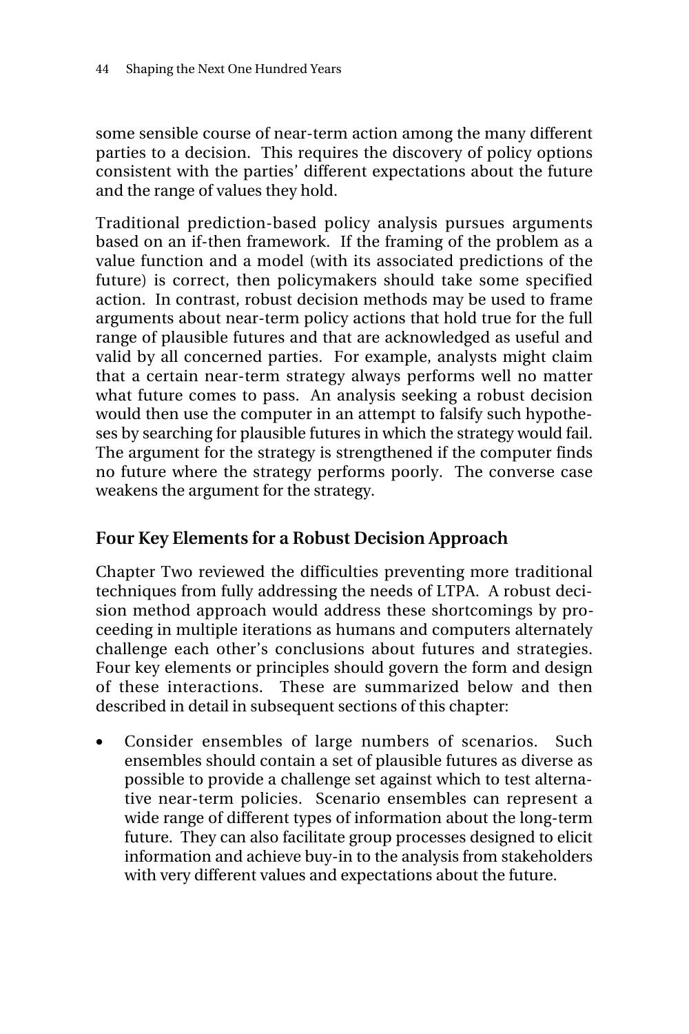some sensible course of near-term action among the many different parties to a decision. This requires the discovery of policy options consistent with the parties' different expectations about the future and the range of values they hold.

Traditional prediction-based policy analysis pursues arguments based on an if-then framework. If the framing of the problem as a value function and a model (with its associated predictions of the future) is correct, then policymakers should take some specified action. In contrast, robust decision methods may be used to frame arguments about near-term policy actions that hold true for the full range of plausible futures and that are acknowledged as useful and valid by all concerned parties. For example, analysts might claim that a certain near-term strategy always performs well no matter what future comes to pass. An analysis seeking a robust decision would then use the computer in an attempt to falsify such hypotheses by searching for plausible futures in which the strategy would fail. The argument for the strategy is strengthened if the computer finds no future where the strategy performs poorly. The converse case weakens the argument for the strategy.

## Four Key Elements for a Robust Decision Approach

Chapter Two reviewed the difficulties preventing more traditional techniques from fully addressing the needs of LTPA. A robust decision method approach would address these shortcomings by proceeding in multiple iterations as humans and computers alternately challenge each other's conclusions about futures and strategies. Four key elements or principles should govern the form and design of these interactions. These are summarized below and then described in detail in subsequent sections of this chapter:

- Consider ensembles of large numbers of scenarios. Such ensembles should contain a set of plausible futures as diverse as possible to provide a challenge set against which to test alternative near-term policies. Scenario ensembles can represent a wide range of different types of information about the long-term future. They can also facilitate group processes designed to elicit information and achieve buy-in to the analysis from stakeholders with very different values and expectations about the future.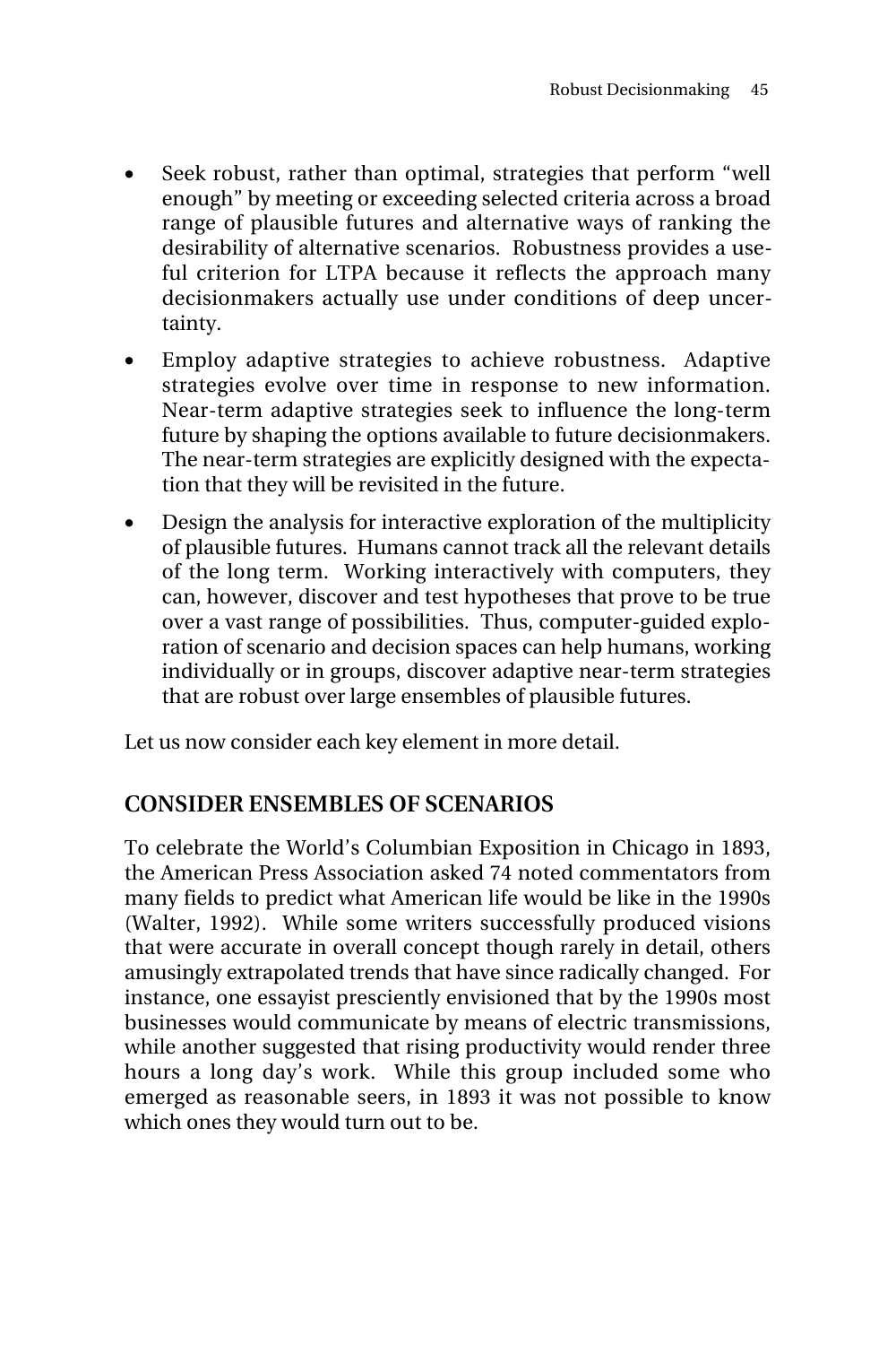- Seek robust, rather than optimal, strategies that perform "well enough" by meeting or exceeding selected criteria across a broad range of plausible futures and alternative ways of ranking the desirability of alternative scenarios. Robustness provides a useful criterion for LTPA because it reflects the approach many decisionmakers actually use under conditions of deep uncertainty.
- Employ adaptive strategies to achieve robustness. Adaptive strategies evolve over time in response to new information. Near-term adaptive strategies seek to influence the long-term future by shaping the options available to future decisionmakers. The near-term strategies are explicitly designed with the expectation that they will be revisited in the future.
- Design the analysis for interactive exploration of the multiplicity of plausible futures. Humans cannot track all the relevant details of the long term. Working interactively with computers, they can, however, discover and test hypotheses that prove to be true over a vast range of possibilities. Thus, computer-guided exploration of scenario and decision spaces can help humans, working individually or in groups, discover adaptive near-term strategies that are robust over large ensembles of plausible futures.

Let us now consider each key element in more detail.

## CONSIDER ENSEMBLES OF SCENARIOS

To celebrate the World's Columbian Exposition in Chicago in 1893, the American Press Association asked 74 noted commentators from many fields to predict what American life would be like in the 1990s (Walter, 1992). While some writers successfully produced visions that were accurate in overall concept though rarely in detail, others amusingly extrapolated trends that have since radically changed. For instance, one essayist presciently envisioned that by the 1990s most businesses would communicate by means of electric transmissions, while another suggested that rising productivity would render three hours a long day's work. While this group included some who emerged as reasonable seers, in 1893 it was not possible to know which ones they would turn out to be.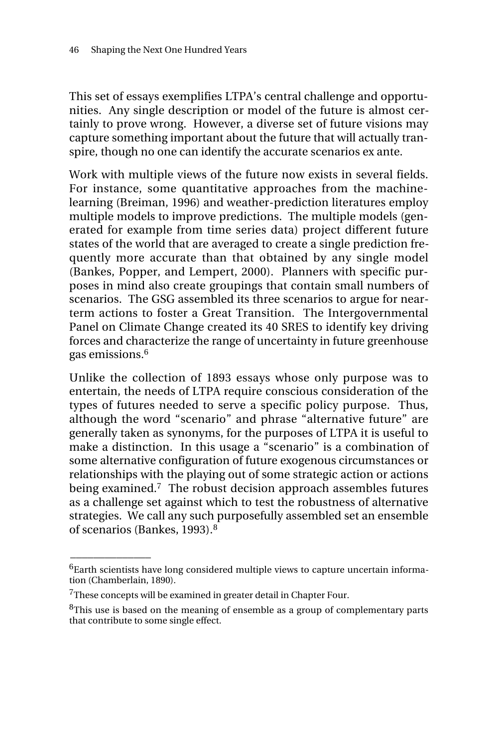This set of essays exemplifies LTPA's central challenge and opportunities. Any single description or model of the future is almost certainly to prove wrong. However, a diverse set of future visions may capture something important about the future that will actually transpire, though no one can identify the accurate scenarios ex ante.

Work with multiple views of the future now exists in several fields. For instance, some quantitative approaches from the machine-learning (Breiman, 1996) and weather-prediction literatures employ multiple models to improve predictions. The multiple models (generated for example from time series data) project different future states of the world that are averaged to create a single prediction frequently more accurate than that obtained by any single model (Bankes, Popper, and Lempert, 2000). Planners with specific purposes in mind also create groupings that contain small numbers of scenarios. The GSG assembled its three scenarios to argue for near-term actions to foster a Great Transition. The Intergovernmental Panel on Climate Change created its 40 SRES to identify key driving forces and characterize the range of uncertainty in future greenhouse gas emissions.[6]

Unlike the collection of 1893 essays whose only purpose was to entertain, the needs of LTPA require conscious consideration of the types of futures needed to serve a specific policy purpose. Thus, although the word "scenario" and phrase "alternative future" are generally taken as synonyms, for the purposes of LTPA it is useful to make a distinction. In this usage a "scenario" is a combination of some alternative configuration of future exogenous circumstances or relationships with the playing out of some strategic action or actions being examined.[7] The robust decision approach assembles futures as a challenge set against which to test the robustness of alternative strategies. We call any such purposefully assembled set an ensemble of scenarios (Bankes, 1993).[8]

---

[6]Earth scientists have long considered multiple views to capture uncertain information (Chamberlain, 1890).

[7]These concepts will be examined in greater detail in Chapter Four.

[8]This use is based on the meaning of ensemble as a group of complementary parts that contribute to some single effect.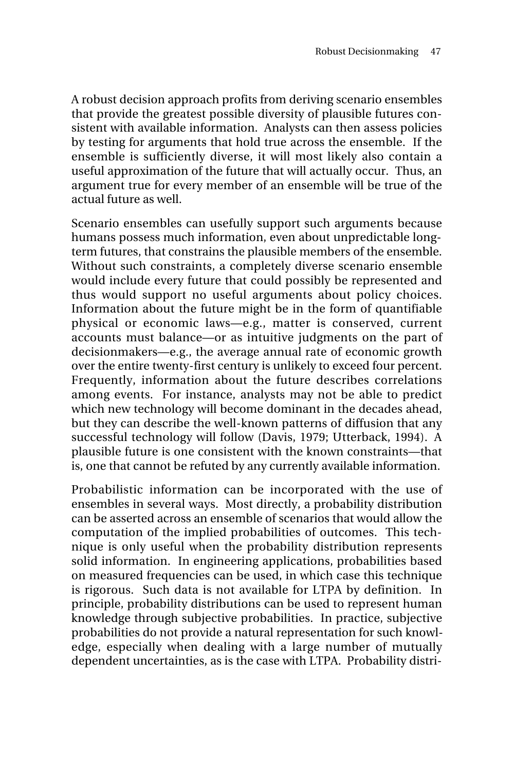A robust decision approach profits from deriving scenario ensembles that provide the greatest possible diversity of plausible futures consistent with available information. Analysts can then assess policies by testing for arguments that hold true across the ensemble. If the ensemble is sufficiently diverse, it will most likely also contain a useful approximation of the future that will actually occur. Thus, an argument true for every member of an ensemble will be true of the actual future as well.

Scenario ensembles can usefully support such arguments because humans possess much information, even about unpredictable long-term futures, that constrains the plausible members of the ensemble. Without such constraints, a completely diverse scenario ensemble would include every future that could possibly be represented and thus would support no useful arguments about policy choices. Information about the future might be in the form of quantifiable physical or economic laws—e.g., matter is conserved, current accounts must balance—or as intuitive judgments on the part of decisionmakers—e.g., the average annual rate of economic growth over the entire twenty-first century is unlikely to exceed four percent. Frequently, information about the future describes correlations among events. For instance, analysts may not be able to predict which new technology will become dominant in the decades ahead, but they can describe the well-known patterns of diffusion that any successful technology will follow (Davis, 1979; Utterback, 1994). A plausible future is one consistent with the known constraints—that is, one that cannot be refuted by any currently available information.

Probabilistic information can be incorporated with the use of ensembles in several ways. Most directly, a probability distribution can be asserted across an ensemble of scenarios that would allow the computation of the implied probabilities of outcomes. This technique is only useful when the probability distribution represents solid information. In engineering applications, probabilities based on measured frequencies can be used, in which case this technique is rigorous. Such data is not available for LTPA by definition. In principle, probability distributions can be used to represent human knowledge through subjective probabilities. In practice, subjective probabilities do not provide a natural representation for such knowledge, especially when dealing with a large number of mutually dependent uncertainties, as is the case with LTPA. Probability distri-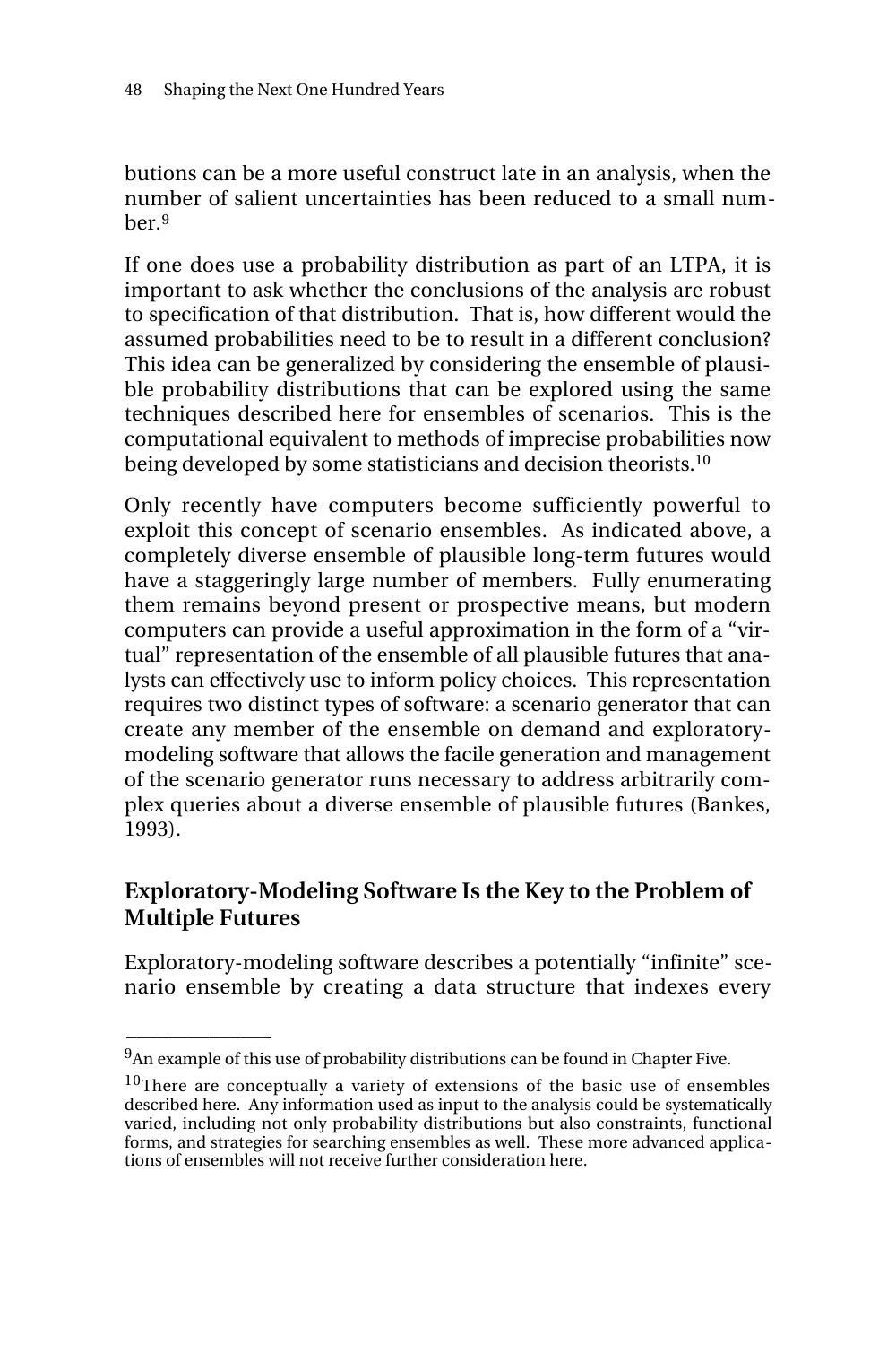butions can be a more useful construct late in an analysis, when the number of salient uncertainties has been reduced to a small number.[9]

If one does use a probability distribution as part of an LTPA, it is important to ask whether the conclusions of the analysis are robust to specification of that distribution. That is, how different would the assumed probabilities need to be to result in a different conclusion? This idea can be generalized by considering the ensemble of plausible probability distributions that can be explored using the same techniques described here for ensembles of scenarios. This is the computational equivalent to methods of imprecise probabilities now being developed by some statisticians and decision theorists.[10]

Only recently have computers become sufficiently powerful to exploit this concept of scenario ensembles. As indicated above, a completely diverse ensemble of plausible long-term futures would have a staggeringly large number of members. Fully enumerating them remains beyond present or prospective means, but modern computers can provide a useful approximation in the form of a "virtual" representation of the ensemble of all plausible futures that analysts can effectively use to inform policy choices. This representation requires two distinct types of software: a scenario generator that can create any member of the ensemble on demand and exploratory-modeling software that allows the facile generation and management of the scenario generator runs necessary to address arbitrarily complex queries about a diverse ensemble of plausible futures (Bankes, 1993).

## Exploratory-Modeling Software Is the Key to the Problem of Multiple Futures

Exploratory-modeling software describes a potentially "infinite" scenario ensemble by creating a data structure that indexes every

---

[9] An example of this use of probability distributions can be found in Chapter Five.

[10] There are conceptually a variety of extensions of the basic use of ensembles described here. Any information used as input to the analysis could be systematically varied, including not only probability distributions but also constraints, functional forms, and strategies for searching ensembles as well. These more advanced applications of ensembles will not receive further consideration here.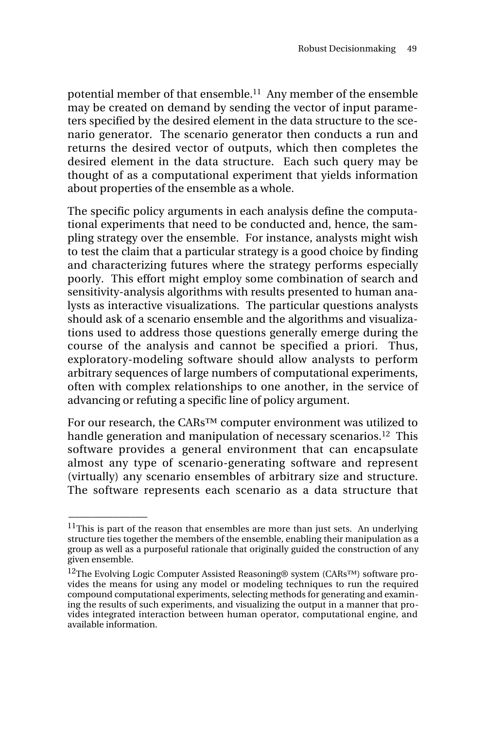potential member of that ensemble.[11] Any member of the ensemble may be created on demand by sending the vector of input parameters specified by the desired element in the data structure to the scenario generator. The scenario generator then conducts a run and returns the desired vector of outputs, which then completes the desired element in the data structure. Each such query may be thought of as a computational experiment that yields information about properties of the ensemble as a whole.

The specific policy arguments in each analysis define the computational experiments that need to be conducted and, hence, the sampling strategy over the ensemble. For instance, analysts might wish to test the claim that a particular strategy is a good choice by finding and characterizing futures where the strategy performs especially poorly. This effort might employ some combination of search and sensitivity-analysis algorithms with results presented to human analysts as interactive visualizations. The particular questions analysts should ask of a scenario ensemble and the algorithms and visualizations used to address those questions generally emerge during the course of the analysis and cannot be specified a priori. Thus, exploratory-modeling software should allow analysts to perform arbitrary sequences of large numbers of computational experiments, often with complex relationships to one another, in the service of advancing or refuting a specific line of policy argument.

For our research, the CARs™ computer environment was utilized to handle generation and manipulation of necessary scenarios.[12] This software provides a general environment that can encapsulate almost any type of scenario-generating software and represent (virtually) any scenario ensembles of arbitrary size and structure. The software represents each scenario as a data structure that

---

[11]This is part of the reason that ensembles are more than just sets. An underlying structure ties together the members of the ensemble, enabling their manipulation as a group as well as a purposeful rationale that originally guided the construction of any given ensemble.

[12]The Evolving Logic Computer Assisted Reasoning® system (CARs™) software provides the means for using any model or modeling techniques to run the required compound computational experiments, selecting methods for generating and examining the results of such experiments, and visualizing the output in a manner that provides integrated interaction between human operator, computational engine, and available information.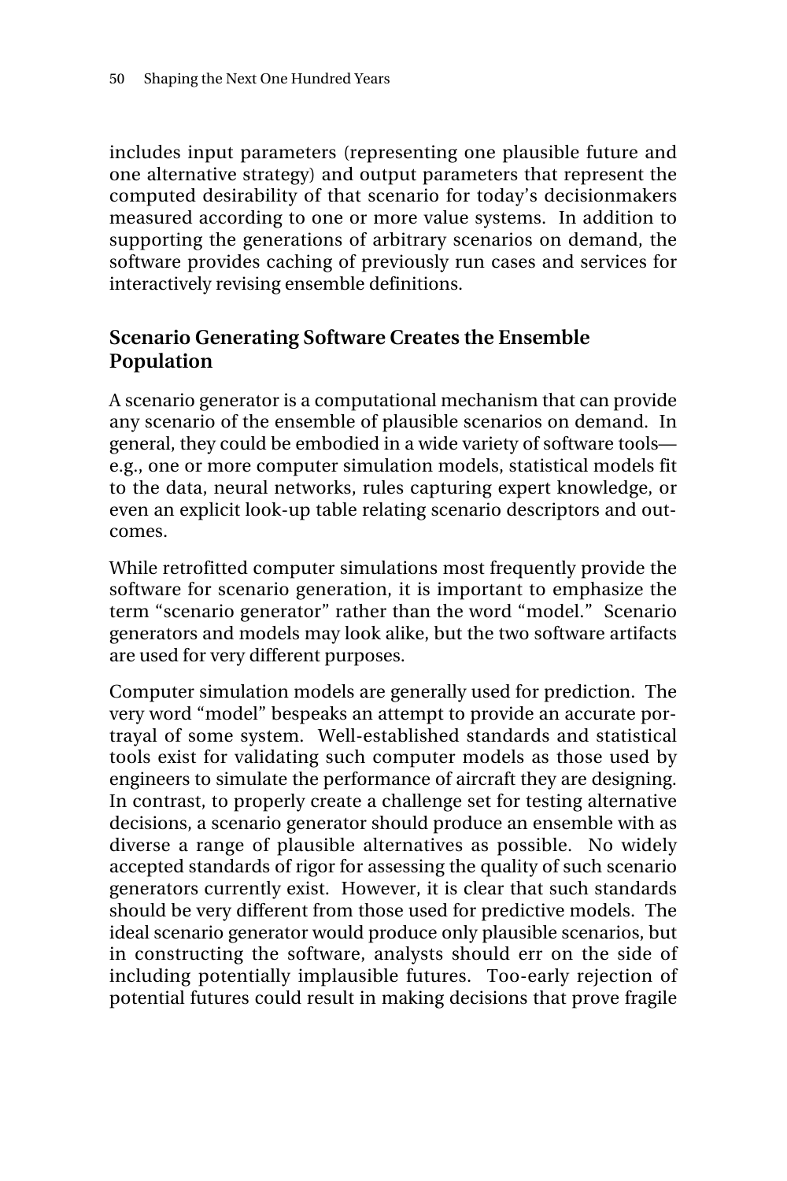includes input parameters (representing one plausible future and one alternative strategy) and output parameters that represent the computed desirability of that scenario for today's decisionmakers measured according to one or more value systems. In addition to supporting the generations of arbitrary scenarios on demand, the software provides caching of previously run cases and services for interactively revising ensemble definitions.

## Scenario Generating Software Creates the Ensemble Population

A scenario generator is a computational mechanism that can provide any scenario of the ensemble of plausible scenarios on demand. In general, they could be embodied in a wide variety of software tools—e.g., one or more computer simulation models, statistical models fit to the data, neural networks, rules capturing expert knowledge, or even an explicit look-up table relating scenario descriptors and outcomes.

While retrofitted computer simulations most frequently provide the software for scenario generation, it is important to emphasize the term "scenario generator" rather than the word "model." Scenario generators and models may look alike, but the two software artifacts are used for very different purposes.

Computer simulation models are generally used for prediction. The very word "model" bespeaks an attempt to provide an accurate portrayal of some system. Well-established standards and statistical tools exist for validating such computer models as those used by engineers to simulate the performance of aircraft they are designing. In contrast, to properly create a challenge set for testing alternative decisions, a scenario generator should produce an ensemble with as diverse a range of plausible alternatives as possible. No widely accepted standards of rigor for assessing the quality of such scenario generators currently exist. However, it is clear that such standards should be very different from those used for predictive models. The ideal scenario generator would produce only plausible scenarios, but in constructing the software, analysts should err on the side of including potentially implausible futures. Too-early rejection of potential futures could result in making decisions that prove fragile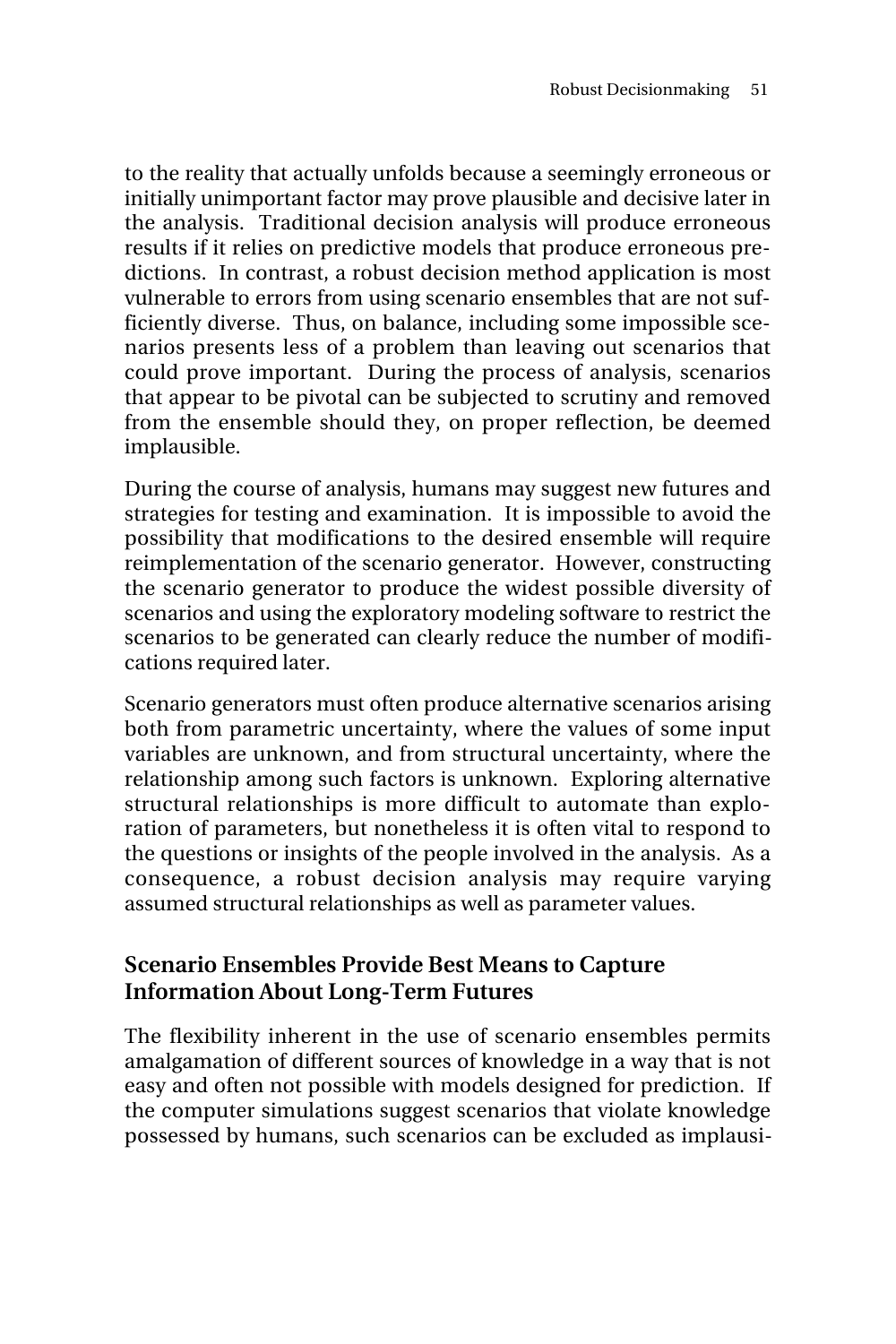to the reality that actually unfolds because a seemingly erroneous or initially unimportant factor may prove plausible and decisive later in the analysis. Traditional decision analysis will produce erroneous results if it relies on predictive models that produce erroneous predictions. In contrast, a robust decision method application is most vulnerable to errors from using scenario ensembles that are not sufficiently diverse. Thus, on balance, including some impossible scenarios presents less of a problem than leaving out scenarios that could prove important. During the process of analysis, scenarios that appear to be pivotal can be subjected to scrutiny and removed from the ensemble should they, on proper reflection, be deemed implausible.

During the course of analysis, humans may suggest new futures and strategies for testing and examination. It is impossible to avoid the possibility that modifications to the desired ensemble will require reimplementation of the scenario generator. However, constructing the scenario generator to produce the widest possible diversity of scenarios and using the exploratory modeling software to restrict the scenarios to be generated can clearly reduce the number of modifications required later.

Scenario generators must often produce alternative scenarios arising both from parametric uncertainty, where the values of some input variables are unknown, and from structural uncertainty, where the relationship among such factors is unknown. Exploring alternative structural relationships is more difficult to automate than exploration of parameters, but nonetheless it is often vital to respond to the questions or insights of the people involved in the analysis. As a consequence, a robust decision analysis may require varying assumed structural relationships as well as parameter values.

## Scenario Ensembles Provide Best Means to Capture Information About Long-Term Futures

The flexibility inherent in the use of scenario ensembles permits amalgamation of different sources of knowledge in a way that is not easy and often not possible with models designed for prediction. If the computer simulations suggest scenarios that violate knowledge possessed by humans, such scenarios can be excluded as implausi-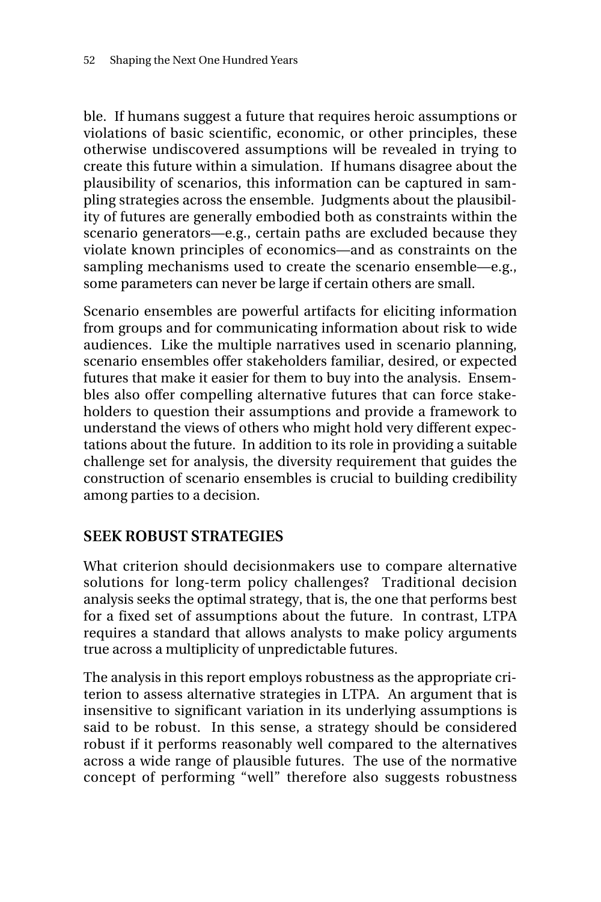ble. If humans suggest a future that requires heroic assumptions or violations of basic scientific, economic, or other principles, these otherwise undiscovered assumptions will be revealed in trying to create this future within a simulation. If humans disagree about the plausibility of scenarios, this information can be captured in sampling strategies across the ensemble. Judgments about the plausibility of futures are generally embodied both as constraints within the scenario generators—e.g., certain paths are excluded because they violate known principles of economics—and as constraints on the sampling mechanisms used to create the scenario ensemble—e.g., some parameters can never be large if certain others are small.

Scenario ensembles are powerful artifacts for eliciting information from groups and for communicating information about risk to wide audiences. Like the multiple narratives used in scenario planning, scenario ensembles offer stakeholders familiar, desired, or expected futures that make it easier for them to buy into the analysis. Ensembles also offer compelling alternative futures that can force stakeholders to question their assumptions and provide a framework to understand the views of others who might hold very different expectations about the future. In addition to its role in providing a suitable challenge set for analysis, the diversity requirement that guides the construction of scenario ensembles is crucial to building credibility among parties to a decision.

## SEEK ROBUST STRATEGIES

What criterion should decisionmakers use to compare alternative solutions for long-term policy challenges? Traditional decision analysis seeks the optimal strategy, that is, the one that performs best for a fixed set of assumptions about the future. In contrast, LTPA requires a standard that allows analysts to make policy arguments true across a multiplicity of unpredictable futures.

The analysis in this report employs robustness as the appropriate criterion to assess alternative strategies in LTPA. An argument that is insensitive to significant variation in its underlying assumptions is said to be robust. In this sense, a strategy should be considered robust if it performs reasonably well compared to the alternatives across a wide range of plausible futures. The use of the normative concept of performing "well" therefore also suggests robustness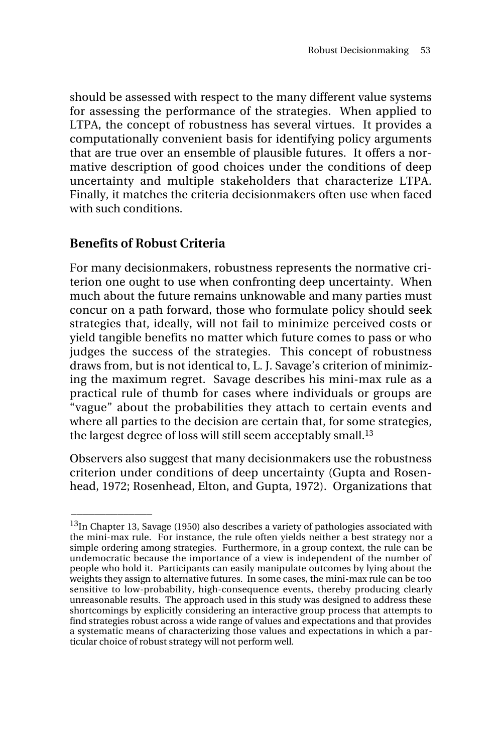should be assessed with respect to the many different value systems for assessing the performance of the strategies. When applied to LTPA, the concept of robustness has several virtues. It provides a computationally convenient basis for identifying policy arguments that are true over an ensemble of plausible futures. It offers a normative description of good choices under the conditions of deep uncertainty and multiple stakeholders that characterize LTPA. Finally, it matches the criteria decisionmakers often use when faced with such conditions.

## Benefits of Robust Criteria

For many decisionmakers, robustness represents the normative criterion one ought to use when confronting deep uncertainty. When much about the future remains unknowable and many parties must concur on a path forward, those who formulate policy should seek strategies that, ideally, will not fail to minimize perceived costs or yield tangible benefits no matter which future comes to pass or who judges the success of the strategies. This concept of robustness draws from, but is not identical to, L. J. Savage's criterion of minimizing the maximum regret. Savage describes his mini-max rule as a practical rule of thumb for cases where individuals or groups are "vague" about the probabilities they attach to certain events and where all parties to the decision are certain that, for some strategies, the largest degree of loss will still seem acceptably small.[13]

Observers also suggest that many decisionmakers use the robustness criterion under conditions of deep uncertainty (Gupta and Rosenhead, 1972; Rosenhead, Elton, and Gupta, 1972). Organizations that

---

[13] In Chapter 13, Savage (1950) also describes a variety of pathologies associated with the mini-max rule. For instance, the rule often yields neither a best strategy nor a simple ordering among strategies. Furthermore, in a group context, the rule can be undemocratic because the importance of a view is independent of the number of people who hold it. Participants can easily manipulate outcomes by lying about the weights they assign to alternative futures. In some cases, the mini-max rule can be too sensitive to low-probability, high-consequence events, thereby producing clearly unreasonable results. The approach used in this study was designed to address these shortcomings by explicitly considering an interactive group process that attempts to find strategies robust across a wide range of values and expectations and that provides a systematic means of characterizing those values and expectations in which a particular choice of robust strategy will not perform well.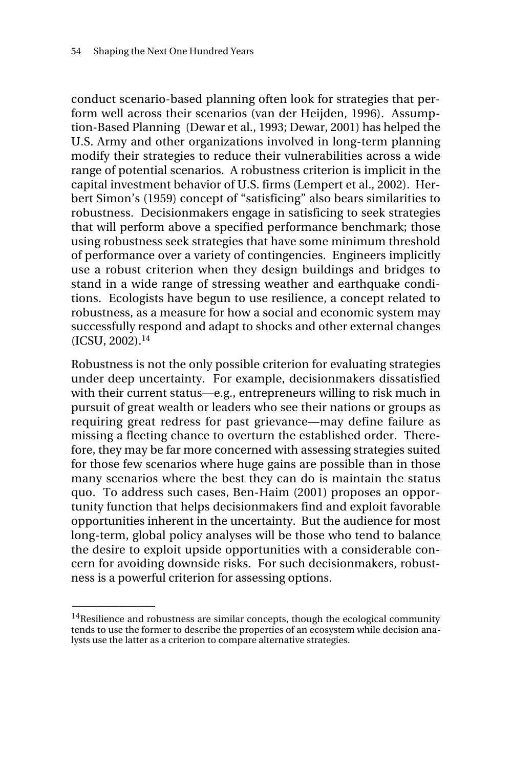conduct scenario-based planning often look for strategies that perform well across their scenarios (van der Heijden, 1996). Assumption-Based Planning (Dewar et al., 1993; Dewar, 2001) has helped the U.S. Army and other organizations involved in long-term planning modify their strategies to reduce their vulnerabilities across a wide range of potential scenarios. A robustness criterion is implicit in the capital investment behavior of U.S. firms (Lempert et al., 2002). Herbert Simon's (1959) concept of "satisficing" also bears similarities to robustness. Decisionmakers engage in satisficing to seek strategies that will perform above a specified performance benchmark; those using robustness seek strategies that have some minimum threshold of performance over a variety of contingencies. Engineers implicitly use a robust criterion when they design buildings and bridges to stand in a wide range of stressing weather and earthquake conditions. Ecologists have begun to use resilience, a concept related to robustness, as a measure for how a social and economic system may successfully respond and adapt to shocks and other external changes (ICSU, 2002).[14]

Robustness is not the only possible criterion for evaluating strategies under deep uncertainty. For example, decisionmakers dissatisfied with their current status—e.g., entrepreneurs willing to risk much in pursuit of great wealth or leaders who see their nations or groups as requiring great redress for past grievance—may define failure as missing a fleeting chance to overturn the established order. Therefore, they may be far more concerned with assessing strategies suited for those few scenarios where huge gains are possible than in those many scenarios where the best they can do is maintain the status quo. To address such cases, Ben-Haim (2001) proposes an opportunity function that helps decisionmakers find and exploit favorable opportunities inherent in the uncertainty. But the audience for most long-term, global policy analyses will be those who tend to balance the desire to exploit upside opportunities with a considerable concern for avoiding downside risks. For such decisionmakers, robustness is a powerful criterion for assessing options.

---

[14] Resilience and robustness are similar concepts, though the ecological community tends to use the former to describe the properties of an ecosystem while decision analysts use the latter as a criterion to compare alternative strategies.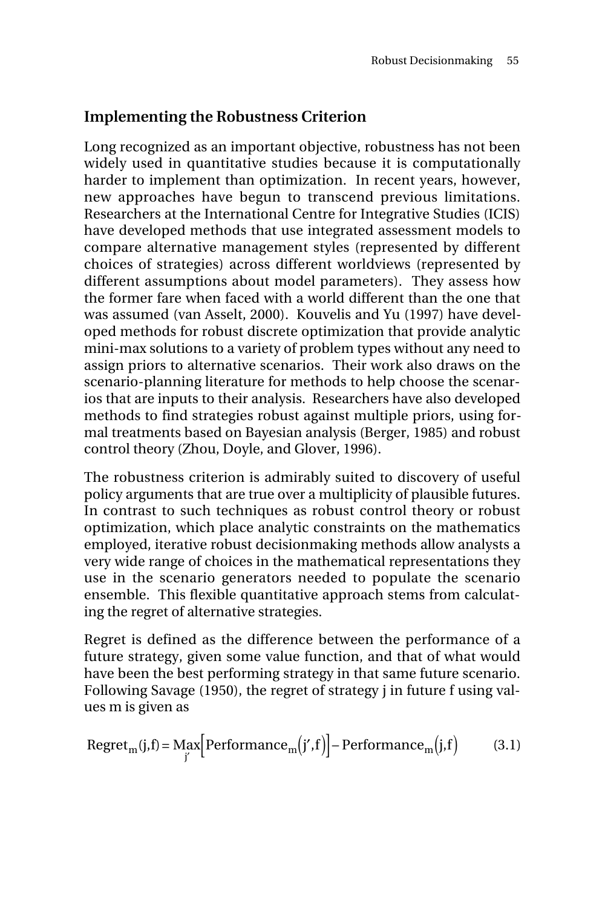## Implementing the Robustness Criterion

Long recognized as an important objective, robustness has not been widely used in quantitative studies because it is computationally harder to implement than optimization. In recent years, however, new approaches have begun to transcend previous limitations. Researchers at the International Centre for Integrative Studies (ICIS) have developed methods that use integrated assessment models to compare alternative management styles (represented by different choices of strategies) across different worldviews (represented by different assumptions about model parameters). They assess how the former fare when faced with a world different than the one that was assumed (van Asselt, 2000). Kouvelis and Yu (1997) have developed methods for robust discrete optimization that provide analytic mini-max solutions to a variety of problem types without any need to assign priors to alternative scenarios. Their work also draws on the scenario-planning literature for methods to help choose the scenarios that are inputs to their analysis. Researchers have also developed methods to find strategies robust against multiple priors, using formal treatments based on Bayesian analysis (Berger, 1985) and robust control theory (Zhou, Doyle, and Glover, 1996).

The robustness criterion is admirably suited to discovery of useful policy arguments that are true over a multiplicity of plausible futures. In contrast to such techniques as robust control theory or robust optimization, which place analytic constraints on the mathematics employed, iterative robust decisionmaking methods allow analysts a very wide range of choices in the mathematical representations they use in the scenario generators needed to populate the scenario ensemble. This flexible quantitative approach stems from calculating the regret of alternative strategies.

Regret is defined as the difference between the performance of a future strategy, given some value function, and that of what would have been the best performing strategy in that same future scenario. Following Savage (1950), the regret of strategy j in future f using values m is given as

$$\text{Regret}_m(j,f) = \underset{j'}{\text{Max}}\left[\text{Performance}_m(j',f)\right] - \text{Performance}_m(j,f) \qquad (3.1)$$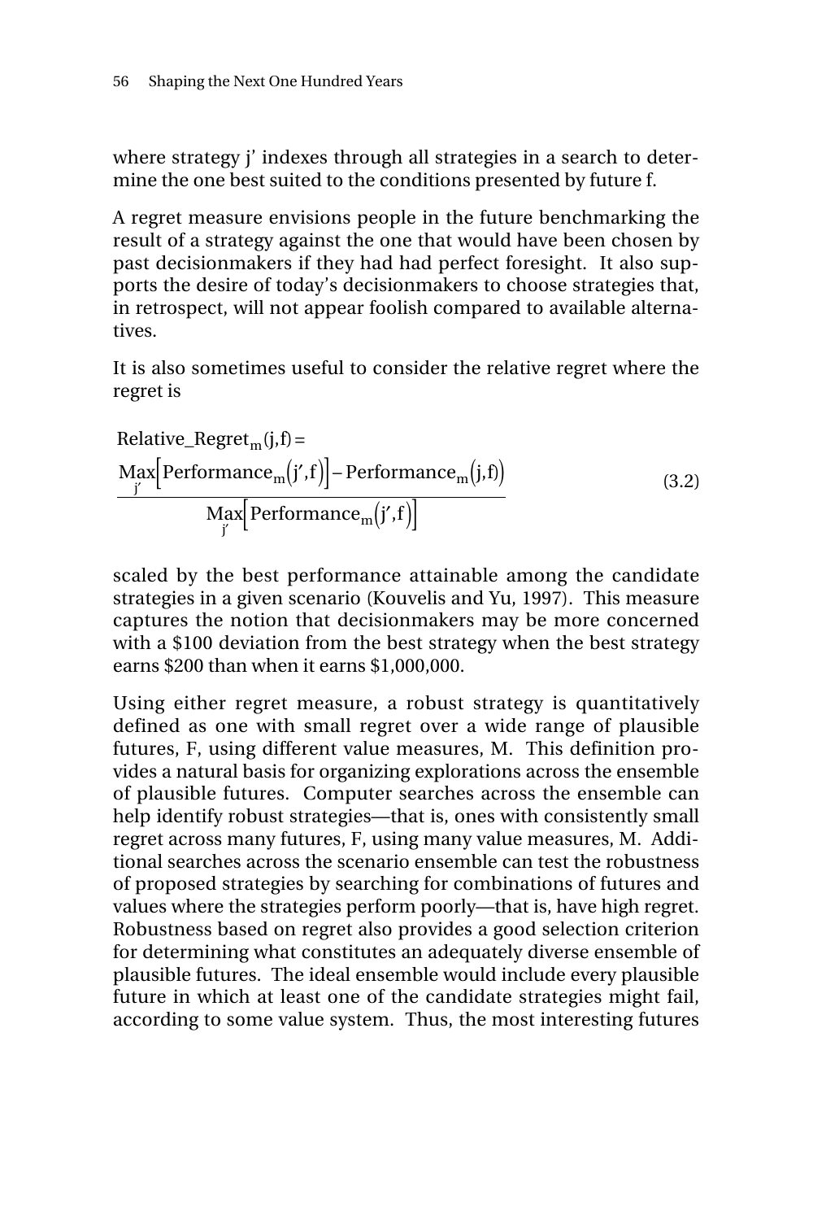where strategy j' indexes through all strategies in a search to determine the one best suited to the conditions presented by future f.

A regret measure envisions people in the future benchmarking the result of a strategy against the one that would have been chosen by past decisionmakers if they had had perfect foresight. It also supports the desire of today's decisionmakers to choose strategies that, in retrospect, will not appear foolish compared to available alternatives.

It is also sometimes useful to consider the relative regret where the regret is

$$\text{Relative\_Regret}_m(j,f) = \frac{\underset{j'}{\text{Max}}\left[\text{Performance}_m(j',f)\right] - \text{Performance}_m(j,f)}{\underset{j'}{\text{Max}}\left[\text{Performance}_m(j',f)\right]} \tag{3.2}$$

scaled by the best performance attainable among the candidate strategies in a given scenario (Kouvelis and Yu, 1997). This measure captures the notion that decisionmakers may be more concerned with a \$100 deviation from the best strategy when the best strategy earns \$200 than when it earns \$1,000,000.

Using either regret measure, a robust strategy is quantitatively defined as one with small regret over a wide range of plausible futures, F, using different value measures, M. This definition provides a natural basis for organizing explorations across the ensemble of plausible futures. Computer searches across the ensemble can help identify robust strategies—that is, ones with consistently small regret across many futures, F, using many value measures, M. Additional searches across the scenario ensemble can test the robustness of proposed strategies by searching for combinations of futures and values where the strategies perform poorly—that is, have high regret. Robustness based on regret also provides a good selection criterion for determining what constitutes an adequately diverse ensemble of plausible futures. The ideal ensemble would include every plausible future in which at least one of the candidate strategies might fail, according to some value system. Thus, the most interesting futures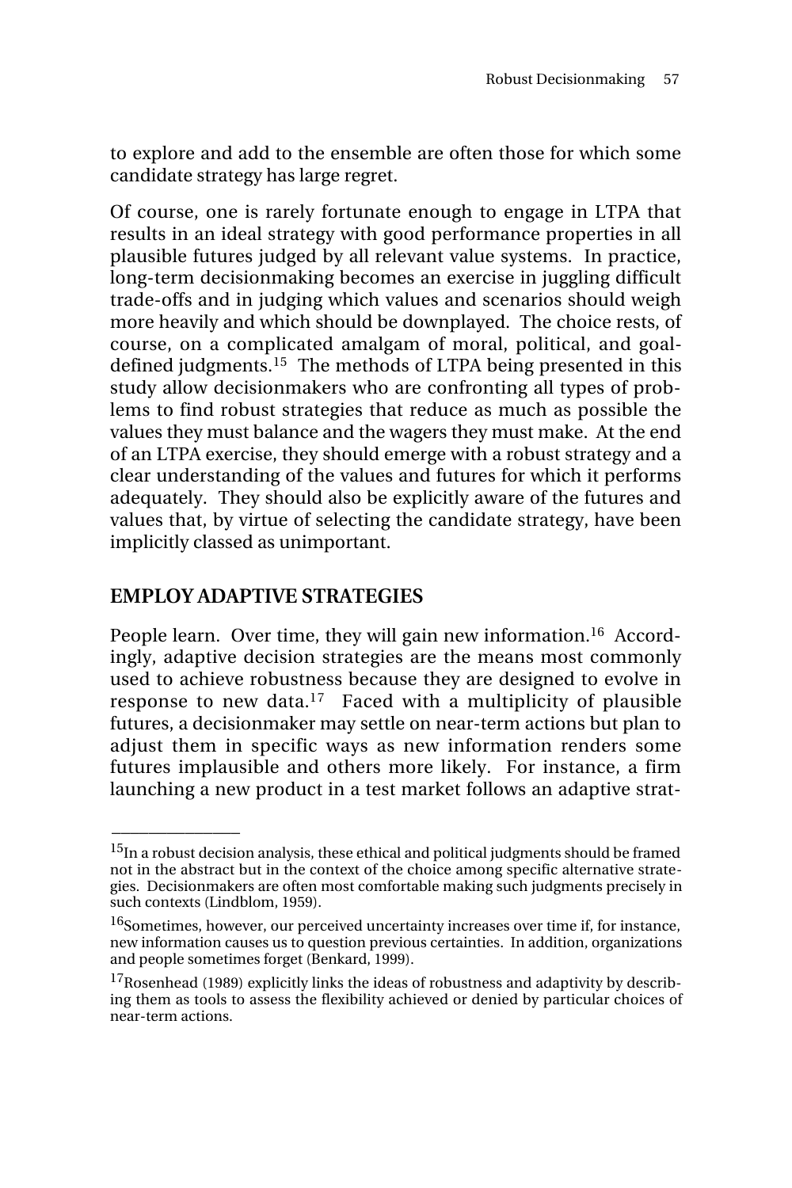to explore and add to the ensemble are often those for which some candidate strategy has large regret.

Of course, one is rarely fortunate enough to engage in LTPA that results in an ideal strategy with good performance properties in all plausible futures judged by all relevant value systems. In practice, long-term decisionmaking becomes an exercise in juggling difficult trade-offs and in judging which values and scenarios should weigh more heavily and which should be downplayed. The choice rests, of course, on a complicated amalgam of moral, political, and goal-defined judgments.[15] The methods of LTPA being presented in this study allow decisionmakers who are confronting all types of problems to find robust strategies that reduce as much as possible the values they must balance and the wagers they must make. At the end of an LTPA exercise, they should emerge with a robust strategy and a clear understanding of the values and futures for which it performs adequately. They should also be explicitly aware of the futures and values that, by virtue of selecting the candidate strategy, have been implicitly classed as unimportant.

## EMPLOY ADAPTIVE STRATEGIES

People learn. Over time, they will gain new information.[16] Accordingly, adaptive decision strategies are the means most commonly used to achieve robustness because they are designed to evolve in response to new data.[17] Faced with a multiplicity of plausible futures, a decisionmaker may settle on near-term actions but plan to adjust them in specific ways as new information renders some futures implausible and others more likely. For instance, a firm launching a new product in a test market follows an adaptive strat-

---

[15] In a robust decision analysis, these ethical and political judgments should be framed not in the abstract but in the context of the choice among specific alternative strategies. Decisionmakers are often most comfortable making such judgments precisely in such contexts (Lindblom, 1959).

[16] Sometimes, however, our perceived uncertainty increases over time if, for instance, new information causes us to question previous certainties. In addition, organizations and people sometimes forget (Benkard, 1999).

[17] Rosenhead (1989) explicitly links the ideas of robustness and adaptivity by describing them as tools to assess the flexibility achieved or denied by particular choices of near-term actions.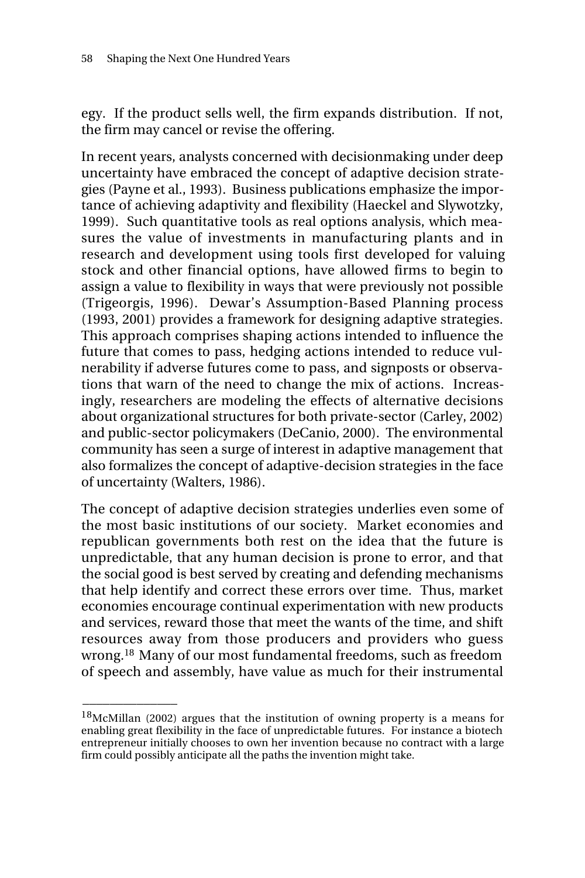egy. If the product sells well, the firm expands distribution. If not, the firm may cancel or revise the offering.

In recent years, analysts concerned with decisionmaking under deep uncertainty have embraced the concept of adaptive decision strategies (Payne et al., 1993). Business publications emphasize the importance of achieving adaptivity and flexibility (Haeckel and Slywotzky, 1999). Such quantitative tools as real options analysis, which measures the value of investments in manufacturing plants and in research and development using tools first developed for valuing stock and other financial options, have allowed firms to begin to assign a value to flexibility in ways that were previously not possible (Trigeorgis, 1996). Dewar's Assumption-Based Planning process (1993, 2001) provides a framework for designing adaptive strategies. This approach comprises shaping actions intended to influence the future that comes to pass, hedging actions intended to reduce vulnerability if adverse futures come to pass, and signposts or observations that warn of the need to change the mix of actions. Increasingly, researchers are modeling the effects of alternative decisions about organizational structures for both private-sector (Carley, 2002) and public-sector policymakers (DeCanio, 2000). The environmental community has seen a surge of interest in adaptive management that also formalizes the concept of adaptive-decision strategies in the face of uncertainty (Walters, 1986).

The concept of adaptive decision strategies underlies even some of the most basic institutions of our society. Market economies and republican governments both rest on the idea that the future is unpredictable, that any human decision is prone to error, and that the social good is best served by creating and defending mechanisms that help identify and correct these errors over time. Thus, market economies encourage continual experimentation with new products and services, reward those that meet the wants of the time, and shift resources away from those producers and providers who guess wrong.[18] Many of our most fundamental freedoms, such as freedom of speech and assembly, have value as much for their instrumental

---

[18]McMillan (2002) argues that the institution of owning property is a means for enabling great flexibility in the face of unpredictable futures. For instance a biotech entrepreneur initially chooses to own her invention because no contract with a large firm could possibly anticipate all the paths the invention might take.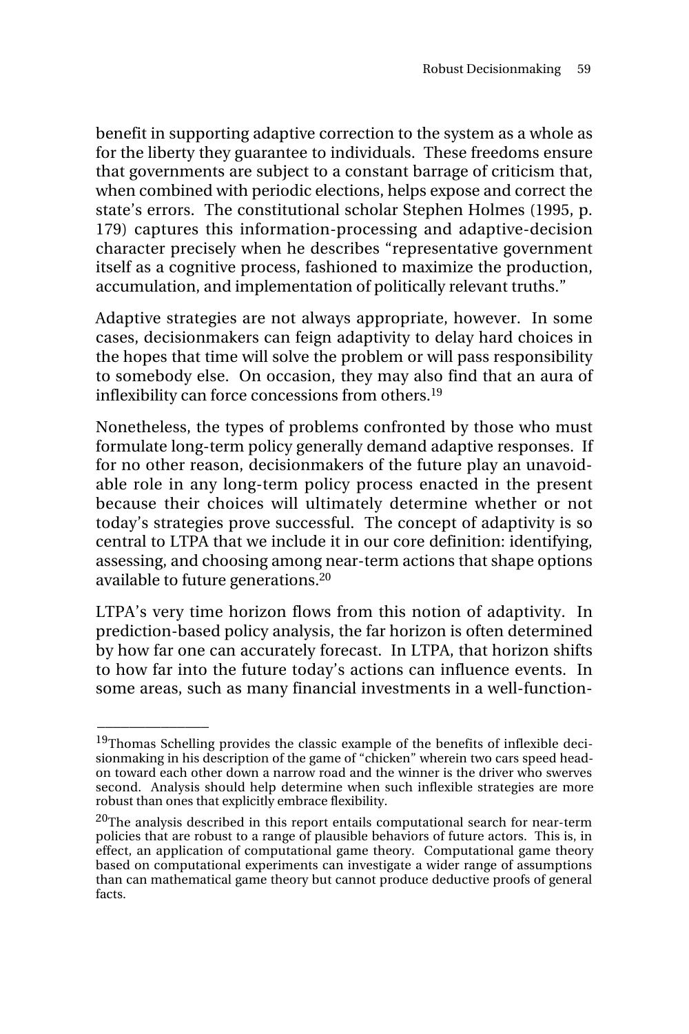benefit in supporting adaptive correction to the system as a whole as for the liberty they guarantee to individuals. These freedoms ensure that governments are subject to a constant barrage of criticism that, when combined with periodic elections, helps expose and correct the state's errors. The constitutional scholar Stephen Holmes (1995, p. 179) captures this information-processing and adaptive-decision character precisely when he describes "representative government itself as a cognitive process, fashioned to maximize the production, accumulation, and implementation of politically relevant truths."

Adaptive strategies are not always appropriate, however. In some cases, decisionmakers can feign adaptivity to delay hard choices in the hopes that time will solve the problem or will pass responsibility to somebody else. On occasion, they may also find that an aura of inflexibility can force concessions from others.[19]

Nonetheless, the types of problems confronted by those who must formulate long-term policy generally demand adaptive responses. If for no other reason, decisionmakers of the future play an unavoidable role in any long-term policy process enacted in the present because their choices will ultimately determine whether or not today's strategies prove successful. The concept of adaptivity is so central to LTPA that we include it in our core definition: identifying, assessing, and choosing among near-term actions that shape options available to future generations.[20]

LTPA's very time horizon flows from this notion of adaptivity. In prediction-based policy analysis, the far horizon is often determined by how far one can accurately forecast. In LTPA, that horizon shifts to how far into the future today's actions can influence events. In some areas, such as many financial investments in a well-function-

---

[19]Thomas Schelling provides the classic example of the benefits of inflexible decisionmaking in his description of the game of "chicken" wherein two cars speed head-on toward each other down a narrow road and the winner is the driver who swerves second. Analysis should help determine when such inflexible strategies are more robust than ones that explicitly embrace flexibility.

[20]The analysis described in this report entails computational search for near-term policies that are robust to a range of plausible behaviors of future actors. This is, in effect, an application of computational game theory. Computational game theory based on computational experiments can investigate a wider range of assumptions than can mathematical game theory but cannot produce deductive proofs of general facts.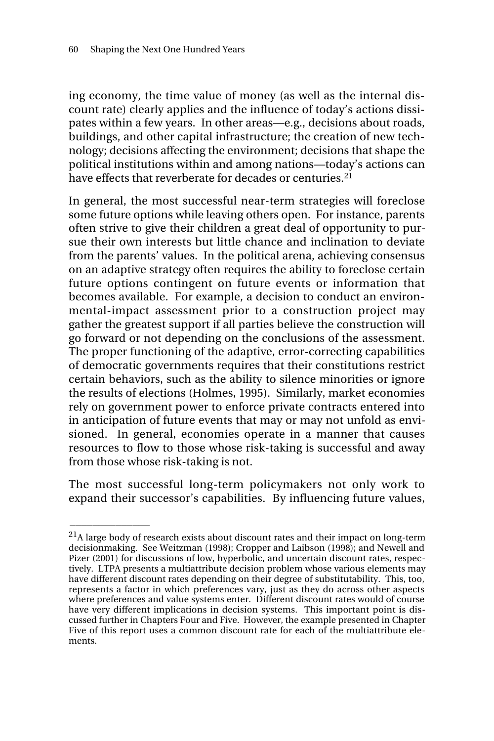ing economy, the time value of money (as well as the internal discount rate) clearly applies and the influence of today's actions dissipates within a few years. In other areas—e.g., decisions about roads, buildings, and other capital infrastructure; the creation of new technology; decisions affecting the environment; decisions that shape the political institutions within and among nations—today's actions can have effects that reverberate for decades or centuries.[21]

In general, the most successful near-term strategies will foreclose some future options while leaving others open. For instance, parents often strive to give their children a great deal of opportunity to pursue their own interests but little chance and inclination to deviate from the parents' values. In the political arena, achieving consensus on an adaptive strategy often requires the ability to foreclose certain future options contingent on future events or information that becomes available. For example, a decision to conduct an environmental-impact assessment prior to a construction project may gather the greatest support if all parties believe the construction will go forward or not depending on the conclusions of the assessment. The proper functioning of the adaptive, error-correcting capabilities of democratic governments requires that their constitutions restrict certain behaviors, such as the ability to silence minorities or ignore the results of elections (Holmes, 1995). Similarly, market economies rely on government power to enforce private contracts entered into in anticipation of future events that may or may not unfold as envisioned. In general, economies operate in a manner that causes resources to flow to those whose risk-taking is successful and away from those whose risk-taking is not.

The most successful long-term policymakers not only work to expand their successor's capabilities. By influencing future values,

---

[21]A large body of research exists about discount rates and their impact on long-term decisionmaking. See Weitzman (1998); Cropper and Laibson (1998); and Newell and Pizer (2001) for discussions of low, hyperbolic, and uncertain discount rates, respectively. LTPA presents a multiattribute decision problem whose various elements may have different discount rates depending on their degree of substitutability. This, too, represents a factor in which preferences vary, just as they do across other aspects where preferences and value systems enter. Different discount rates would of course have very different implications in decision systems. This important point is discussed further in Chapters Four and Five. However, the example presented in Chapter Five of this report uses a common discount rate for each of the multiattribute elements.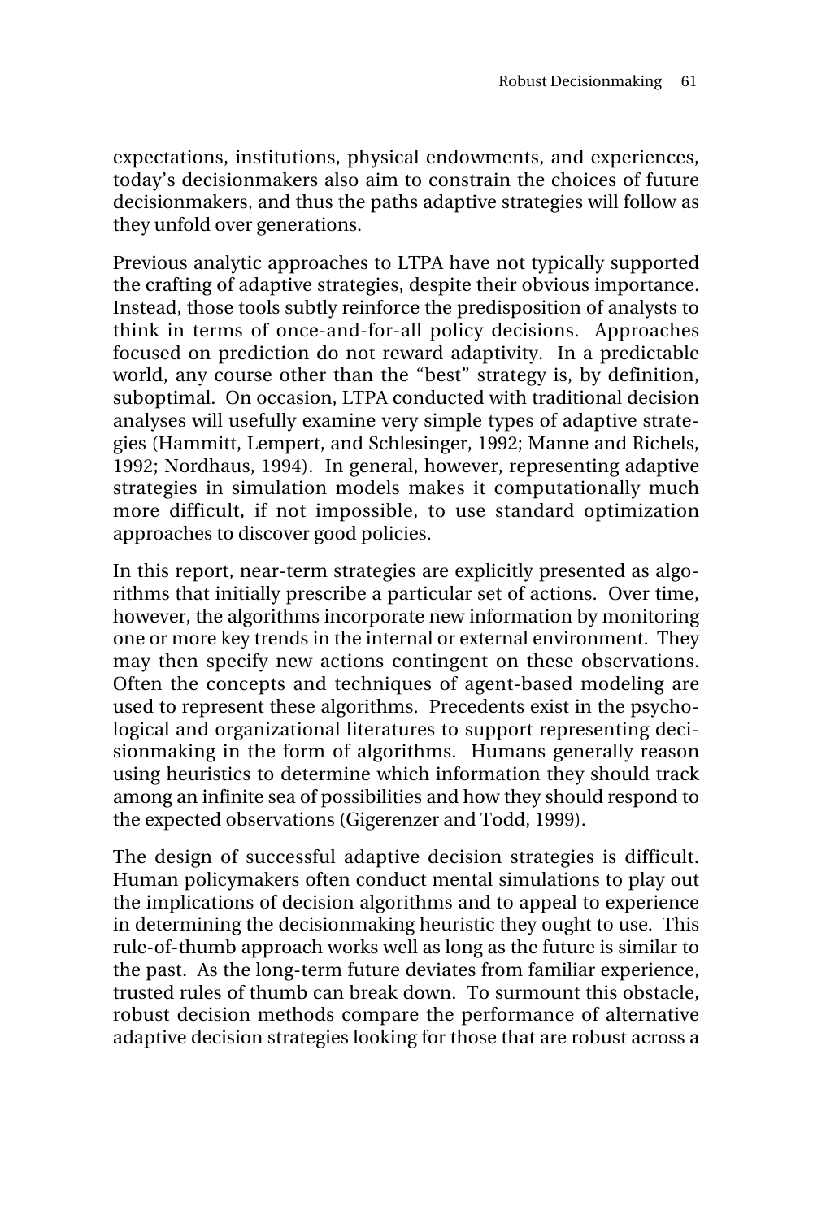expectations, institutions, physical endowments, and experiences, today's decisionmakers also aim to constrain the choices of future decisionmakers, and thus the paths adaptive strategies will follow as they unfold over generations.

Previous analytic approaches to LTPA have not typically supported the crafting of adaptive strategies, despite their obvious importance. Instead, those tools subtly reinforce the predisposition of analysts to think in terms of once-and-for-all policy decisions. Approaches focused on prediction do not reward adaptivity. In a predictable world, any course other than the "best" strategy is, by definition, suboptimal. On occasion, LTPA conducted with traditional decision analyses will usefully examine very simple types of adaptive strategies (Hammitt, Lempert, and Schlesinger, 1992; Manne and Richels, 1992; Nordhaus, 1994). In general, however, representing adaptive strategies in simulation models makes it computationally much more difficult, if not impossible, to use standard optimization approaches to discover good policies.

In this report, near-term strategies are explicitly presented as algorithms that initially prescribe a particular set of actions. Over time, however, the algorithms incorporate new information by monitoring one or more key trends in the internal or external environment. They may then specify new actions contingent on these observations. Often the concepts and techniques of agent-based modeling are used to represent these algorithms. Precedents exist in the psychological and organizational literatures to support representing decisionmaking in the form of algorithms. Humans generally reason using heuristics to determine which information they should track among an infinite sea of possibilities and how they should respond to the expected observations (Gigerenzer and Todd, 1999).

The design of successful adaptive decision strategies is difficult. Human policymakers often conduct mental simulations to play out the implications of decision algorithms and to appeal to experience in determining the decisionmaking heuristic they ought to use. This rule-of-thumb approach works well as long as the future is similar to the past. As the long-term future deviates from familiar experience, trusted rules of thumb can break down. To surmount this obstacle, robust decision methods compare the performance of alternative adaptive decision strategies looking for those that are robust across a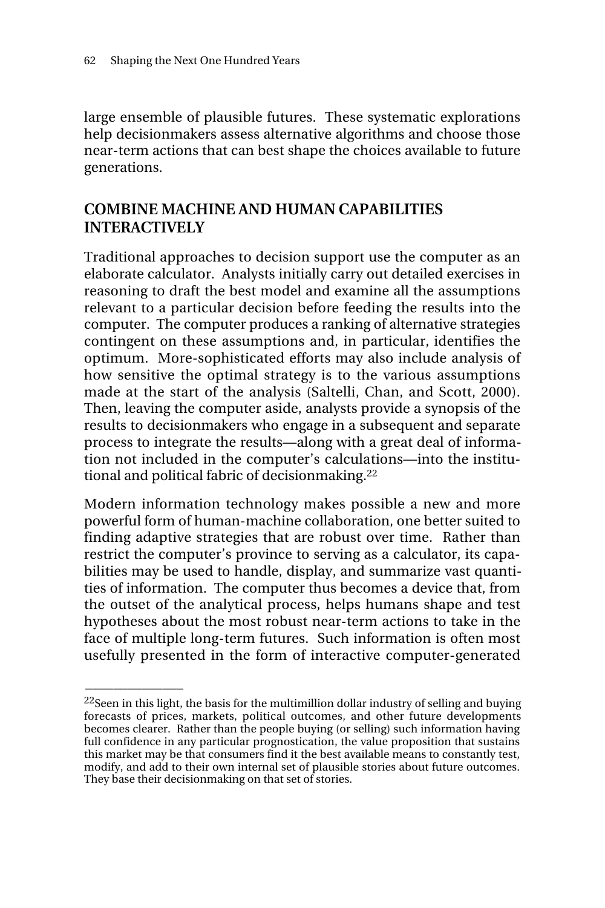large ensemble of plausible futures. These systematic explorations help decisionmakers assess alternative algorithms and choose those near-term actions that can best shape the choices available to future generations.

## COMBINE MACHINE AND HUMAN CAPABILITIES INTERACTIVELY

Traditional approaches to decision support use the computer as an elaborate calculator. Analysts initially carry out detailed exercises in reasoning to draft the best model and examine all the assumptions relevant to a particular decision before feeding the results into the computer. The computer produces a ranking of alternative strategies contingent on these assumptions and, in particular, identifies the optimum. More-sophisticated efforts may also include analysis of how sensitive the optimal strategy is to the various assumptions made at the start of the analysis (Saltelli, Chan, and Scott, 2000). Then, leaving the computer aside, analysts provide a synopsis of the results to decisionmakers who engage in a subsequent and separate process to integrate the results—along with a great deal of information not included in the computer's calculations—into the institutional and political fabric of decisionmaking.[22]

Modern information technology makes possible a new and more powerful form of human-machine collaboration, one better suited to finding adaptive strategies that are robust over time. Rather than restrict the computer's province to serving as a calculator, its capabilities may be used to handle, display, and summarize vast quantities of information. The computer thus becomes a device that, from the outset of the analytical process, helps humans shape and test hypotheses about the most robust near-term actions to take in the face of multiple long-term futures. Such information is often most usefully presented in the form of interactive computer-generated

---

[22]Seen in this light, the basis for the multimillion dollar industry of selling and buying forecasts of prices, markets, political outcomes, and other future developments becomes clearer. Rather than the people buying (or selling) such information having full confidence in any particular prognostication, the value proposition that sustains this market may be that consumers find it the best available means to constantly test, modify, and add to their own internal set of plausible stories about future outcomes. They base their decisionmaking on that set of stories.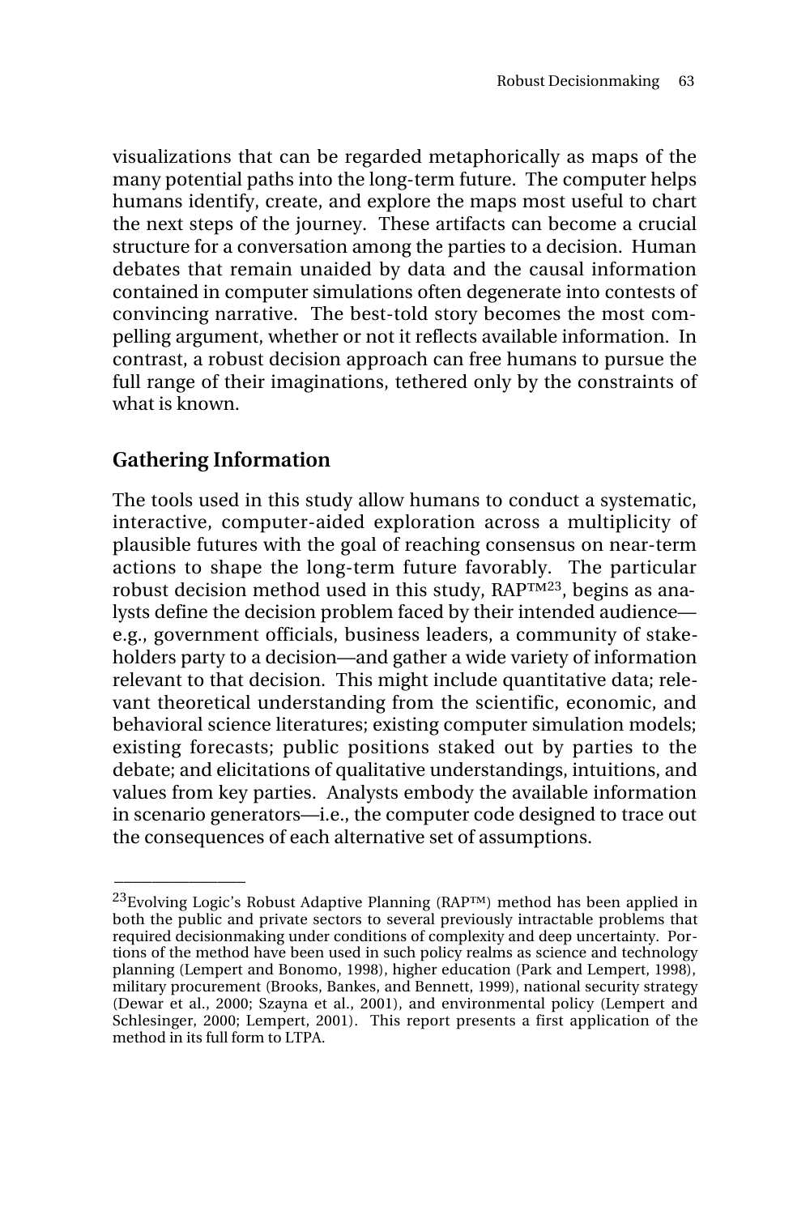visualizations that can be regarded metaphorically as maps of the many potential paths into the long-term future. The computer helps humans identify, create, and explore the maps most useful to chart the next steps of the journey. These artifacts can become a crucial structure for a conversation among the parties to a decision. Human debates that remain unaided by data and the causal information contained in computer simulations often degenerate into contests of convincing narrative. The best-told story becomes the most compelling argument, whether or not it reflects available information. In contrast, a robust decision approach can free humans to pursue the full range of their imaginations, tethered only by the constraints of what is known.

## Gathering Information

The tools used in this study allow humans to conduct a systematic, interactive, computer-aided exploration across a multiplicity of plausible futures with the goal of reaching consensus on near-term actions to shape the long-term future favorably. The particular robust decision method used in this study, RAP™[23], begins as analysts define the decision problem faced by their intended audience—e.g., government officials, business leaders, a community of stakeholders party to a decision—and gather a wide variety of information relevant to that decision. This might include quantitative data; relevant theoretical understanding from the scientific, economic, and behavioral science literatures; existing computer simulation models; existing forecasts; public positions staked out by parties to the debate; and elicitations of qualitative understandings, intuitions, and values from key parties. Analysts embody the available information in scenario generators—i.e., the computer code designed to trace out the consequences of each alternative set of assumptions.

---

[23]Evolving Logic's Robust Adaptive Planning (RAP™) method has been applied in both the public and private sectors to several previously intractable problems that required decisionmaking under conditions of complexity and deep uncertainty. Portions of the method have been used in such policy realms as science and technology planning (Lempert and Bonomo, 1998), higher education (Park and Lempert, 1998), military procurement (Brooks, Bankes, and Bennett, 1999), national security strategy (Dewar et al., 2000; Szayna et al., 2001), and environmental policy (Lempert and Schlesinger, 2000; Lempert, 2001). This report presents a first application of the method in its full form to LTPA.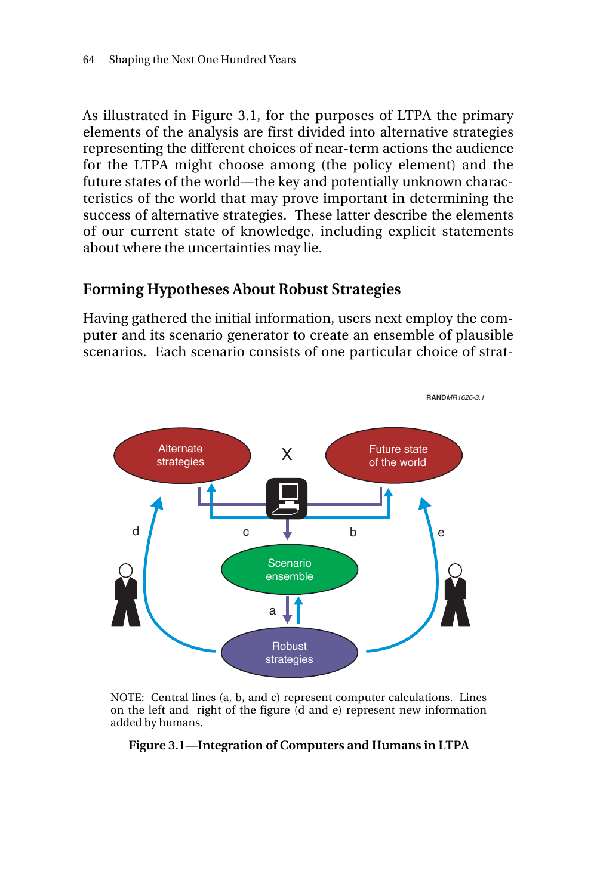As illustrated in Figure 3.1, for the purposes of LTPA the primary elements of the analysis are first divided into alternative strategies representing the different choices of near-term actions the audience for the LTPA might choose among (the policy element) and the future states of the world—the key and potentially unknown characteristics of the world that may prove important in determining the success of alternative strategies. These latter describe the elements of our current state of knowledge, including explicit statements about where the uncertainties may lie.

## Forming Hypotheses About Robust Strategies

Having gathered the initial information, users next employ the computer and its scenario generator to create an ensemble of plausible scenarios. Each scenario consists of one particular choice of strat-

NOTE: Central lines (a, b, and c) represent computer calculations. Lines on the left and right of the figure (d and e) represent new information added by humans.

**Figure 3.1—Integration of Computers and Humans in LTPA**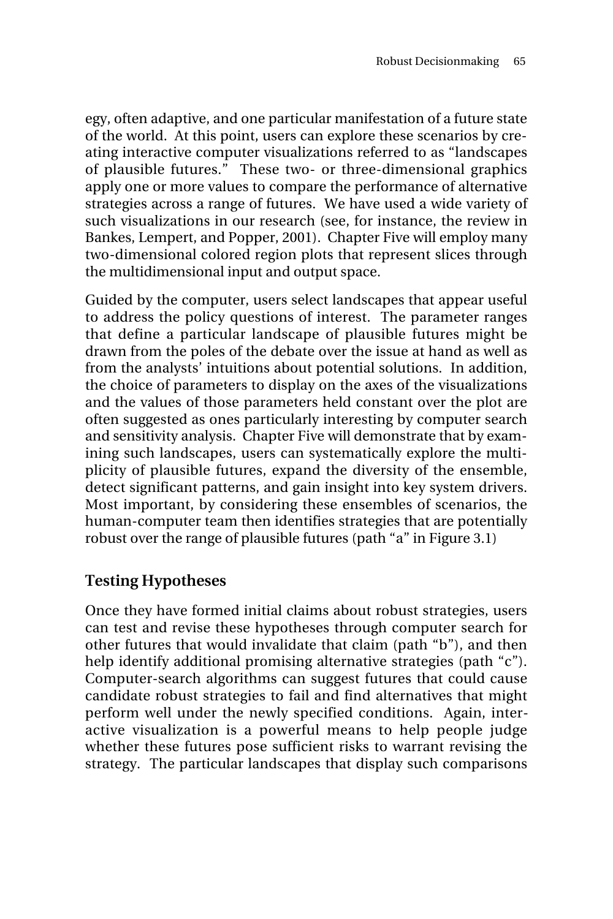egy, often adaptive, and one particular manifestation of a future state of the world. At this point, users can explore these scenarios by creating interactive computer visualizations referred to as "landscapes of plausible futures." These two- or three-dimensional graphics apply one or more values to compare the performance of alternative strategies across a range of futures. We have used a wide variety of such visualizations in our research (see, for instance, the review in Bankes, Lempert, and Popper, 2001). Chapter Five will employ many two-dimensional colored region plots that represent slices through the multidimensional input and output space.

Guided by the computer, users select landscapes that appear useful to address the policy questions of interest. The parameter ranges that define a particular landscape of plausible futures might be drawn from the poles of the debate over the issue at hand as well as from the analysts' intuitions about potential solutions. In addition, the choice of parameters to display on the axes of the visualizations and the values of those parameters held constant over the plot are often suggested as ones particularly interesting by computer search and sensitivity analysis. Chapter Five will demonstrate that by examining such landscapes, users can systematically explore the multiplicity of plausible futures, expand the diversity of the ensemble, detect significant patterns, and gain insight into key system drivers. Most important, by considering these ensembles of scenarios, the human-computer team then identifies strategies that are potentially robust over the range of plausible futures (path "a" in Figure 3.1)

## Testing Hypotheses

Once they have formed initial claims about robust strategies, users can test and revise these hypotheses through computer search for other futures that would invalidate that claim (path "b"), and then help identify additional promising alternative strategies (path "c"). Computer-search algorithms can suggest futures that could cause candidate robust strategies to fail and find alternatives that might perform well under the newly specified conditions. Again, interactive visualization is a powerful means to help people judge whether these futures pose sufficient risks to warrant revising the strategy. The particular landscapes that display such comparisons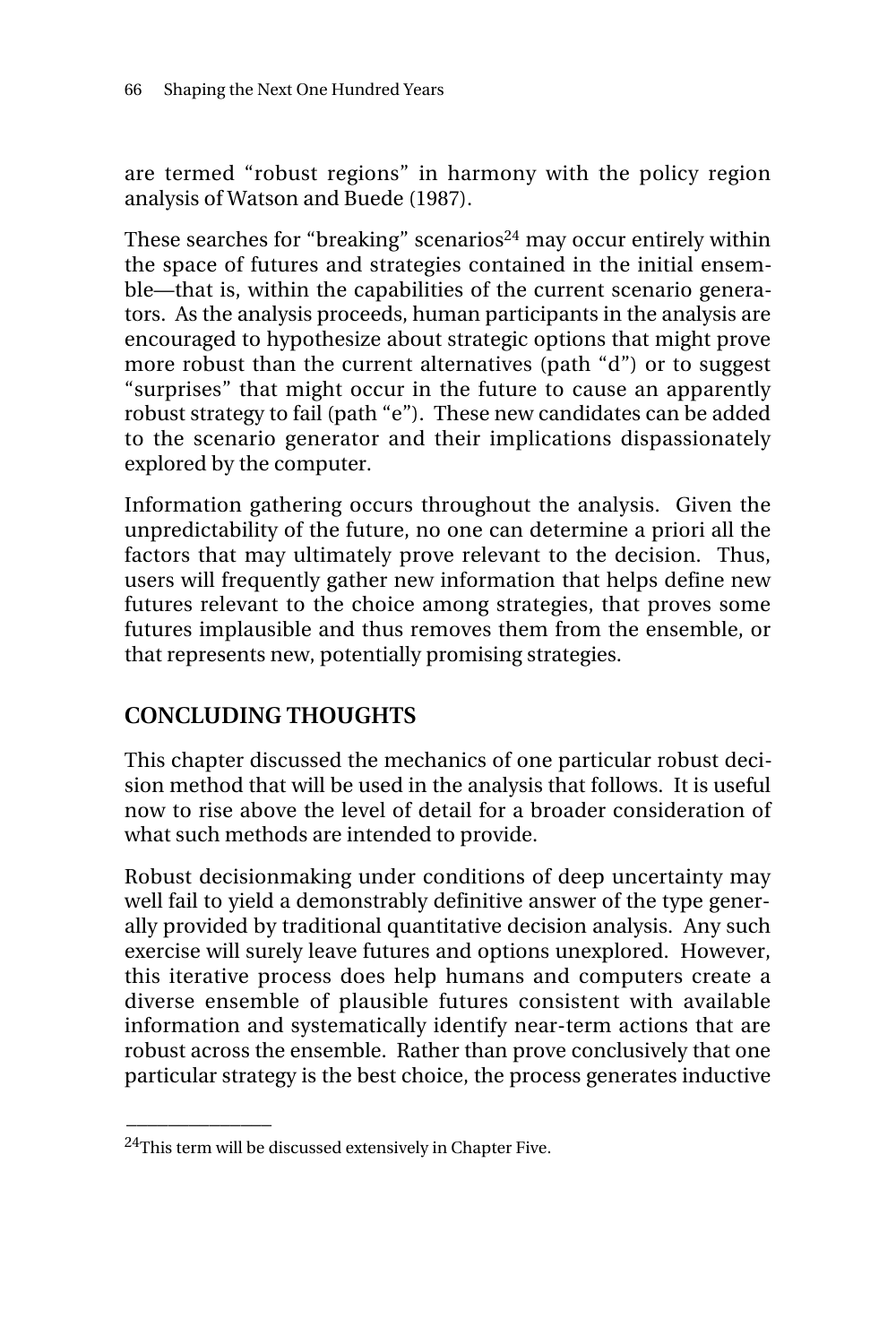are termed "robust regions" in harmony with the policy region analysis of Watson and Buede (1987).

These searches for "breaking" scenarios[24] may occur entirely within the space of futures and strategies contained in the initial ensemble—that is, within the capabilities of the current scenario generators. As the analysis proceeds, human participants in the analysis are encouraged to hypothesize about strategic options that might prove more robust than the current alternatives (path "d") or to suggest "surprises" that might occur in the future to cause an apparently robust strategy to fail (path "e"). These new candidates can be added to the scenario generator and their implications dispassionately explored by the computer.

Information gathering occurs throughout the analysis. Given the unpredictability of the future, no one can determine a priori all the factors that may ultimately prove relevant to the decision. Thus, users will frequently gather new information that helps define new futures relevant to the choice among strategies, that proves some futures implausible and thus removes them from the ensemble, or that represents new, potentially promising strategies.

## CONCLUDING THOUGHTS

This chapter discussed the mechanics of one particular robust decision method that will be used in the analysis that follows. It is useful now to rise above the level of detail for a broader consideration of what such methods are intended to provide.

Robust decisionmaking under conditions of deep uncertainty may well fail to yield a demonstrably definitive answer of the type generally provided by traditional quantitative decision analysis. Any such exercise will surely leave futures and options unexplored. However, this iterative process does help humans and computers create a diverse ensemble of plausible futures consistent with available information and systematically identify near-term actions that are robust across the ensemble. Rather than prove conclusively that one particular strategy is the best choice, the process generates inductive

---

[24]This term will be discussed extensively in Chapter Five.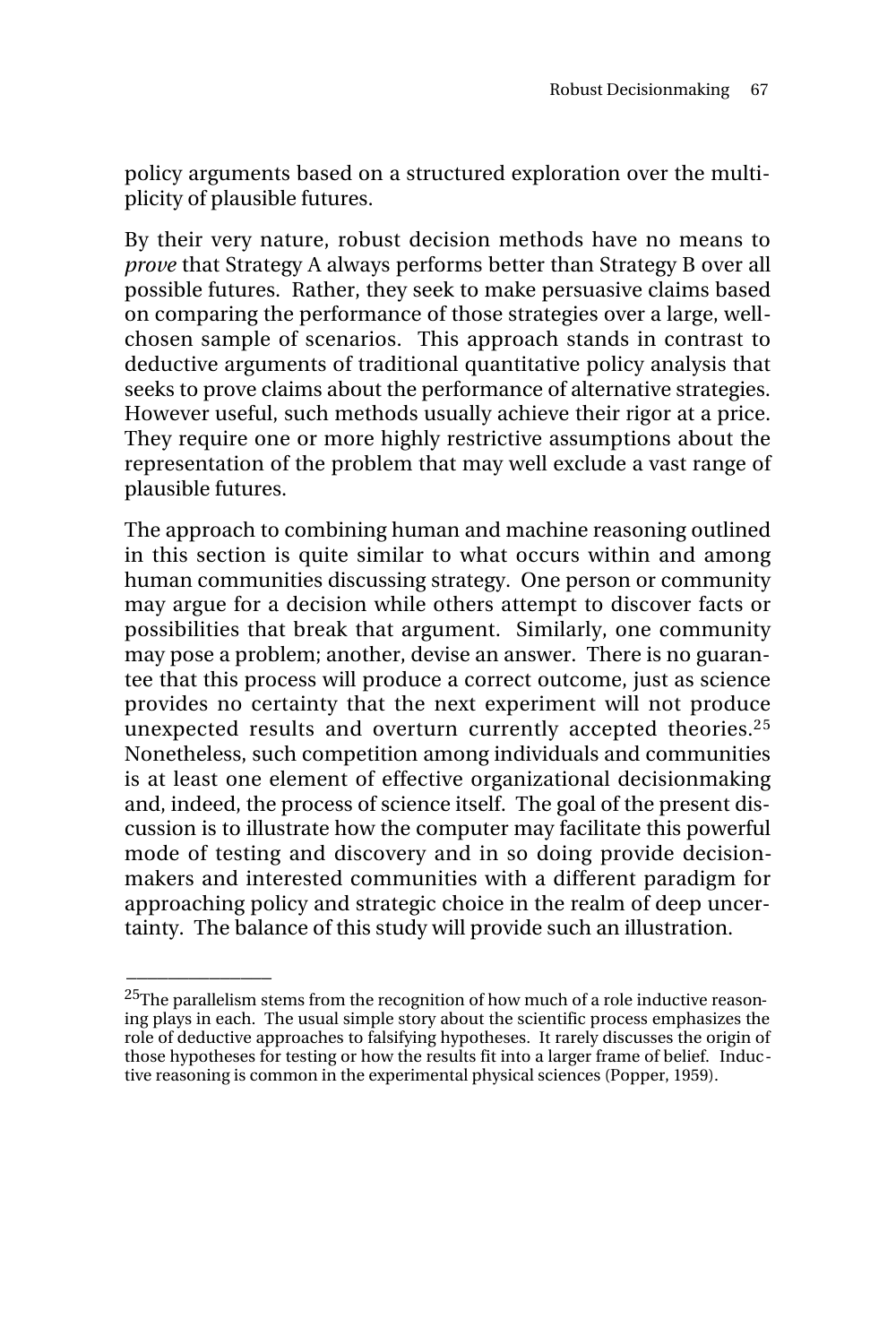policy arguments based on a structured exploration over the multiplicity of plausible futures.

By their very nature, robust decision methods have no means to *prove* that Strategy A always performs better than Strategy B over all possible futures. Rather, they seek to make persuasive claims based on comparing the performance of those strategies over a large, well-chosen sample of scenarios. This approach stands in contrast to deductive arguments of traditional quantitative policy analysis that seeks to prove claims about the performance of alternative strategies. However useful, such methods usually achieve their rigor at a price. They require one or more highly restrictive assumptions about the representation of the problem that may well exclude a vast range of plausible futures.

The approach to combining human and machine reasoning outlined in this section is quite similar to what occurs within and among human communities discussing strategy. One person or community may argue for a decision while others attempt to discover facts or possibilities that break that argument. Similarly, one community may pose a problem; another, devise an answer. There is no guarantee that this process will produce a correct outcome, just as science provides no certainty that the next experiment will not produce unexpected results and overturn currently accepted theories.[25] Nonetheless, such competition among individuals and communities is at least one element of effective organizational decisionmaking and, indeed, the process of science itself. The goal of the present discussion is to illustrate how the computer may facilitate this powerful mode of testing and discovery and in so doing provide decisionmakers and interested communities with a different paradigm for approaching policy and strategic choice in the realm of deep uncertainty. The balance of this study will provide such an illustration.

---

[25]The parallelism stems from the recognition of how much of a role inductive reasoning plays in each. The usual simple story about the scientific process emphasizes the role of deductive approaches to falsifying hypotheses. It rarely discusses the origin of those hypotheses for testing or how the results fit into a larger frame of belief. Inductive reasoning is common in the experimental physical sciences (Popper, 1959).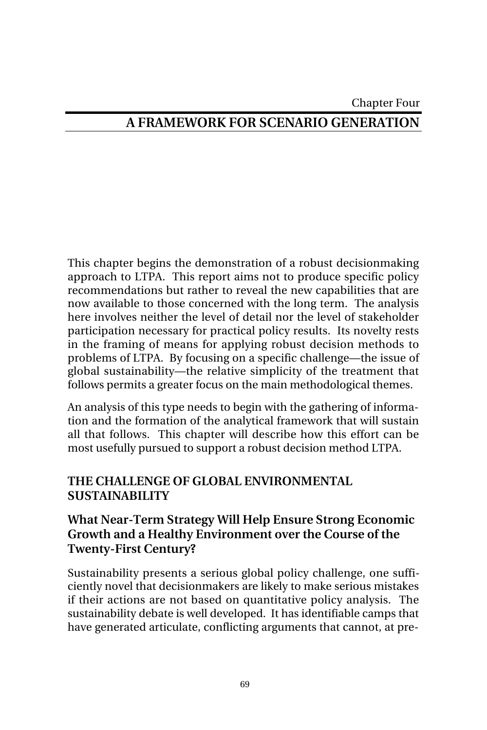Chapter Four

# A FRAMEWORK FOR SCENARIO GENERATION

This chapter begins the demonstration of a robust decisionmaking approach to LTPA. This report aims not to produce specific policy recommendations but rather to reveal the new capabilities that are now available to those concerned with the long term. The analysis here involves neither the level of detail nor the level of stakeholder participation necessary for practical policy results. Its novelty rests in the framing of means for applying robust decision methods to problems of LTPA. By focusing on a specific challenge—the issue of global sustainability—the relative simplicity of the treatment that follows permits a greater focus on the main methodological themes.

An analysis of this type needs to begin with the gathering of information and the formation of the analytical framework that will sustain all that follows. This chapter will describe how this effort can be most usefully pursued to support a robust decision method LTPA.

## THE CHALLENGE OF GLOBAL ENVIRONMENTAL SUSTAINABILITY

### What Near-Term Strategy Will Help Ensure Strong Economic Growth and a Healthy Environment over the Course of the Twenty-First Century?

Sustainability presents a serious global policy challenge, one sufficiently novel that decisionmakers are likely to make serious mistakes if their actions are not based on quantitative policy analysis. The sustainability debate is well developed. It has identifiable camps that have generated articulate, conflicting arguments that cannot, at pre-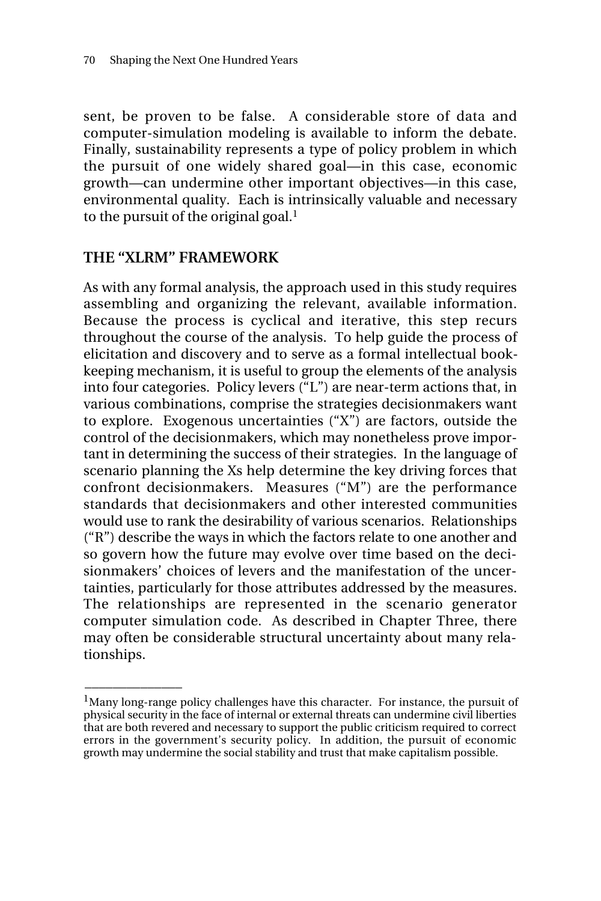sent, be proven to be false. A considerable store of data and computer-simulation modeling is available to inform the debate. Finally, sustainability represents a type of policy problem in which the pursuit of one widely shared goal—in this case, economic growth—can undermine other important objectives—in this case, environmental quality. Each is intrinsically valuable and necessary to the pursuit of the original goal.[1]

## THE "XLRM" FRAMEWORK

As with any formal analysis, the approach used in this study requires assembling and organizing the relevant, available information. Because the process is cyclical and iterative, this step recurs throughout the course of the analysis. To help guide the process of elicitation and discovery and to serve as a formal intellectual bookkeeping mechanism, it is useful to group the elements of the analysis into four categories. Policy levers ("L") are near-term actions that, in various combinations, comprise the strategies decisionmakers want to explore. Exogenous uncertainties ("X") are factors, outside the control of the decisionmakers, which may nonetheless prove important in determining the success of their strategies. In the language of scenario planning the Xs help determine the key driving forces that confront decisionmakers. Measures ("M") are the performance standards that decisionmakers and other interested communities would use to rank the desirability of various scenarios. Relationships ("R") describe the ways in which the factors relate to one another and so govern how the future may evolve over time based on the decisionmakers' choices of levers and the manifestation of the uncertainties, particularly for those attributes addressed by the measures. The relationships are represented in the scenario generator computer simulation code. As described in Chapter Three, there may often be considerable structural uncertainty about many relationships.

---

[1]Many long-range policy challenges have this character. For instance, the pursuit of physical security in the face of internal or external threats can undermine civil liberties that are both revered and necessary to support the public criticism required to correct errors in the government's security policy. In addition, the pursuit of economic growth may undermine the social stability and trust that make capitalism possible.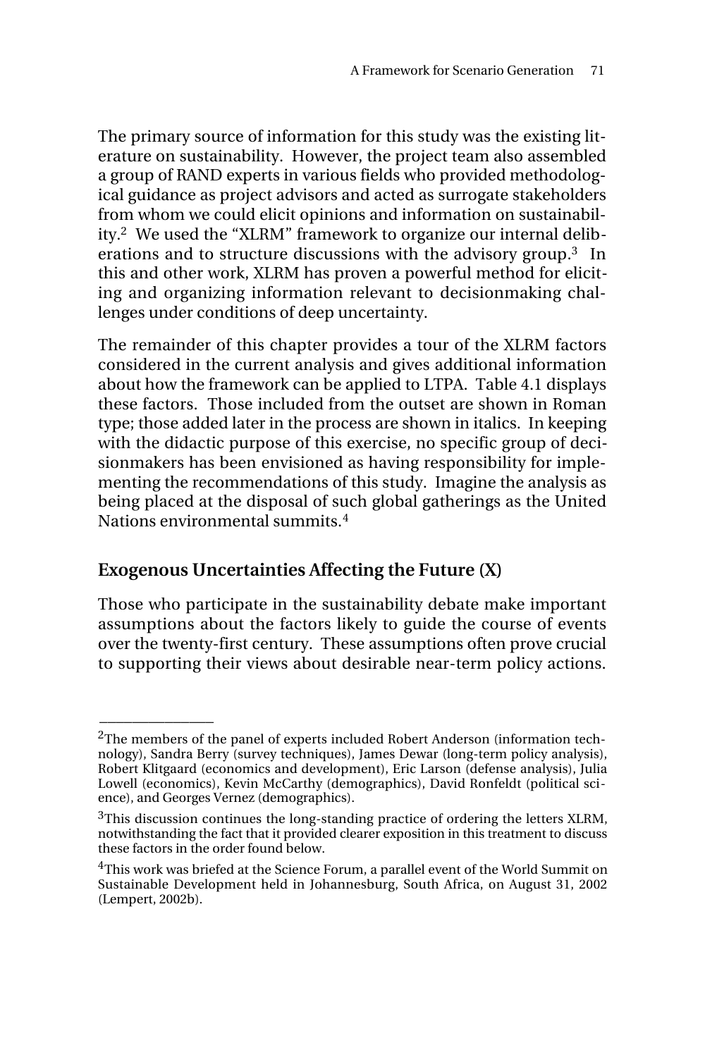The primary source of information for this study was the existing literature on sustainability. However, the project team also assembled a group of RAND experts in various fields who provided methodological guidance as project advisors and acted as surrogate stakeholders from whom we could elicit opinions and information on sustainability.[2] We used the "XLRM" framework to organize our internal deliberations and to structure discussions with the advisory group.[3] In this and other work, XLRM has proven a powerful method for eliciting and organizing information relevant to decisionmaking challenges under conditions of deep uncertainty.

The remainder of this chapter provides a tour of the XLRM factors considered in the current analysis and gives additional information about how the framework can be applied to LTPA. Table 4.1 displays these factors. Those included from the outset are shown in Roman type; those added later in the process are shown in italics. In keeping with the didactic purpose of this exercise, no specific group of decisionmakers has been envisioned as having responsibility for implementing the recommendations of this study. Imagine the analysis as being placed at the disposal of such global gatherings as the United Nations environmental summits.[4]

## Exogenous Uncertainties Affecting the Future (X)

Those who participate in the sustainability debate make important assumptions about the factors likely to guide the course of events over the twenty-first century. These assumptions often prove crucial to supporting their views about desirable near-term policy actions.

---

[2]The members of the panel of experts included Robert Anderson (information technology), Sandra Berry (survey techniques), James Dewar (long-term policy analysis), Robert Klitgaard (economics and development), Eric Larson (defense analysis), Julia Lowell (economics), Kevin McCarthy (demographics), David Ronfeldt (political science), and Georges Vernez (demographics).

[3]This discussion continues the long-standing practice of ordering the letters XLRM, notwithstanding the fact that it provided clearer exposition in this treatment to discuss these factors in the order found below.

[4]This work was briefed at the Science Forum, a parallel event of the World Summit on Sustainable Development held in Johannesburg, South Africa, on August 31, 2002 (Lempert, 2002b).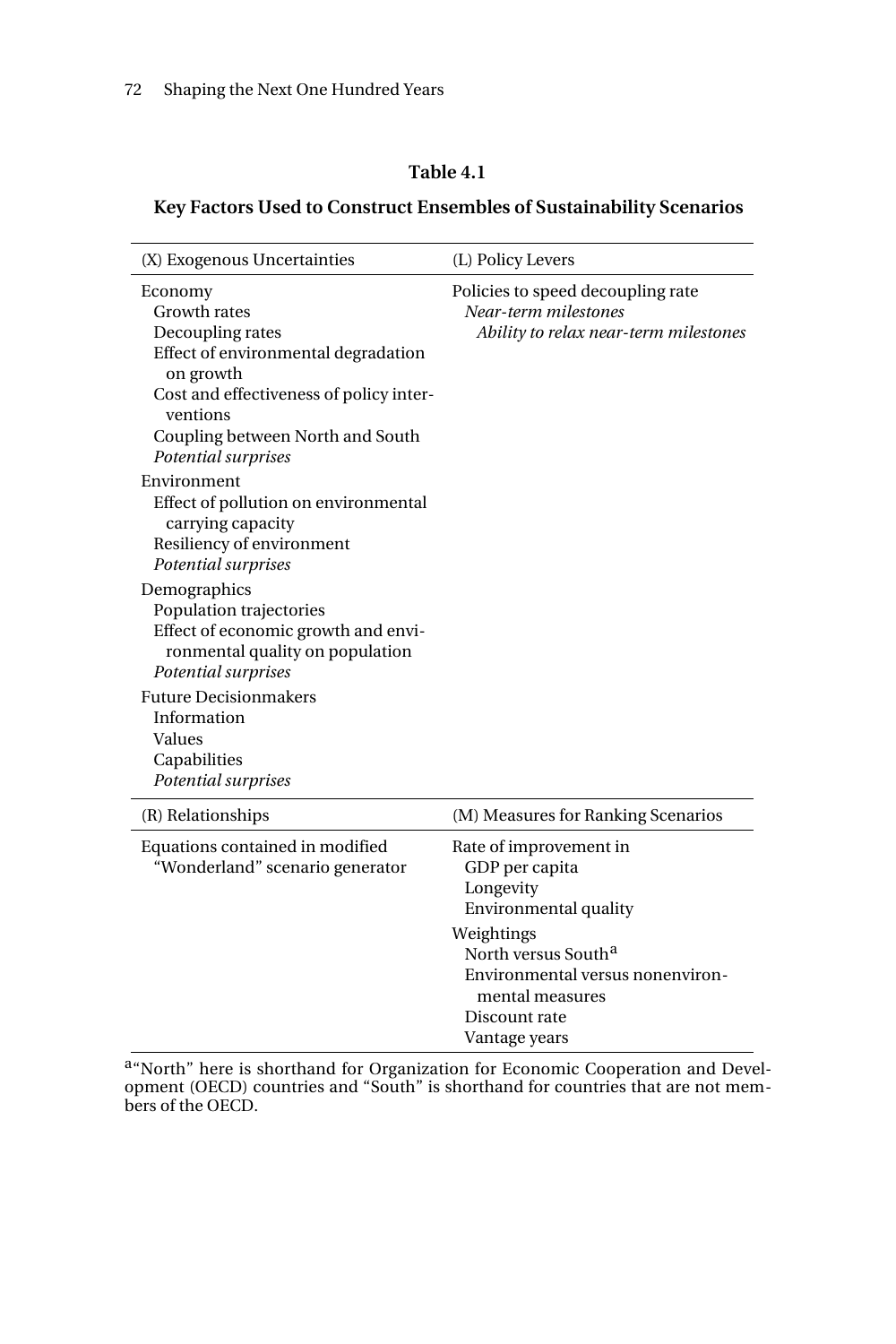**Table 4.1**

**Key Factors Used to Construct Ensembles of Sustainability Scenarios**

| (X) Exogenous Uncertainties | (L) Policy Levers |
|---|---|
| Economy<br>Growth rates<br>Decoupling rates<br>Effect of environmental degradation on growth<br>Cost and effectiveness of policy interventions<br>Coupling between North and South<br>*Potential surprises*<br>Environment<br>Effect of pollution on environmental carrying capacity<br>Resiliency of environment<br>*Potential surprises*<br>Demographics<br>Population trajectories<br>Effect of economic growth and environmental quality on population<br>*Potential surprises*<br>Future Decisionmakers<br>Information<br>Values<br>Capabilities<br>*Potential surprises* | Policies to speed decoupling rate<br>*Near-term milestones*<br>*Ability to relax near-term milestones* |
| **(R) Relationships** | **(M) Measures for Ranking Scenarios** |
| Equations contained in modified "Wonderland" scenario generator | Rate of improvement in<br>GDP per capita<br>Longevity<br>Environmental quality<br>Weightings<br>North versus South[a]<br>Environmental versus nonenvironmental measures<br>Discount rate<br>Vantage years |

[a]"North" here is shorthand for Organization for Economic Cooperation and Development (OECD) countries and "South" is shorthand for countries that are not members of the OECD.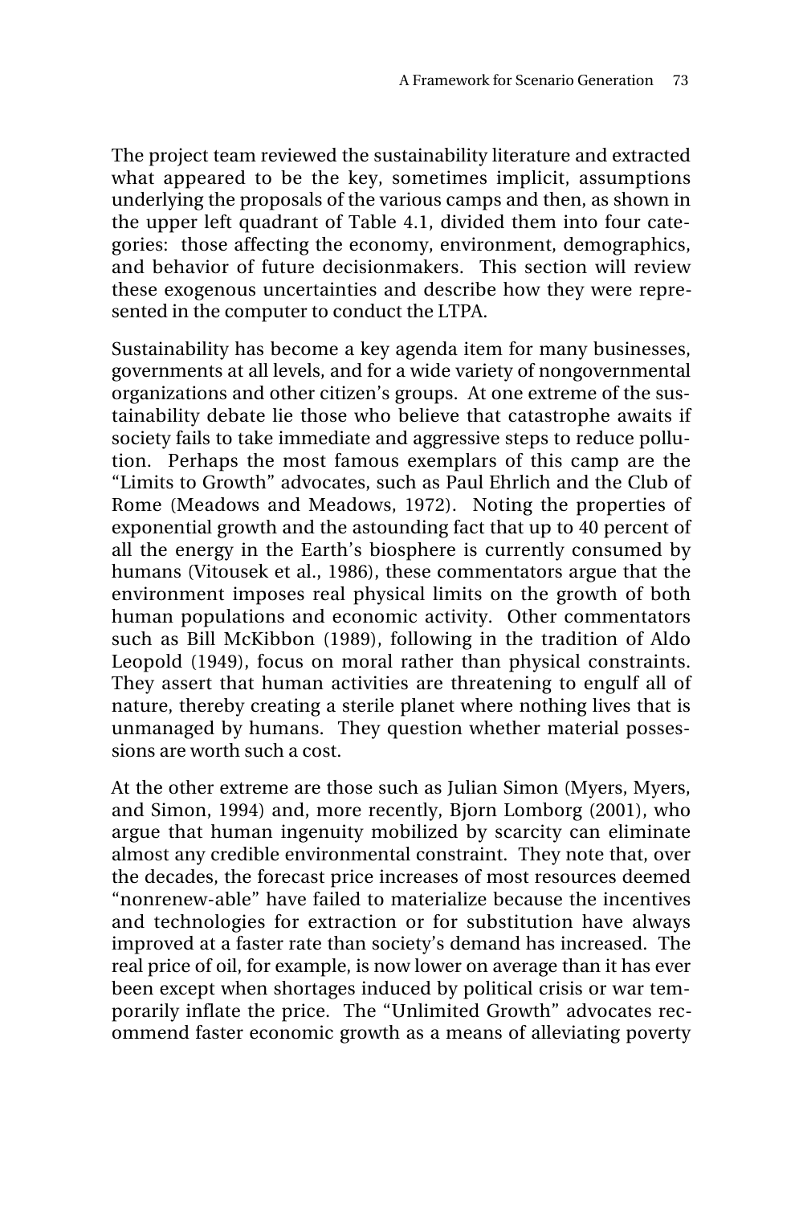The project team reviewed the sustainability literature and extracted what appeared to be the key, sometimes implicit, assumptions underlying the proposals of the various camps and then, as shown in the upper left quadrant of Table 4.1, divided them into four categories: those affecting the economy, environment, demographics, and behavior of future decisionmakers. This section will review these exogenous uncertainties and describe how they were represented in the computer to conduct the LTPA.

Sustainability has become a key agenda item for many businesses, governments at all levels, and for a wide variety of nongovernmental organizations and other citizen's groups. At one extreme of the sustainability debate lie those who believe that catastrophe awaits if society fails to take immediate and aggressive steps to reduce pollution. Perhaps the most famous exemplars of this camp are the "Limits to Growth" advocates, such as Paul Ehrlich and the Club of Rome (Meadows and Meadows, 1972). Noting the properties of exponential growth and the astounding fact that up to 40 percent of all the energy in the Earth's biosphere is currently consumed by humans (Vitousek et al., 1986), these commentators argue that the environment imposes real physical limits on the growth of both human populations and economic activity. Other commentators such as Bill McKibbon (1989), following in the tradition of Aldo Leopold (1949), focus on moral rather than physical constraints. They assert that human activities are threatening to engulf all of nature, thereby creating a sterile planet where nothing lives that is unmanaged by humans. They question whether material possessions are worth such a cost.

At the other extreme are those such as Julian Simon (Myers, Myers, and Simon, 1994) and, more recently, Bjorn Lomborg (2001), who argue that human ingenuity mobilized by scarcity can eliminate almost any credible environmental constraint. They note that, over the decades, the forecast price increases of most resources deemed "nonrenew-able" have failed to materialize because the incentives and technologies for extraction or for substitution have always improved at a faster rate than society's demand has increased. The real price of oil, for example, is now lower on average than it has ever been except when shortages induced by political crisis or war temporarily inflate the price. The "Unlimited Growth" advocates recommend faster economic growth as a means of alleviating poverty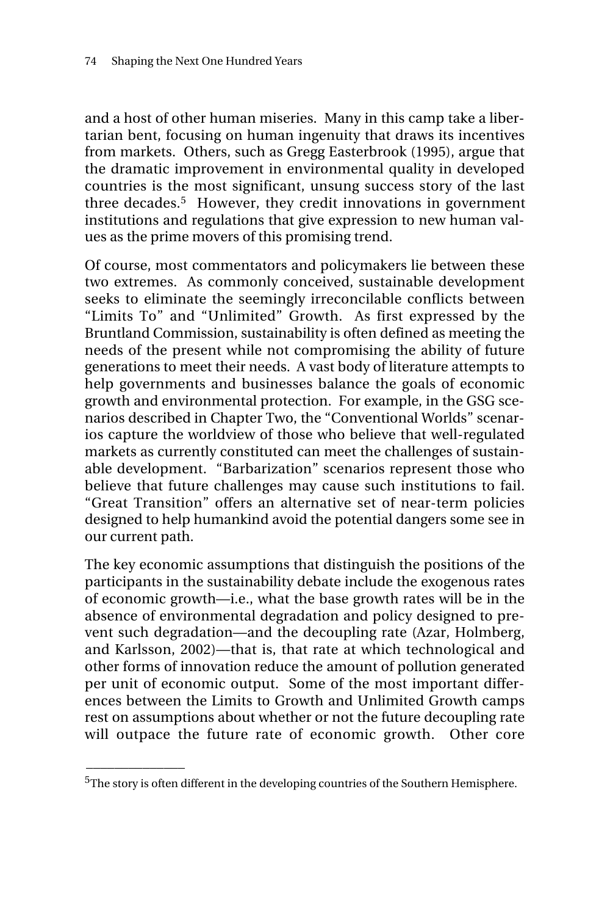and a host of other human miseries. Many in this camp take a libertarian bent, focusing on human ingenuity that draws its incentives from markets. Others, such as Gregg Easterbrook (1995), argue that the dramatic improvement in environmental quality in developed countries is the most significant, unsung success story of the last three decades.[5] However, they credit innovations in government institutions and regulations that give expression to new human values as the prime movers of this promising trend.

Of course, most commentators and policymakers lie between these two extremes. As commonly conceived, sustainable development seeks to eliminate the seemingly irreconcilable conflicts between "Limits To" and "Unlimited" Growth. As first expressed by the Bruntland Commission, sustainability is often defined as meeting the needs of the present while not compromising the ability of future generations to meet their needs. A vast body of literature attempts to help governments and businesses balance the goals of economic growth and environmental protection. For example, in the GSG scenarios described in Chapter Two, the "Conventional Worlds" scenarios capture the worldview of those who believe that well-regulated markets as currently constituted can meet the challenges of sustainable development. "Barbarization" scenarios represent those who believe that future challenges may cause such institutions to fail. "Great Transition" offers an alternative set of near-term policies designed to help humankind avoid the potential dangers some see in our current path.

The key economic assumptions that distinguish the positions of the participants in the sustainability debate include the exogenous rates of economic growth—i.e., what the base growth rates will be in the absence of environmental degradation and policy designed to prevent such degradation—and the decoupling rate (Azar, Holmberg, and Karlsson, 2002)—that is, that rate at which technological and other forms of innovation reduce the amount of pollution generated per unit of economic output. Some of the most important differences between the Limits to Growth and Unlimited Growth camps rest on assumptions about whether or not the future decoupling rate will outpace the future rate of economic growth. Other core

---

[5]The story is often different in the developing countries of the Southern Hemisphere.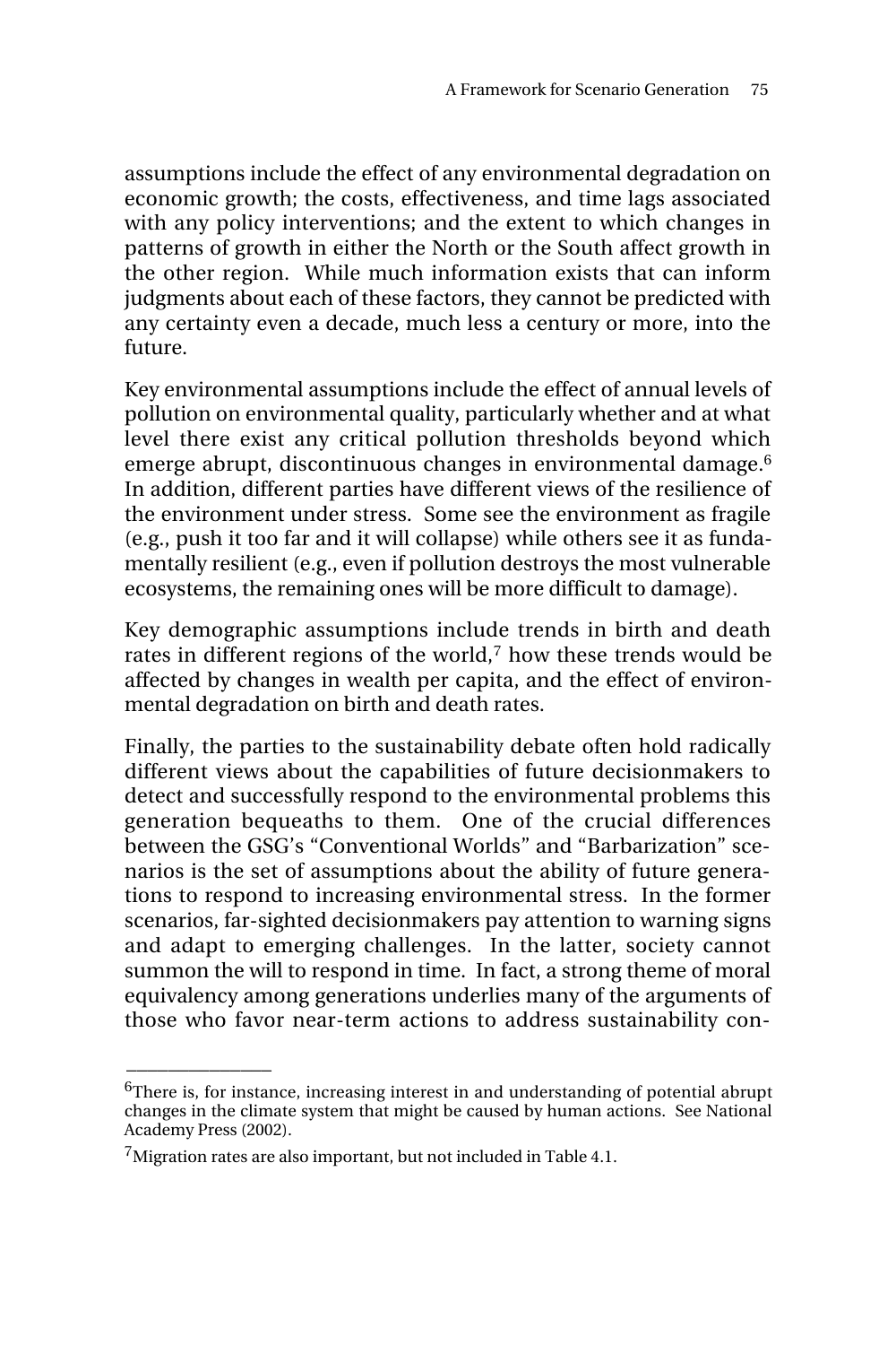assumptions include the effect of any environmental degradation on economic growth; the costs, effectiveness, and time lags associated with any policy interventions; and the extent to which changes in patterns of growth in either the North or the South affect growth in the other region. While much information exists that can inform judgments about each of these factors, they cannot be predicted with any certainty even a decade, much less a century or more, into the future.

Key environmental assumptions include the effect of annual levels of pollution on environmental quality, particularly whether and at what level there exist any critical pollution thresholds beyond which emerge abrupt, discontinuous changes in environmental damage.[6] In addition, different parties have different views of the resilience of the environment under stress. Some see the environment as fragile (e.g., push it too far and it will collapse) while others see it as fundamentally resilient (e.g., even if pollution destroys the most vulnerable ecosystems, the remaining ones will be more difficult to damage).

Key demographic assumptions include trends in birth and death rates in different regions of the world,[7] how these trends would be affected by changes in wealth per capita, and the effect of environmental degradation on birth and death rates.

Finally, the parties to the sustainability debate often hold radically different views about the capabilities of future decisionmakers to detect and successfully respond to the environmental problems this generation bequeaths to them. One of the crucial differences between the GSG's "Conventional Worlds" and "Barbarization" scenarios is the set of assumptions about the ability of future generations to respond to increasing environmental stress. In the former scenarios, far-sighted decisionmakers pay attention to warning signs and adapt to emerging challenges. In the latter, society cannot summon the will to respond in time. In fact, a strong theme of moral equivalency among generations underlies many of the arguments of those who favor near-term actions to address sustainability con-

---

[6]There is, for instance, increasing interest in and understanding of potential abrupt changes in the climate system that might be caused by human actions. See National Academy Press (2002).

[7]Migration rates are also important, but not included in Table 4.1.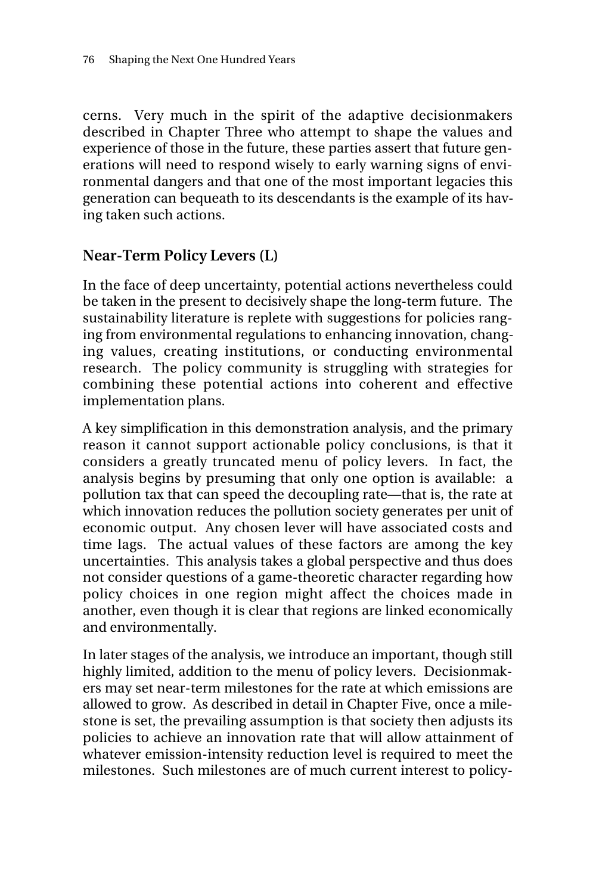cerns. Very much in the spirit of the adaptive decisionmakers described in Chapter Three who attempt to shape the values and experience of those in the future, these parties assert that future generations will need to respond wisely to early warning signs of environmental dangers and that one of the most important legacies this generation can bequeath to its descendants is the example of its having taken such actions.

## Near-Term Policy Levers (L)

In the face of deep uncertainty, potential actions nevertheless could be taken in the present to decisively shape the long-term future. The sustainability literature is replete with suggestions for policies ranging from environmental regulations to enhancing innovation, changing values, creating institutions, or conducting environmental research. The policy community is struggling with strategies for combining these potential actions into coherent and effective implementation plans.

A key simplification in this demonstration analysis, and the primary reason it cannot support actionable policy conclusions, is that it considers a greatly truncated menu of policy levers. In fact, the analysis begins by presuming that only one option is available: a pollution tax that can speed the decoupling rate—that is, the rate at which innovation reduces the pollution society generates per unit of economic output. Any chosen lever will have associated costs and time lags. The actual values of these factors are among the key uncertainties. This analysis takes a global perspective and thus does not consider questions of a game-theoretic character regarding how policy choices in one region might affect the choices made in another, even though it is clear that regions are linked economically and environmentally.

In later stages of the analysis, we introduce an important, though still highly limited, addition to the menu of policy levers. Decisionmakers may set near-term milestones for the rate at which emissions are allowed to grow. As described in detail in Chapter Five, once a milestone is set, the prevailing assumption is that society then adjusts its policies to achieve an innovation rate that will allow attainment of whatever emission-intensity reduction level is required to meet the milestones. Such milestones are of much current interest to policy-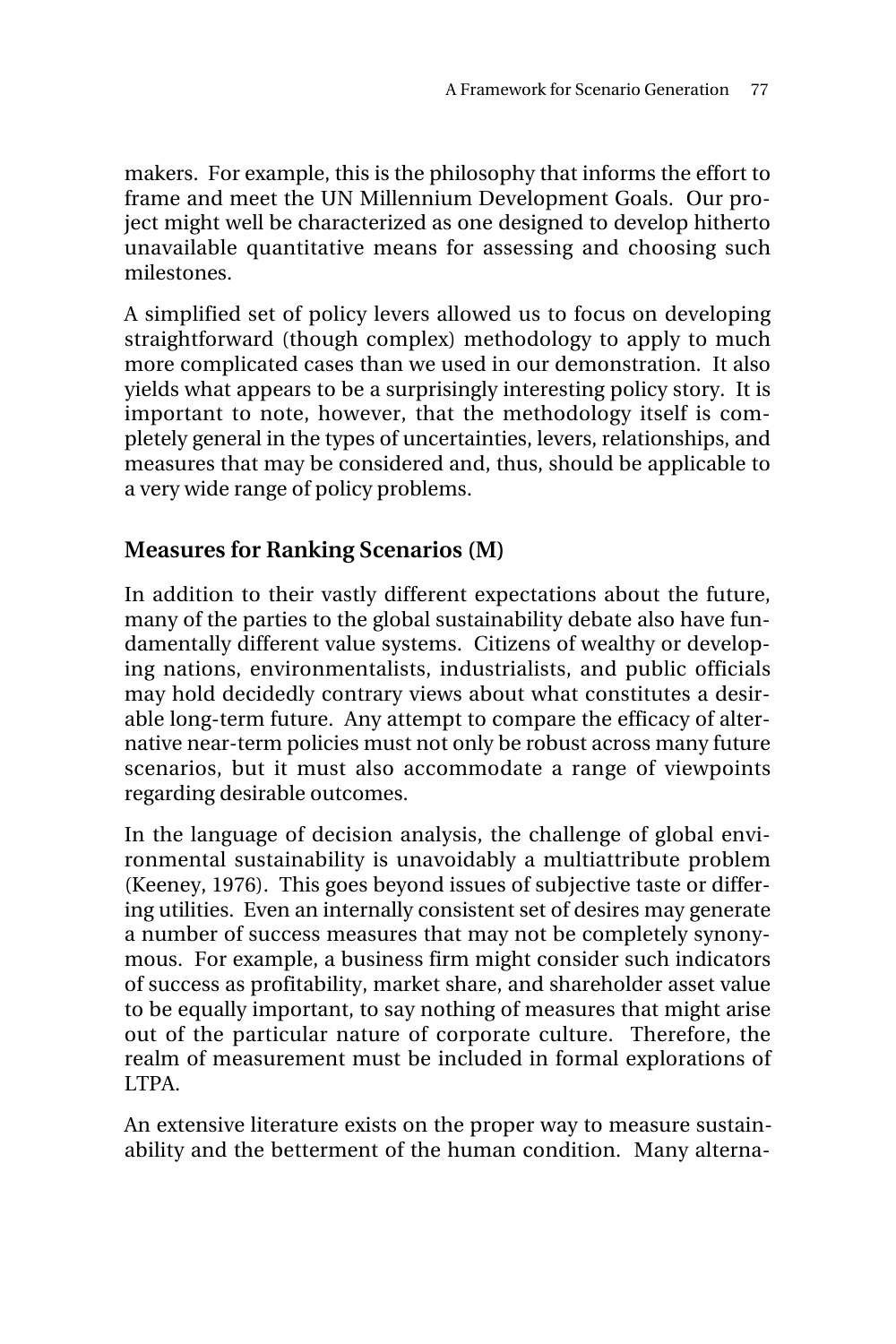makers. For example, this is the philosophy that informs the effort to frame and meet the UN Millennium Development Goals. Our project might well be characterized as one designed to develop hitherto unavailable quantitative means for assessing and choosing such milestones.

A simplified set of policy levers allowed us to focus on developing straightforward (though complex) methodology to apply to much more complicated cases than we used in our demonstration. It also yields what appears to be a surprisingly interesting policy story. It is important to note, however, that the methodology itself is completely general in the types of uncertainties, levers, relationships, and measures that may be considered and, thus, should be applicable to a very wide range of policy problems.

## Measures for Ranking Scenarios (M)

In addition to their vastly different expectations about the future, many of the parties to the global sustainability debate also have fundamentally different value systems. Citizens of wealthy or developing nations, environmentalists, industrialists, and public officials may hold decidedly contrary views about what constitutes a desirable long-term future. Any attempt to compare the efficacy of alternative near-term policies must not only be robust across many future scenarios, but it must also accommodate a range of viewpoints regarding desirable outcomes.

In the language of decision analysis, the challenge of global environmental sustainability is unavoidably a multiattribute problem (Keeney, 1976). This goes beyond issues of subjective taste or differing utilities. Even an internally consistent set of desires may generate a number of success measures that may not be completely synonymous. For example, a business firm might consider such indicators of success as profitability, market share, and shareholder asset value to be equally important, to say nothing of measures that might arise out of the particular nature of corporate culture. Therefore, the realm of measurement must be included in formal explorations of LTPA.

An extensive literature exists on the proper way to measure sustainability and the betterment of the human condition. Many alterna-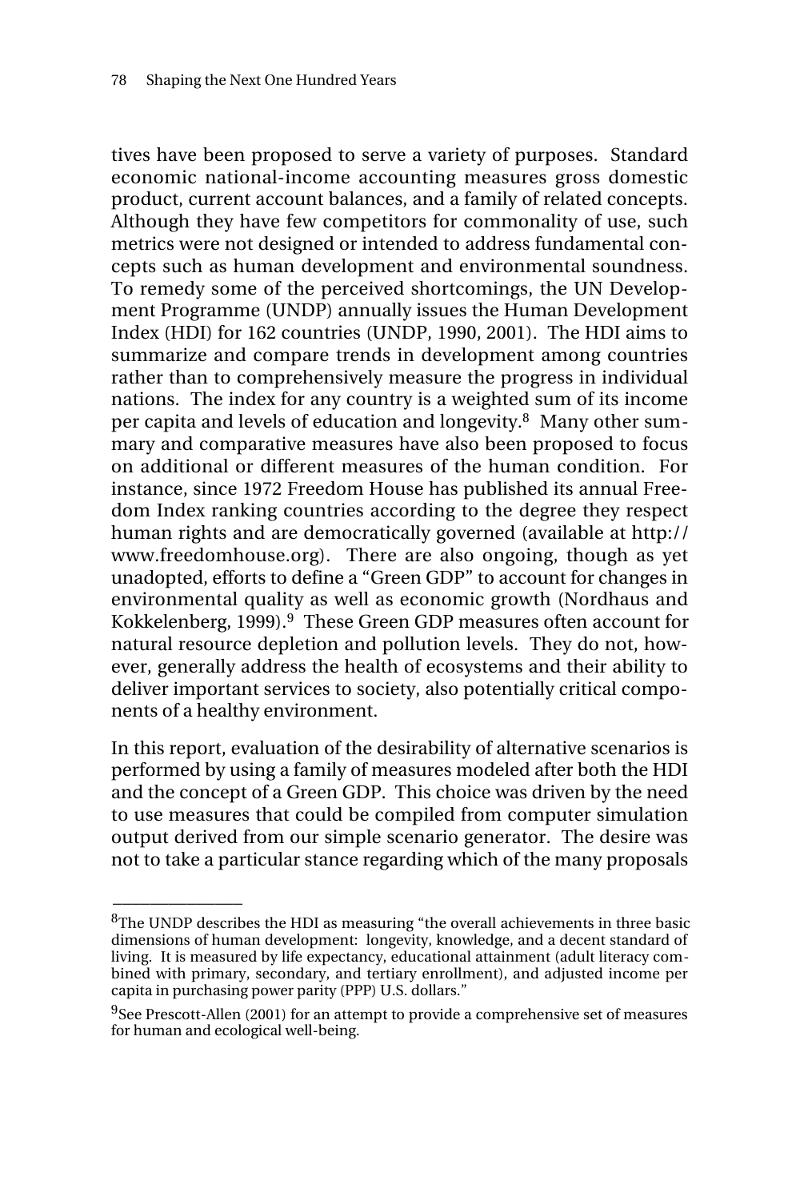tives have been proposed to serve a variety of purposes. Standard economic national-income accounting measures gross domestic product, current account balances, and a family of related concepts. Although they have few competitors for commonality of use, such metrics were not designed or intended to address fundamental concepts such as human development and environmental soundness. To remedy some of the perceived shortcomings, the UN Development Programme (UNDP) annually issues the Human Development Index (HDI) for 162 countries (UNDP, 1990, 2001). The HDI aims to summarize and compare trends in development among countries rather than to comprehensively measure the progress in individual nations. The index for any country is a weighted sum of its income per capita and levels of education and longevity.[8] Many other summary and comparative measures have also been proposed to focus on additional or different measures of the human condition. For instance, since 1972 Freedom House has published its annual Freedom Index ranking countries according to the degree they respect human rights and are democratically governed (available at http://www.freedomhouse.org). There are also ongoing, though as yet unadopted, efforts to define a "Green GDP" to account for changes in environmental quality as well as economic growth (Nordhaus and Kokkelenberg, 1999).[9] These Green GDP measures often account for natural resource depletion and pollution levels. They do not, however, generally address the health of ecosystems and their ability to deliver important services to society, also potentially critical components of a healthy environment.

In this report, evaluation of the desirability of alternative scenarios is performed by using a family of measures modeled after both the HDI and the concept of a Green GDP. This choice was driven by the need to use measures that could be compiled from computer simulation output derived from our simple scenario generator. The desire was not to take a particular stance regarding which of the many proposals

---

[8]The UNDP describes the HDI as measuring "the overall achievements in three basic dimensions of human development: longevity, knowledge, and a decent standard of living. It is measured by life expectancy, educational attainment (adult literacy combined with primary, secondary, and tertiary enrollment), and adjusted income per capita in purchasing power parity (PPP) U.S. dollars."

[9]See Prescott-Allen (2001) for an attempt to provide a comprehensive set of measures for human and ecological well-being.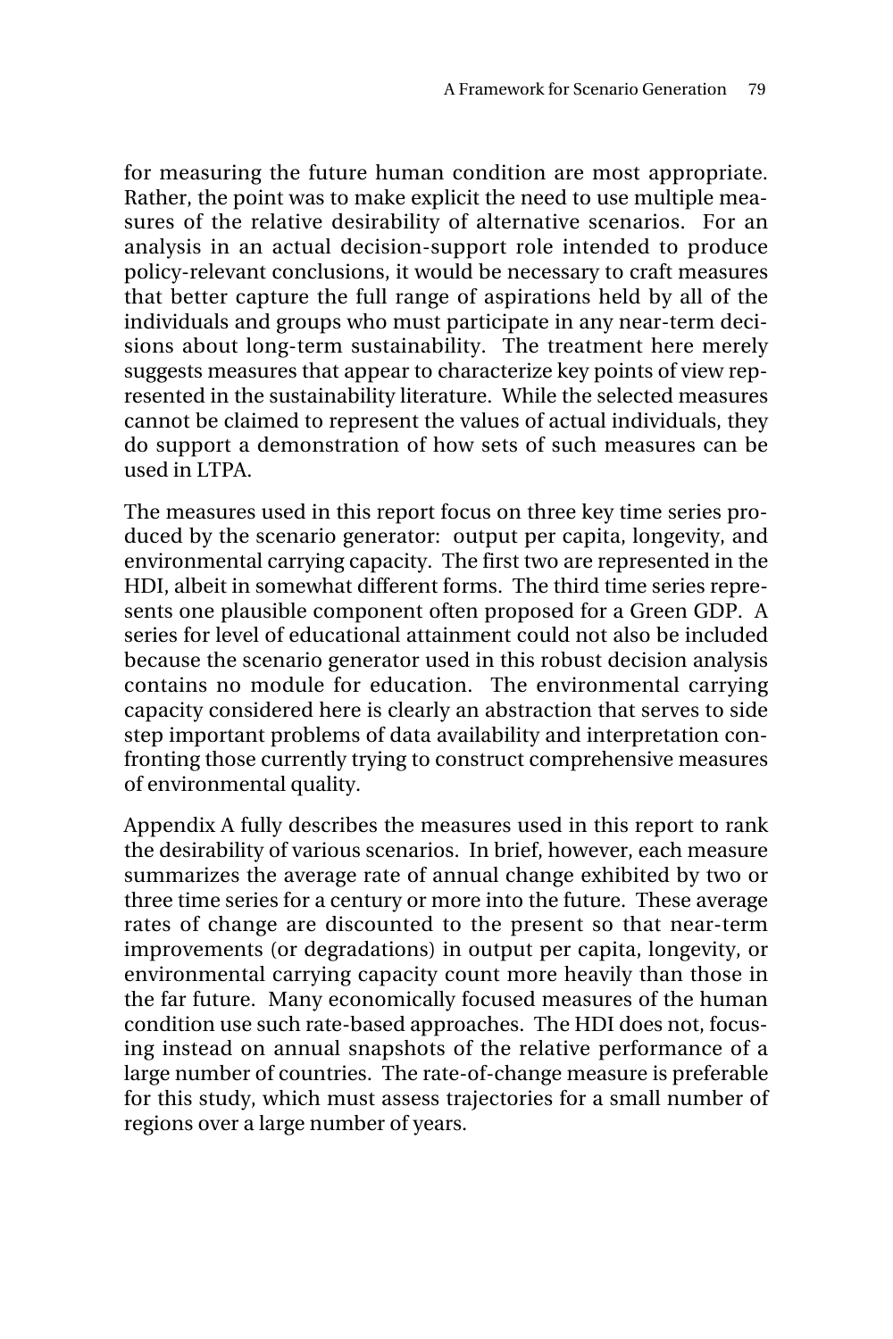for measuring the future human condition are most appropriate. Rather, the point was to make explicit the need to use multiple measures of the relative desirability of alternative scenarios. For an analysis in an actual decision-support role intended to produce policy-relevant conclusions, it would be necessary to craft measures that better capture the full range of aspirations held by all of the individuals and groups who must participate in any near-term decisions about long-term sustainability. The treatment here merely suggests measures that appear to characterize key points of view represented in the sustainability literature. While the selected measures cannot be claimed to represent the values of actual individuals, they do support a demonstration of how sets of such measures can be used in LTPA.

The measures used in this report focus on three key time series produced by the scenario generator: output per capita, longevity, and environmental carrying capacity. The first two are represented in the HDI, albeit in somewhat different forms. The third time series represents one plausible component often proposed for a Green GDP. A series for level of educational attainment could not also be included because the scenario generator used in this robust decision analysis contains no module for education. The environmental carrying capacity considered here is clearly an abstraction that serves to side step important problems of data availability and interpretation confronting those currently trying to construct comprehensive measures of environmental quality.

Appendix A fully describes the measures used in this report to rank the desirability of various scenarios. In brief, however, each measure summarizes the average rate of annual change exhibited by two or three time series for a century or more into the future. These average rates of change are discounted to the present so that near-term improvements (or degradations) in output per capita, longevity, or environmental carrying capacity count more heavily than those in the far future. Many economically focused measures of the human condition use such rate-based approaches. The HDI does not, focusing instead on annual snapshots of the relative performance of a large number of countries. The rate-of-change measure is preferable for this study, which must assess trajectories for a small number of regions over a large number of years.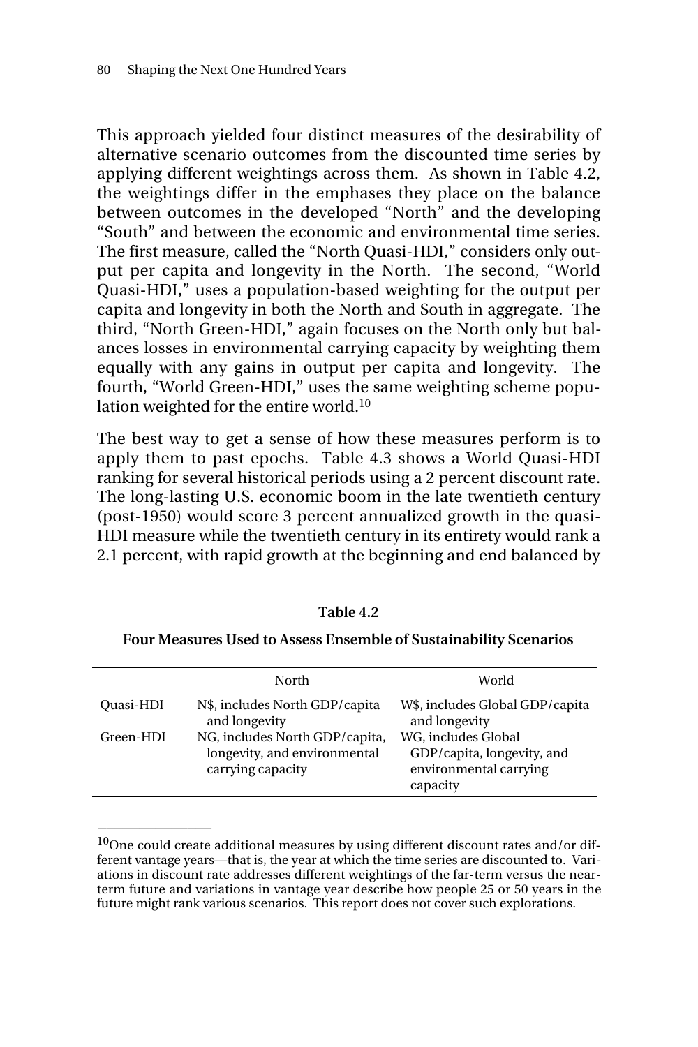This approach yielded four distinct measures of the desirability of alternative scenario outcomes from the discounted time series by applying different weightings across them. As shown in Table 4.2, the weightings differ in the emphases they place on the balance between outcomes in the developed "North" and the developing "South" and between the economic and environmental time series. The first measure, called the "North Quasi-HDI," considers only output per capita and longevity in the North. The second, "World Quasi-HDI," uses a population-based weighting for the output per capita and longevity in both the North and South in aggregate. The third, "North Green-HDI," again focuses on the North only but balances losses in environmental carrying capacity by weighting them equally with any gains in output per capita and longevity. The fourth, "World Green-HDI," uses the same weighting scheme population weighted for the entire world.[10]

The best way to get a sense of how these measures perform is to apply them to past epochs. Table 4.3 shows a World Quasi-HDI ranking for several historical periods using a 2 percent discount rate. The long-lasting U.S. economic boom in the late twentieth century (post-1950) would score 3 percent annualized growth in the quasi-HDI measure while the twentieth century in its entirety would rank a 2.1 percent, with rapid growth at the beginning and end balanced by

**Table 4.2**

**Four Measures Used to Assess Ensemble of Sustainability Scenarios**

| | North | World |
|---|---|---|
| Quasi-HDI | N$, includes North GDP/capita and longevity | W$, includes Global GDP/capita and longevity |
| Green-HDI | NG, includes North GDP/capita, longevity, and environmental carrying capacity | WG, includes Global GDP/capita, longevity, and environmental carrying capacity |

[10]One could create additional measures by using different discount rates and/or different vantage years—that is, the year at which the time series are discounted to. Variations in discount rate addresses different weightings of the far-term versus the near-term future and variations in vantage year describe how people 25 or 50 years in the future might rank various scenarios. This report does not cover such explorations.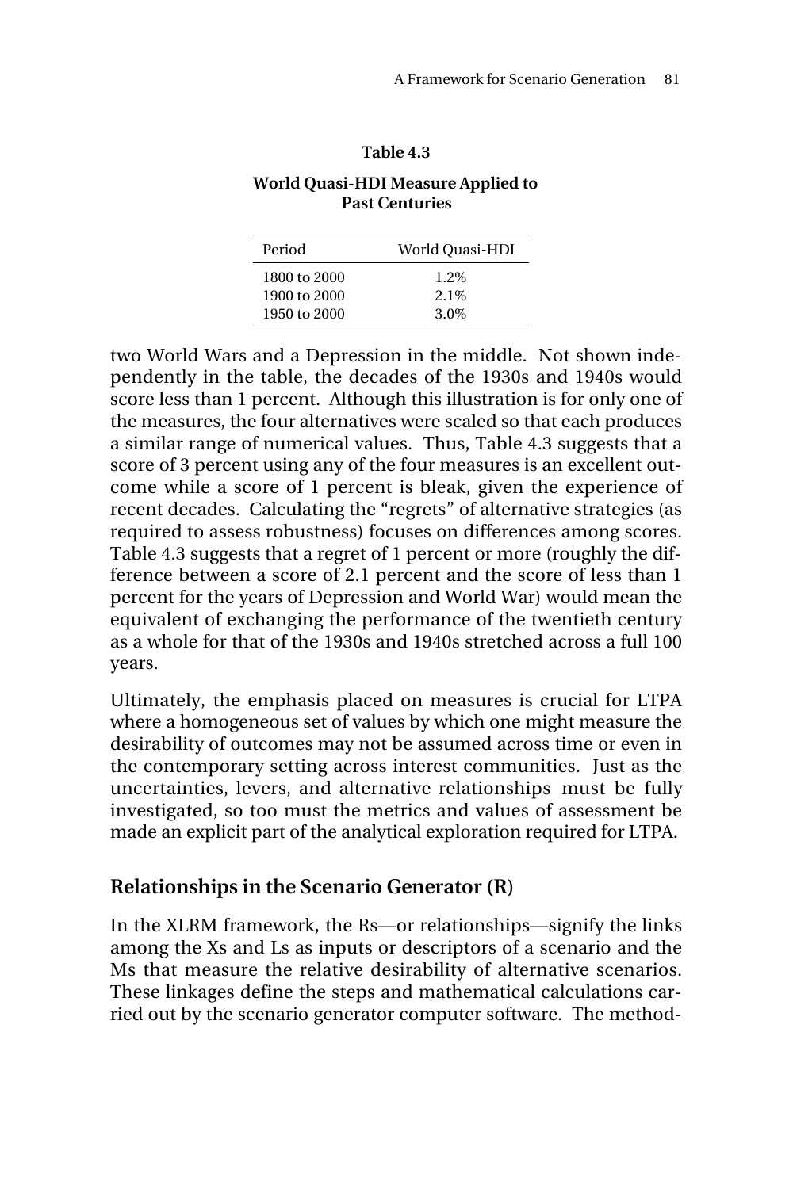**Table 4.3**

**World Quasi-HDI Measure Applied to Past Centuries**

| Period | World Quasi-HDI |
|---|---|
| 1800 to 2000 | 1.2% |
| 1900 to 2000 | 2.1% |
| 1950 to 2000 | 3.0% |

two World Wars and a Depression in the middle. Not shown independently in the table, the decades of the 1930s and 1940s would score less than 1 percent. Although this illustration is for only one of the measures, the four alternatives were scaled so that each produces a similar range of numerical values. Thus, Table 4.3 suggests that a score of 3 percent using any of the four measures is an excellent outcome while a score of 1 percent is bleak, given the experience of recent decades. Calculating the "regrets" of alternative strategies (as required to assess robustness) focuses on differences among scores. Table 4.3 suggests that a regret of 1 percent or more (roughly the difference between a score of 2.1 percent and the score of less than 1 percent for the years of Depression and World War) would mean the equivalent of exchanging the performance of the twentieth century as a whole for that of the 1930s and 1940s stretched across a full 100 years.

Ultimately, the emphasis placed on measures is crucial for LTPA where a homogeneous set of values by which one might measure the desirability of outcomes may not be assumed across time or even in the contemporary setting across interest communities. Just as the uncertainties, levers, and alternative relationships must be fully investigated, so too must the metrics and values of assessment be made an explicit part of the analytical exploration required for LTPA.

## Relationships in the Scenario Generator (R)

In the XLRM framework, the Rs—or relationships—signify the links among the Xs and Ls as inputs or descriptors of a scenario and the Ms that measure the relative desirability of alternative scenarios. These linkages define the steps and mathematical calculations carried out by the scenario generator computer software. The method-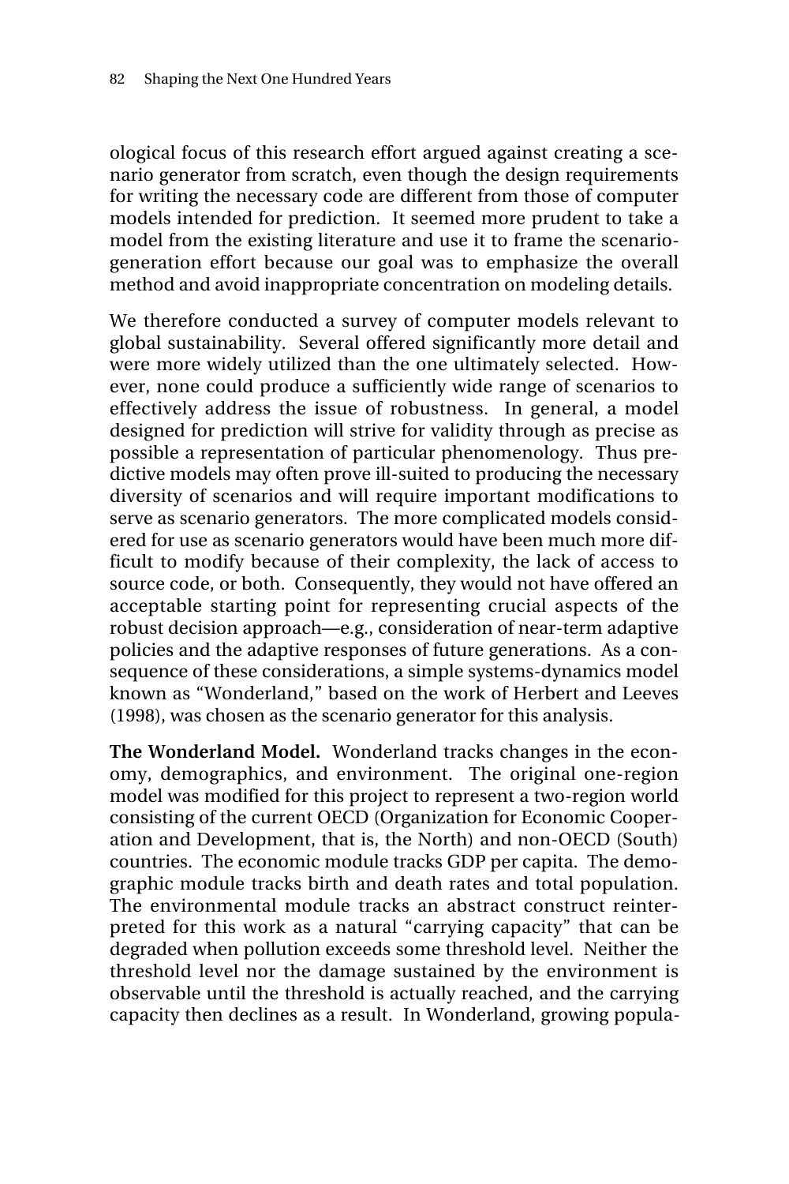ological focus of this research effort argued against creating a scenario generator from scratch, even though the design requirements for writing the necessary code are different from those of computer models intended for prediction. It seemed more prudent to take a model from the existing literature and use it to frame the scenario-generation effort because our goal was to emphasize the overall method and avoid inappropriate concentration on modeling details.

We therefore conducted a survey of computer models relevant to global sustainability. Several offered significantly more detail and were more widely utilized than the one ultimately selected. However, none could produce a sufficiently wide range of scenarios to effectively address the issue of robustness. In general, a model designed for prediction will strive for validity through as precise as possible a representation of particular phenomenology. Thus predictive models may often prove ill-suited to producing the necessary diversity of scenarios and will require important modifications to serve as scenario generators. The more complicated models considered for use as scenario generators would have been much more difficult to modify because of their complexity, the lack of access to source code, or both. Consequently, they would not have offered an acceptable starting point for representing crucial aspects of the robust decision approach—e.g., consideration of near-term adaptive policies and the adaptive responses of future generations. As a consequence of these considerations, a simple systems-dynamics model known as "Wonderland," based on the work of Herbert and Leeves (1998), was chosen as the scenario generator for this analysis.

**The Wonderland Model.** Wonderland tracks changes in the economy, demographics, and environment. The original one-region model was modified for this project to represent a two-region world consisting of the current OECD (Organization for Economic Cooperation and Development, that is, the North) and non-OECD (South) countries. The economic module tracks GDP per capita. The demographic module tracks birth and death rates and total population. The environmental module tracks an abstract construct reinterpreted for this work as a natural "carrying capacity" that can be degraded when pollution exceeds some threshold level. Neither the threshold level nor the damage sustained by the environment is observable until the threshold is actually reached, and the carrying capacity then declines as a result. In Wonderland, growing popula-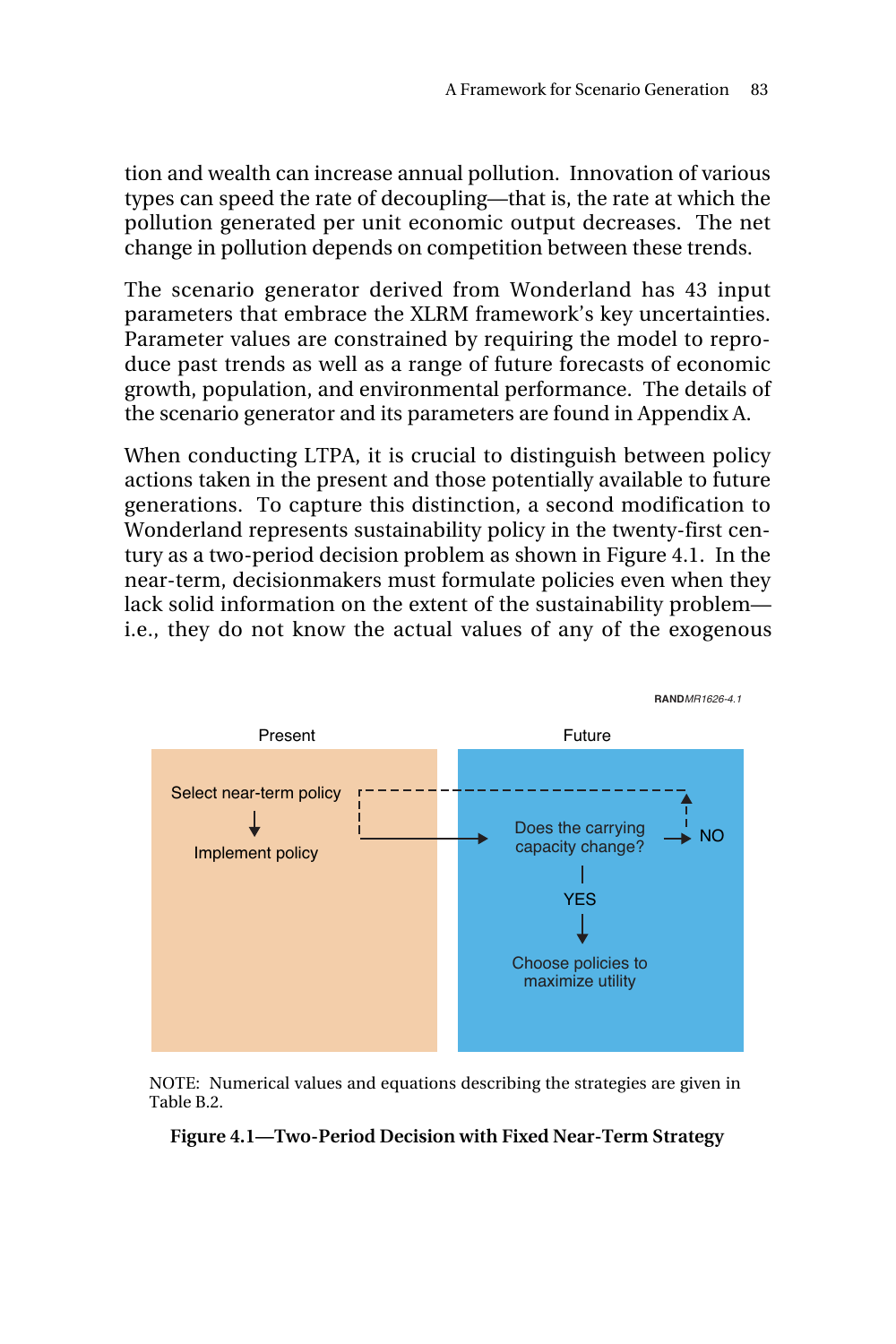tion and wealth can increase annual pollution. Innovation of various types can speed the rate of decoupling—that is, the rate at which the pollution generated per unit economic output decreases. The net change in pollution depends on competition between these trends.

The scenario generator derived from Wonderland has 43 input parameters that embrace the XLRM framework's key uncertainties. Parameter values are constrained by requiring the model to reproduce past trends as well as a range of future forecasts of economic growth, population, and environmental performance. The details of the scenario generator and its parameters are found in Appendix A.

When conducting LTPA, it is crucial to distinguish between policy actions taken in the present and those potentially available to future generations. To capture this distinction, a second modification to Wonderland represents sustainability policy in the twenty-first century as a two-period decision problem as shown in Figure 4.1. In the near-term, decisionmakers must formulate policies even when they lack solid information on the extent of the sustainability problem—i.e., they do not know the actual values of any of the exogenous

RANDMR1626-4.1

Present: Select near-term policy → Implement policy

Future: Does the carrying capacity change? → NO / YES → Choose policies to maximize utility

NOTE: Numerical values and equations describing the strategies are given in Table B.2.

**Figure 4.1—Two-Period Decision with Fixed Near-Term Strategy**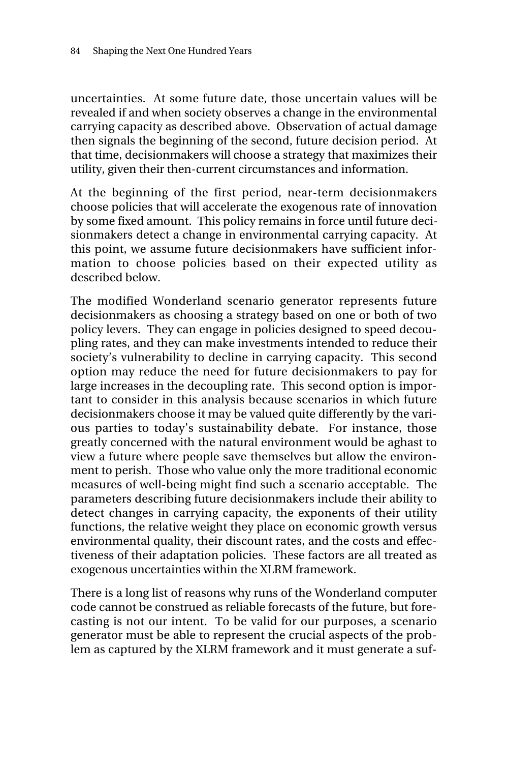uncertainties. At some future date, those uncertain values will be revealed if and when society observes a change in the environmental carrying capacity as described above. Observation of actual damage then signals the beginning of the second, future decision period. At that time, decisionmakers will choose a strategy that maximizes their utility, given their then-current circumstances and information.

At the beginning of the first period, near-term decisionmakers choose policies that will accelerate the exogenous rate of innovation by some fixed amount. This policy remains in force until future decisionmakers detect a change in environmental carrying capacity. At this point, we assume future decisionmakers have sufficient information to choose policies based on their expected utility as described below.

The modified Wonderland scenario generator represents future decisionmakers as choosing a strategy based on one or both of two policy levers. They can engage in policies designed to speed decoupling rates, and they can make investments intended to reduce their society's vulnerability to decline in carrying capacity. This second option may reduce the need for future decisionmakers to pay for large increases in the decoupling rate. This second option is important to consider in this analysis because scenarios in which future decisionmakers choose it may be valued quite differently by the various parties to today's sustainability debate. For instance, those greatly concerned with the natural environment would be aghast to view a future where people save themselves but allow the environment to perish. Those who value only the more traditional economic measures of well-being might find such a scenario acceptable. The parameters describing future decisionmakers include their ability to detect changes in carrying capacity, the exponents of their utility functions, the relative weight they place on economic growth versus environmental quality, their discount rates, and the costs and effectiveness of their adaptation policies. These factors are all treated as exogenous uncertainties within the XLRM framework.

There is a long list of reasons why runs of the Wonderland computer code cannot be construed as reliable forecasts of the future, but forecasting is not our intent. To be valid for our purposes, a scenario generator must be able to represent the crucial aspects of the problem as captured by the XLRM framework and it must generate a suf-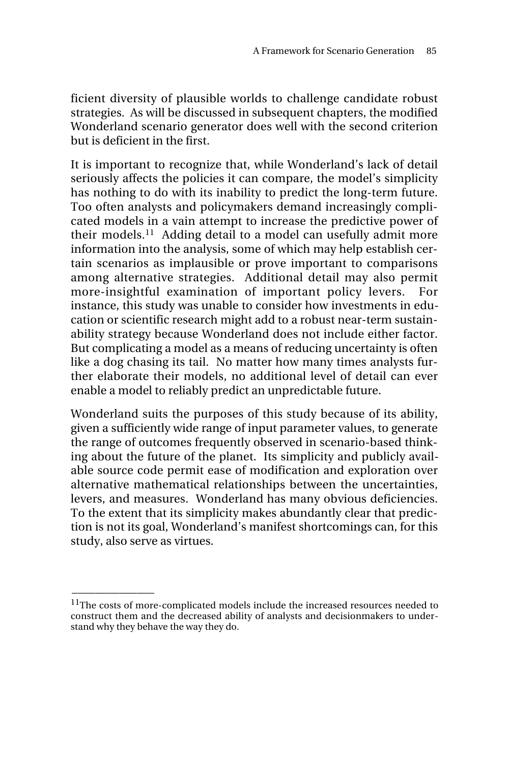ficient diversity of plausible worlds to challenge candidate robust strategies. As will be discussed in subsequent chapters, the modified Wonderland scenario generator does well with the second criterion but is deficient in the first.

It is important to recognize that, while Wonderland's lack of detail seriously affects the policies it can compare, the model's simplicity has nothing to do with its inability to predict the long-term future. Too often analysts and policymakers demand increasingly complicated models in a vain attempt to increase the predictive power of their models.[11] Adding detail to a model can usefully admit more information into the analysis, some of which may help establish certain scenarios as implausible or prove important to comparisons among alternative strategies. Additional detail may also permit more-insightful examination of important policy levers. For instance, this study was unable to consider how investments in education or scientific research might add to a robust near-term sustainability strategy because Wonderland does not include either factor. But complicating a model as a means of reducing uncertainty is often like a dog chasing its tail. No matter how many times analysts further elaborate their models, no additional level of detail can ever enable a model to reliably predict an unpredictable future.

Wonderland suits the purposes of this study because of its ability, given a sufficiently wide range of input parameter values, to generate the range of outcomes frequently observed in scenario-based thinking about the future of the planet. Its simplicity and publicly available source code permit ease of modification and exploration over alternative mathematical relationships between the uncertainties, levers, and measures. Wonderland has many obvious deficiencies. To the extent that its simplicity makes abundantly clear that prediction is not its goal, Wonderland's manifest shortcomings can, for this study, also serve as virtues.

---

[11]The costs of more-complicated models include the increased resources needed to construct them and the decreased ability of analysts and decisionmakers to understand why they behave the way they do.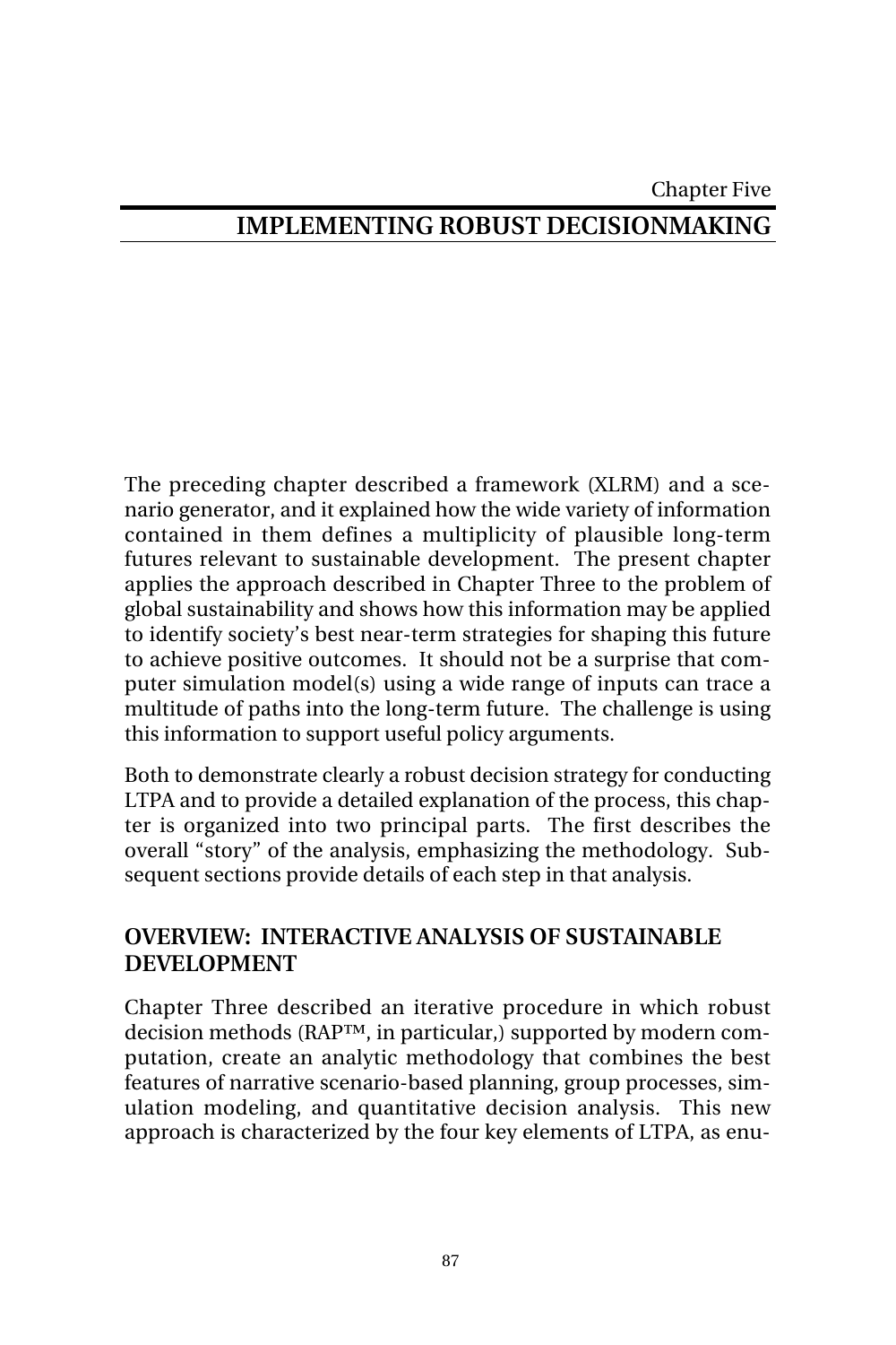Chapter Five

# IMPLEMENTING ROBUST DECISIONMAKING

The preceding chapter described a framework (XLRM) and a scenario generator, and it explained how the wide variety of information contained in them defines a multiplicity of plausible long-term futures relevant to sustainable development. The present chapter applies the approach described in Chapter Three to the problem of global sustainability and shows how this information may be applied to identify society's best near-term strategies for shaping this future to achieve positive outcomes. It should not be a surprise that computer simulation model(s) using a wide range of inputs can trace a multitude of paths into the long-term future. The challenge is using this information to support useful policy arguments.

Both to demonstrate clearly a robust decision strategy for conducting LTPA and to provide a detailed explanation of the process, this chapter is organized into two principal parts. The first describes the overall "story" of the analysis, emphasizing the methodology. Subsequent sections provide details of each step in that analysis.

## OVERVIEW: INTERACTIVE ANALYSIS OF SUSTAINABLE DEVELOPMENT

Chapter Three described an iterative procedure in which robust decision methods (RAP™, in particular,) supported by modern computation, create an analytic methodology that combines the best features of narrative scenario-based planning, group processes, simulation modeling, and quantitative decision analysis. This new approach is characterized by the four key elements of LTPA, as enu-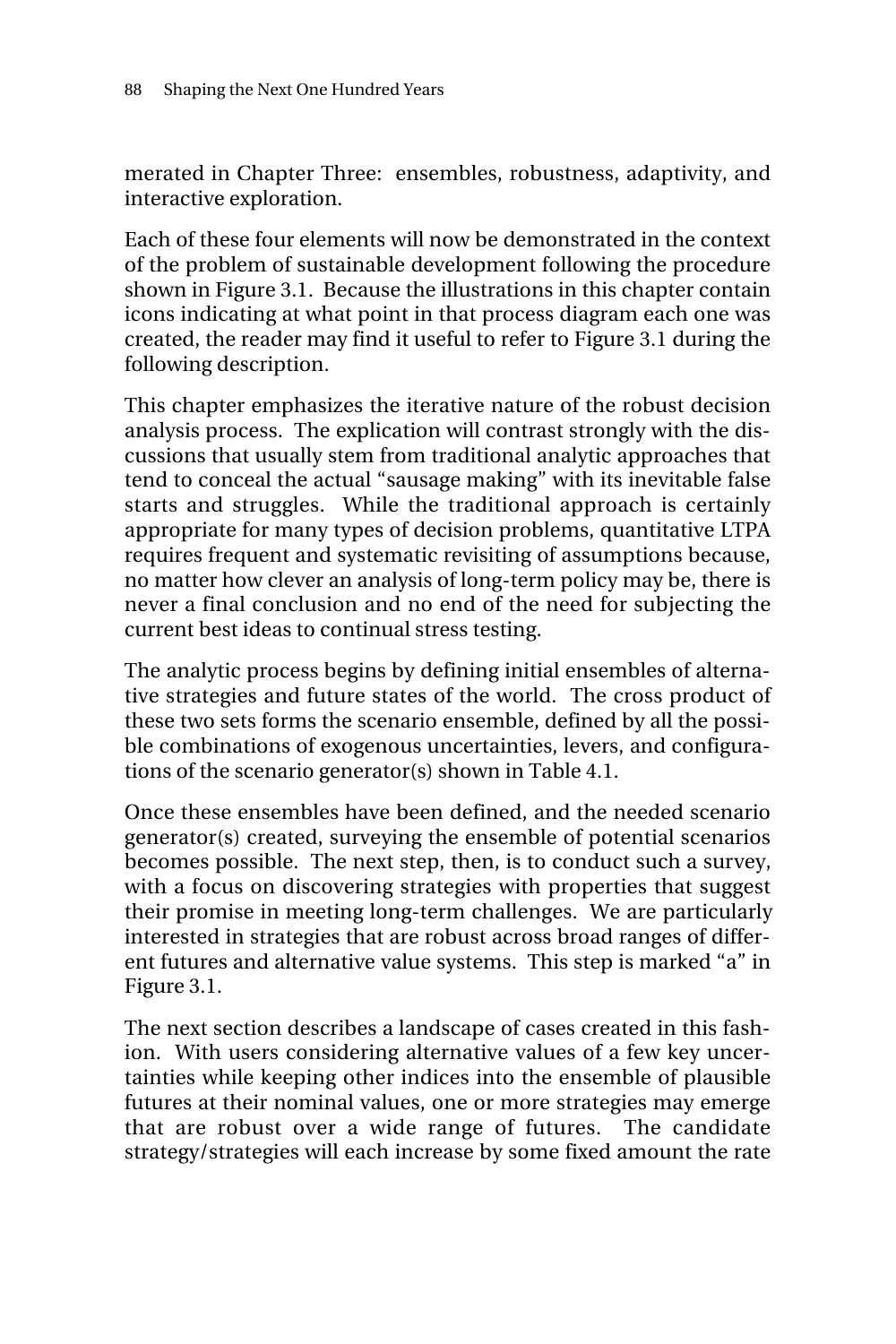merated in Chapter Three: ensembles, robustness, adaptivity, and interactive exploration.

Each of these four elements will now be demonstrated in the context of the problem of sustainable development following the procedure shown in Figure 3.1. Because the illustrations in this chapter contain icons indicating at what point in that process diagram each one was created, the reader may find it useful to refer to Figure 3.1 during the following description.

This chapter emphasizes the iterative nature of the robust decision analysis process. The explication will contrast strongly with the discussions that usually stem from traditional analytic approaches that tend to conceal the actual "sausage making" with its inevitable false starts and struggles. While the traditional approach is certainly appropriate for many types of decision problems, quantitative LTPA requires frequent and systematic revisiting of assumptions because, no matter how clever an analysis of long-term policy may be, there is never a final conclusion and no end of the need for subjecting the current best ideas to continual stress testing.

The analytic process begins by defining initial ensembles of alternative strategies and future states of the world. The cross product of these two sets forms the scenario ensemble, defined by all the possible combinations of exogenous uncertainties, levers, and configurations of the scenario generator(s) shown in Table 4.1.

Once these ensembles have been defined, and the needed scenario generator(s) created, surveying the ensemble of potential scenarios becomes possible. The next step, then, is to conduct such a survey, with a focus on discovering strategies with properties that suggest their promise in meeting long-term challenges. We are particularly interested in strategies that are robust across broad ranges of different futures and alternative value systems. This step is marked "a" in Figure 3.1.

The next section describes a landscape of cases created in this fashion. With users considering alternative values of a few key uncertainties while keeping other indices into the ensemble of plausible futures at their nominal values, one or more strategies may emerge that are robust over a wide range of futures. The candidate strategy/strategies will each increase by some fixed amount the rate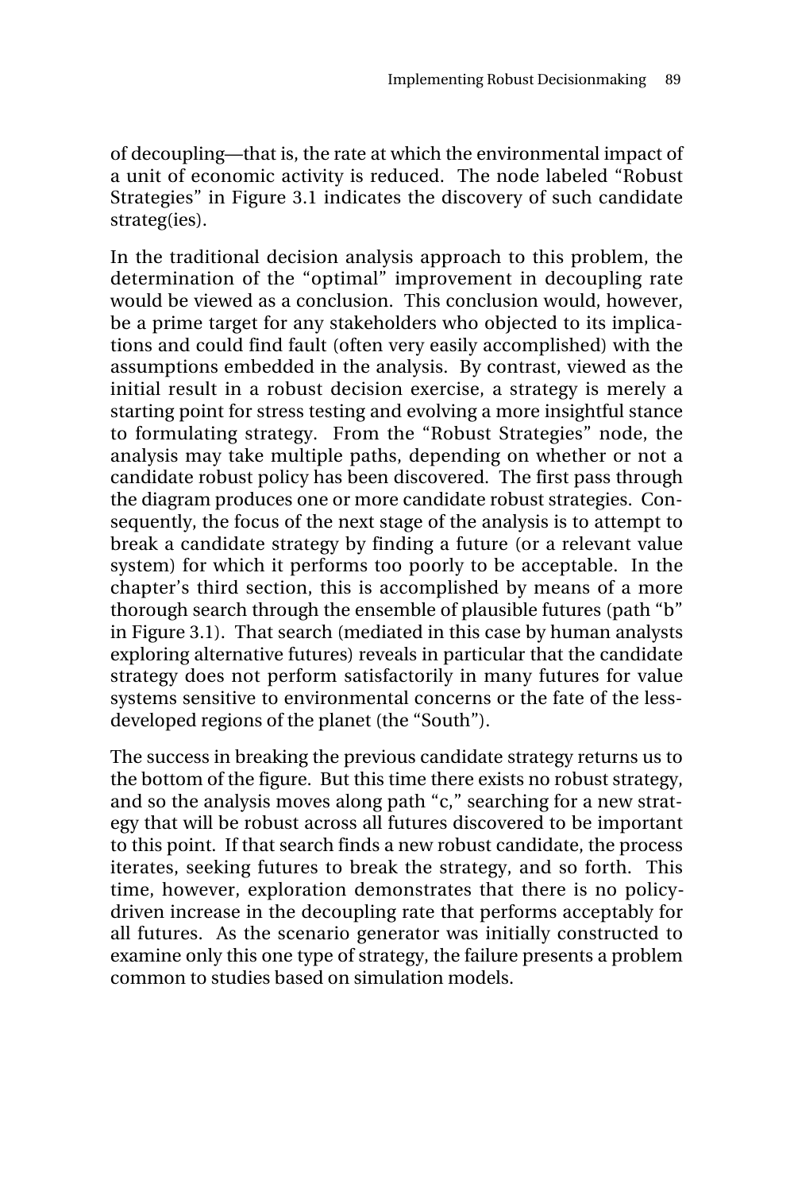of decoupling—that is, the rate at which the environmental impact of a unit of economic activity is reduced. The node labeled "Robust Strategies" in Figure 3.1 indicates the discovery of such candidate strateg(ies).

In the traditional decision analysis approach to this problem, the determination of the "optimal" improvement in decoupling rate would be viewed as a conclusion. This conclusion would, however, be a prime target for any stakeholders who objected to its implications and could find fault (often very easily accomplished) with the assumptions embedded in the analysis. By contrast, viewed as the initial result in a robust decision exercise, a strategy is merely a starting point for stress testing and evolving a more insightful stance to formulating strategy. From the "Robust Strategies" node, the analysis may take multiple paths, depending on whether or not a candidate robust policy has been discovered. The first pass through the diagram produces one or more candidate robust strategies. Consequently, the focus of the next stage of the analysis is to attempt to break a candidate strategy by finding a future (or a relevant value system) for which it performs too poorly to be acceptable. In the chapter's third section, this is accomplished by means of a more thorough search through the ensemble of plausible futures (path "b" in Figure 3.1). That search (mediated in this case by human analysts exploring alternative futures) reveals in particular that the candidate strategy does not perform satisfactorily in many futures for value systems sensitive to environmental concerns or the fate of the less-developed regions of the planet (the "South").

The success in breaking the previous candidate strategy returns us to the bottom of the figure. But this time there exists no robust strategy, and so the analysis moves along path "c," searching for a new strategy that will be robust across all futures discovered to be important to this point. If that search finds a new robust candidate, the process iterates, seeking futures to break the strategy, and so forth. This time, however, exploration demonstrates that there is no policy-driven increase in the decoupling rate that performs acceptably for all futures. As the scenario generator was initially constructed to examine only this one type of strategy, the failure presents a problem common to studies based on simulation models.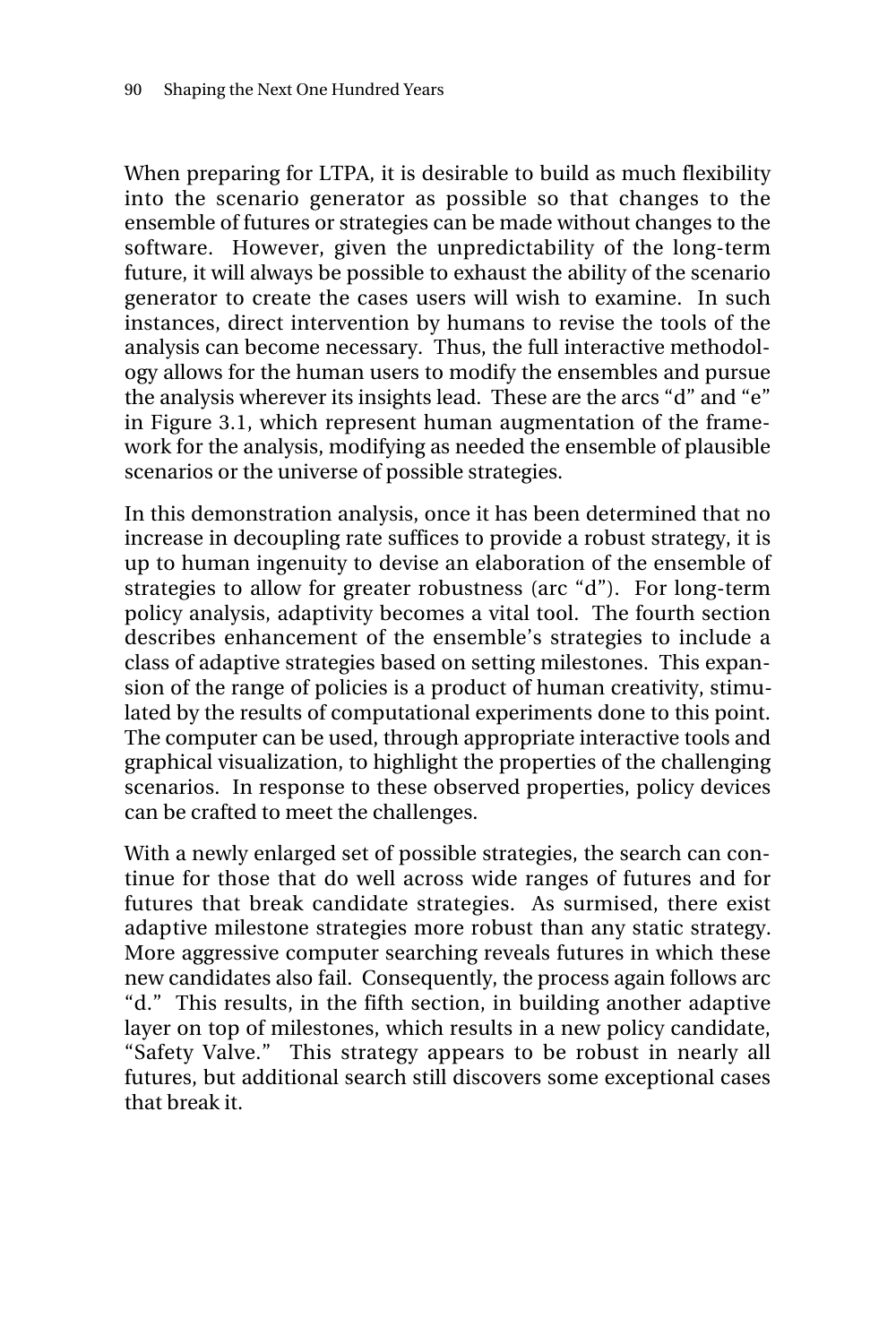When preparing for LTPA, it is desirable to build as much flexibility into the scenario generator as possible so that changes to the ensemble of futures or strategies can be made without changes to the software. However, given the unpredictability of the long-term future, it will always be possible to exhaust the ability of the scenario generator to create the cases users will wish to examine. In such instances, direct intervention by humans to revise the tools of the analysis can become necessary. Thus, the full interactive methodology allows for the human users to modify the ensembles and pursue the analysis wherever its insights lead. These are the arcs "d" and "e" in Figure 3.1, which represent human augmentation of the framework for the analysis, modifying as needed the ensemble of plausible scenarios or the universe of possible strategies.

In this demonstration analysis, once it has been determined that no increase in decoupling rate suffices to provide a robust strategy, it is up to human ingenuity to devise an elaboration of the ensemble of strategies to allow for greater robustness (arc "d"). For long-term policy analysis, adaptivity becomes a vital tool. The fourth section describes enhancement of the ensemble's strategies to include a class of adaptive strategies based on setting milestones. This expansion of the range of policies is a product of human creativity, stimulated by the results of computational experiments done to this point. The computer can be used, through appropriate interactive tools and graphical visualization, to highlight the properties of the challenging scenarios. In response to these observed properties, policy devices can be crafted to meet the challenges.

With a newly enlarged set of possible strategies, the search can continue for those that do well across wide ranges of futures and for futures that break candidate strategies. As surmised, there exist adaptive milestone strategies more robust than any static strategy. More aggressive computer searching reveals futures in which these new candidates also fail. Consequently, the process again follows arc "d." This results, in the fifth section, in building another adaptive layer on top of milestones, which results in a new policy candidate, "Safety Valve." This strategy appears to be robust in nearly all futures, but additional search still discovers some exceptional cases that break it.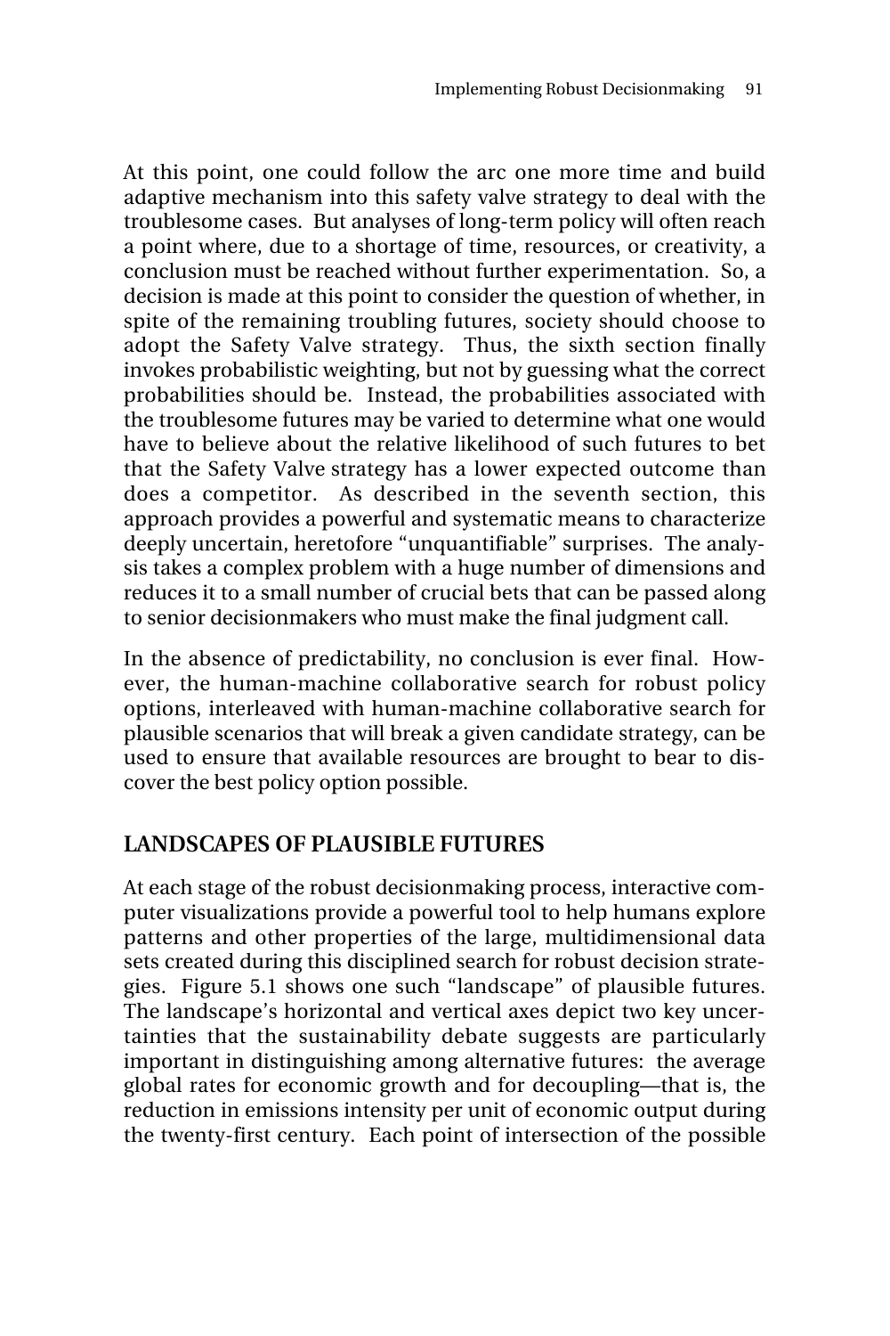At this point, one could follow the arc one more time and build adaptive mechanism into this safety valve strategy to deal with the troublesome cases. But analyses of long-term policy will often reach a point where, due to a shortage of time, resources, or creativity, a conclusion must be reached without further experimentation. So, a decision is made at this point to consider the question of whether, in spite of the remaining troubling futures, society should choose to adopt the Safety Valve strategy. Thus, the sixth section finally invokes probabilistic weighting, but not by guessing what the correct probabilities should be. Instead, the probabilities associated with the troublesome futures may be varied to determine what one would have to believe about the relative likelihood of such futures to bet that the Safety Valve strategy has a lower expected outcome than does a competitor. As described in the seventh section, this approach provides a powerful and systematic means to characterize deeply uncertain, heretofore "unquantifiable" surprises. The analysis takes a complex problem with a huge number of dimensions and reduces it to a small number of crucial bets that can be passed along to senior decisionmakers who must make the final judgment call.

In the absence of predictability, no conclusion is ever final. However, the human-machine collaborative search for robust policy options, interleaved with human-machine collaborative search for plausible scenarios that will break a given candidate strategy, can be used to ensure that available resources are brought to bear to discover the best policy option possible.

## LANDSCAPES OF PLAUSIBLE FUTURES

At each stage of the robust decisionmaking process, interactive computer visualizations provide a powerful tool to help humans explore patterns and other properties of the large, multidimensional data sets created during this disciplined search for robust decision strategies. Figure 5.1 shows one such "landscape" of plausible futures. The landscape's horizontal and vertical axes depict two key uncertainties that the sustainability debate suggests are particularly important in distinguishing among alternative futures: the average global rates for economic growth and for decoupling—that is, the reduction in emissions intensity per unit of economic output during the twenty-first century. Each point of intersection of the possible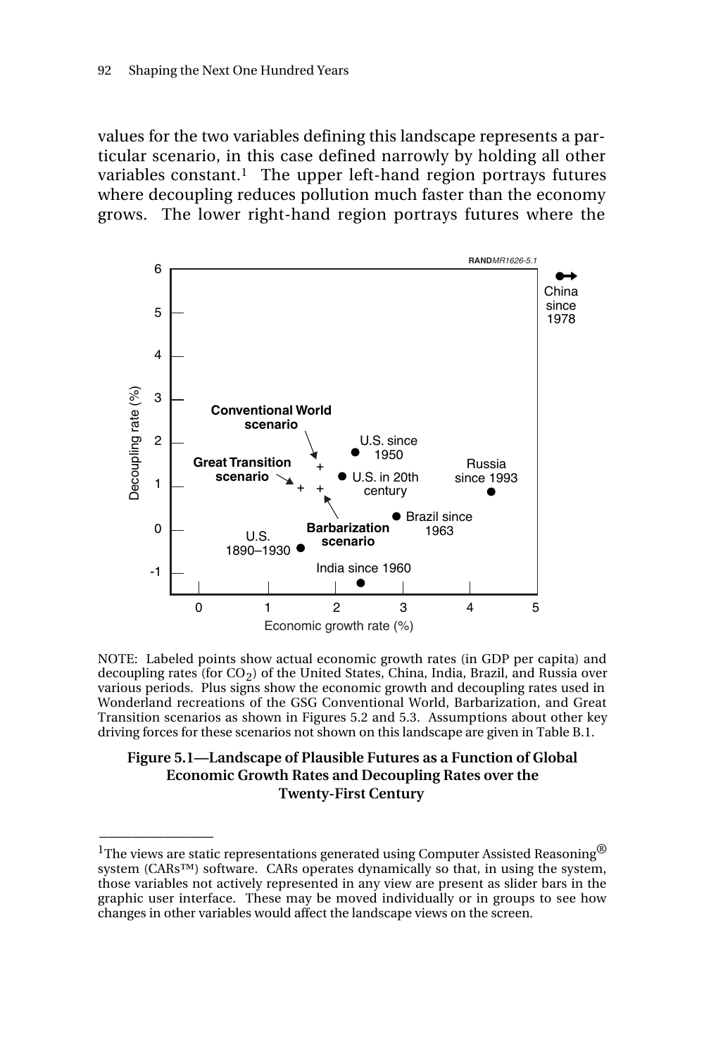values for the two variables defining this landscape represents a particular scenario, in this case defined narrowly by holding all other variables constant.[1] The upper left-hand region portrays futures where decoupling reduces pollution much faster than the economy grows. The lower right-hand region portrays futures where the

NOTE: Labeled points show actual economic growth rates (in GDP per capita) and decoupling rates (for $CO_2$) of the United States, China, India, Brazil, and Russia over various periods. Plus signs show the economic growth and decoupling rates used in Wonderland recreations of the GSG Conventional World, Barbarization, and Great Transition scenarios as shown in Figures 5.2 and 5.3. Assumptions about other key driving forces for these scenarios not shown on this landscape are given in Table B.1.

**Figure 5.1—Landscape of Plausible Futures as a Function of Global Economic Growth Rates and Decoupling Rates over the Twenty-First Century**

---

[1]The views are static representations generated using Computer Assisted Reasoning® system (CARs™) software. CARs operates dynamically so that, in using the system, those variables not actively represented in any view are present as slider bars in the graphic user interface. These may be moved individually or in groups to see how changes in other variables would affect the landscape views on the screen.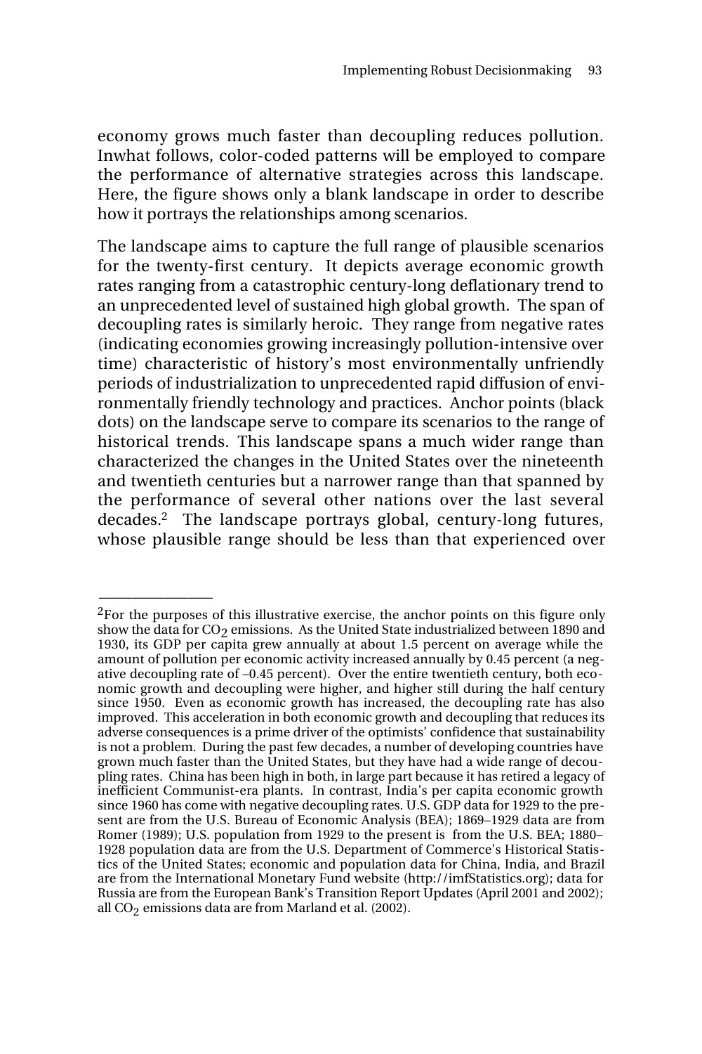economy grows much faster than decoupling reduces pollution. Inwhat follows, color-coded patterns will be employed to compare the performance of alternative strategies across this landscape. Here, the figure shows only a blank landscape in order to describe how it portrays the relationships among scenarios.

The landscape aims to capture the full range of plausible scenarios for the twenty-first century. It depicts average economic growth rates ranging from a catastrophic century-long deflationary trend to an unprecedented level of sustained high global growth. The span of decoupling rates is similarly heroic. They range from negative rates (indicating economies growing increasingly pollution-intensive over time) characteristic of history's most environmentally unfriendly periods of industrialization to unprecedented rapid diffusion of environmentally friendly technology and practices. Anchor points (black dots) on the landscape serve to compare its scenarios to the range of historical trends. This landscape spans a much wider range than characterized the changes in the United States over the nineteenth and twentieth centuries but a narrower range than that spanned by the performance of several other nations over the last several decades.[2] The landscape portrays global, century-long futures, whose plausible range should be less than that experienced over

---

[2]For the purposes of this illustrative exercise, the anchor points on this figure only show the data for $CO_2$ emissions. As the United State industrialized between 1890 and 1930, its GDP per capita grew annually at about 1.5 percent on average while the amount of pollution per economic activity increased annually by 0.45 percent (a negative decoupling rate of –0.45 percent). Over the entire twentieth century, both economic growth and decoupling were higher, and higher still during the half century since 1950. Even as economic growth has increased, the decoupling rate has also improved. This acceleration in both economic growth and decoupling that reduces its adverse consequences is a prime driver of the optimists' confidence that sustainability is not a problem. During the past few decades, a number of developing countries have grown much faster than the United States, but they have had a wide range of decoupling rates. China has been high in both, in large part because it has retired a legacy of inefficient Communist-era plants. In contrast, India's per capita economic growth since 1960 has come with negative decoupling rates. U.S. GDP data for 1929 to the present are from the U.S. Bureau of Economic Analysis (BEA); 1869–1929 data are from Romer (1989); U.S. population from 1929 to the present is from the U.S. BEA; 1880–1928 population data are from the U.S. Department of Commerce's Historical Statistics of the United States; economic and population data for China, India, and Brazil are from the International Monetary Fund website (http://imfStatistics.org); data for Russia are from the European Bank's Transition Report Updates (April 2001 and 2002); all $CO_2$ emissions data are from Marland et al. (2002).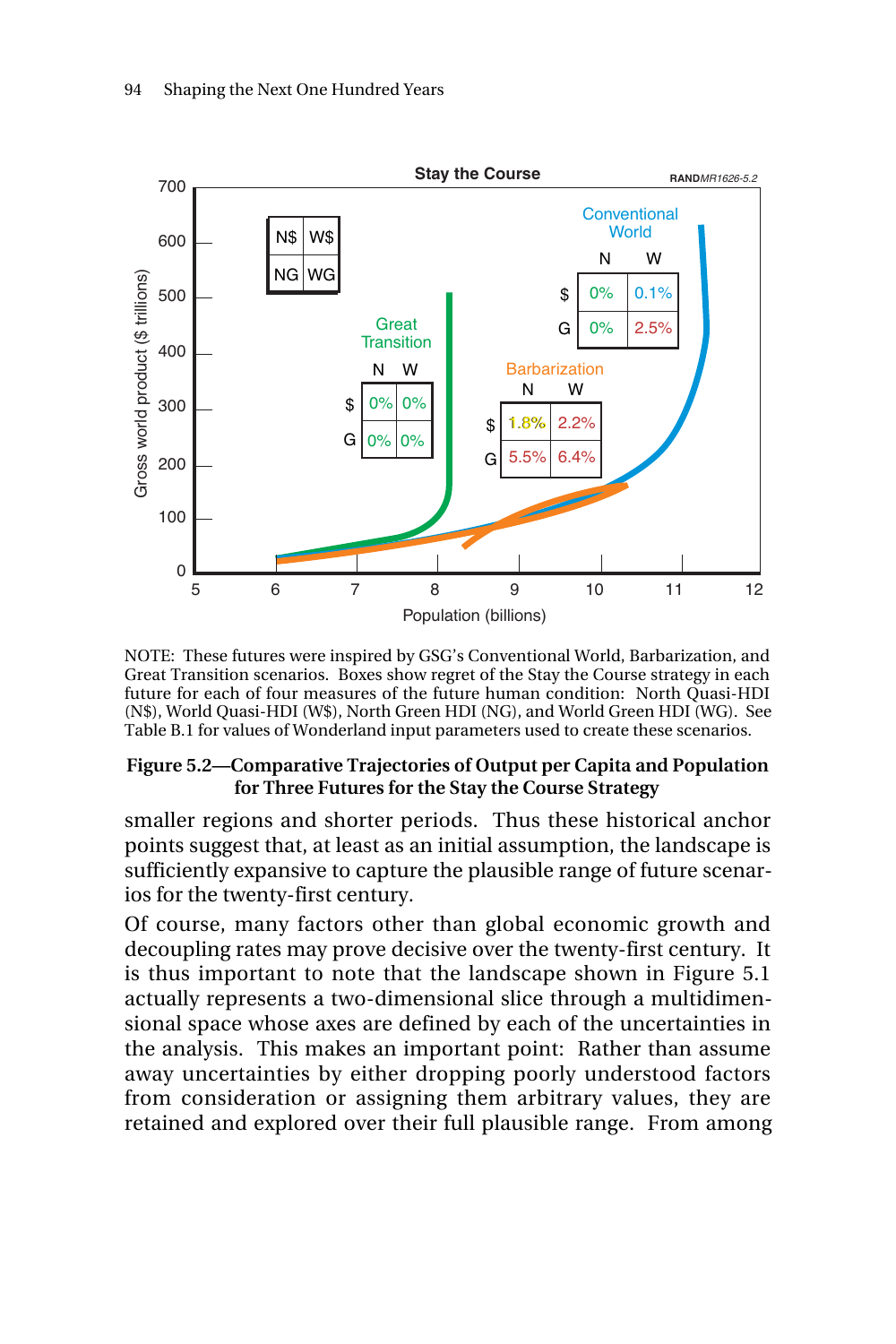NOTE: These futures were inspired by GSG's Conventional World, Barbarization, and Great Transition scenarios. Boxes show regret of the Stay the Course strategy in each future for each of four measures of the future human condition: North Quasi-HDI (N$), World Quasi-HDI (W$), North Green HDI (NG), and World Green HDI (WG). See Table B.1 for values of Wonderland input parameters used to create these scenarios.

**Figure 5.2—Comparative Trajectories of Output per Capita and Population for Three Futures for the Stay the Course Strategy**

smaller regions and shorter periods. Thus these historical anchor points suggest that, at least as an initial assumption, the landscape is sufficiently expansive to capture the plausible range of future scenarios for the twenty-first century.

Of course, many factors other than global economic growth and decoupling rates may prove decisive over the twenty-first century. It is thus important to note that the landscape shown in Figure 5.1 actually represents a two-dimensional slice through a multidimensional space whose axes are defined by each of the uncertainties in the analysis. This makes an important point: Rather than assume away uncertainties by either dropping poorly understood factors from consideration or assigning them arbitrary values, they are retained and explored over their full plausible range. From among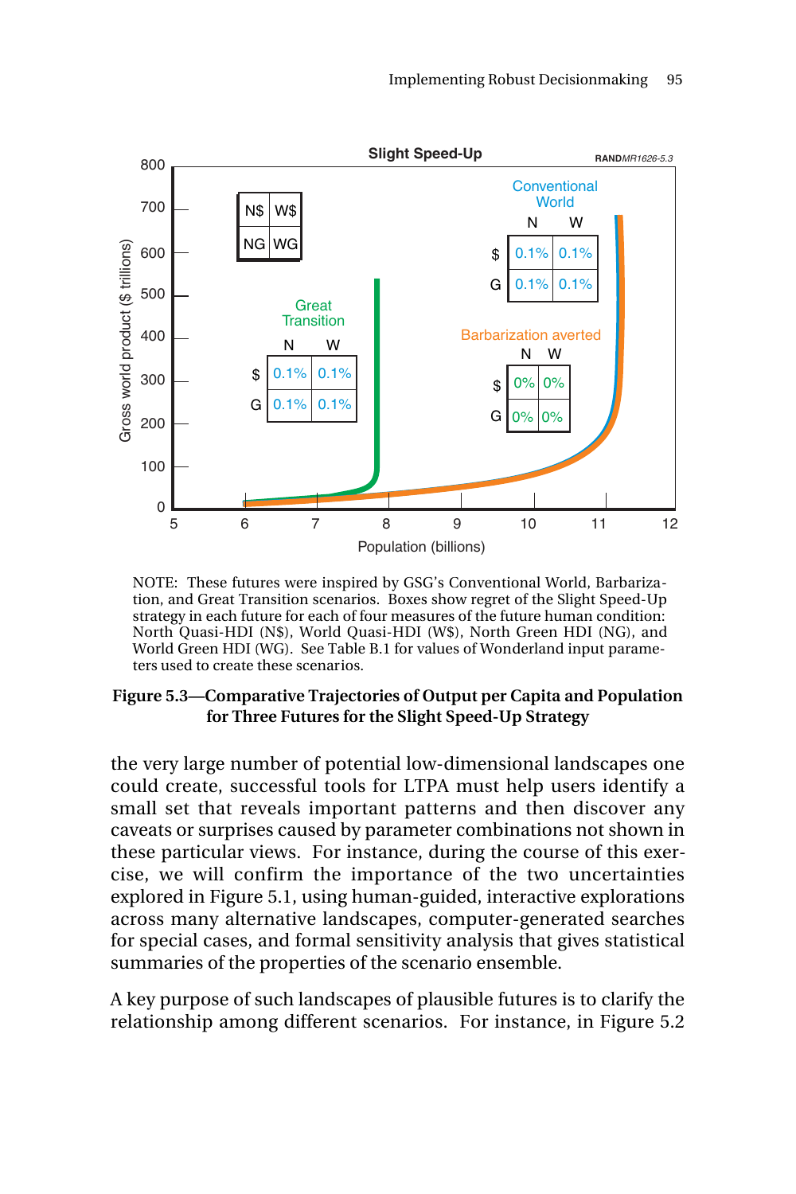NOTE: These futures were inspired by GSG's Conventional World, Barbarization, and Great Transition scenarios. Boxes show regret of the Slight Speed-Up strategy in each future for each of four measures of the future human condition: North Quasi-HDI (N$), World Quasi-HDI (W$), North Green HDI (NG), and World Green HDI (WG). See Table B.1 for values of Wonderland input parameters used to create these scenarios.

**Figure 5.3—Comparative Trajectories of Output per Capita and Population for Three Futures for the Slight Speed-Up Strategy**

the very large number of potential low-dimensional landscapes one could create, successful tools for LTPA must help users identify a small set that reveals important patterns and then discover any caveats or surprises caused by parameter combinations not shown in these particular views. For instance, during the course of this exercise, we will confirm the importance of the two uncertainties explored in Figure 5.1, using human-guided, interactive explorations across many alternative landscapes, computer-generated searches for special cases, and formal sensitivity analysis that gives statistical summaries of the properties of the scenario ensemble.

A key purpose of such landscapes of plausible futures is to clarify the relationship among different scenarios. For instance, in Figure 5.2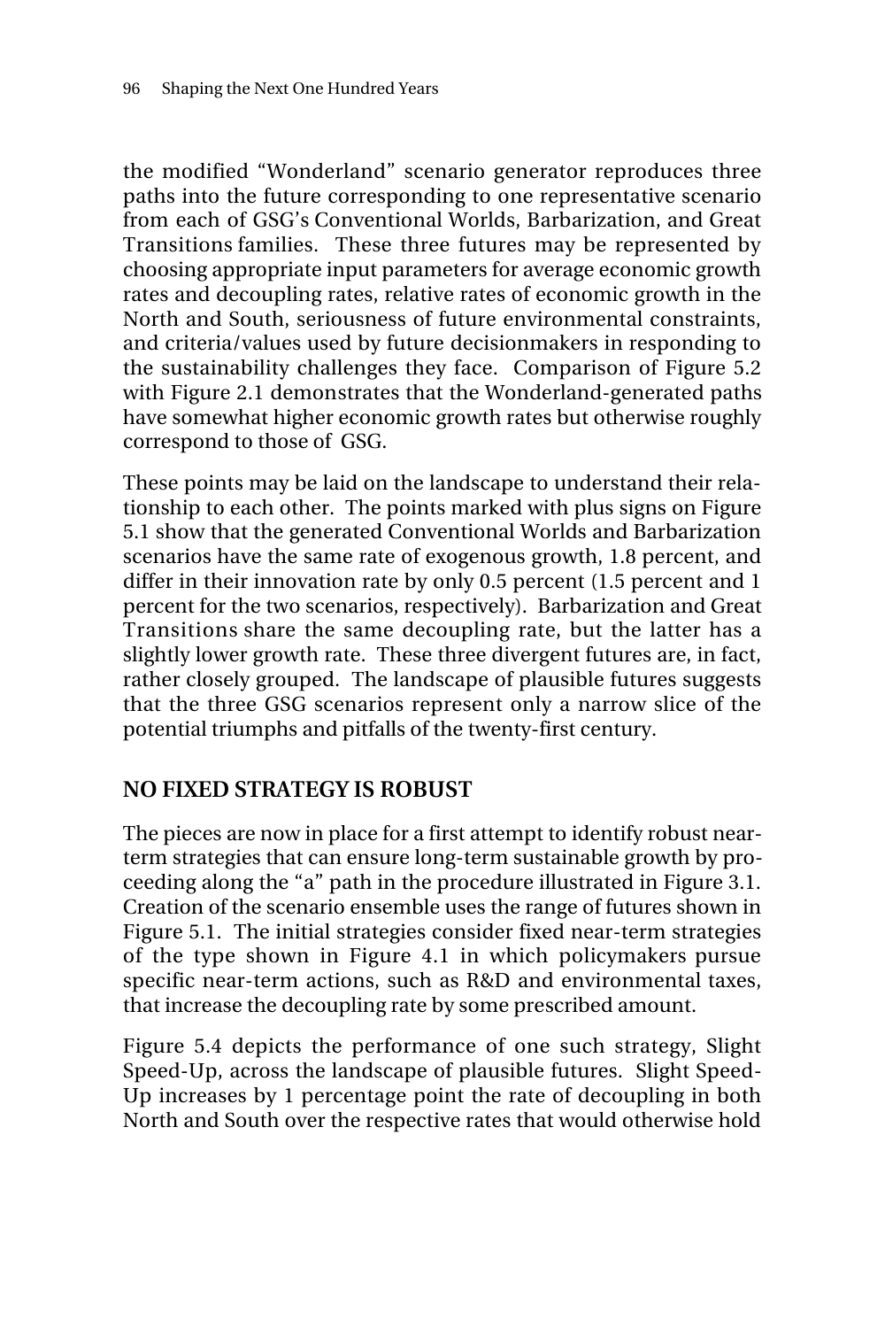the modified "Wonderland" scenario generator reproduces three paths into the future corresponding to one representative scenario from each of GSG's Conventional Worlds, Barbarization, and Great Transitions families. These three futures may be represented by choosing appropriate input parameters for average economic growth rates and decoupling rates, relative rates of economic growth in the North and South, seriousness of future environmental constraints, and criteria/values used by future decisionmakers in responding to the sustainability challenges they face. Comparison of Figure 5.2 with Figure 2.1 demonstrates that the Wonderland-generated paths have somewhat higher economic growth rates but otherwise roughly correspond to those of GSG.

These points may be laid on the landscape to understand their relationship to each other. The points marked with plus signs on Figure 5.1 show that the generated Conventional Worlds and Barbarization scenarios have the same rate of exogenous growth, 1.8 percent, and differ in their innovation rate by only 0.5 percent (1.5 percent and 1 percent for the two scenarios, respectively). Barbarization and Great Transitions share the same decoupling rate, but the latter has a slightly lower growth rate. These three divergent futures are, in fact, rather closely grouped. The landscape of plausible futures suggests that the three GSG scenarios represent only a narrow slice of the potential triumphs and pitfalls of the twenty-first century.

## NO FIXED STRATEGY IS ROBUST

The pieces are now in place for a first attempt to identify robust near-term strategies that can ensure long-term sustainable growth by proceeding along the "a" path in the procedure illustrated in Figure 3.1. Creation of the scenario ensemble uses the range of futures shown in Figure 5.1. The initial strategies consider fixed near-term strategies of the type shown in Figure 4.1 in which policymakers pursue specific near-term actions, such as R&D and environmental taxes, that increase the decoupling rate by some prescribed amount.

Figure 5.4 depicts the performance of one such strategy, Slight Speed-Up, across the landscape of plausible futures. Slight Speed-Up increases by 1 percentage point the rate of decoupling in both North and South over the respective rates that would otherwise hold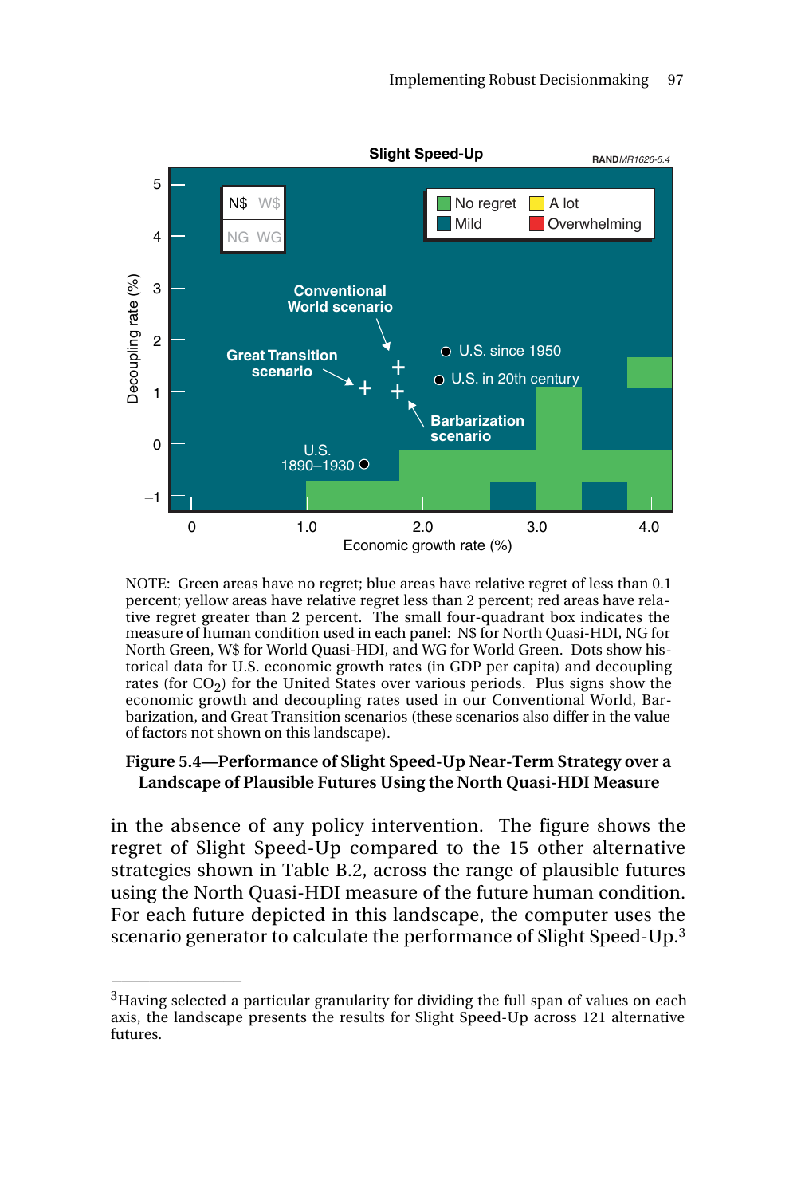NOTE: Green areas have no regret; blue areas have relative regret of less than 0.1 percent; yellow areas have relative regret less than 2 percent; red areas have relative regret greater than 2 percent. The small four-quadrant box indicates the measure of human condition used in each panel: N$ for North Quasi-HDI, NG for North Green, W$ for World Quasi-HDI, and WG for World Green. Dots show historical data for U.S. economic growth rates (in GDP per capita) and decoupling rates (for $CO_2$) for the United States over various periods. Plus signs show the economic growth and decoupling rates used in our Conventional World, Barbarization, and Great Transition scenarios (these scenarios also differ in the value of factors not shown on this landscape).

**Figure 5.4—Performance of Slight Speed-Up Near-Term Strategy over a Landscape of Plausible Futures Using the North Quasi-HDI Measure**

in the absence of any policy intervention. The figure shows the regret of Slight Speed-Up compared to the 15 other alternative strategies shown in Table B.2, across the range of plausible futures using the North Quasi-HDI measure of the future human condition. For each future depicted in this landscape, the computer uses the scenario generator to calculate the performance of Slight Speed-Up.[3]

---

[3]Having selected a particular granularity for dividing the full span of values on each axis, the landscape presents the results for Slight Speed-Up across 121 alternative futures.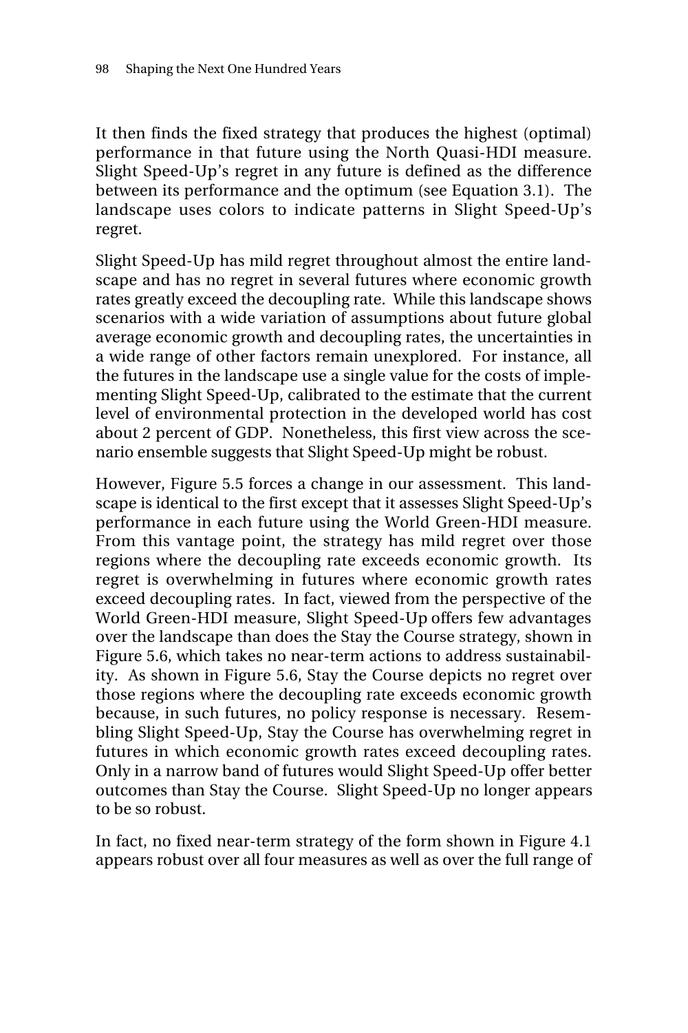It then finds the fixed strategy that produces the highest (optimal) performance in that future using the North Quasi-HDI measure. Slight Speed-Up's regret in any future is defined as the difference between its performance and the optimum (see Equation 3.1). The landscape uses colors to indicate patterns in Slight Speed-Up's regret.

Slight Speed-Up has mild regret throughout almost the entire landscape and has no regret in several futures where economic growth rates greatly exceed the decoupling rate. While this landscape shows scenarios with a wide variation of assumptions about future global average economic growth and decoupling rates, the uncertainties in a wide range of other factors remain unexplored. For instance, all the futures in the landscape use a single value for the costs of implementing Slight Speed-Up, calibrated to the estimate that the current level of environmental protection in the developed world has cost about 2 percent of GDP. Nonetheless, this first view across the scenario ensemble suggests that Slight Speed-Up might be robust.

However, Figure 5.5 forces a change in our assessment. This landscape is identical to the first except that it assesses Slight Speed-Up's performance in each future using the World Green-HDI measure. From this vantage point, the strategy has mild regret over those regions where the decoupling rate exceeds economic growth. Its regret is overwhelming in futures where economic growth rates exceed decoupling rates. In fact, viewed from the perspective of the World Green-HDI measure, Slight Speed-Up offers few advantages over the landscape than does the Stay the Course strategy, shown in Figure 5.6, which takes no near-term actions to address sustainability. As shown in Figure 5.6, Stay the Course depicts no regret over those regions where the decoupling rate exceeds economic growth because, in such futures, no policy response is necessary. Resembling Slight Speed-Up, Stay the Course has overwhelming regret in futures in which economic growth rates exceed decoupling rates. Only in a narrow band of futures would Slight Speed-Up offer better outcomes than Stay the Course. Slight Speed-Up no longer appears to be so robust.

In fact, no fixed near-term strategy of the form shown in Figure 4.1 appears robust over all four measures as well as over the full range of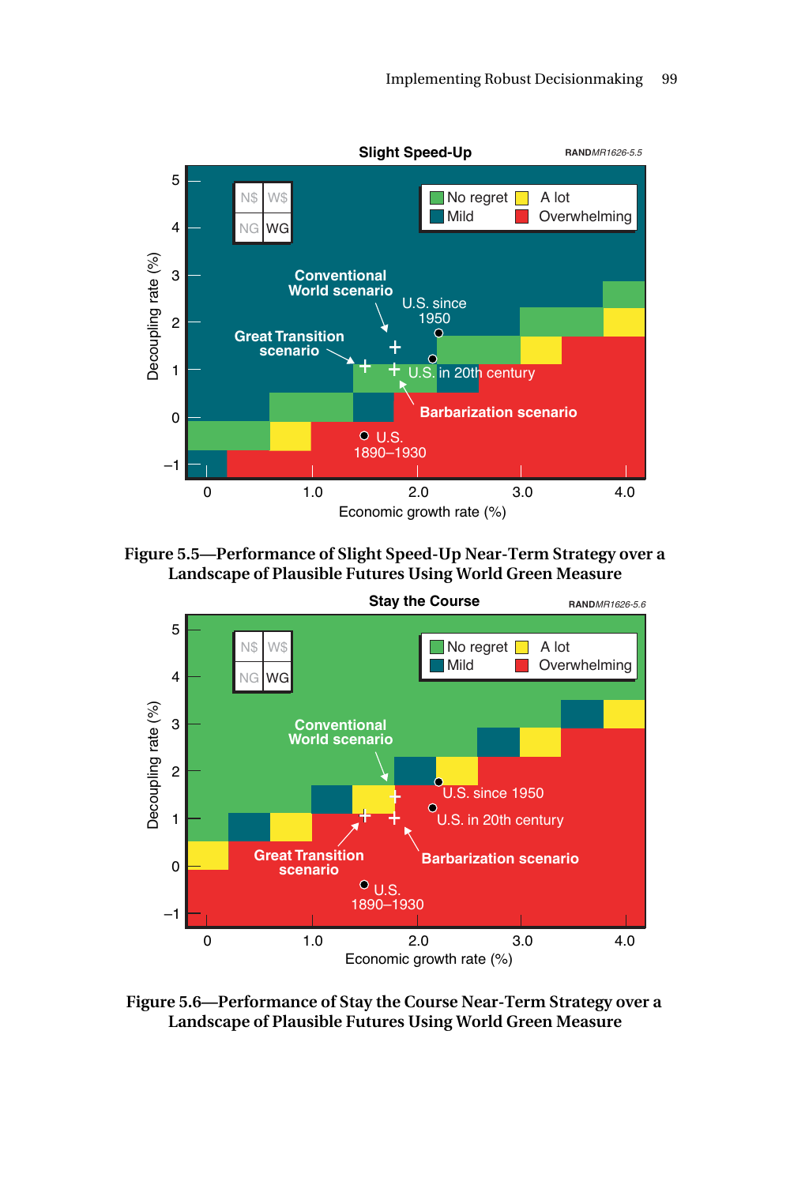Figure 5.5—Performance of Slight Speed-Up Near-Term Strategy over a Landscape of Plausible Futures Using World Green Measure

Figure 5.6—Performance of Stay the Course Near-Term Strategy over a Landscape of Plausible Futures Using World Green Measure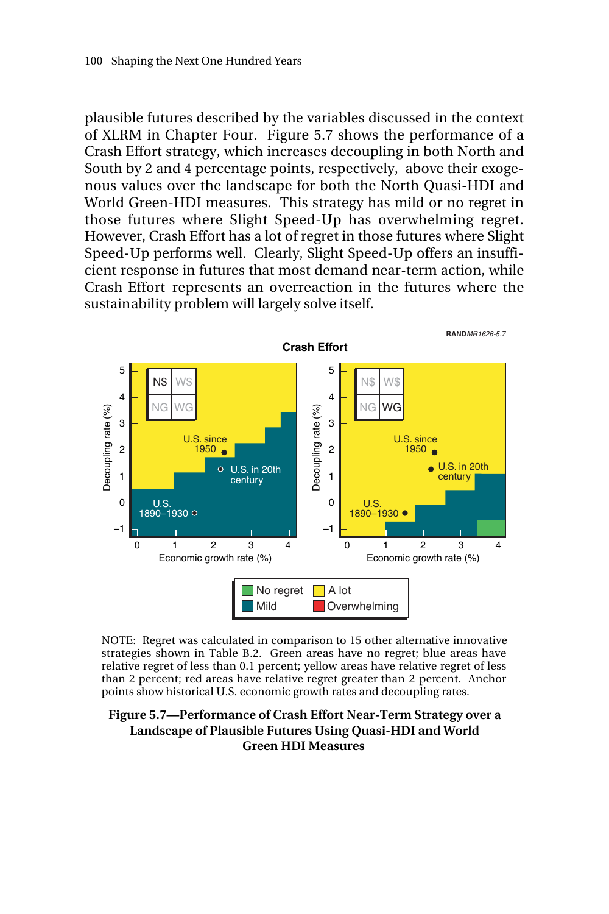plausible futures described by the variables discussed in the context of XLRM in Chapter Four. Figure 5.7 shows the performance of a Crash Effort strategy, which increases decoupling in both North and South by 2 and 4 percentage points, respectively, above their exogenous values over the landscape for both the North Quasi-HDI and World Green-HDI measures. This strategy has mild or no regret in those futures where Slight Speed-Up has overwhelming regret. However, Crash Effort has a lot of regret in those futures where Slight Speed-Up performs well. Clearly, Slight Speed-Up offers an insufficient response in futures that most demand near-term action, while Crash Effort represents an overreaction in the futures where the sustainability problem will largely solve itself.

NOTE: Regret was calculated in comparison to 15 other alternative innovative strategies shown in Table B.2. Green areas have no regret; blue areas have relative regret of less than 0.1 percent; yellow areas have relative regret of less than 2 percent; red areas have relative regret greater than 2 percent. Anchor points show historical U.S. economic growth rates and decoupling rates.

**Figure 5.7—Performance of Crash Effort Near-Term Strategy over a Landscape of Plausible Futures Using Quasi-HDI and World Green HDI Measures**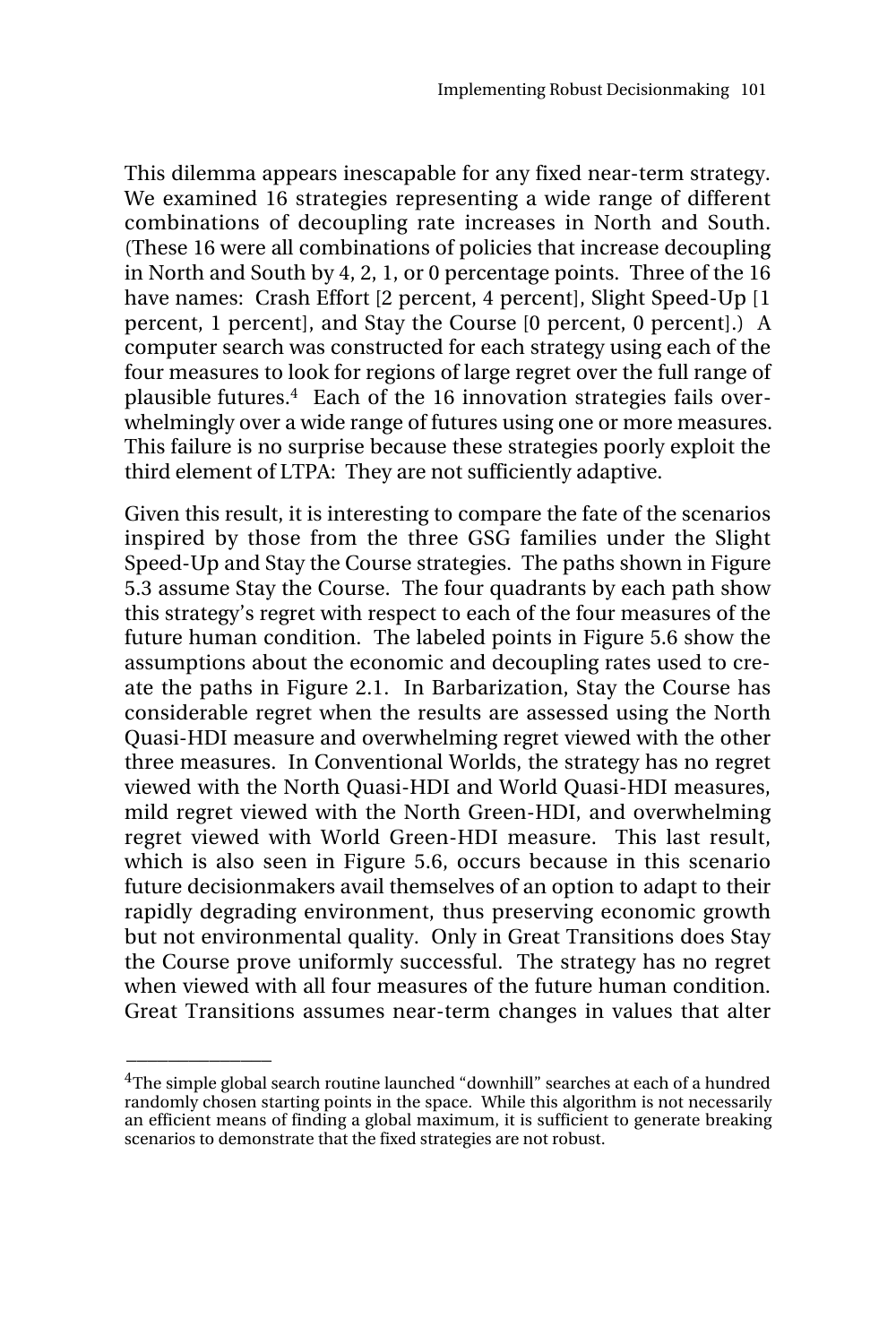This dilemma appears inescapable for any fixed near-term strategy. We examined 16 strategies representing a wide range of different combinations of decoupling rate increases in North and South. (These 16 were all combinations of policies that increase decoupling in North and South by 4, 2, 1, or 0 percentage points. Three of the 16 have names: Crash Effort [2 percent, 4 percent], Slight Speed-Up [1 percent, 1 percent], and Stay the Course [0 percent, 0 percent].) A computer search was constructed for each strategy using each of the four measures to look for regions of large regret over the full range of plausible futures.[4] Each of the 16 innovation strategies fails overwhelmingly over a wide range of futures using one or more measures. This failure is no surprise because these strategies poorly exploit the third element of LTPA: They are not sufficiently adaptive.

Given this result, it is interesting to compare the fate of the scenarios inspired by those from the three GSG families under the Slight Speed-Up and Stay the Course strategies. The paths shown in Figure 5.3 assume Stay the Course. The four quadrants by each path show this strategy's regret with respect to each of the four measures of the future human condition. The labeled points in Figure 5.6 show the assumptions about the economic and decoupling rates used to create the paths in Figure 2.1. In Barbarization, Stay the Course has considerable regret when the results are assessed using the North Quasi-HDI measure and overwhelming regret viewed with the other three measures. In Conventional Worlds, the strategy has no regret viewed with the North Quasi-HDI and World Quasi-HDI measures, mild regret viewed with the North Green-HDI, and overwhelming regret viewed with World Green-HDI measure. This last result, which is also seen in Figure 5.6, occurs because in this scenario future decisionmakers avail themselves of an option to adapt to their rapidly degrading environment, thus preserving economic growth but not environmental quality. Only in Great Transitions does Stay the Course prove uniformly successful. The strategy has no regret when viewed with all four measures of the future human condition. Great Transitions assumes near-term changes in values that alter

---

[4]The simple global search routine launched "downhill" searches at each of a hundred randomly chosen starting points in the space. While this algorithm is not necessarily an efficient means of finding a global maximum, it is sufficient to generate breaking scenarios to demonstrate that the fixed strategies are not robust.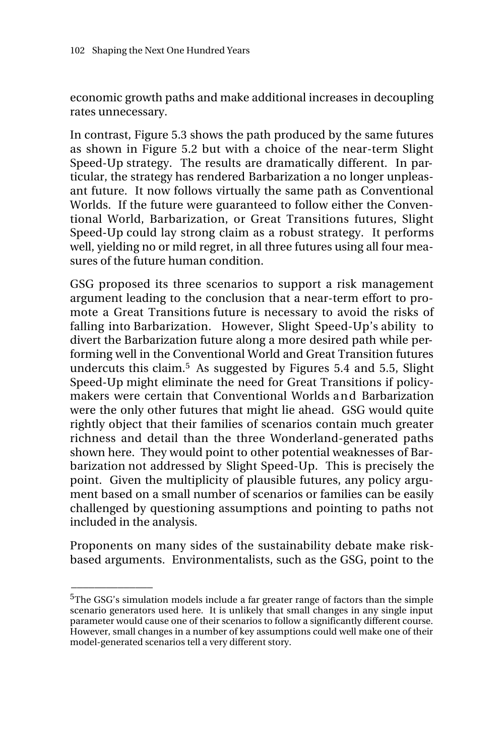economic growth paths and make additional increases in decoupling rates unnecessary.

In contrast, Figure 5.3 shows the path produced by the same futures as shown in Figure 5.2 but with a choice of the near-term Slight Speed-Up strategy. The results are dramatically different. In particular, the strategy has rendered Barbarization a no longer unpleasant future. It now follows virtually the same path as Conventional Worlds. If the future were guaranteed to follow either the Conventional World, Barbarization, or Great Transitions futures, Slight Speed-Up could lay strong claim as a robust strategy. It performs well, yielding no or mild regret, in all three futures using all four measures of the future human condition.

GSG proposed its three scenarios to support a risk management argument leading to the conclusion that a near-term effort to promote a Great Transitions future is necessary to avoid the risks of falling into Barbarization. However, Slight Speed-Up's ability to divert the Barbarization future along a more desired path while performing well in the Conventional World and Great Transition futures undercuts this claim.[5] As suggested by Figures 5.4 and 5.5, Slight Speed-Up might eliminate the need for Great Transitions if policymakers were certain that Conventional Worlds and Barbarization were the only other futures that might lie ahead. GSG would quite rightly object that their families of scenarios contain much greater richness and detail than the three Wonderland-generated paths shown here. They would point to other potential weaknesses of Barbarization not addressed by Slight Speed-Up. This is precisely the point. Given the multiplicity of plausible futures, any policy argument based on a small number of scenarios or families can be easily challenged by questioning assumptions and pointing to paths not included in the analysis.

Proponents on many sides of the sustainability debate make risk-based arguments. Environmentalists, such as the GSG, point to the

---

[5]The GSG's simulation models include a far greater range of factors than the simple scenario generators used here. It is unlikely that small changes in any single input parameter would cause one of their scenarios to follow a significantly different course. However, small changes in a number of key assumptions could well make one of their model-generated scenarios tell a very different story.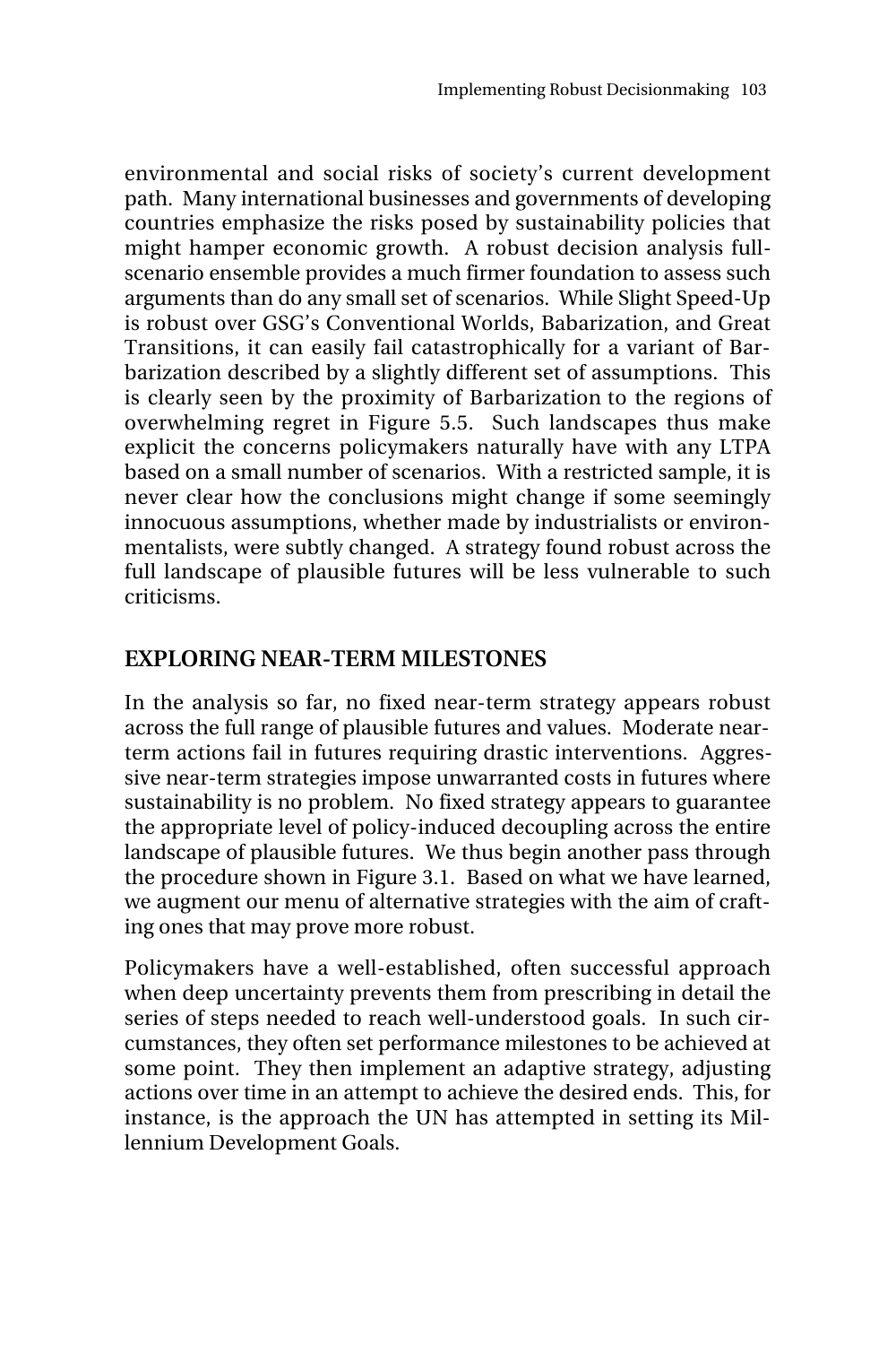environmental and social risks of society's current development path. Many international businesses and governments of developing countries emphasize the risks posed by sustainability policies that might hamper economic growth. A robust decision analysis full-scenario ensemble provides a much firmer foundation to assess such arguments than do any small set of scenarios. While Slight Speed-Up is robust over GSG's Conventional Worlds, Babarization, and Great Transitions, it can easily fail catastrophically for a variant of Barbarization described by a slightly different set of assumptions. This is clearly seen by the proximity of Barbarization to the regions of overwhelming regret in Figure 5.5. Such landscapes thus make explicit the concerns policymakers naturally have with any LTPA based on a small number of scenarios. With a restricted sample, it is never clear how the conclusions might change if some seemingly innocuous assumptions, whether made by industrialists or environmentalists, were subtly changed. A strategy found robust across the full landscape of plausible futures will be less vulnerable to such criticisms.

## EXPLORING NEAR-TERM MILESTONES

In the analysis so far, no fixed near-term strategy appears robust across the full range of plausible futures and values. Moderate near-term actions fail in futures requiring drastic interventions. Aggressive near-term strategies impose unwarranted costs in futures where sustainability is no problem. No fixed strategy appears to guarantee the appropriate level of policy-induced decoupling across the entire landscape of plausible futures. We thus begin another pass through the procedure shown in Figure 3.1. Based on what we have learned, we augment our menu of alternative strategies with the aim of crafting ones that may prove more robust.

Policymakers have a well-established, often successful approach when deep uncertainty prevents them from prescribing in detail the series of steps needed to reach well-understood goals. In such circumstances, they often set performance milestones to be achieved at some point. They then implement an adaptive strategy, adjusting actions over time in an attempt to achieve the desired ends. This, for instance, is the approach the UN has attempted in setting its Millennium Development Goals.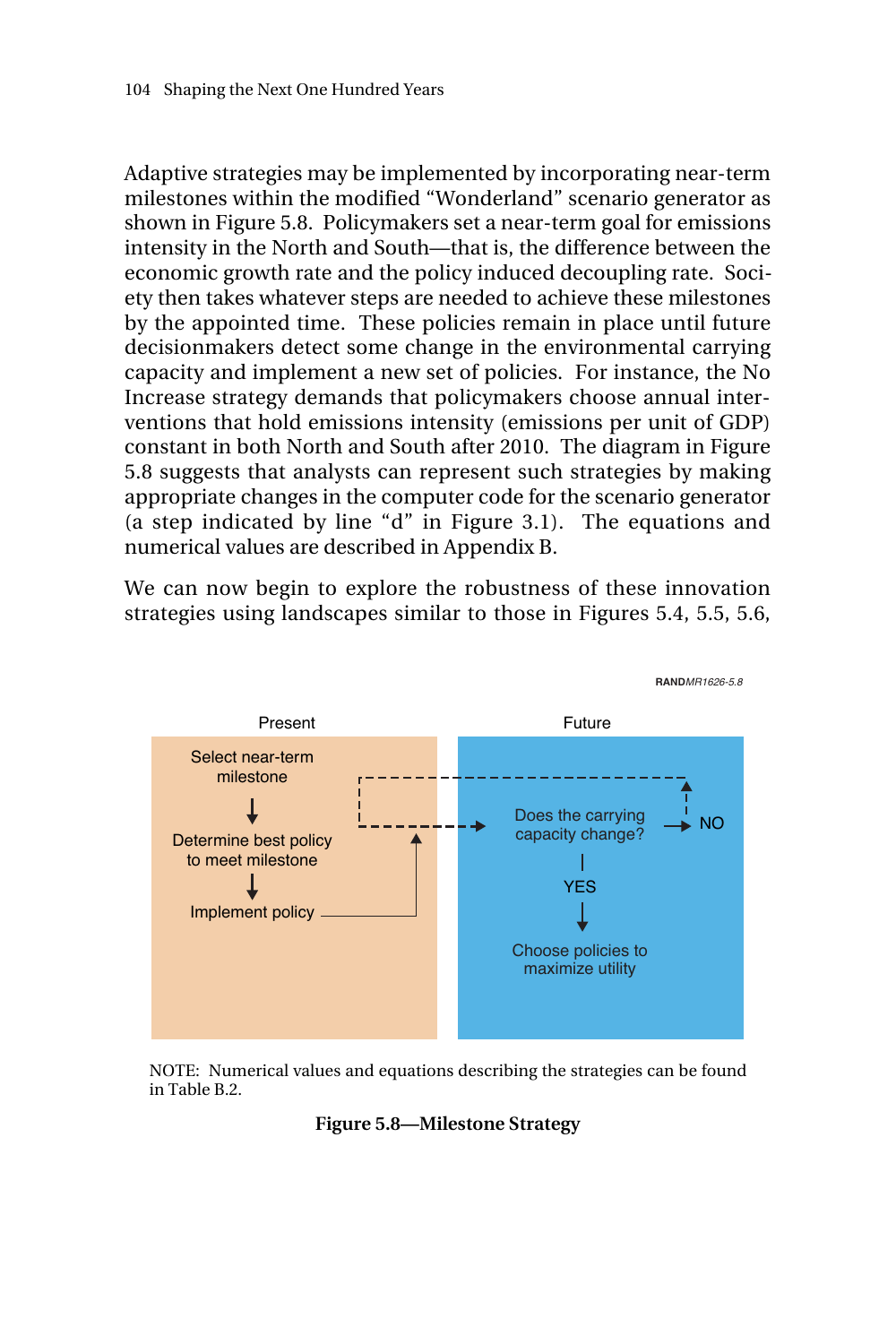Adaptive strategies may be implemented by incorporating near-term milestones within the modified “Wonderland” scenario generator as shown in Figure 5.8. Policymakers set a near-term goal for emissions intensity in the North and South—that is, the difference between the economic growth rate and the policy induced decoupling rate. Society then takes whatever steps are needed to achieve these milestones by the appointed time. These policies remain in place until future decisionmakers detect some change in the environmental carrying capacity and implement a new set of policies. For instance, the No Increase strategy demands that policymakers choose annual interventions that hold emissions intensity (emissions per unit of GDP) constant in both North and South after 2010. The diagram in Figure 5.8 suggests that analysts can represent such strategies by making appropriate changes in the computer code for the scenario generator (a step indicated by line “d” in Figure 3.1). The equations and numerical values are described in Appendix B.

We can now begin to explore the robustness of these innovation strategies using landscapes similar to those in Figures 5.4, 5.5, 5.6,

RANDMR1626-5.8

Present: Select near-term milestone → Determine best policy to meet milestone → Implement policy

Future: Does the carrying capacity change? → NO (loops back); YES → Choose policies to maximize utility

NOTE: Numerical values and equations describing the strategies can be found in Table B.2.

**Figure 5.8—Milestone Strategy**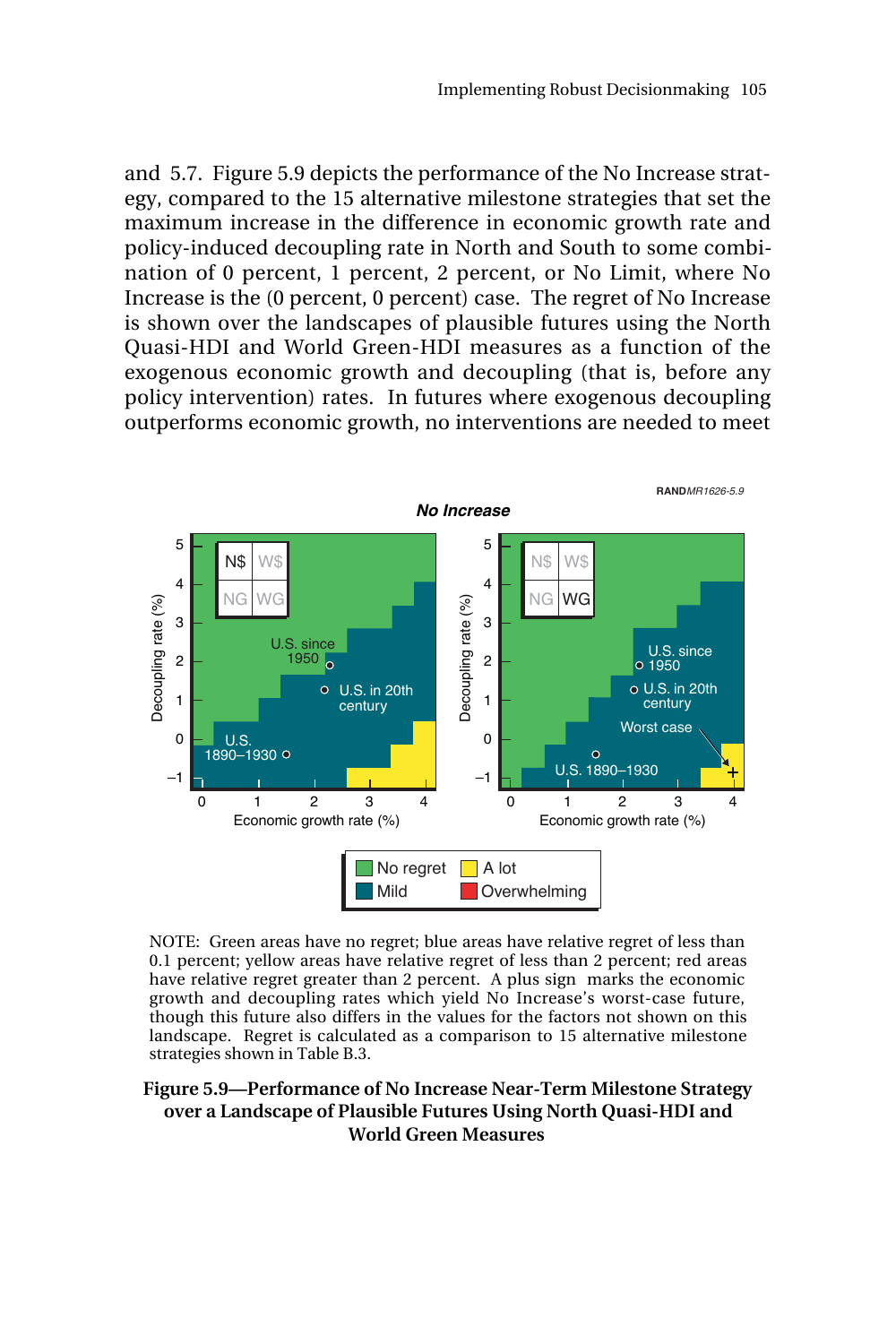and 5.7. Figure 5.9 depicts the performance of the No Increase strategy, compared to the 15 alternative milestone strategies that set the maximum increase in the difference in economic growth rate and policy-induced decoupling rate in North and South to some combination of 0 percent, 1 percent, 2 percent, or No Limit, where No Increase is the (0 percent, 0 percent) case. The regret of No Increase is shown over the landscapes of plausible futures using the North Quasi-HDI and World Green-HDI measures as a function of the exogenous economic growth and decoupling (that is, before any policy intervention) rates. In futures where exogenous decoupling outperforms economic growth, no interventions are needed to meet

NOTE: Green areas have no regret; blue areas have relative regret of less than 0.1 percent; yellow areas have relative regret of less than 2 percent; red areas have relative regret greater than 2 percent. A plus sign marks the economic growth and decoupling rates which yield No Increase's worst-case future, though this future also differs in the values for the factors not shown on this landscape. Regret is calculated as a comparison to 15 alternative milestone strategies shown in Table B.3.

**Figure 5.9—Performance of No Increase Near-Term Milestone Strategy over a Landscape of Plausible Futures Using North Quasi-HDI and World Green Measures**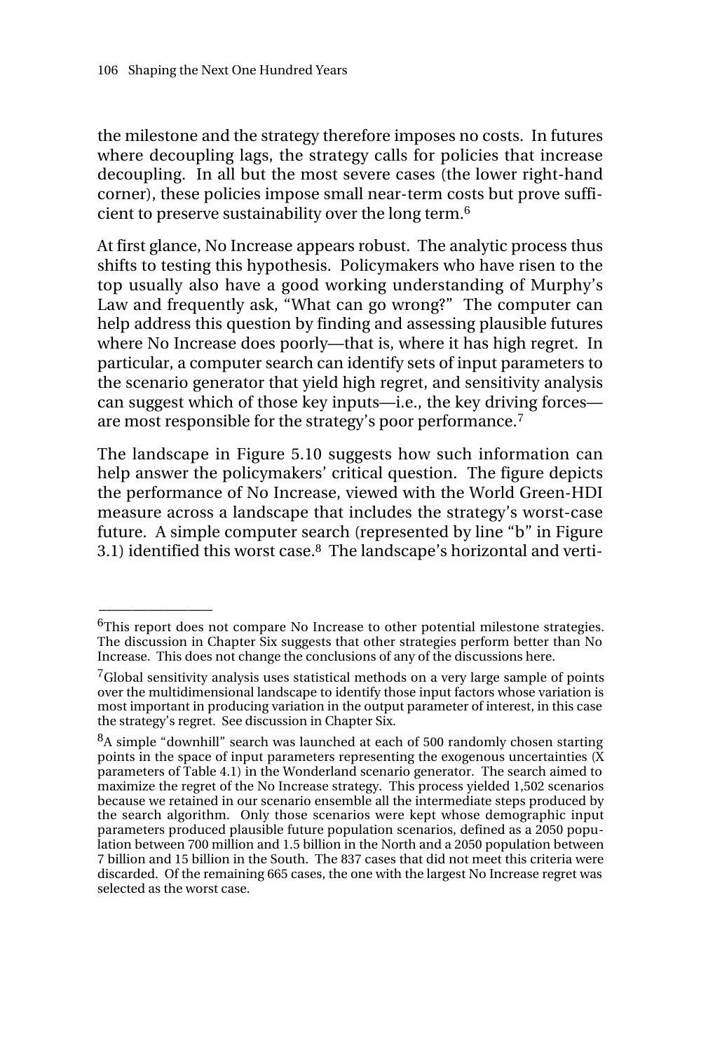the milestone and the strategy therefore imposes no costs. In futures where decoupling lags, the strategy calls for policies that increase decoupling. In all but the most severe cases (the lower right-hand corner), these policies impose small near-term costs but prove sufficient to preserve sustainability over the long term.[6]

At first glance, No Increase appears robust. The analytic process thus shifts to testing this hypothesis. Policymakers who have risen to the top usually also have a good working understanding of Murphy's Law and frequently ask, "What can go wrong?" The computer can help address this question by finding and assessing plausible futures where No Increase does poorly—that is, where it has high regret. In particular, a computer search can identify sets of input parameters to the scenario generator that yield high regret, and sensitivity analysis can suggest which of those key inputs—i.e., the key driving forces—are most responsible for the strategy's poor performance.[7]

The landscape in Figure 5.10 suggests how such information can help answer the policymakers' critical question. The figure depicts the performance of No Increase, viewed with the World Green-HDI measure across a landscape that includes the strategy's worst-case future. A simple computer search (represented by line "b" in Figure 3.1) identified this worst case.[8] The landscape's horizontal and verti-

---

[6]This report does not compare No Increase to other potential milestone strategies. The discussion in Chapter Six suggests that other strategies perform better than No Increase. This does not change the conclusions of any of the discussions here.

[7]Global sensitivity analysis uses statistical methods on a very large sample of points over the multidimensional landscape to identify those input factors whose variation is most important in producing variation in the output parameter of interest, in this case the strategy's regret. See discussion in Chapter Six.

[8]A simple "downhill" search was launched at each of 500 randomly chosen starting points in the space of input parameters representing the exogenous uncertainties (X parameters of Table 4.1) in the Wonderland scenario generator. The search aimed to maximize the regret of the No Increase strategy. This process yielded 1,502 scenarios because we retained in our scenario ensemble all the intermediate steps produced by the search algorithm. Only those scenarios were kept whose demographic input parameters produced plausible future population scenarios, defined as a 2050 population between 700 million and 1.5 billion in the North and a 2050 population between 7 billion and 15 billion in the South. The 837 cases that did not meet this criteria were discarded. Of the remaining 665 cases, the one with the largest No Increase regret was selected as the worst case.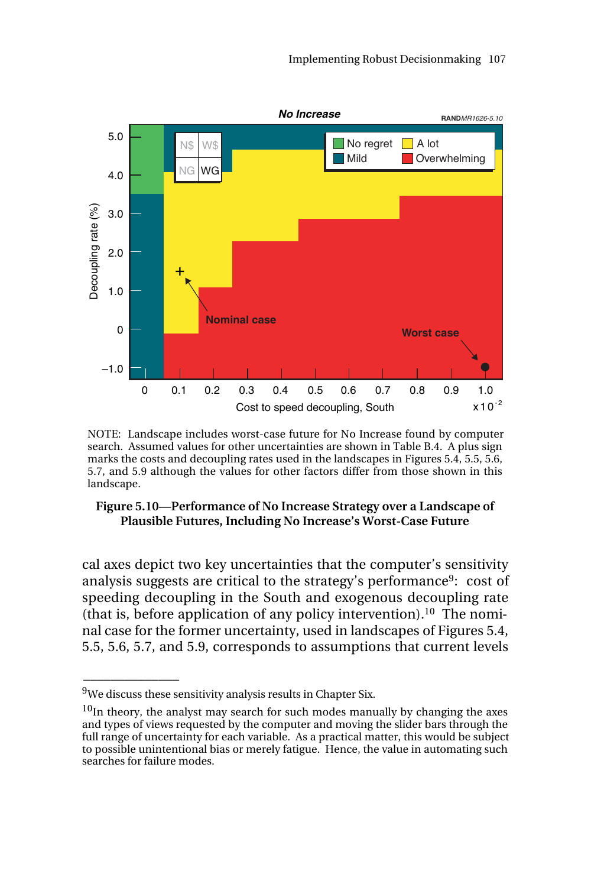NOTE: Landscape includes worst-case future for No Increase found by computer search. Assumed values for other uncertainties are shown in Table B.4. A plus sign marks the costs and decoupling rates used in the landscapes in Figures 5.4, 5.5, 5.6, 5.7, and 5.9 although the values for other factors differ from those shown in this landscape.

**Figure 5.10—Performance of No Increase Strategy over a Landscape of Plausible Futures, Including No Increase's Worst-Case Future**

cal axes depict two key uncertainties that the computer's sensitivity analysis suggests are critical to the strategy's performance[9]: cost of speeding decoupling in the South and exogenous decoupling rate (that is, before application of any policy intervention).[10] The nominal case for the former uncertainty, used in landscapes of Figures 5.4, 5.5, 5.6, 5.7, and 5.9, corresponds to assumptions that current levels

---

[9]We discuss these sensitivity analysis results in Chapter Six.

[10]In theory, the analyst may search for such modes manually by changing the axes and types of views requested by the computer and moving the slider bars through the full range of uncertainty for each variable. As a practical matter, this would be subject to possible unintentional bias or merely fatigue. Hence, the value in automating such searches for failure modes.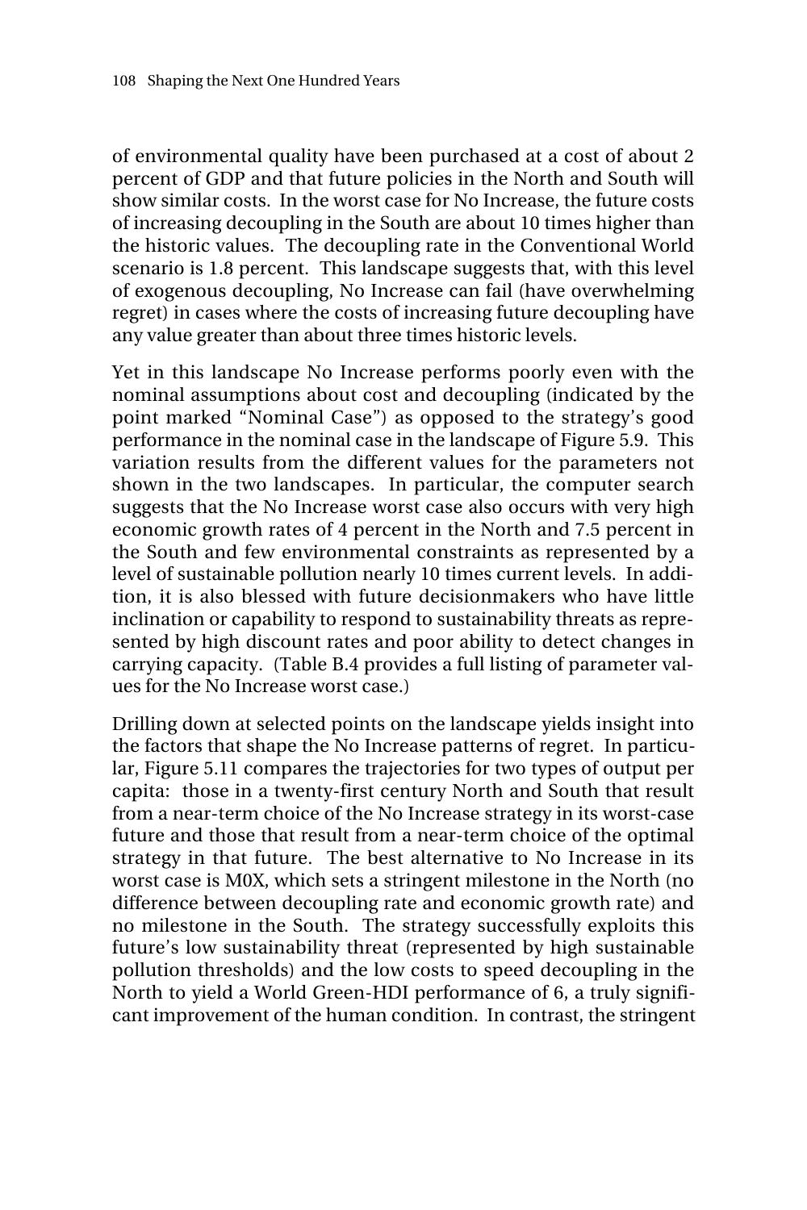of environmental quality have been purchased at a cost of about 2 percent of GDP and that future policies in the North and South will show similar costs. In the worst case for No Increase, the future costs of increasing decoupling in the South are about 10 times higher than the historic values. The decoupling rate in the Conventional World scenario is 1.8 percent. This landscape suggests that, with this level of exogenous decoupling, No Increase can fail (have overwhelming regret) in cases where the costs of increasing future decoupling have any value greater than about three times historic levels.

Yet in this landscape No Increase performs poorly even with the nominal assumptions about cost and decoupling (indicated by the point marked "Nominal Case") as opposed to the strategy's good performance in the nominal case in the landscape of Figure 5.9. This variation results from the different values for the parameters not shown in the two landscapes. In particular, the computer search suggests that the No Increase worst case also occurs with very high economic growth rates of 4 percent in the North and 7.5 percent in the South and few environmental constraints as represented by a level of sustainable pollution nearly 10 times current levels. In addition, it is also blessed with future decisionmakers who have little inclination or capability to respond to sustainability threats as represented by high discount rates and poor ability to detect changes in carrying capacity. (Table B.4 provides a full listing of parameter values for the No Increase worst case.)

Drilling down at selected points on the landscape yields insight into the factors that shape the No Increase patterns of regret. In particular, Figure 5.11 compares the trajectories for two types of output per capita: those in a twenty-first century North and South that result from a near-term choice of the No Increase strategy in its worst-case future and those that result from a near-term choice of the optimal strategy in that future. The best alternative to No Increase in its worst case is M0X, which sets a stringent milestone in the North (no difference between decoupling rate and economic growth rate) and no milestone in the South. The strategy successfully exploits this future's low sustainability threat (represented by high sustainable pollution thresholds) and the low costs to speed decoupling in the North to yield a World Green-HDI performance of 6, a truly significant improvement of the human condition. In contrast, the stringent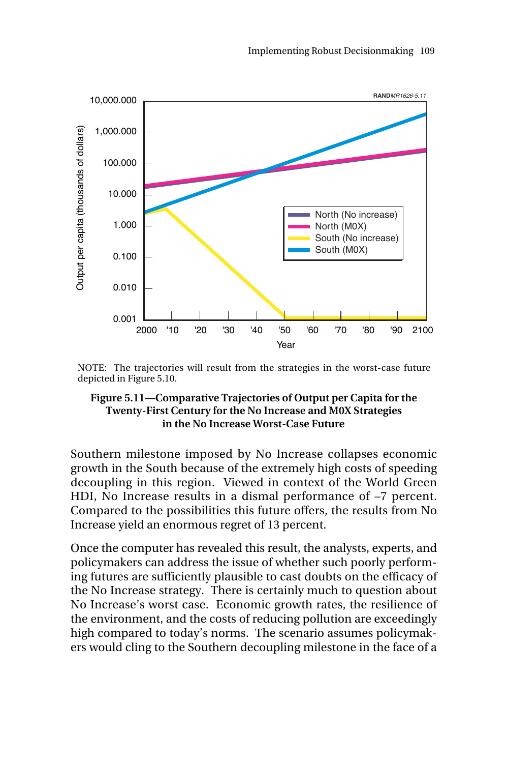NOTE: The trajectories will result from the strategies in the worst-case future depicted in Figure 5.10.

**Figure 5.11—Comparative Trajectories of Output per Capita for the Twenty-First Century for the No Increase and M0X Strategies in the No Increase Worst-Case Future**

Southern milestone imposed by No Increase collapses economic growth in the South because of the extremely high costs of speeding decoupling in this region. Viewed in context of the World Green HDI, No Increase results in a dismal performance of –7 percent. Compared to the possibilities this future offers, the results from No Increase yield an enormous regret of 13 percent.

Once the computer has revealed this result, the analysts, experts, and policymakers can address the issue of whether such poorly performing futures are sufficiently plausible to cast doubts on the efficacy of the No Increase strategy. There is certainly much to question about No Increase's worst case. Economic growth rates, the resilience of the environment, and the costs of reducing pollution are exceedingly high compared to today's norms. The scenario assumes policymakers would cling to the Southern decoupling milestone in the face of a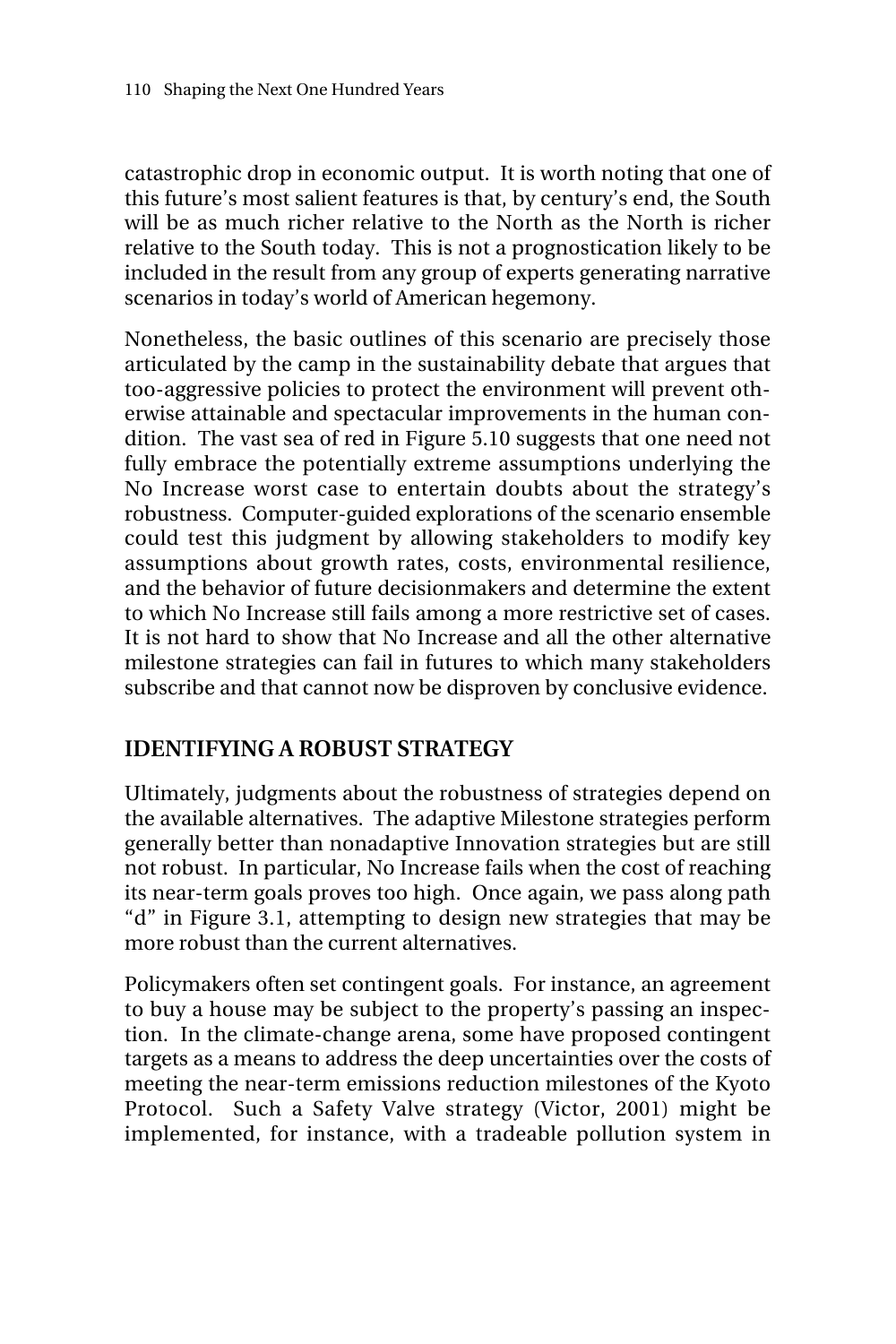catastrophic drop in economic output. It is worth noting that one of this future's most salient features is that, by century's end, the South will be as much richer relative to the North as the North is richer relative to the South today. This is not a prognostication likely to be included in the result from any group of experts generating narrative scenarios in today's world of American hegemony.

Nonetheless, the basic outlines of this scenario are precisely those articulated by the camp in the sustainability debate that argues that too-aggressive policies to protect the environment will prevent otherwise attainable and spectacular improvements in the human condition. The vast sea of red in Figure 5.10 suggests that one need not fully embrace the potentially extreme assumptions underlying the No Increase worst case to entertain doubts about the strategy's robustness. Computer-guided explorations of the scenario ensemble could test this judgment by allowing stakeholders to modify key assumptions about growth rates, costs, environmental resilience, and the behavior of future decisionmakers and determine the extent to which No Increase still fails among a more restrictive set of cases. It is not hard to show that No Increase and all the other alternative milestone strategies can fail in futures to which many stakeholders subscribe and that cannot now be disproven by conclusive evidence.

## IDENTIFYING A ROBUST STRATEGY

Ultimately, judgments about the robustness of strategies depend on the available alternatives. The adaptive Milestone strategies perform generally better than nonadaptive Innovation strategies but are still not robust. In particular, No Increase fails when the cost of reaching its near-term goals proves too high. Once again, we pass along path "d" in Figure 3.1, attempting to design new strategies that may be more robust than the current alternatives.

Policymakers often set contingent goals. For instance, an agreement to buy a house may be subject to the property's passing an inspection. In the climate-change arena, some have proposed contingent targets as a means to address the deep uncertainties over the costs of meeting the near-term emissions reduction milestones of the Kyoto Protocol. Such a Safety Valve strategy (Victor, 2001) might be implemented, for instance, with a tradeable pollution system in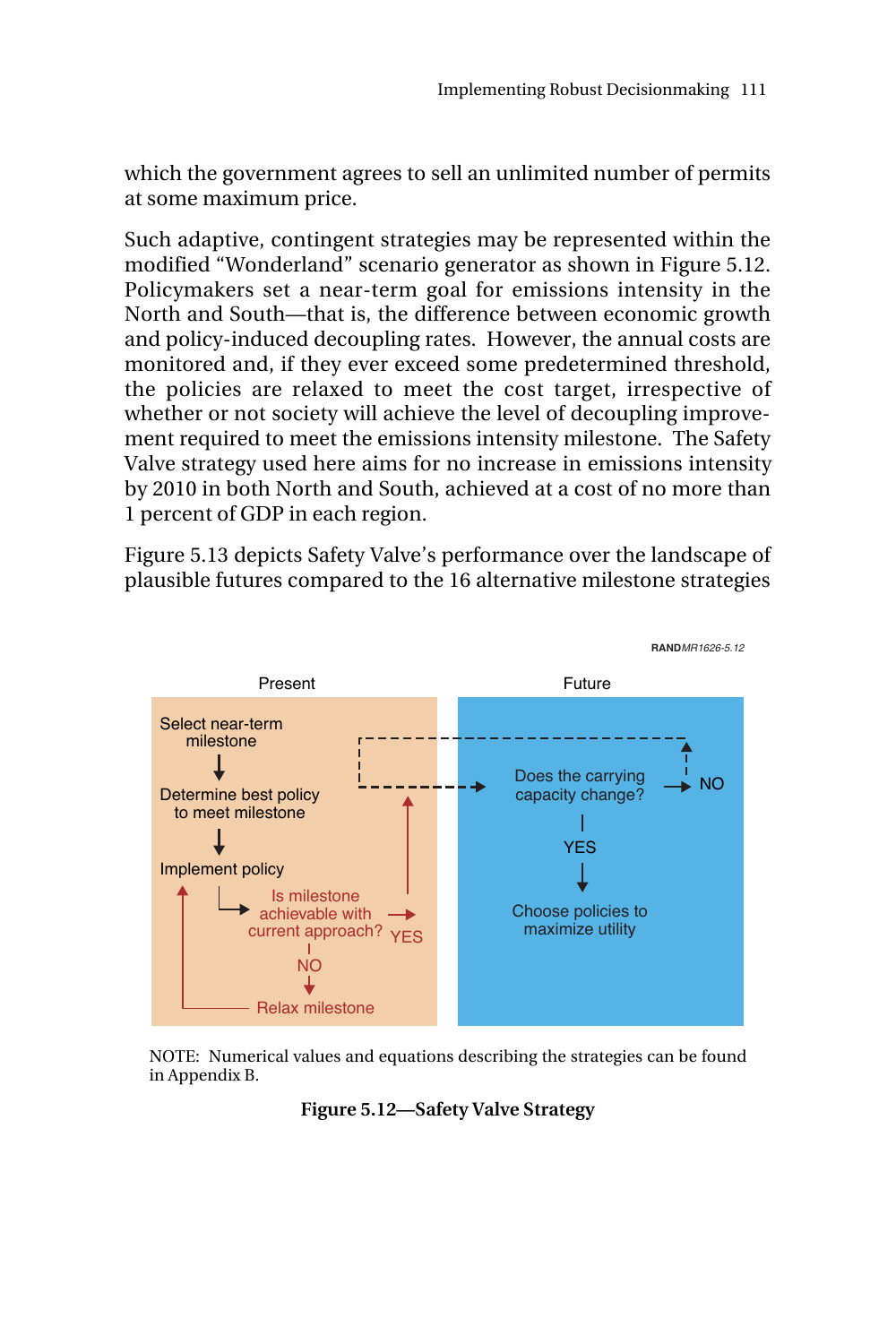which the government agrees to sell an unlimited number of permits at some maximum price.

Such adaptive, contingent strategies may be represented within the modified "Wonderland" scenario generator as shown in Figure 5.12. Policymakers set a near-term goal for emissions intensity in the North and South—that is, the difference between economic growth and policy-induced decoupling rates. However, the annual costs are monitored and, if they ever exceed some predetermined threshold, the policies are relaxed to meet the cost target, irrespective of whether or not society will achieve the level of decoupling improvement required to meet the emissions intensity milestone. The Safety Valve strategy used here aims for no increase in emissions intensity by 2010 in both North and South, achieved at a cost of no more than 1 percent of GDP in each region.

Figure 5.13 depicts Safety Valve's performance over the landscape of plausible futures compared to the 16 alternative milestone strategies

RANDMR1626-5.12

Present

Select near-term milestone → Determine best policy to meet milestone → Implement policy → Is milestone achievable with current approach? YES / NO → Relax milestone

Future

Does the carrying capacity change? NO / YES → Choose policies to maximize utility

NOTE: Numerical values and equations describing the strategies can be found in Appendix B.

**Figure 5.12—Safety Valve Strategy**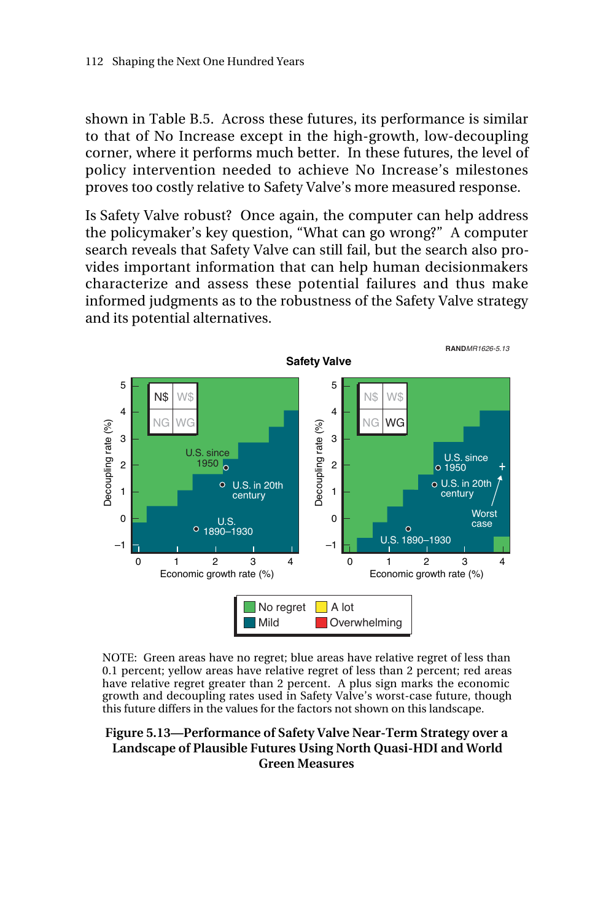shown in Table B.5. Across these futures, its performance is similar to that of No Increase except in the high-growth, low-decoupling corner, where it performs much better. In these futures, the level of policy intervention needed to achieve No Increase's milestones proves too costly relative to Safety Valve's more measured response.

Is Safety Valve robust? Once again, the computer can help address the policymaker's key question, "What can go wrong?" A computer search reveals that Safety Valve can still fail, but the search also provides important information that can help human decisionmakers characterize and assess these potential failures and thus make informed judgments as to the robustness of the Safety Valve strategy and its potential alternatives.

NOTE: Green areas have no regret; blue areas have relative regret of less than 0.1 percent; yellow areas have relative regret of less than 2 percent; red areas have relative regret greater than 2 percent. A plus sign marks the economic growth and decoupling rates used in Safety Valve's worst-case future, though this future differs in the values for the factors not shown on this landscape.

**Figure 5.13—Performance of Safety Valve Near-Term Strategy over a Landscape of Plausible Futures Using North Quasi-HDI and World Green Measures**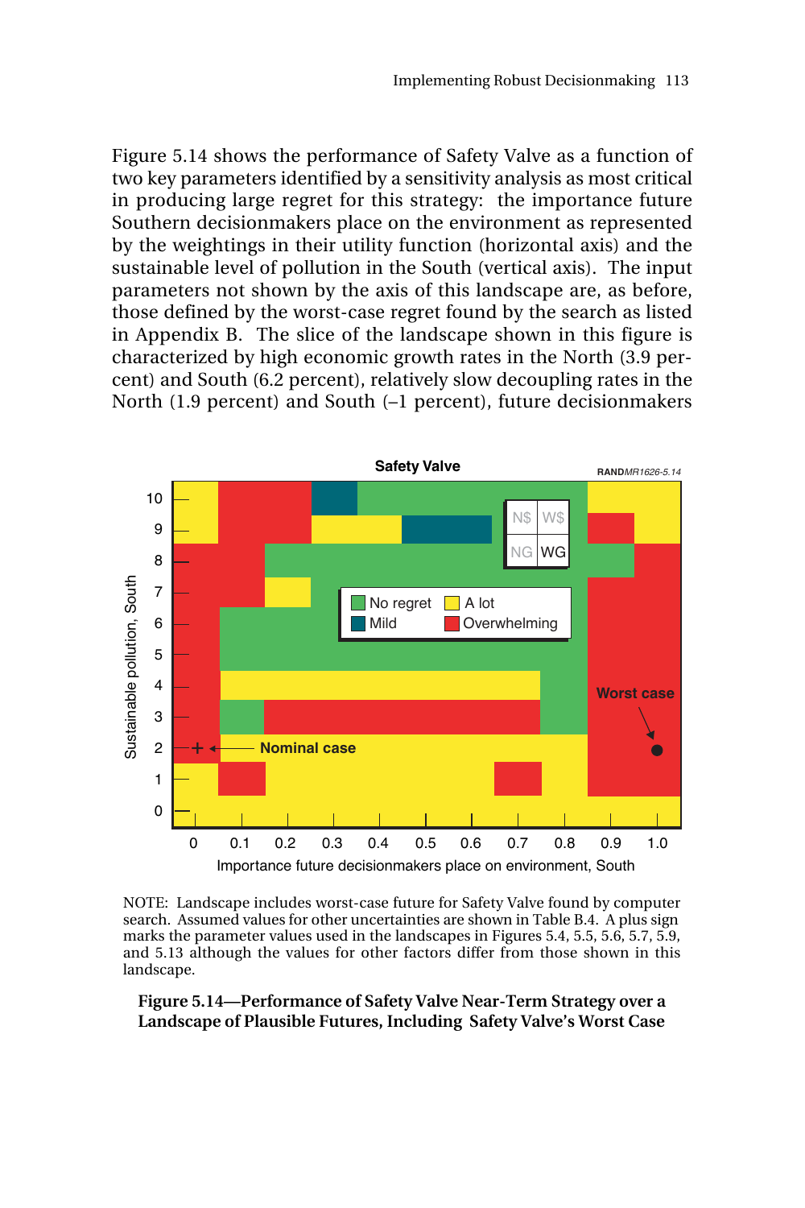Figure 5.14 shows the performance of Safety Valve as a function of two key parameters identified by a sensitivity analysis as most critical in producing large regret for this strategy: the importance future Southern decisionmakers place on the environment as represented by the weightings in their utility function (horizontal axis) and the sustainable level of pollution in the South (vertical axis). The input parameters not shown by the axis of this landscape are, as before, those defined by the worst-case regret found by the search as listed in Appendix B. The slice of the landscape shown in this figure is characterized by high economic growth rates in the North (3.9 percent) and South (6.2 percent), relatively slow decoupling rates in the North (1.9 percent) and South (–1 percent), future decisionmakers

NOTE: Landscape includes worst-case future for Safety Valve found by computer search. Assumed values for other uncertainties are shown in Table B.4. A plus sign marks the parameter values used in the landscapes in Figures 5.4, 5.5, 5.6, 5.7, 5.9, and 5.13 although the values for other factors differ from those shown in this landscape.

**Figure 5.14—Performance of Safety Valve Near-Term Strategy over a Landscape of Plausible Futures, Including Safety Valve's Worst Case**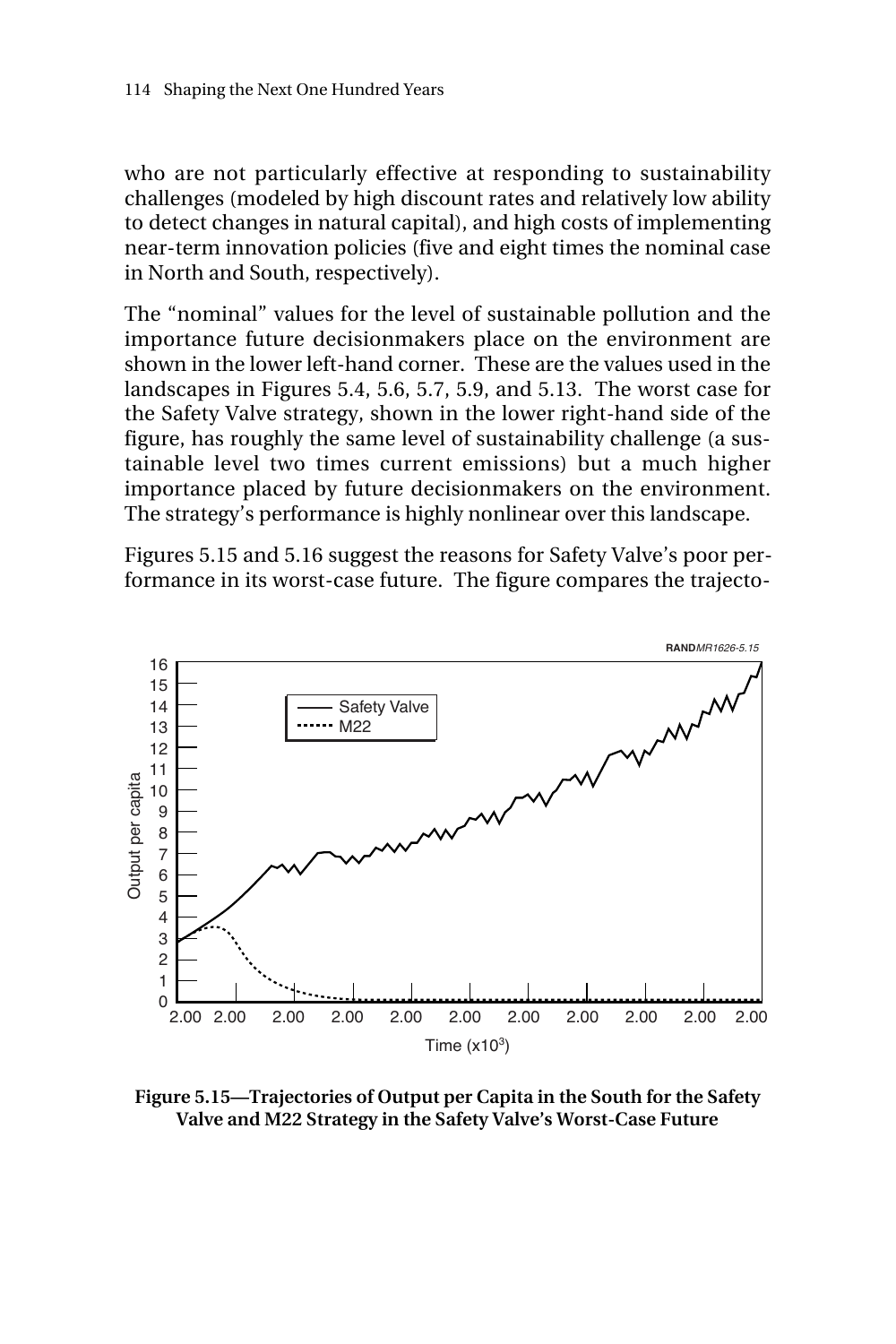who are not particularly effective at responding to sustainability challenges (modeled by high discount rates and relatively low ability to detect changes in natural capital), and high costs of implementing near-term innovation policies (five and eight times the nominal case in North and South, respectively).

The "nominal" values for the level of sustainable pollution and the importance future decisionmakers place on the environment are shown in the lower left-hand corner. These are the values used in the landscapes in Figures 5.4, 5.6, 5.7, 5.9, and 5.13. The worst case for the Safety Valve strategy, shown in the lower right-hand side of the figure, has roughly the same level of sustainability challenge (a sustainable level two times current emissions) but a much higher importance placed by future decisionmakers on the environment. The strategy's performance is highly nonlinear over this landscape.

Figures 5.15 and 5.16 suggest the reasons for Safety Valve's poor performance in its worst-case future. The figure compares the trajecto-

**Figure 5.15—Trajectories of Output per Capita in the South for the Safety Valve and M22 Strategy in the Safety Valve's Worst-Case Future**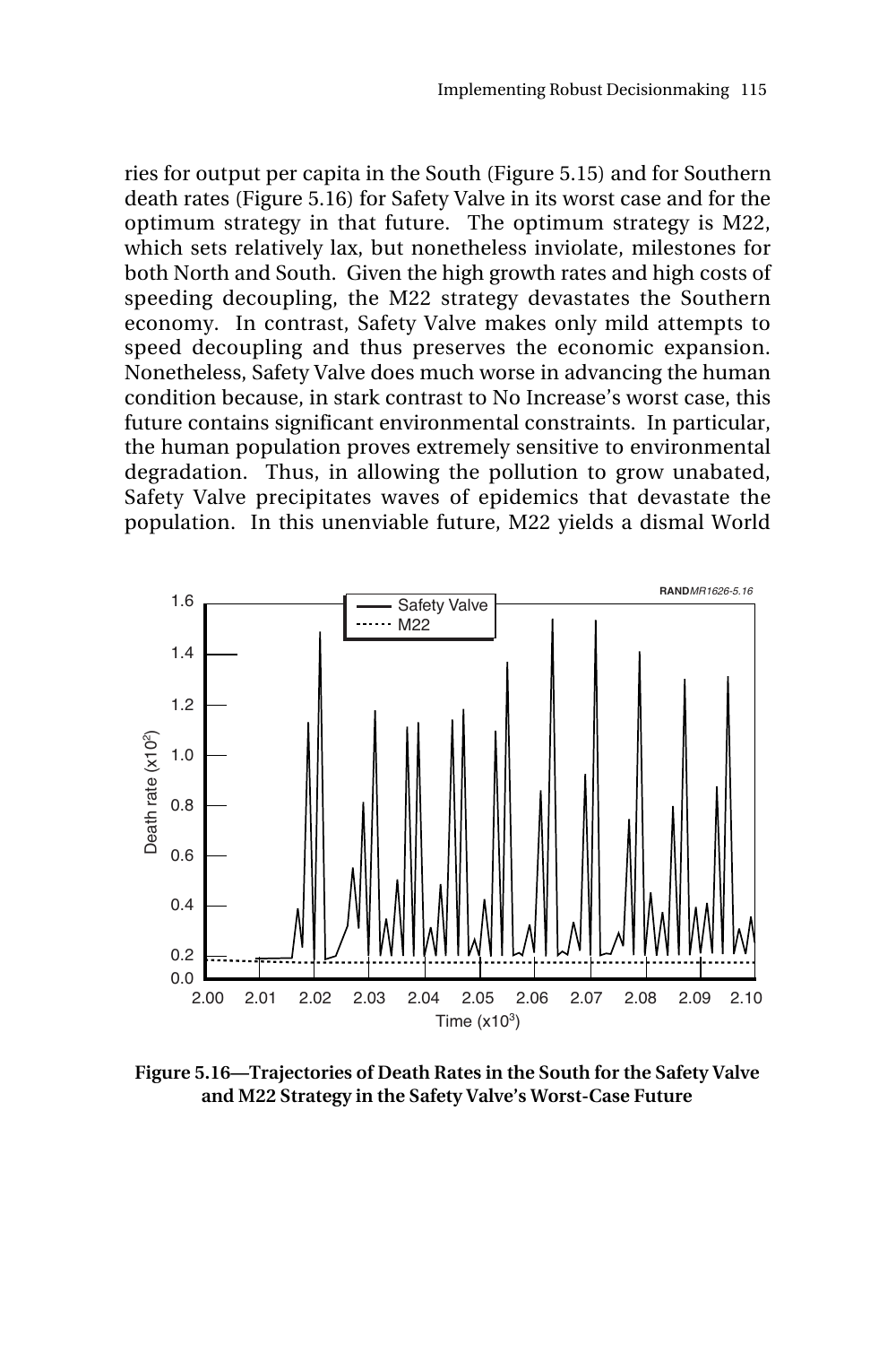ries for output per capita in the South (Figure 5.15) and for Southern death rates (Figure 5.16) for Safety Valve in its worst case and for the optimum strategy in that future. The optimum strategy is M22, which sets relatively lax, but nonetheless inviolate, milestones for both North and South. Given the high growth rates and high costs of speeding decoupling, the M22 strategy devastates the Southern economy. In contrast, Safety Valve makes only mild attempts to speed decoupling and thus preserves the economic expansion. Nonetheless, Safety Valve does much worse in advancing the human condition because, in stark contrast to No Increase's worst case, this future contains significant environmental constraints. In particular, the human population proves extremely sensitive to environmental degradation. Thus, in allowing the pollution to grow unabated, Safety Valve precipitates waves of epidemics that devastate the population. In this unenviable future, M22 yields a dismal World

**Figure 5.16—Trajectories of Death Rates in the South for the Safety Valve and M22 Strategy in the Safety Valve's Worst-Case Future**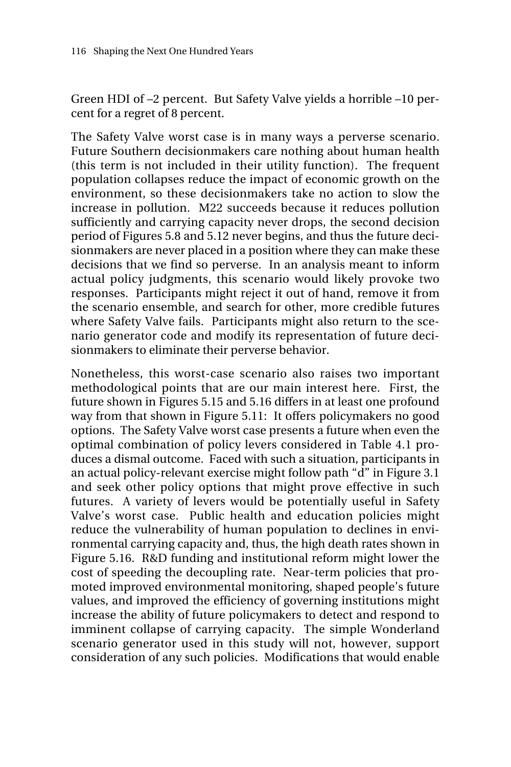Green HDI of –2 percent. But Safety Valve yields a horrible –10 percent for a regret of 8 percent.

The Safety Valve worst case is in many ways a perverse scenario. Future Southern decisionmakers care nothing about human health (this term is not included in their utility function). The frequent population collapses reduce the impact of economic growth on the environment, so these decisionmakers take no action to slow the increase in pollution. M22 succeeds because it reduces pollution sufficiently and carrying capacity never drops, the second decision period of Figures 5.8 and 5.12 never begins, and thus the future decisionmakers are never placed in a position where they can make these decisions that we find so perverse. In an analysis meant to inform actual policy judgments, this scenario would likely provoke two responses. Participants might reject it out of hand, remove it from the scenario ensemble, and search for other, more credible futures where Safety Valve fails. Participants might also return to the scenario generator code and modify its representation of future decisionmakers to eliminate their perverse behavior.

Nonetheless, this worst-case scenario also raises two important methodological points that are our main interest here. First, the future shown in Figures 5.15 and 5.16 differs in at least one profound way from that shown in Figure 5.11: It offers policymakers no good options. The Safety Valve worst case presents a future when even the optimal combination of policy levers considered in Table 4.1 produces a dismal outcome. Faced with such a situation, participants in an actual policy-relevant exercise might follow path "d" in Figure 3.1 and seek other policy options that might prove effective in such futures. A variety of levers would be potentially useful in Safety Valve's worst case. Public health and education policies might reduce the vulnerability of human population to declines in environmental carrying capacity and, thus, the high death rates shown in Figure 5.16. R&D funding and institutional reform might lower the cost of speeding the decoupling rate. Near-term policies that promoted improved environmental monitoring, shaped people's future values, and improved the efficiency of governing institutions might increase the ability of future policymakers to detect and respond to imminent collapse of carrying capacity. The simple Wonderland scenario generator used in this study will not, however, support consideration of any such policies. Modifications that would enable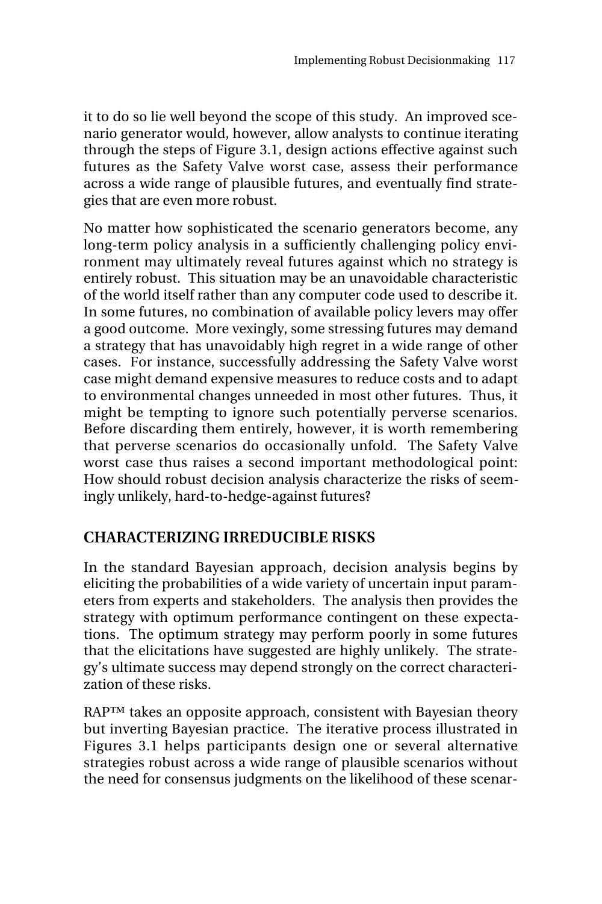it to do so lie well beyond the scope of this study. An improved scenario generator would, however, allow analysts to continue iterating through the steps of Figure 3.1, design actions effective against such futures as the Safety Valve worst case, assess their performance across a wide range of plausible futures, and eventually find strategies that are even more robust.

No matter how sophisticated the scenario generators become, any long-term policy analysis in a sufficiently challenging policy environment may ultimately reveal futures against which no strategy is entirely robust. This situation may be an unavoidable characteristic of the world itself rather than any computer code used to describe it. In some futures, no combination of available policy levers may offer a good outcome. More vexingly, some stressing futures may demand a strategy that has unavoidably high regret in a wide range of other cases. For instance, successfully addressing the Safety Valve worst case might demand expensive measures to reduce costs and to adapt to environmental changes unneeded in most other futures. Thus, it might be tempting to ignore such potentially perverse scenarios. Before discarding them entirely, however, it is worth remembering that perverse scenarios do occasionally unfold. The Safety Valve worst case thus raises a second important methodological point: How should robust decision analysis characterize the risks of seemingly unlikely, hard-to-hedge-against futures?

## CHARACTERIZING IRREDUCIBLE RISKS

In the standard Bayesian approach, decision analysis begins by eliciting the probabilities of a wide variety of uncertain input parameters from experts and stakeholders. The analysis then provides the strategy with optimum performance contingent on these expectations. The optimum strategy may perform poorly in some futures that the elicitations have suggested are highly unlikely. The strategy's ultimate success may depend strongly on the correct characterization of these risks.

RAP™ takes an opposite approach, consistent with Bayesian theory but inverting Bayesian practice. The iterative process illustrated in Figures 3.1 helps participants design one or several alternative strategies robust across a wide range of plausible scenarios without the need for consensus judgments on the likelihood of these scenar-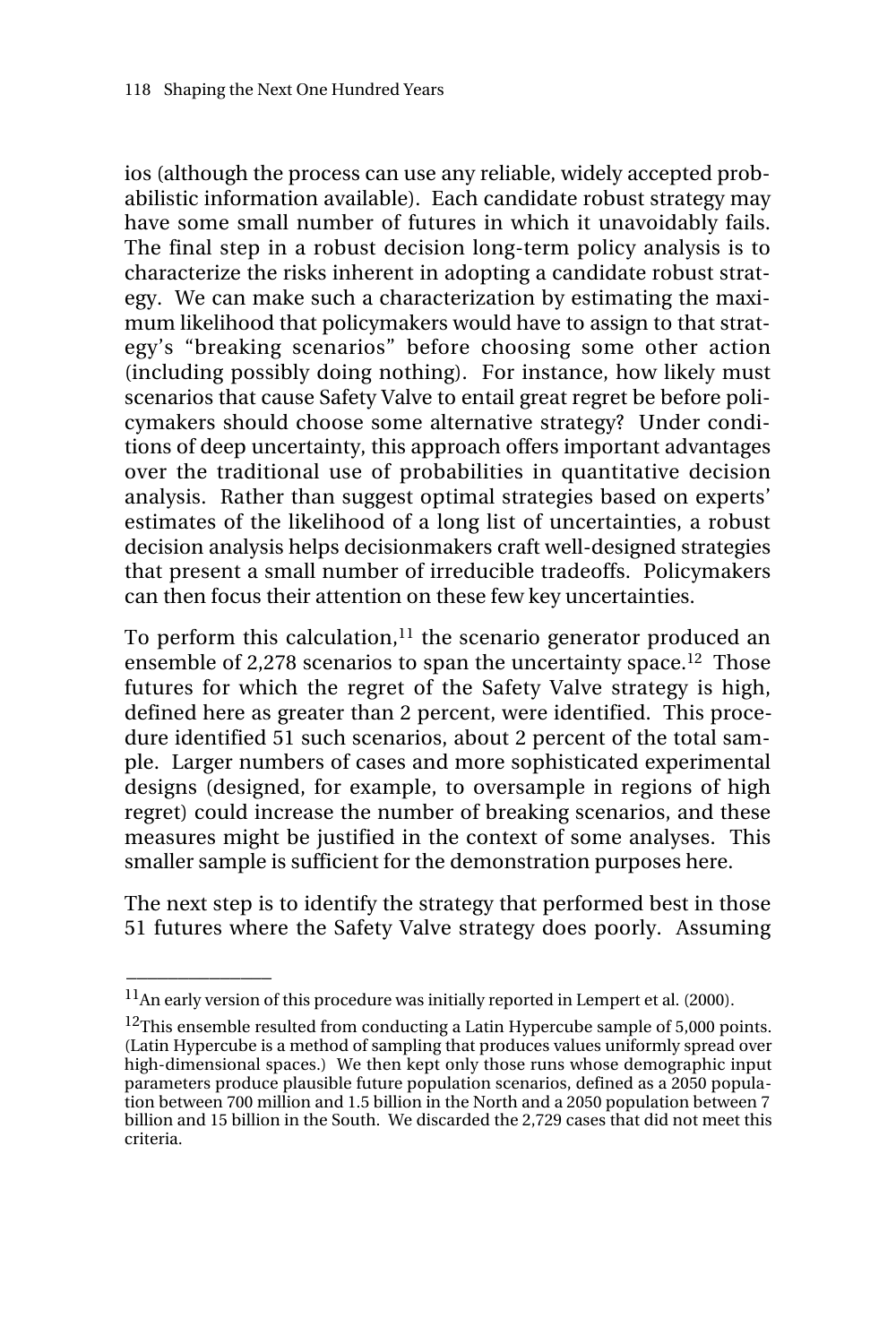ios (although the process can use any reliable, widely accepted probabilistic information available). Each candidate robust strategy may have some small number of futures in which it unavoidably fails. The final step in a robust decision long-term policy analysis is to characterize the risks inherent in adopting a candidate robust strategy. We can make such a characterization by estimating the maximum likelihood that policymakers would have to assign to that strategy's "breaking scenarios" before choosing some other action (including possibly doing nothing). For instance, how likely must scenarios that cause Safety Valve to entail great regret be before policymakers should choose some alternative strategy? Under conditions of deep uncertainty, this approach offers important advantages over the traditional use of probabilities in quantitative decision analysis. Rather than suggest optimal strategies based on experts' estimates of the likelihood of a long list of uncertainties, a robust decision analysis helps decisionmakers craft well-designed strategies that present a small number of irreducible tradeoffs. Policymakers can then focus their attention on these few key uncertainties.

To perform this calculation,[11] the scenario generator produced an ensemble of 2,278 scenarios to span the uncertainty space.[12] Those futures for which the regret of the Safety Valve strategy is high, defined here as greater than 2 percent, were identified. This procedure identified 51 such scenarios, about 2 percent of the total sample. Larger numbers of cases and more sophisticated experimental designs (designed, for example, to oversample in regions of high regret) could increase the number of breaking scenarios, and these measures might be justified in the context of some analyses. This smaller sample is sufficient for the demonstration purposes here.

The next step is to identify the strategy that performed best in those 51 futures where the Safety Valve strategy does poorly. Assuming

---

[11]An early version of this procedure was initially reported in Lempert et al. (2000).

[12]This ensemble resulted from conducting a Latin Hypercube sample of 5,000 points. (Latin Hypercube is a method of sampling that produces values uniformly spread over high-dimensional spaces.) We then kept only those runs whose demographic input parameters produce plausible future population scenarios, defined as a 2050 population between 700 million and 1.5 billion in the North and a 2050 population between 7 billion and 15 billion in the South. We discarded the 2,729 cases that did not meet this criteria.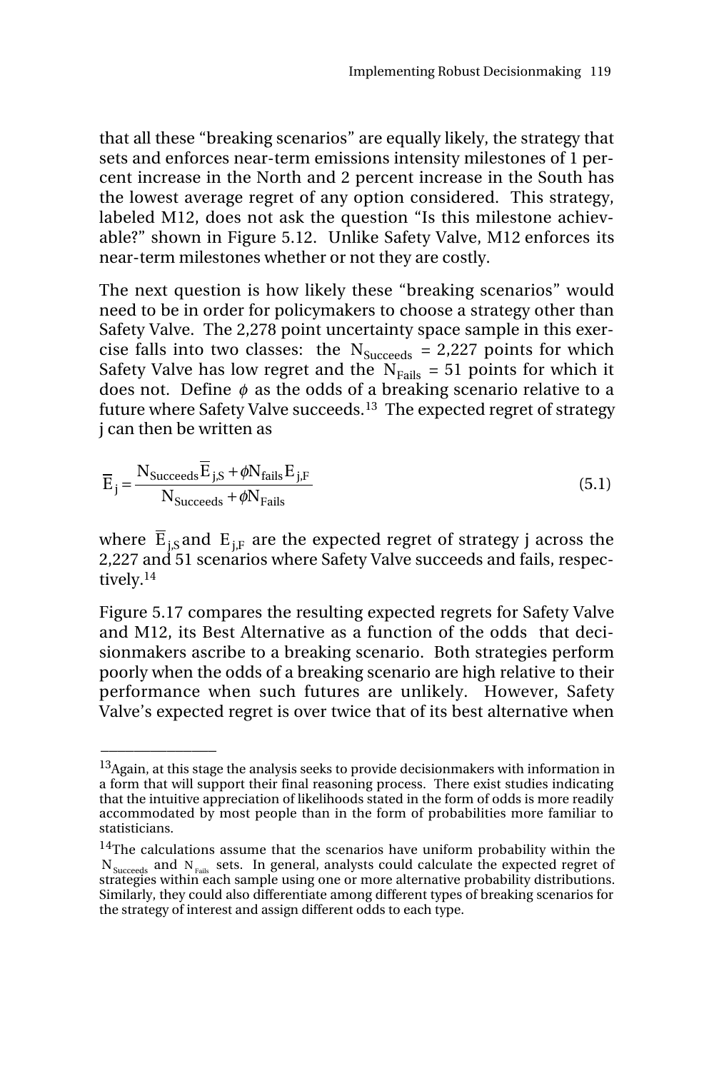that all these "breaking scenarios" are equally likely, the strategy that sets and enforces near-term emissions intensity milestones of 1 percent increase in the North and 2 percent increase in the South has the lowest average regret of any option considered. This strategy, labeled M12, does not ask the question "Is this milestone achievable?" shown in Figure 5.12. Unlike Safety Valve, M12 enforces its near-term milestones whether or not they are costly.

The next question is how likely these "breaking scenarios" would need to be in order for policymakers to choose a strategy other than Safety Valve. The 2,278 point uncertainty space sample in this exercise falls into two classes: the $N_{Succeeds}$ = 2,227 points for which Safety Valve has low regret and the $N_{Fails}$ = 51 points for which it does not. Define $\phi$ as the odds of a breaking scenario relative to a future where Safety Valve succeeds.[13] The expected regret of strategy j can then be written as

$$\overline{E}_j = \frac{N_{Succeeds}\overline{E}_{j,S} + \phi N_{fails} E_{j,F}}{N_{Succeeds} + \phi N_{Fails}} \tag{5.1}$$

where $\overline{E}_{j,S}$ and $E_{j,F}$ are the expected regret of strategy j across the 2,227 and 51 scenarios where Safety Valve succeeds and fails, respectively.[14]

Figure 5.17 compares the resulting expected regrets for Safety Valve and M12, its Best Alternative as a function of the odds that decisionmakers ascribe to a breaking scenario. Both strategies perform poorly when the odds of a breaking scenario are high relative to their performance when such futures are unlikely. However, Safety Valve's expected regret is over twice that of its best alternative when

---

[13]Again, at this stage the analysis seeks to provide decisionmakers with information in a form that will support their final reasoning process. There exist studies indicating that the intuitive appreciation of likelihoods stated in the form of odds is more readily accommodated by most people than in the form of probabilities more familiar to statisticians.

[14]The calculations assume that the scenarios have uniform probability within the $N_{Succeeds}$ and $N_{Fails}$ sets. In general, analysts could calculate the expected regret of strategies within each sample using one or more alternative probability distributions. Similarly, they could also differentiate among different types of breaking scenarios for the strategy of interest and assign different odds to each type.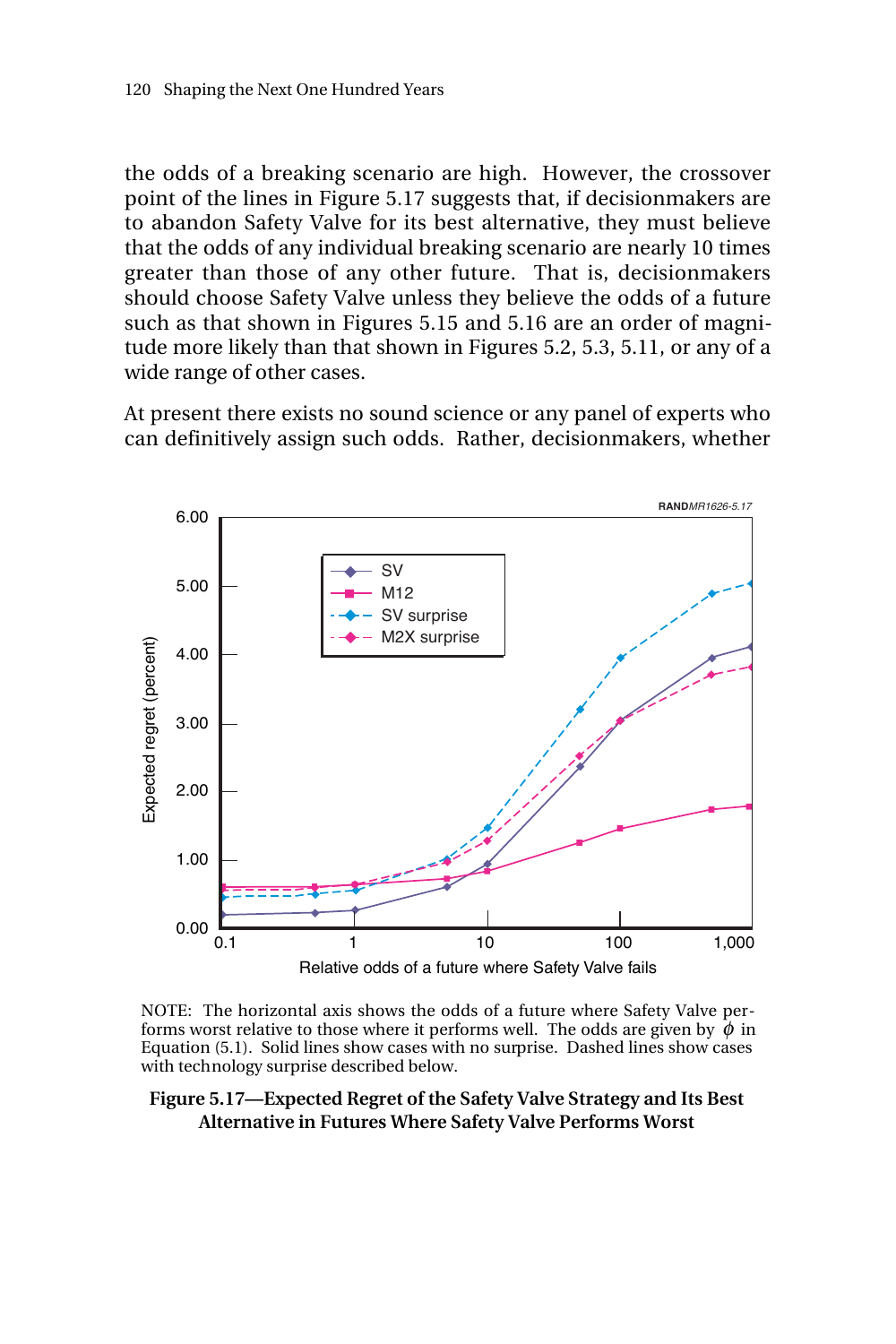the odds of a breaking scenario are high. However, the crossover point of the lines in Figure 5.17 suggests that, if decisionmakers are to abandon Safety Valve for its best alternative, they must believe that the odds of any individual breaking scenario are nearly 10 times greater than those of any other future. That is, decisionmakers should choose Safety Valve unless they believe the odds of a future such as that shown in Figures 5.15 and 5.16 are an order of magnitude more likely than that shown in Figures 5.2, 5.3, 5.11, or any of a wide range of other cases.

At present there exists no sound science or any panel of experts who can definitively assign such odds. Rather, decisionmakers, whether

NOTE: The horizontal axis shows the odds of a future where Safety Valve performs worst relative to those where it performs well. The odds are given by $\phi$ in Equation (5.1). Solid lines show cases with no surprise. Dashed lines show cases with technology surprise described below.

**Figure 5.17—Expected Regret of the Safety Valve Strategy and Its Best Alternative in Futures Where Safety Valve Performs Worst**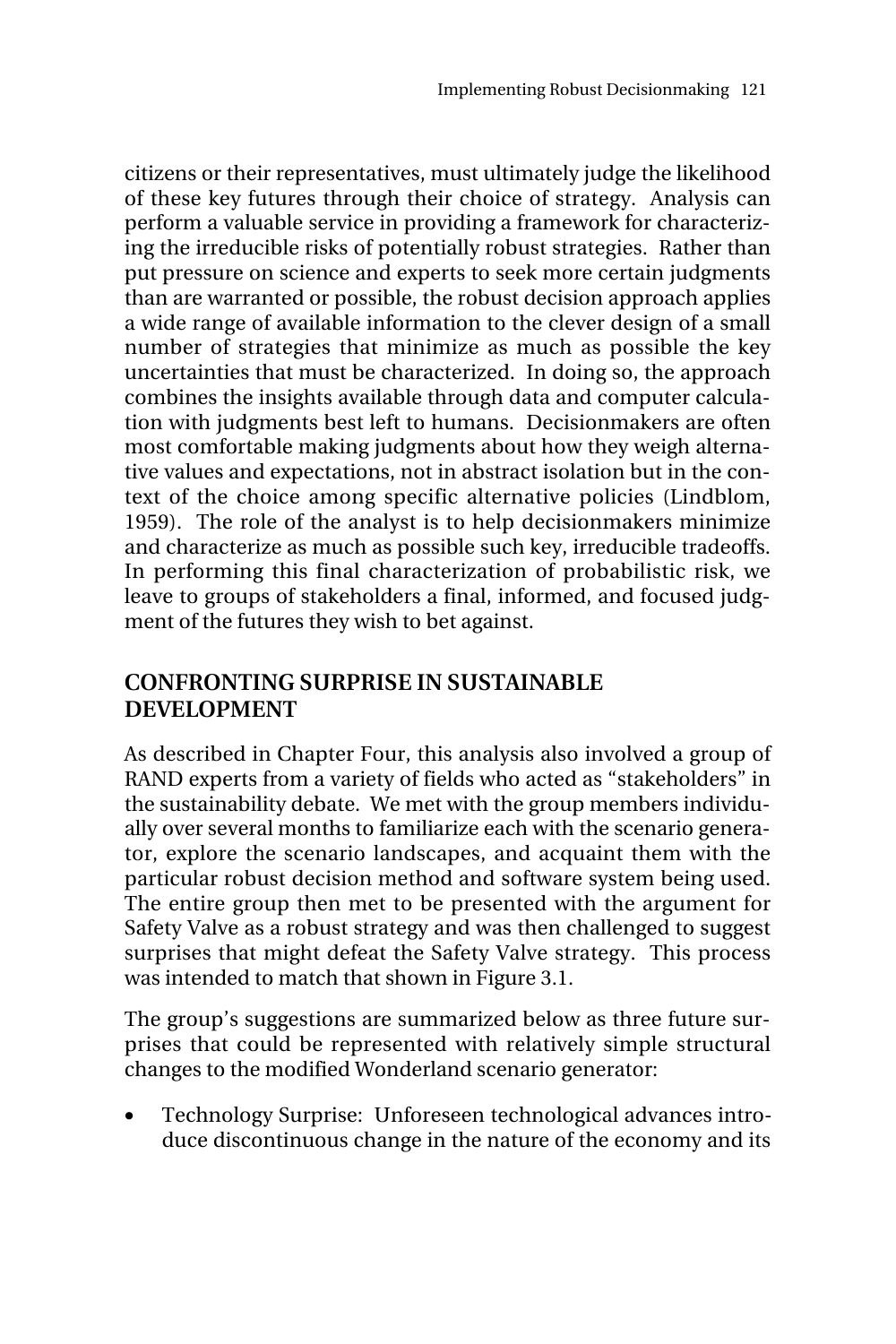citizens or their representatives, must ultimately judge the likelihood of these key futures through their choice of strategy. Analysis can perform a valuable service in providing a framework for characterizing the irreducible risks of potentially robust strategies. Rather than put pressure on science and experts to seek more certain judgments than are warranted or possible, the robust decision approach applies a wide range of available information to the clever design of a small number of strategies that minimize as much as possible the key uncertainties that must be characterized. In doing so, the approach combines the insights available through data and computer calculation with judgments best left to humans. Decisionmakers are often most comfortable making judgments about how they weigh alternative values and expectations, not in abstract isolation but in the context of the choice among specific alternative policies (Lindblom, 1959). The role of the analyst is to help decisionmakers minimize and characterize as much as possible such key, irreducible tradeoffs. In performing this final characterization of probabilistic risk, we leave to groups of stakeholders a final, informed, and focused judgment of the futures they wish to bet against.

## CONFRONTING SURPRISE IN SUSTAINABLE DEVELOPMENT

As described in Chapter Four, this analysis also involved a group of RAND experts from a variety of fields who acted as "stakeholders" in the sustainability debate. We met with the group members individually over several months to familiarize each with the scenario generator, explore the scenario landscapes, and acquaint them with the particular robust decision method and software system being used. The entire group then met to be presented with the argument for Safety Valve as a robust strategy and was then challenged to suggest surprises that might defeat the Safety Valve strategy. This process was intended to match that shown in Figure 3.1.

The group's suggestions are summarized below as three future surprises that could be represented with relatively simple structural changes to the modified Wonderland scenario generator:

- Technology Surprise: Unforeseen technological advances introduce discontinuous change in the nature of the economy and its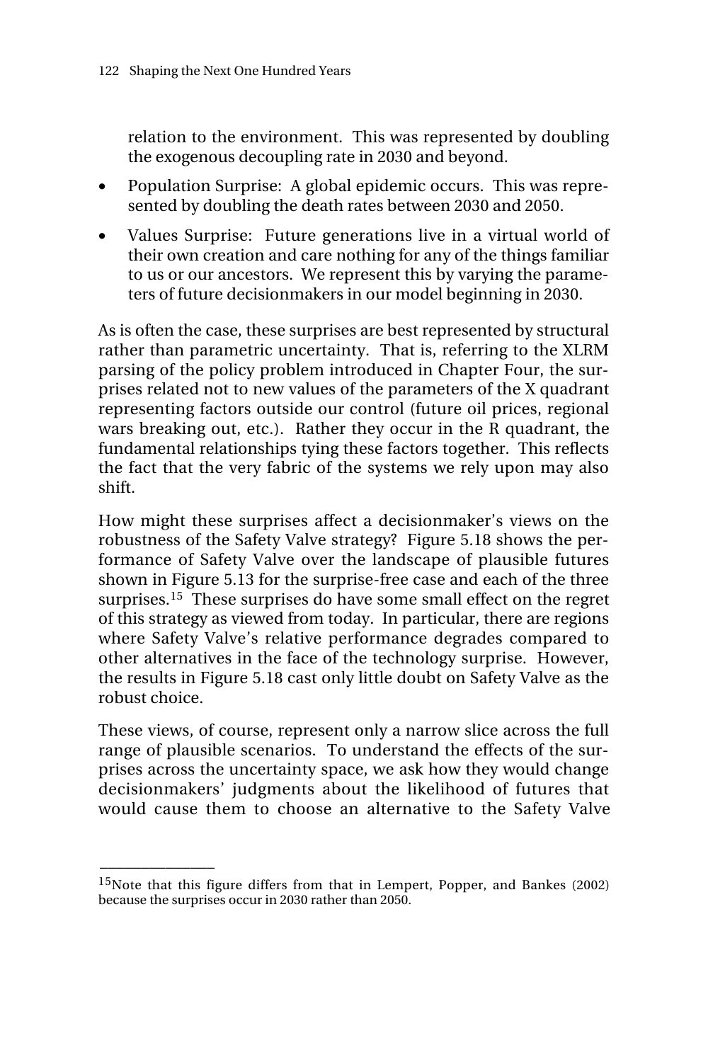relation to the environment. This was represented by doubling the exogenous decoupling rate in 2030 and beyond.

- Population Surprise: A global epidemic occurs. This was represented by doubling the death rates between 2030 and 2050.
- Values Surprise: Future generations live in a virtual world of their own creation and care nothing for any of the things familiar to us or our ancestors. We represent this by varying the parameters of future decisionmakers in our model beginning in 2030.

As is often the case, these surprises are best represented by structural rather than parametric uncertainty. That is, referring to the XLRM parsing of the policy problem introduced in Chapter Four, the surprises related not to new values of the parameters of the X quadrant representing factors outside our control (future oil prices, regional wars breaking out, etc.). Rather they occur in the R quadrant, the fundamental relationships tying these factors together. This reflects the fact that the very fabric of the systems we rely upon may also shift.

How might these surprises affect a decisionmaker's views on the robustness of the Safety Valve strategy? Figure 5.18 shows the performance of Safety Valve over the landscape of plausible futures shown in Figure 5.13 for the surprise-free case and each of the three surprises.[15] These surprises do have some small effect on the regret of this strategy as viewed from today. In particular, there are regions where Safety Valve's relative performance degrades compared to other alternatives in the face of the technology surprise. However, the results in Figure 5.18 cast only little doubt on Safety Valve as the robust choice.

These views, of course, represent only a narrow slice across the full range of plausible scenarios. To understand the effects of the surprises across the uncertainty space, we ask how they would change decisionmakers' judgments about the likelihood of futures that would cause them to choose an alternative to the Safety Valve

---

[15]Note that this figure differs from that in Lempert, Popper, and Bankes (2002) because the surprises occur in 2030 rather than 2050.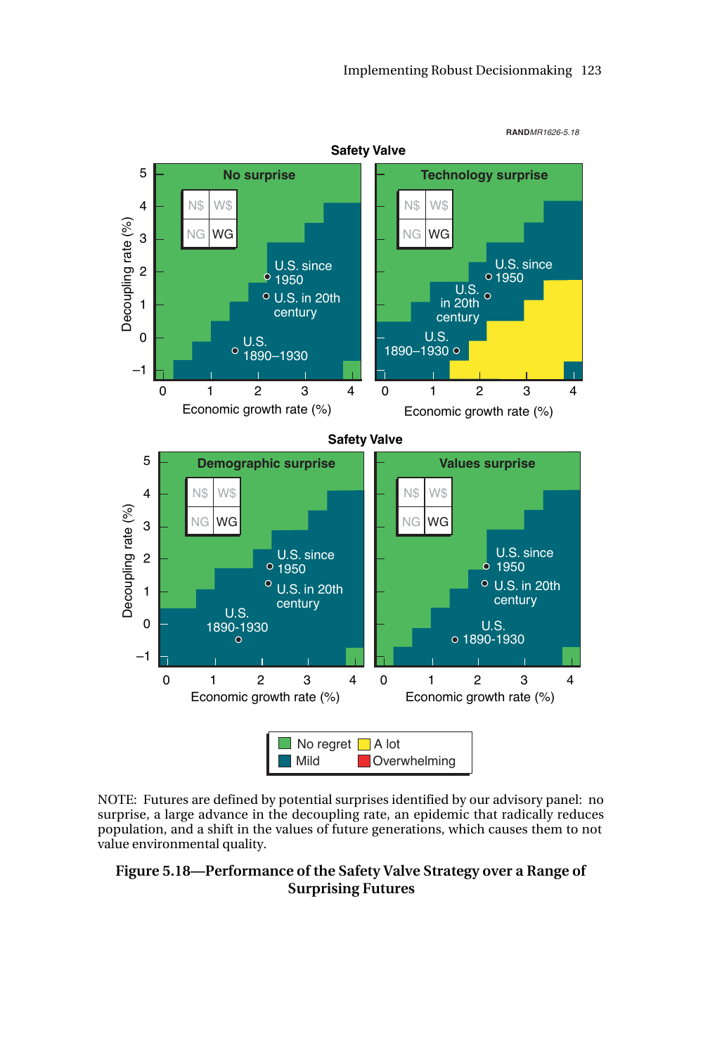RANDMR1626-5.18

**Safety Valve**

No surprise

Technology surprise

**Safety Valve**

Demographic surprise

Values surprise

N$ W$
NG WG

U.S. since 1950
U.S. in 20th century
U.S. 1890–1930

Decoupling rate (%)

Economic growth rate (%)

No regret / A lot / Mild / Overwhelming

NOTE: Futures are defined by potential surprises identified by our advisory panel: no surprise, a large advance in the decoupling rate, an epidemic that radically reduces population, and a shift in the values of future generations, which causes them to not value environmental quality.

**Figure 5.18—Performance of the Safety Valve Strategy over a Range of Surprising Futures**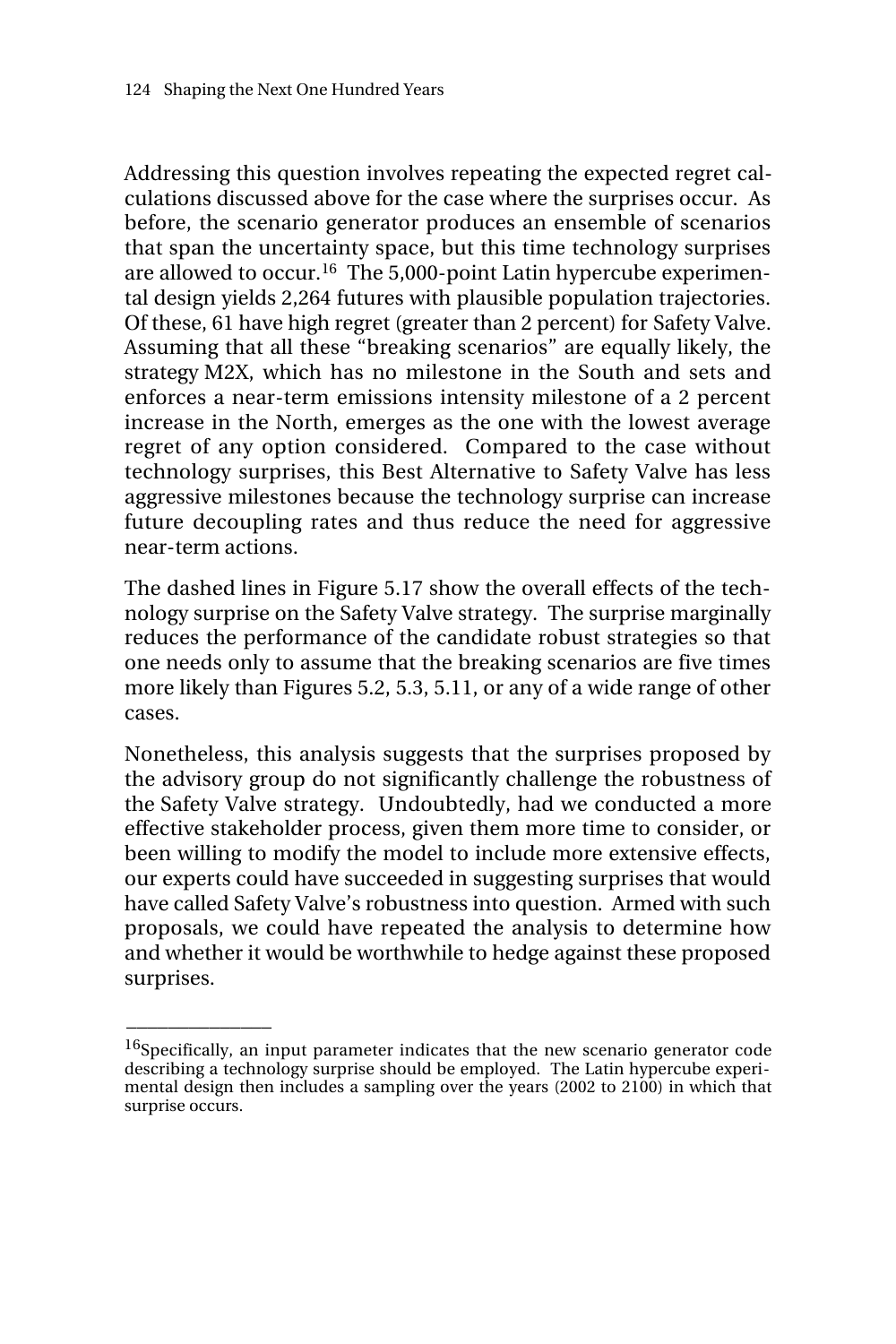Addressing this question involves repeating the expected regret calculations discussed above for the case where the surprises occur. As before, the scenario generator produces an ensemble of scenarios that span the uncertainty space, but this time technology surprises are allowed to occur.[16] The 5,000-point Latin hypercube experimental design yields 2,264 futures with plausible population trajectories. Of these, 61 have high regret (greater than 2 percent) for Safety Valve. Assuming that all these "breaking scenarios" are equally likely, the strategy M2X, which has no milestone in the South and sets and enforces a near-term emissions intensity milestone of a 2 percent increase in the North, emerges as the one with the lowest average regret of any option considered. Compared to the case without technology surprises, this Best Alternative to Safety Valve has less aggressive milestones because the technology surprise can increase future decoupling rates and thus reduce the need for aggressive near-term actions.

The dashed lines in Figure 5.17 show the overall effects of the technology surprise on the Safety Valve strategy. The surprise marginally reduces the performance of the candidate robust strategies so that one needs only to assume that the breaking scenarios are five times more likely than Figures 5.2, 5.3, 5.11, or any of a wide range of other cases.

Nonetheless, this analysis suggests that the surprises proposed by the advisory group do not significantly challenge the robustness of the Safety Valve strategy. Undoubtedly, had we conducted a more effective stakeholder process, given them more time to consider, or been willing to modify the model to include more extensive effects, our experts could have succeeded in suggesting surprises that would have called Safety Valve's robustness into question. Armed with such proposals, we could have repeated the analysis to determine how and whether it would be worthwhile to hedge against these proposed surprises.

---

[16] Specifically, an input parameter indicates that the new scenario generator code describing a technology surprise should be employed. The Latin hypercube experimental design then includes a sampling over the years (2002 to 2100) in which that surprise occurs.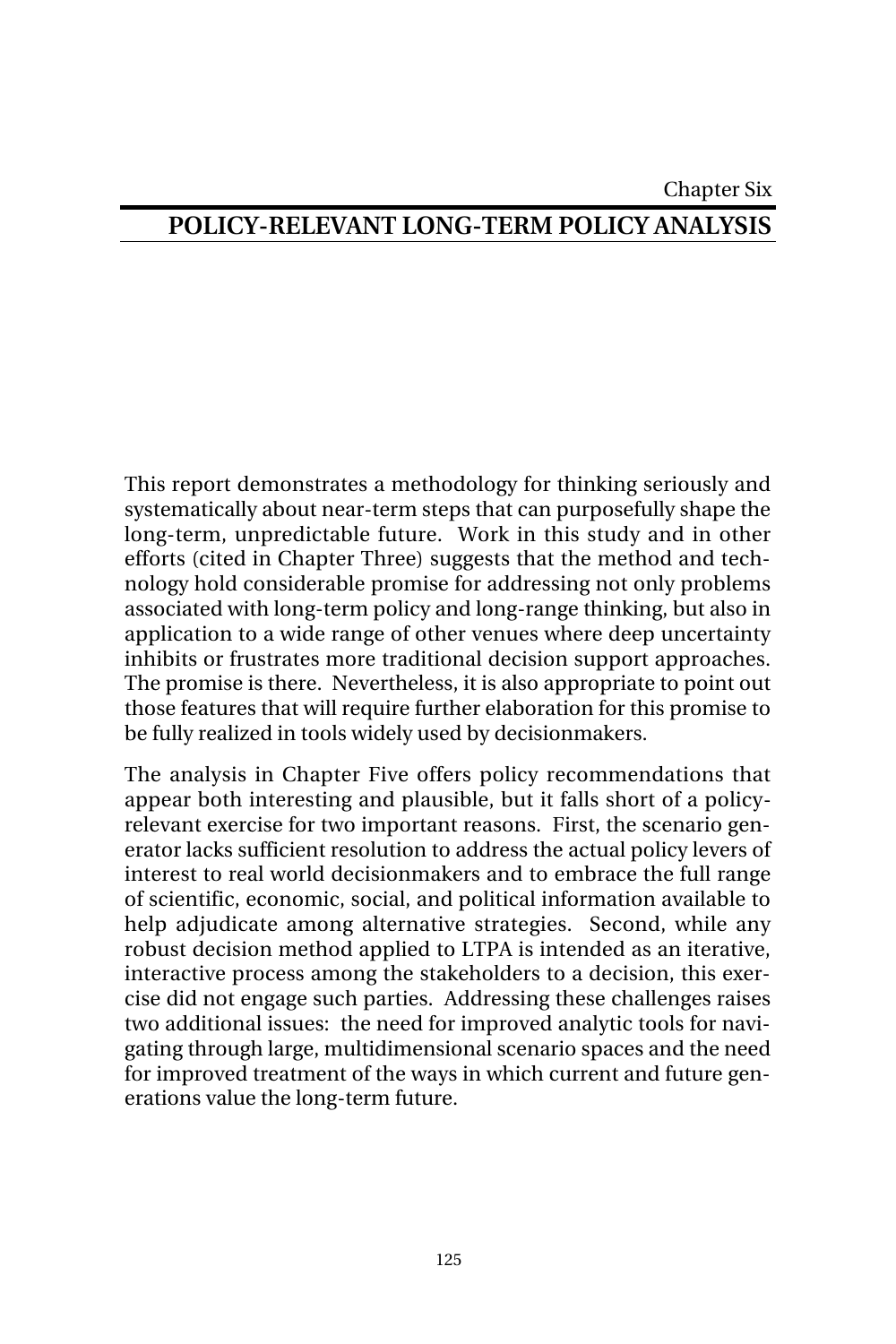Chapter Six

# POLICY-RELEVANT LONG-TERM POLICY ANALYSIS

This report demonstrates a methodology for thinking seriously and systematically about near-term steps that can purposefully shape the long-term, unpredictable future. Work in this study and in other efforts (cited in Chapter Three) suggests that the method and technology hold considerable promise for addressing not only problems associated with long-term policy and long-range thinking, but also in application to a wide range of other venues where deep uncertainty inhibits or frustrates more traditional decision support approaches. The promise is there. Nevertheless, it is also appropriate to point out those features that will require further elaboration for this promise to be fully realized in tools widely used by decisionmakers.

The analysis in Chapter Five offers policy recommendations that appear both interesting and plausible, but it falls short of a policy-relevant exercise for two important reasons. First, the scenario generator lacks sufficient resolution to address the actual policy levers of interest to real world decisionmakers and to embrace the full range of scientific, economic, social, and political information available to help adjudicate among alternative strategies. Second, while any robust decision method applied to LTPA is intended as an iterative, interactive process among the stakeholders to a decision, this exercise did not engage such parties. Addressing these challenges raises two additional issues: the need for improved analytic tools for navigating through large, multidimensional scenario spaces and the need for improved treatment of the ways in which current and future generations value the long-term future.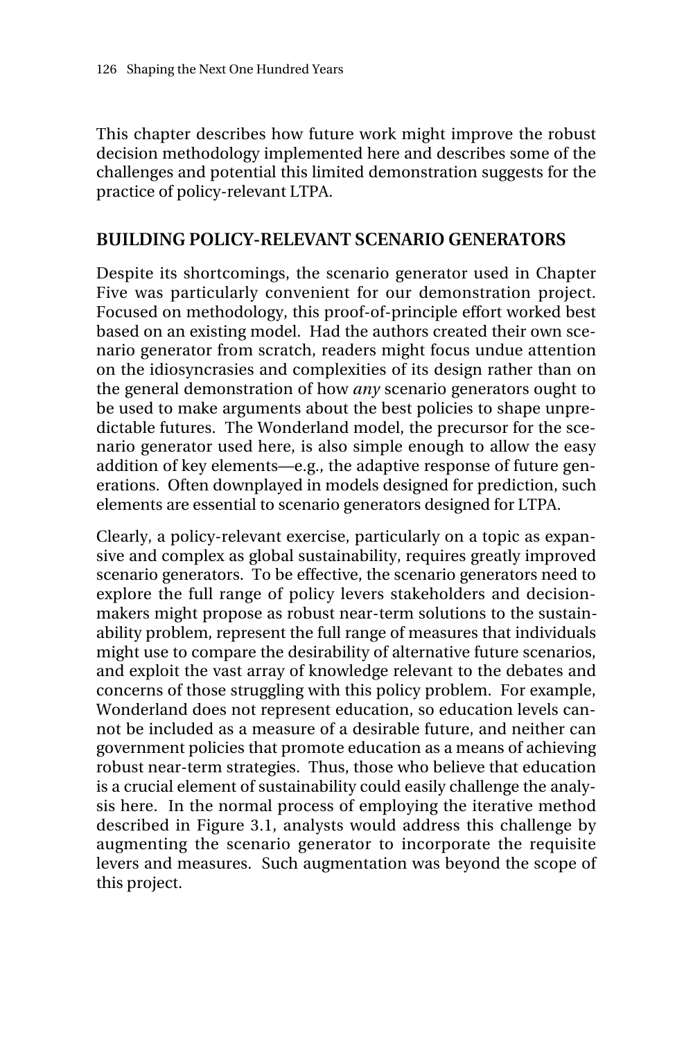This chapter describes how future work might improve the robust decision methodology implemented here and describes some of the challenges and potential this limited demonstration suggests for the practice of policy-relevant LTPA.

## BUILDING POLICY-RELEVANT SCENARIO GENERATORS

Despite its shortcomings, the scenario generator used in Chapter Five was particularly convenient for our demonstration project. Focused on methodology, this proof-of-principle effort worked best based on an existing model. Had the authors created their own scenario generator from scratch, readers might focus undue attention on the idiosyncrasies and complexities of its design rather than on the general demonstration of how *any* scenario generators ought to be used to make arguments about the best policies to shape unpredictable futures. The Wonderland model, the precursor for the scenario generator used here, is also simple enough to allow the easy addition of key elements—e.g., the adaptive response of future generations. Often downplayed in models designed for prediction, such elements are essential to scenario generators designed for LTPA.

Clearly, a policy-relevant exercise, particularly on a topic as expansive and complex as global sustainability, requires greatly improved scenario generators. To be effective, the scenario generators need to explore the full range of policy levers stakeholders and decision-makers might propose as robust near-term solutions to the sustainability problem, represent the full range of measures that individuals might use to compare the desirability of alternative future scenarios, and exploit the vast array of knowledge relevant to the debates and concerns of those struggling with this policy problem. For example, Wonderland does not represent education, so education levels cannot be included as a measure of a desirable future, and neither can government policies that promote education as a means of achieving robust near-term strategies. Thus, those who believe that education is a crucial element of sustainability could easily challenge the analysis here. In the normal process of employing the iterative method described in Figure 3.1, analysts would address this challenge by augmenting the scenario generator to incorporate the requisite levers and measures. Such augmentation was beyond the scope of this project.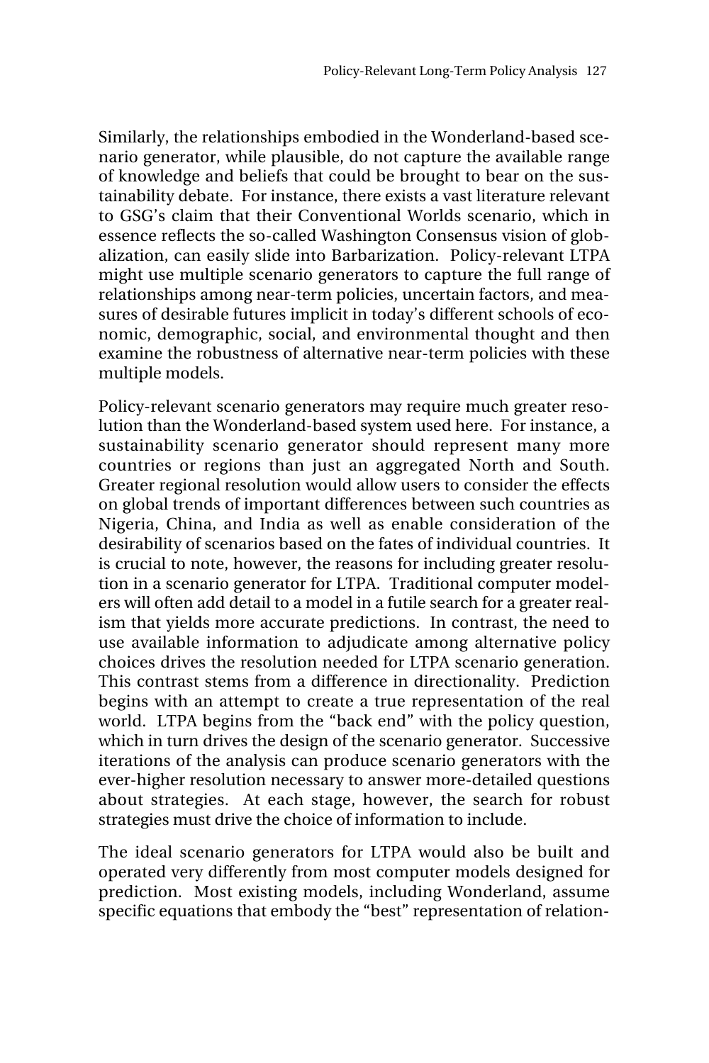Similarly, the relationships embodied in the Wonderland-based scenario generator, while plausible, do not capture the available range of knowledge and beliefs that could be brought to bear on the sustainability debate. For instance, there exists a vast literature relevant to GSG's claim that their Conventional Worlds scenario, which in essence reflects the so-called Washington Consensus vision of globalization, can easily slide into Barbarization. Policy-relevant LTPA might use multiple scenario generators to capture the full range of relationships among near-term policies, uncertain factors, and measures of desirable futures implicit in today's different schools of economic, demographic, social, and environmental thought and then examine the robustness of alternative near-term policies with these multiple models.

Policy-relevant scenario generators may require much greater resolution than the Wonderland-based system used here. For instance, a sustainability scenario generator should represent many more countries or regions than just an aggregated North and South. Greater regional resolution would allow users to consider the effects on global trends of important differences between such countries as Nigeria, China, and India as well as enable consideration of the desirability of scenarios based on the fates of individual countries. It is crucial to note, however, the reasons for including greater resolution in a scenario generator for LTPA. Traditional computer modelers will often add detail to a model in a futile search for a greater realism that yields more accurate predictions. In contrast, the need to use available information to adjudicate among alternative policy choices drives the resolution needed for LTPA scenario generation. This contrast stems from a difference in directionality. Prediction begins with an attempt to create a true representation of the real world. LTPA begins from the "back end" with the policy question, which in turn drives the design of the scenario generator. Successive iterations of the analysis can produce scenario generators with the ever-higher resolution necessary to answer more-detailed questions about strategies. At each stage, however, the search for robust strategies must drive the choice of information to include.

The ideal scenario generators for LTPA would also be built and operated very differently from most computer models designed for prediction. Most existing models, including Wonderland, assume specific equations that embody the "best" representation of relation-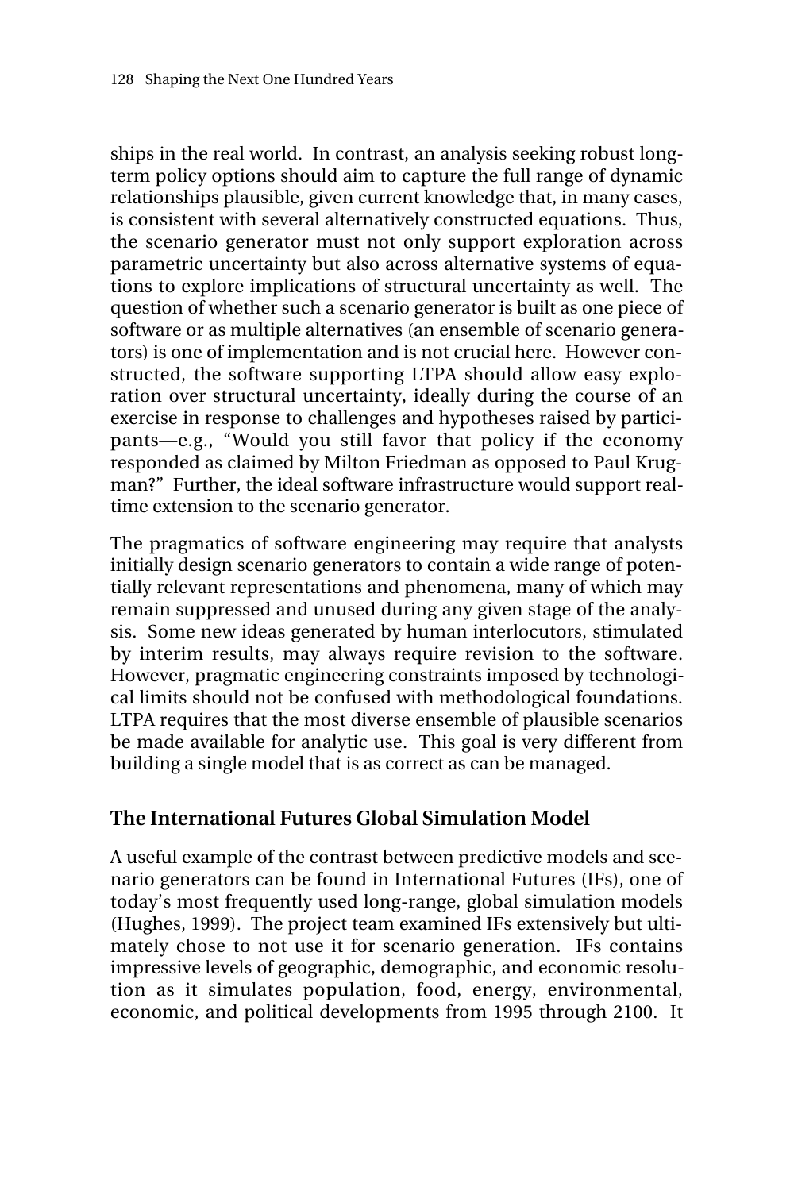ships in the real world. In contrast, an analysis seeking robust long-term policy options should aim to capture the full range of dynamic relationships plausible, given current knowledge that, in many cases, is consistent with several alternatively constructed equations. Thus, the scenario generator must not only support exploration across parametric uncertainty but also across alternative systems of equations to explore implications of structural uncertainty as well. The question of whether such a scenario generator is built as one piece of software or as multiple alternatives (an ensemble of scenario generators) is one of implementation and is not crucial here. However constructed, the software supporting LTPA should allow easy exploration over structural uncertainty, ideally during the course of an exercise in response to challenges and hypotheses raised by participants—e.g., "Would you still favor that policy if the economy responded as claimed by Milton Friedman as opposed to Paul Krugman?" Further, the ideal software infrastructure would support real-time extension to the scenario generator.

The pragmatics of software engineering may require that analysts initially design scenario generators to contain a wide range of potentially relevant representations and phenomena, many of which may remain suppressed and unused during any given stage of the analysis. Some new ideas generated by human interlocutors, stimulated by interim results, may always require revision to the software. However, pragmatic engineering constraints imposed by technological limits should not be confused with methodological foundations. LTPA requires that the most diverse ensemble of plausible scenarios be made available for analytic use. This goal is very different from building a single model that is as correct as can be managed.

## The International Futures Global Simulation Model

A useful example of the contrast between predictive models and scenario generators can be found in International Futures (IFs), one of today's most frequently used long-range, global simulation models (Hughes, 1999). The project team examined IFs extensively but ultimately chose to not use it for scenario generation. IFs contains impressive levels of geographic, demographic, and economic resolution as it simulates population, food, energy, environmental, economic, and political developments from 1995 through 2100. It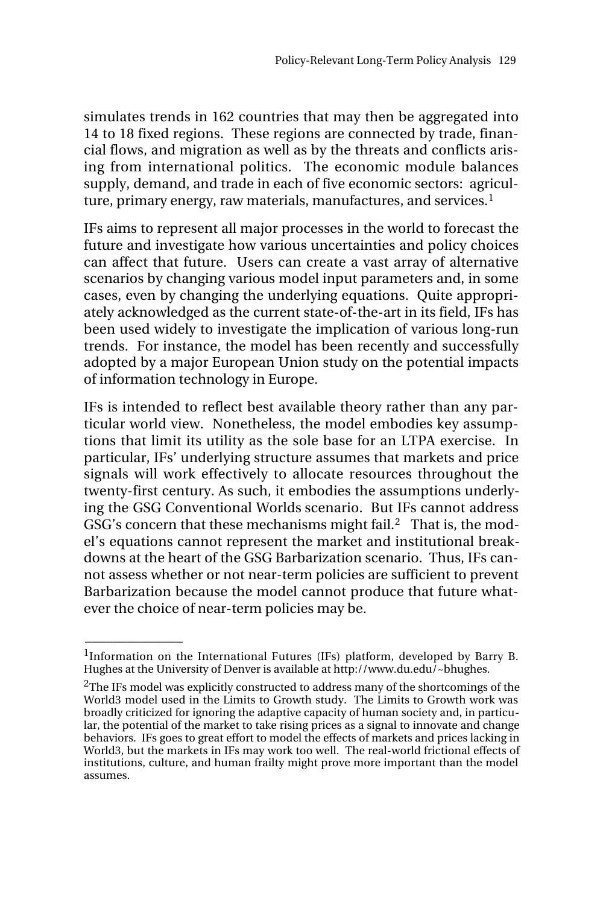simulates trends in 162 countries that may then be aggregated into 14 to 18 fixed regions. These regions are connected by trade, financial flows, and migration as well as by the threats and conflicts arising from international politics. The economic module balances supply, demand, and trade in each of five economic sectors: agriculture, primary energy, raw materials, manufactures, and services.[1]

IFs aims to represent all major processes in the world to forecast the future and investigate how various uncertainties and policy choices can affect that future. Users can create a vast array of alternative scenarios by changing various model input parameters and, in some cases, even by changing the underlying equations. Quite appropriately acknowledged as the current state-of-the-art in its field, IFs has been used widely to investigate the implication of various long-run trends. For instance, the model has been recently and successfully adopted by a major European Union study on the potential impacts of information technology in Europe.

IFs is intended to reflect best available theory rather than any particular world view. Nonetheless, the model embodies key assumptions that limit its utility as the sole base for an LTPA exercise. In particular, IFs' underlying structure assumes that markets and price signals will work effectively to allocate resources throughout the twenty-first century. As such, it embodies the assumptions underlying the GSG Conventional Worlds scenario. But IFs cannot address GSG's concern that these mechanisms might fail.[2] That is, the model's equations cannot represent the market and institutional breakdowns at the heart of the GSG Barbarization scenario. Thus, IFs cannot assess whether or not near-term policies are sufficient to prevent Barbarization because the model cannot produce that future whatever the choice of near-term policies may be.

---

[1]Information on the International Futures (IFs) platform, developed by Barry B. Hughes at the University of Denver is available at http://www.du.edu/~bhughes.

[2]The IFs model was explicitly constructed to address many of the shortcomings of the World3 model used in the Limits to Growth study. The Limits to Growth work was broadly criticized for ignoring the adaptive capacity of human society and, in particular, the potential of the market to take rising prices as a signal to innovate and change behaviors. IFs goes to great effort to model the effects of markets and prices lacking in World3, but the markets in IFs may work too well. The real-world frictional effects of institutions, culture, and human frailty might prove more important than the model assumes.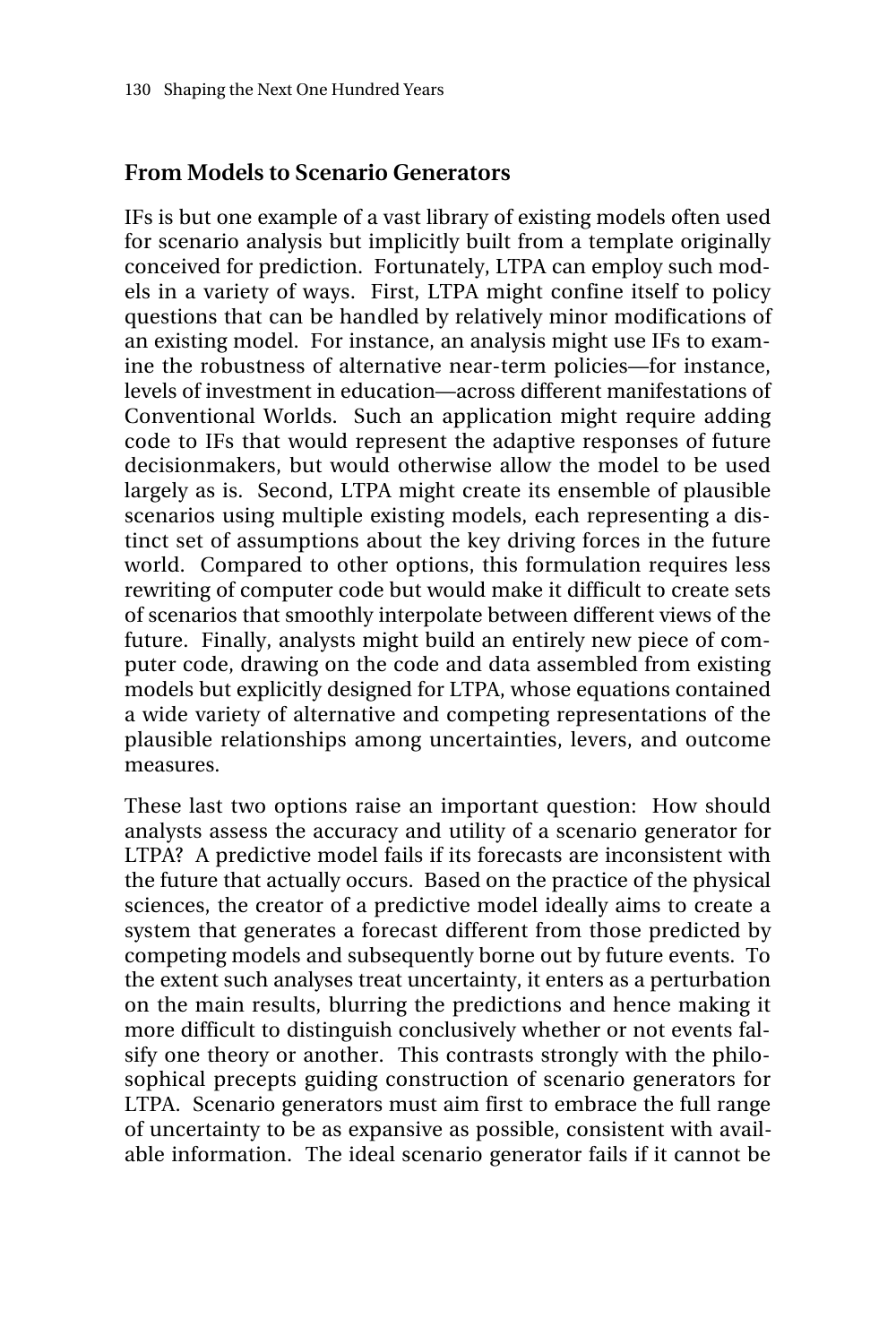## From Models to Scenario Generators

IFs is but one example of a vast library of existing models often used for scenario analysis but implicitly built from a template originally conceived for prediction. Fortunately, LTPA can employ such models in a variety of ways. First, LTPA might confine itself to policy questions that can be handled by relatively minor modifications of an existing model. For instance, an analysis might use IFs to examine the robustness of alternative near-term policies—for instance, levels of investment in education—across different manifestations of Conventional Worlds. Such an application might require adding code to IFs that would represent the adaptive responses of future decisionmakers, but would otherwise allow the model to be used largely as is. Second, LTPA might create its ensemble of plausible scenarios using multiple existing models, each representing a distinct set of assumptions about the key driving forces in the future world. Compared to other options, this formulation requires less rewriting of computer code but would make it difficult to create sets of scenarios that smoothly interpolate between different views of the future. Finally, analysts might build an entirely new piece of computer code, drawing on the code and data assembled from existing models but explicitly designed for LTPA, whose equations contained a wide variety of alternative and competing representations of the plausible relationships among uncertainties, levers, and outcome measures.

These last two options raise an important question: How should analysts assess the accuracy and utility of a scenario generator for LTPA? A predictive model fails if its forecasts are inconsistent with the future that actually occurs. Based on the practice of the physical sciences, the creator of a predictive model ideally aims to create a system that generates a forecast different from those predicted by competing models and subsequently borne out by future events. To the extent such analyses treat uncertainty, it enters as a perturbation on the main results, blurring the predictions and hence making it more difficult to distinguish conclusively whether or not events falsify one theory or another. This contrasts strongly with the philosophical precepts guiding construction of scenario generators for LTPA. Scenario generators must aim first to embrace the full range of uncertainty to be as expansive as possible, consistent with available information. The ideal scenario generator fails if it cannot be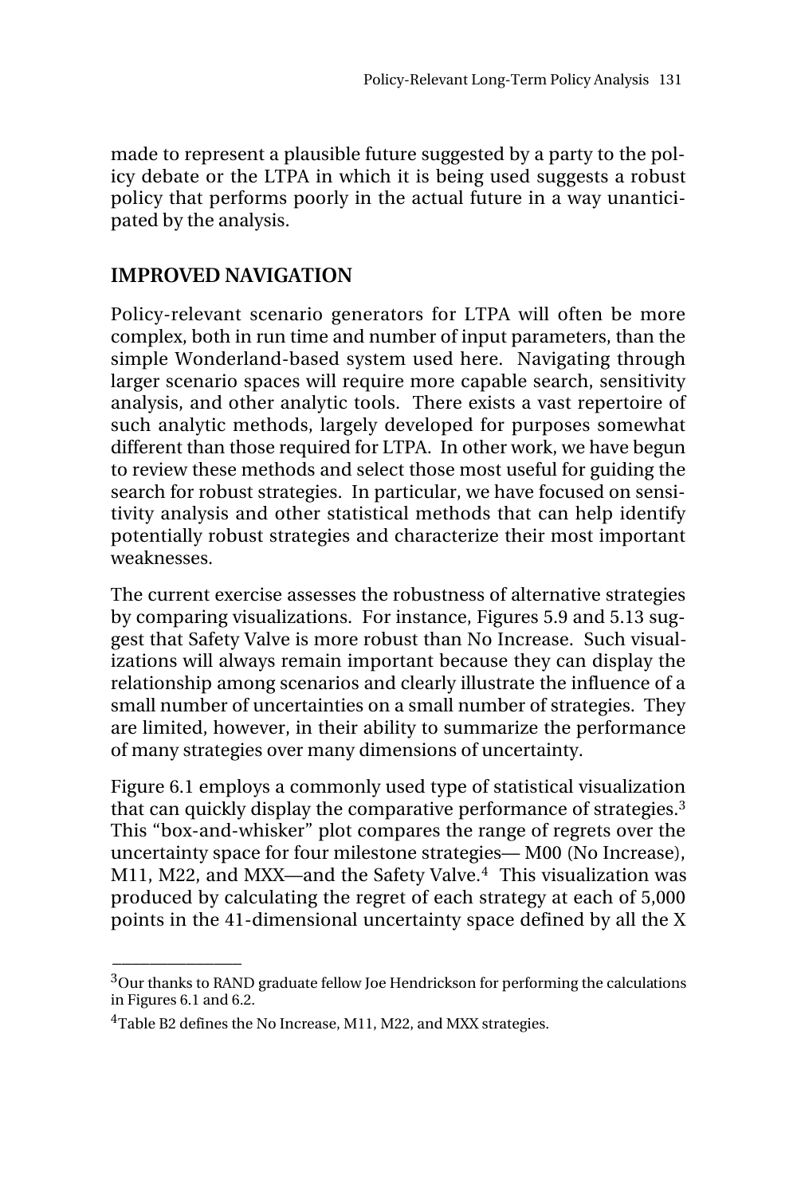made to represent a plausible future suggested by a party to the policy debate or the LTPA in which it is being used suggests a robust policy that performs poorly in the actual future in a way unanticipated by the analysis.

## IMPROVED NAVIGATION

Policy-relevant scenario generators for LTPA will often be more complex, both in run time and number of input parameters, than the simple Wonderland-based system used here. Navigating through larger scenario spaces will require more capable search, sensitivity analysis, and other analytic tools. There exists a vast repertoire of such analytic methods, largely developed for purposes somewhat different than those required for LTPA. In other work, we have begun to review these methods and select those most useful for guiding the search for robust strategies. In particular, we have focused on sensitivity analysis and other statistical methods that can help identify potentially robust strategies and characterize their most important weaknesses.

The current exercise assesses the robustness of alternative strategies by comparing visualizations. For instance, Figures 5.9 and 5.13 suggest that Safety Valve is more robust than No Increase. Such visualizations will always remain important because they can display the relationship among scenarios and clearly illustrate the influence of a small number of uncertainties on a small number of strategies. They are limited, however, in their ability to summarize the performance of many strategies over many dimensions of uncertainty.

Figure 6.1 employs a commonly used type of statistical visualization that can quickly display the comparative performance of strategies.[3] This "box-and-whisker" plot compares the range of regrets over the uncertainty space for four milestone strategies— M00 (No Increase), M11, M22, and MXX—and the Safety Valve.[4] This visualization was produced by calculating the regret of each strategy at each of 5,000 points in the 41-dimensional uncertainty space defined by all the X

---

[3]Our thanks to RAND graduate fellow Joe Hendrickson for performing the calculations in Figures 6.1 and 6.2.

[4]Table B2 defines the No Increase, M11, M22, and MXX strategies.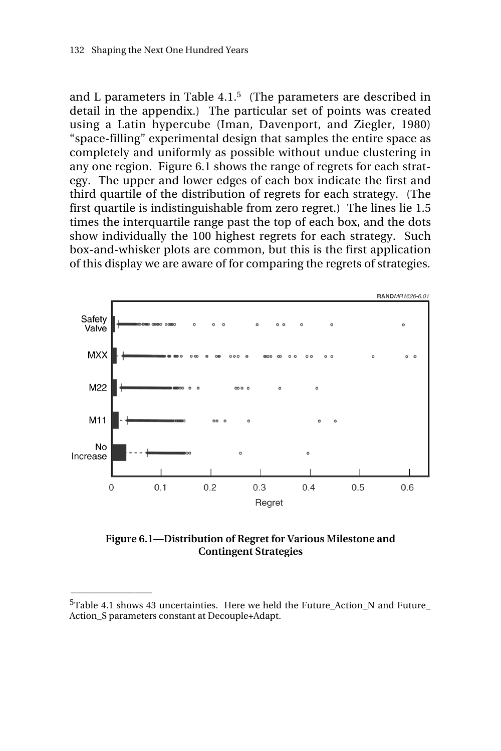and L parameters in Table 4.1.[5] (The parameters are described in detail in the appendix.) The particular set of points was created using a Latin hypercube (Iman, Davenport, and Ziegler, 1980) "space-filling" experimental design that samples the entire space as completely and uniformly as possible without undue clustering in any one region. Figure 6.1 shows the range of regrets for each strategy. The upper and lower edges of each box indicate the first and third quartile of the distribution of regrets for each strategy. (The first quartile is indistinguishable from zero regret.) The lines lie 1.5 times the interquartile range past the top of each box, and the dots show individually the 100 highest regrets for each strategy. Such box-and-whisker plots are common, but this is the first application of this display we are aware of for comparing the regrets of strategies.

**Figure 6.1—Distribution of Regret for Various Milestone and Contingent Strategies**

---

[5]Table 4.1 shows 43 uncertainties. Here we held the Future_Action_N and Future_Action_S parameters constant at Decouple+Adapt.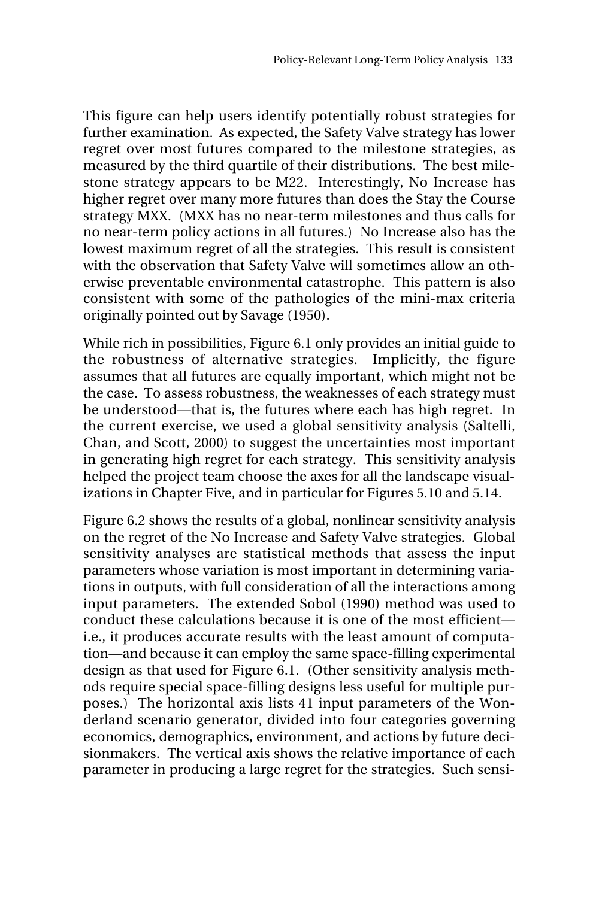This figure can help users identify potentially robust strategies for further examination. As expected, the Safety Valve strategy has lower regret over most futures compared to the milestone strategies, as measured by the third quartile of their distributions. The best milestone strategy appears to be M22. Interestingly, No Increase has higher regret over many more futures than does the Stay the Course strategy MXX. (MXX has no near-term milestones and thus calls for no near-term policy actions in all futures.) No Increase also has the lowest maximum regret of all the strategies. This result is consistent with the observation that Safety Valve will sometimes allow an otherwise preventable environmental catastrophe. This pattern is also consistent with some of the pathologies of the mini-max criteria originally pointed out by Savage (1950).

While rich in possibilities, Figure 6.1 only provides an initial guide to the robustness of alternative strategies. Implicitly, the figure assumes that all futures are equally important, which might not be the case. To assess robustness, the weaknesses of each strategy must be understood—that is, the futures where each has high regret. In the current exercise, we used a global sensitivity analysis (Saltelli, Chan, and Scott, 2000) to suggest the uncertainties most important in generating high regret for each strategy. This sensitivity analysis helped the project team choose the axes for all the landscape visualizations in Chapter Five, and in particular for Figures 5.10 and 5.14.

Figure 6.2 shows the results of a global, nonlinear sensitivity analysis on the regret of the No Increase and Safety Valve strategies. Global sensitivity analyses are statistical methods that assess the input parameters whose variation is most important in determining variations in outputs, with full consideration of all the interactions among input parameters. The extended Sobol (1990) method was used to conduct these calculations because it is one of the most efficient—i.e., it produces accurate results with the least amount of computation—and because it can employ the same space-filling experimental design as that used for Figure 6.1. (Other sensitivity analysis methods require special space-filling designs less useful for multiple purposes.) The horizontal axis lists 41 input parameters of the Wonderland scenario generator, divided into four categories governing economics, demographics, environment, and actions by future decisionmakers. The vertical axis shows the relative importance of each parameter in producing a large regret for the strategies. Such sensi-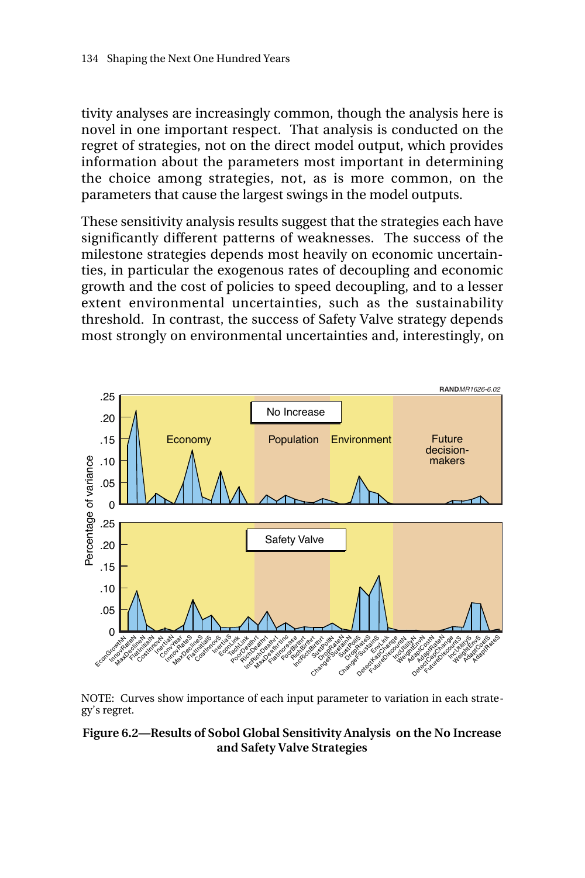tivity analyses are increasingly common, though the analysis here is novel in one important respect. That analysis is conducted on the regret of strategies, not on the direct model output, which provides information about the parameters most important in determining the choice among strategies, not, as is more common, on the parameters that cause the largest swings in the model outputs.

These sensitivity analysis results suggest that the strategies each have significantly different patterns of weaknesses. The success of the milestone strategies depends most heavily on economic uncertainties, in particular the exogenous rates of decoupling and economic growth and the cost of policies to speed decoupling, and to a lesser extent environmental uncertainties, such as the sustainability threshold. In contrast, the success of Safety Valve strategy depends most strongly on environmental uncertainties and, interestingly, on

NOTE: Curves show importance of each input parameter to variation in each strategy's regret.

**Figure 6.2—Results of Sobol Global Sensitivity Analysis on the No Increase and Safety Valve Strategies**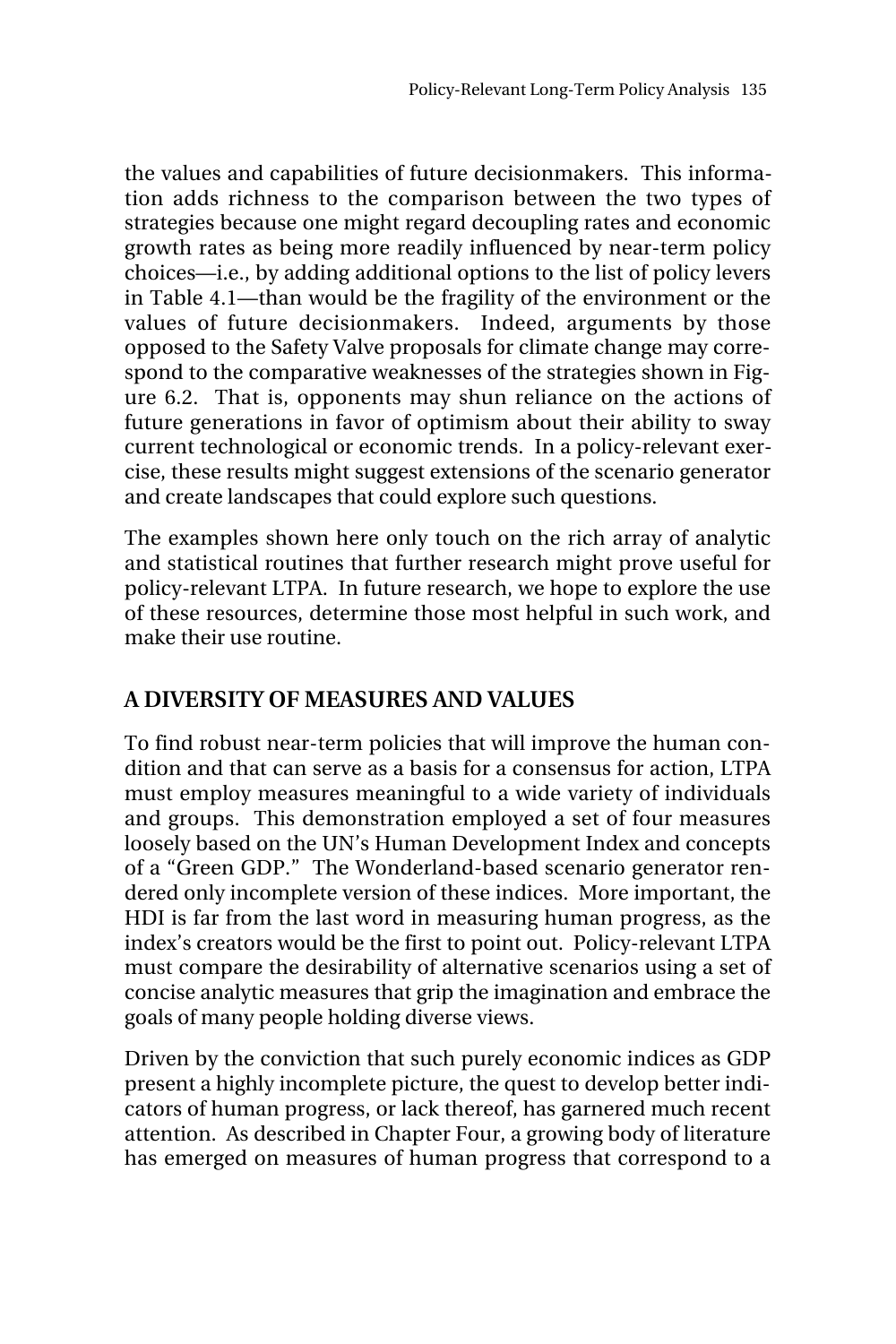the values and capabilities of future decisionmakers. This information adds richness to the comparison between the two types of strategies because one might regard decoupling rates and economic growth rates as being more readily influenced by near-term policy choices—i.e., by adding additional options to the list of policy levers in Table 4.1—than would be the fragility of the environment or the values of future decisionmakers. Indeed, arguments by those opposed to the Safety Valve proposals for climate change may correspond to the comparative weaknesses of the strategies shown in Figure 6.2. That is, opponents may shun reliance on the actions of future generations in favor of optimism about their ability to sway current technological or economic trends. In a policy-relevant exercise, these results might suggest extensions of the scenario generator and create landscapes that could explore such questions.

The examples shown here only touch on the rich array of analytic and statistical routines that further research might prove useful for policy-relevant LTPA. In future research, we hope to explore the use of these resources, determine those most helpful in such work, and make their use routine.

## A DIVERSITY OF MEASURES AND VALUES

To find robust near-term policies that will improve the human condition and that can serve as a basis for a consensus for action, LTPA must employ measures meaningful to a wide variety of individuals and groups. This demonstration employed a set of four measures loosely based on the UN's Human Development Index and concepts of a "Green GDP." The Wonderland-based scenario generator rendered only incomplete version of these indices. More important, the HDI is far from the last word in measuring human progress, as the index's creators would be the first to point out. Policy-relevant LTPA must compare the desirability of alternative scenarios using a set of concise analytic measures that grip the imagination and embrace the goals of many people holding diverse views.

Driven by the conviction that such purely economic indices as GDP present a highly incomplete picture, the quest to develop better indicators of human progress, or lack thereof, has garnered much recent attention. As described in Chapter Four, a growing body of literature has emerged on measures of human progress that correspond to a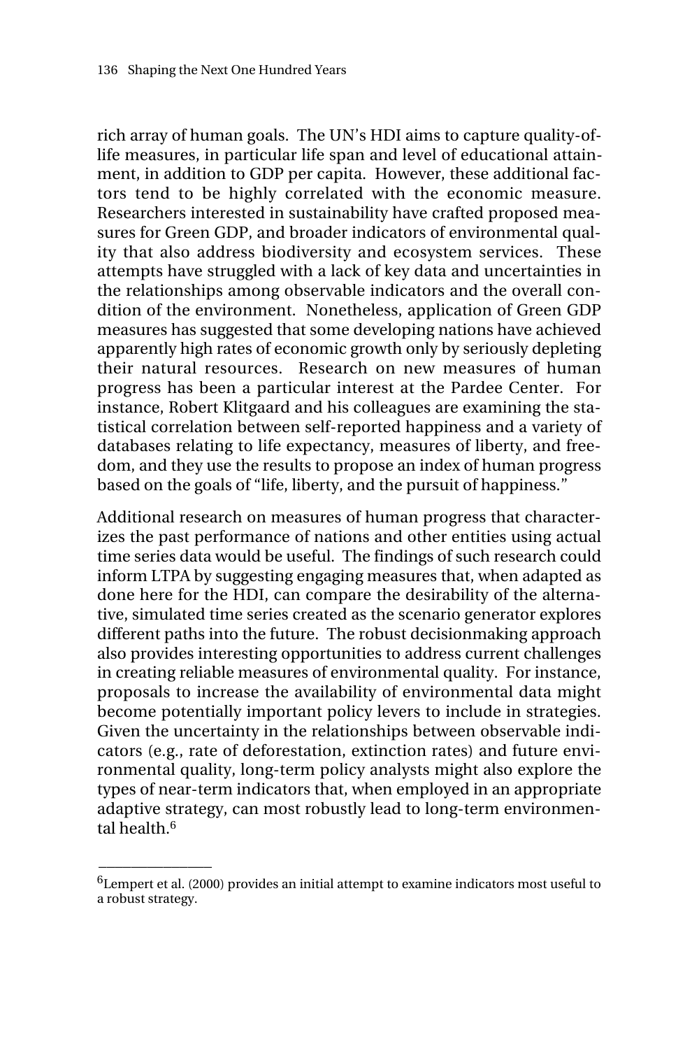rich array of human goals. The UN's HDI aims to capture quality-of-life measures, in particular life span and level of educational attainment, in addition to GDP per capita. However, these additional factors tend to be highly correlated with the economic measure. Researchers interested in sustainability have crafted proposed measures for Green GDP, and broader indicators of environmental quality that also address biodiversity and ecosystem services. These attempts have struggled with a lack of key data and uncertainties in the relationships among observable indicators and the overall condition of the environment. Nonetheless, application of Green GDP measures has suggested that some developing nations have achieved apparently high rates of economic growth only by seriously depleting their natural resources. Research on new measures of human progress has been a particular interest at the Pardee Center. For instance, Robert Klitgaard and his colleagues are examining the statistical correlation between self-reported happiness and a variety of databases relating to life expectancy, measures of liberty, and freedom, and they use the results to propose an index of human progress based on the goals of "life, liberty, and the pursuit of happiness."

Additional research on measures of human progress that characterizes the past performance of nations and other entities using actual time series data would be useful. The findings of such research could inform LTPA by suggesting engaging measures that, when adapted as done here for the HDI, can compare the desirability of the alternative, simulated time series created as the scenario generator explores different paths into the future. The robust decisionmaking approach also provides interesting opportunities to address current challenges in creating reliable measures of environmental quality. For instance, proposals to increase the availability of environmental data might become potentially important policy levers to include in strategies. Given the uncertainty in the relationships between observable indicators (e.g., rate of deforestation, extinction rates) and future environmental quality, long-term policy analysts might also explore the types of near-term indicators that, when employed in an appropriate adaptive strategy, can most robustly lead to long-term environmental health.[6]

---

[6]Lempert et al. (2000) provides an initial attempt to examine indicators most useful to a robust strategy.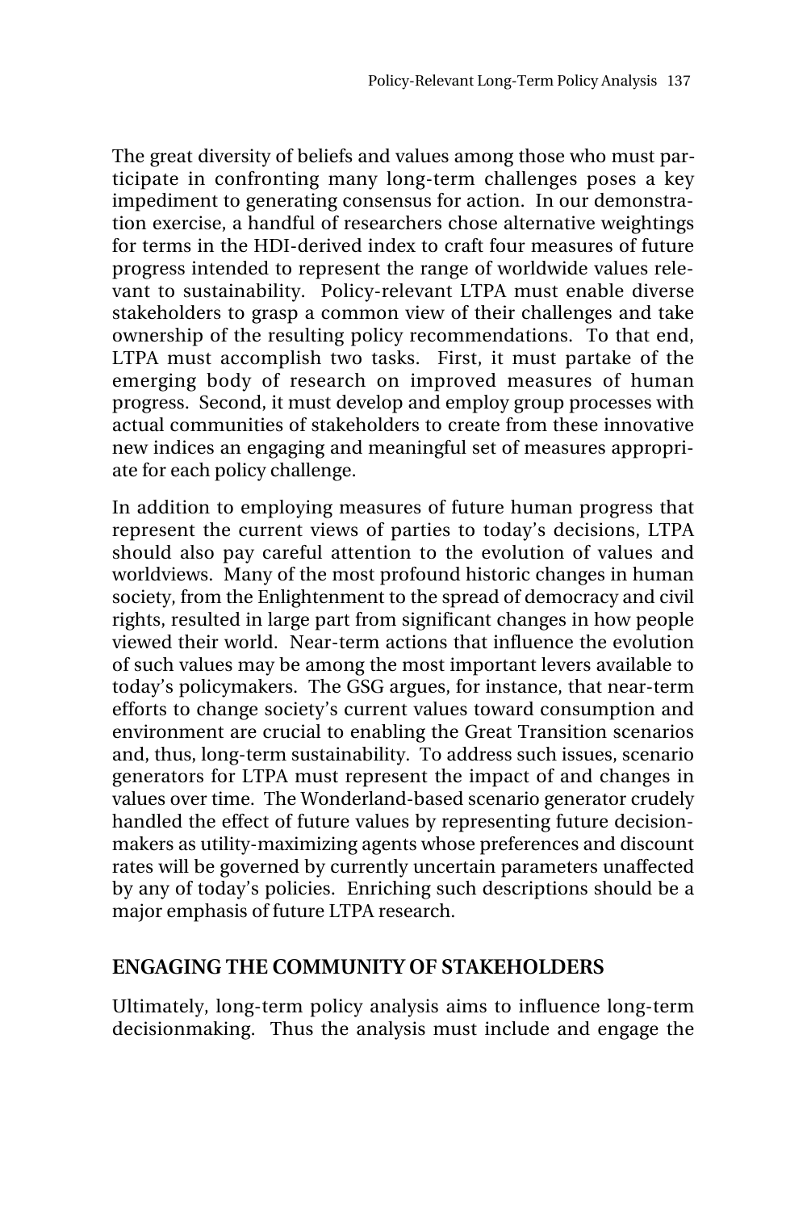The great diversity of beliefs and values among those who must participate in confronting many long-term challenges poses a key impediment to generating consensus for action. In our demonstration exercise, a handful of researchers chose alternative weightings for terms in the HDI-derived index to craft four measures of future progress intended to represent the range of worldwide values relevant to sustainability. Policy-relevant LTPA must enable diverse stakeholders to grasp a common view of their challenges and take ownership of the resulting policy recommendations. To that end, LTPA must accomplish two tasks. First, it must partake of the emerging body of research on improved measures of human progress. Second, it must develop and employ group processes with actual communities of stakeholders to create from these innovative new indices an engaging and meaningful set of measures appropriate for each policy challenge.

In addition to employing measures of future human progress that represent the current views of parties to today's decisions, LTPA should also pay careful attention to the evolution of values and worldviews. Many of the most profound historic changes in human society, from the Enlightenment to the spread of democracy and civil rights, resulted in large part from significant changes in how people viewed their world. Near-term actions that influence the evolution of such values may be among the most important levers available to today's policymakers. The GSG argues, for instance, that near-term efforts to change society's current values toward consumption and environment are crucial to enabling the Great Transition scenarios and, thus, long-term sustainability. To address such issues, scenario generators for LTPA must represent the impact of and changes in values over time. The Wonderland-based scenario generator crudely handled the effect of future values by representing future decisionmakers as utility-maximizing agents whose preferences and discount rates will be governed by currently uncertain parameters unaffected by any of today's policies. Enriching such descriptions should be a major emphasis of future LTPA research.

## ENGAGING THE COMMUNITY OF STAKEHOLDERS

Ultimately, long-term policy analysis aims to influence long-term decisionmaking. Thus the analysis must include and engage the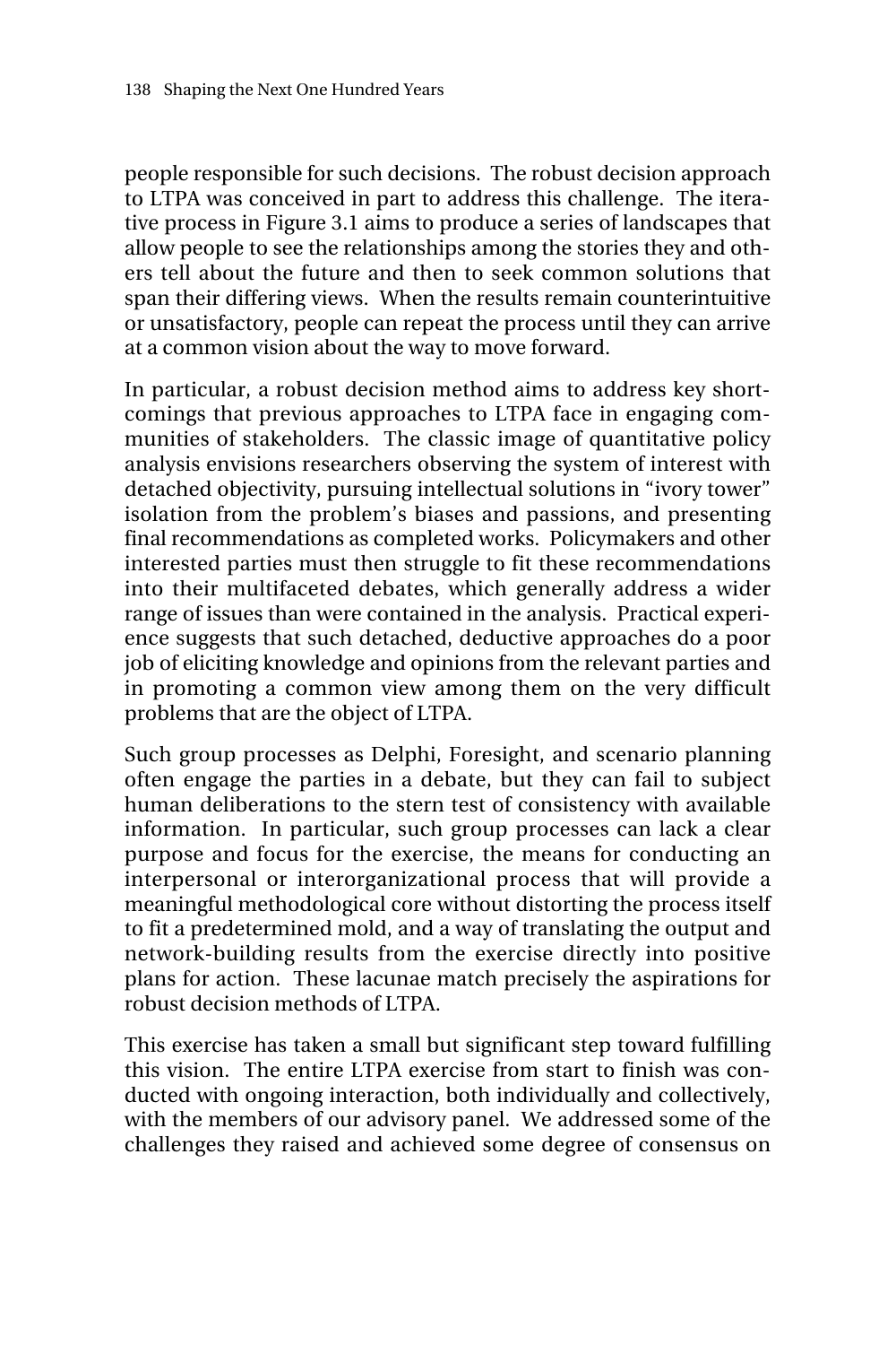people responsible for such decisions. The robust decision approach to LTPA was conceived in part to address this challenge. The iterative process in Figure 3.1 aims to produce a series of landscapes that allow people to see the relationships among the stories they and others tell about the future and then to seek common solutions that span their differing views. When the results remain counterintuitive or unsatisfactory, people can repeat the process until they can arrive at a common vision about the way to move forward.

In particular, a robust decision method aims to address key shortcomings that previous approaches to LTPA face in engaging communities of stakeholders. The classic image of quantitative policy analysis envisions researchers observing the system of interest with detached objectivity, pursuing intellectual solutions in "ivory tower" isolation from the problem's biases and passions, and presenting final recommendations as completed works. Policymakers and other interested parties must then struggle to fit these recommendations into their multifaceted debates, which generally address a wider range of issues than were contained in the analysis. Practical experience suggests that such detached, deductive approaches do a poor job of eliciting knowledge and opinions from the relevant parties and in promoting a common view among them on the very difficult problems that are the object of LTPA.

Such group processes as Delphi, Foresight, and scenario planning often engage the parties in a debate, but they can fail to subject human deliberations to the stern test of consistency with available information. In particular, such group processes can lack a clear purpose and focus for the exercise, the means for conducting an interpersonal or interorganizational process that will provide a meaningful methodological core without distorting the process itself to fit a predetermined mold, and a way of translating the output and network-building results from the exercise directly into positive plans for action. These lacunae match precisely the aspirations for robust decision methods of LTPA.

This exercise has taken a small but significant step toward fulfilling this vision. The entire LTPA exercise from start to finish was conducted with ongoing interaction, both individually and collectively, with the members of our advisory panel. We addressed some of the challenges they raised and achieved some degree of consensus on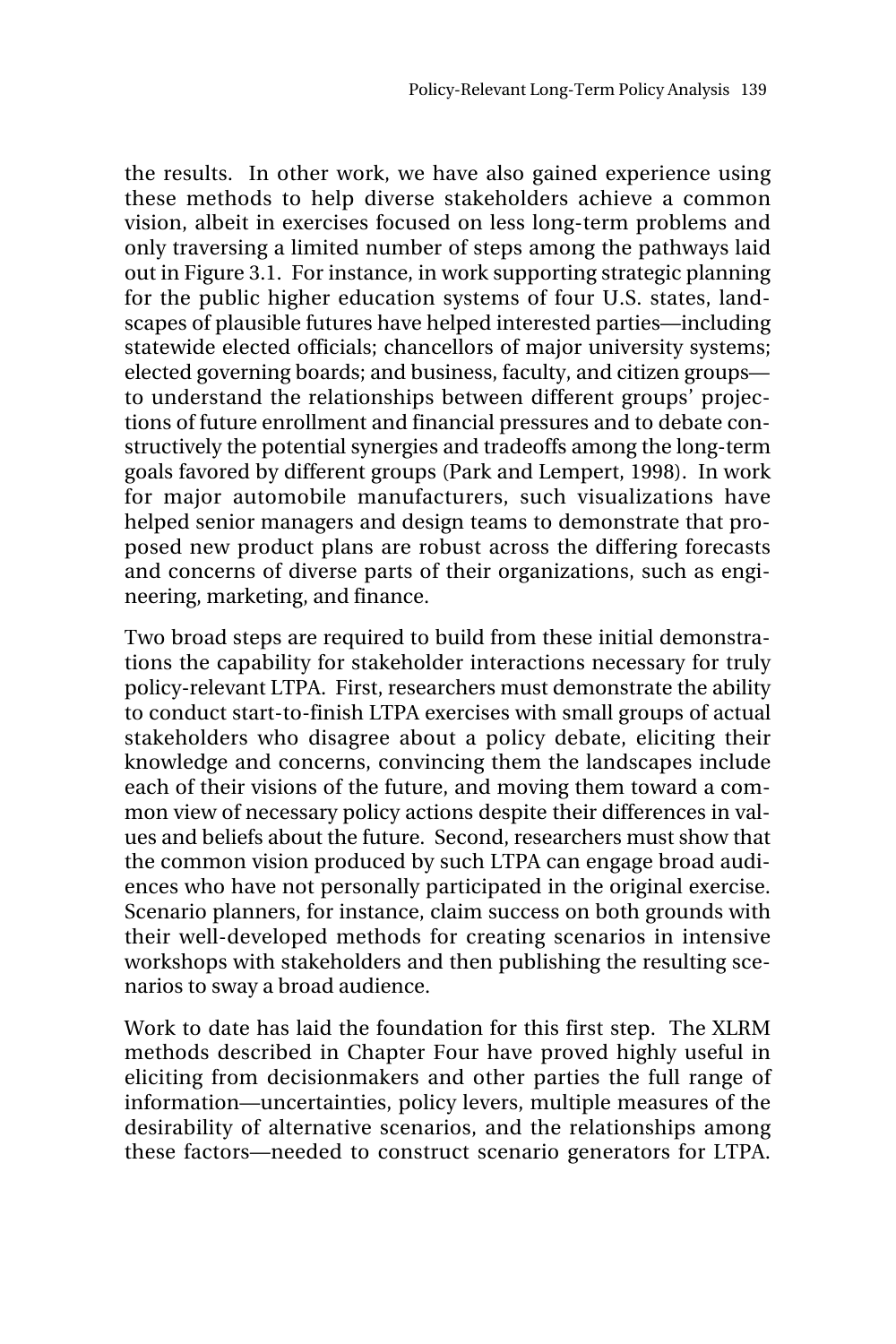the results. In other work, we have also gained experience using these methods to help diverse stakeholders achieve a common vision, albeit in exercises focused on less long-term problems and only traversing a limited number of steps among the pathways laid out in Figure 3.1. For instance, in work supporting strategic planning for the public higher education systems of four U.S. states, landscapes of plausible futures have helped interested parties—including statewide elected officials; chancellors of major university systems; elected governing boards; and business, faculty, and citizen groups—to understand the relationships between different groups' projections of future enrollment and financial pressures and to debate constructively the potential synergies and tradeoffs among the long-term goals favored by different groups (Park and Lempert, 1998). In work for major automobile manufacturers, such visualizations have helped senior managers and design teams to demonstrate that proposed new product plans are robust across the differing forecasts and concerns of diverse parts of their organizations, such as engineering, marketing, and finance.

Two broad steps are required to build from these initial demonstrations the capability for stakeholder interactions necessary for truly policy-relevant LTPA. First, researchers must demonstrate the ability to conduct start-to-finish LTPA exercises with small groups of actual stakeholders who disagree about a policy debate, eliciting their knowledge and concerns, convincing them the landscapes include each of their visions of the future, and moving them toward a common view of necessary policy actions despite their differences in values and beliefs about the future. Second, researchers must show that the common vision produced by such LTPA can engage broad audiences who have not personally participated in the original exercise. Scenario planners, for instance, claim success on both grounds with their well-developed methods for creating scenarios in intensive workshops with stakeholders and then publishing the resulting scenarios to sway a broad audience.

Work to date has laid the foundation for this first step. The XLRM methods described in Chapter Four have proved highly useful in eliciting from decisionmakers and other parties the full range of information—uncertainties, policy levers, multiple measures of the desirability of alternative scenarios, and the relationships among these factors—needed to construct scenario generators for LTPA.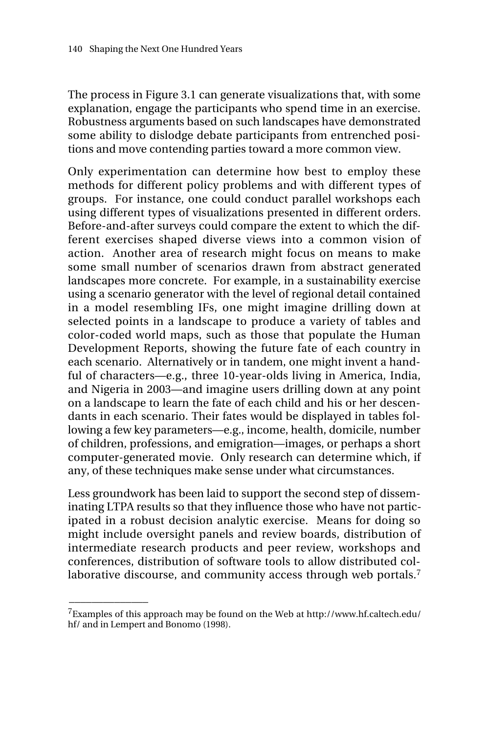The process in Figure 3.1 can generate visualizations that, with some explanation, engage the participants who spend time in an exercise. Robustness arguments based on such landscapes have demonstrated some ability to dislodge debate participants from entrenched positions and move contending parties toward a more common view.

Only experimentation can determine how best to employ these methods for different policy problems and with different types of groups. For instance, one could conduct parallel workshops each using different types of visualizations presented in different orders. Before-and-after surveys could compare the extent to which the different exercises shaped diverse views into a common vision of action. Another area of research might focus on means to make some small number of scenarios drawn from abstract generated landscapes more concrete. For example, in a sustainability exercise using a scenario generator with the level of regional detail contained in a model resembling IFs, one might imagine drilling down at selected points in a landscape to produce a variety of tables and color-coded world maps, such as those that populate the Human Development Reports, showing the future fate of each country in each scenario. Alternatively or in tandem, one might invent a handful of characters—e.g., three 10-year-olds living in America, India, and Nigeria in 2003—and imagine users drilling down at any point on a landscape to learn the fate of each child and his or her descendants in each scenario. Their fates would be displayed in tables following a few key parameters—e.g., income, health, domicile, number of children, professions, and emigration—images, or perhaps a short computer-generated movie. Only research can determine which, if any, of these techniques make sense under what circumstances.

Less groundwork has been laid to support the second step of disseminating LTPA results so that they influence those who have not participated in a robust decision analytic exercise. Means for doing so might include oversight panels and review boards, distribution of intermediate research products and peer review, workshops and conferences, distribution of software tools to allow distributed collaborative discourse, and community access through web portals.[7]

---

[7]Examples of this approach may be found on the Web at http://www.hf.caltech.edu/hf/ and in Lempert and Bonomo (1998).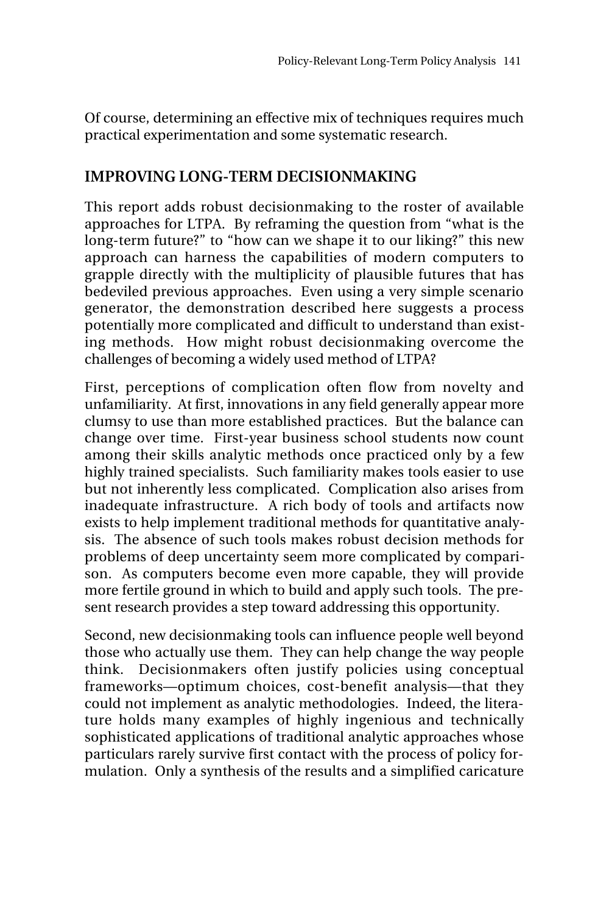Of course, determining an effective mix of techniques requires much practical experimentation and some systematic research.

## IMPROVING LONG-TERM DECISIONMAKING

This report adds robust decisionmaking to the roster of available approaches for LTPA. By reframing the question from "what is the long-term future?" to "how can we shape it to our liking?" this new approach can harness the capabilities of modern computers to grapple directly with the multiplicity of plausible futures that has bedeviled previous approaches. Even using a very simple scenario generator, the demonstration described here suggests a process potentially more complicated and difficult to understand than existing methods. How might robust decisionmaking overcome the challenges of becoming a widely used method of LTPA?

First, perceptions of complication often flow from novelty and unfamiliarity. At first, innovations in any field generally appear more clumsy to use than more established practices. But the balance can change over time. First-year business school students now count among their skills analytic methods once practiced only by a few highly trained specialists. Such familiarity makes tools easier to use but not inherently less complicated. Complication also arises from inadequate infrastructure. A rich body of tools and artifacts now exists to help implement traditional methods for quantitative analysis. The absence of such tools makes robust decision methods for problems of deep uncertainty seem more complicated by comparison. As computers become even more capable, they will provide more fertile ground in which to build and apply such tools. The present research provides a step toward addressing this opportunity.

Second, new decisionmaking tools can influence people well beyond those who actually use them. They can help change the way people think. Decisionmakers often justify policies using conceptual frameworks—optimum choices, cost-benefit analysis—that they could not implement as analytic methodologies. Indeed, the literature holds many examples of highly ingenious and technically sophisticated applications of traditional analytic approaches whose particulars rarely survive first contact with the process of policy formulation. Only a synthesis of the results and a simplified caricature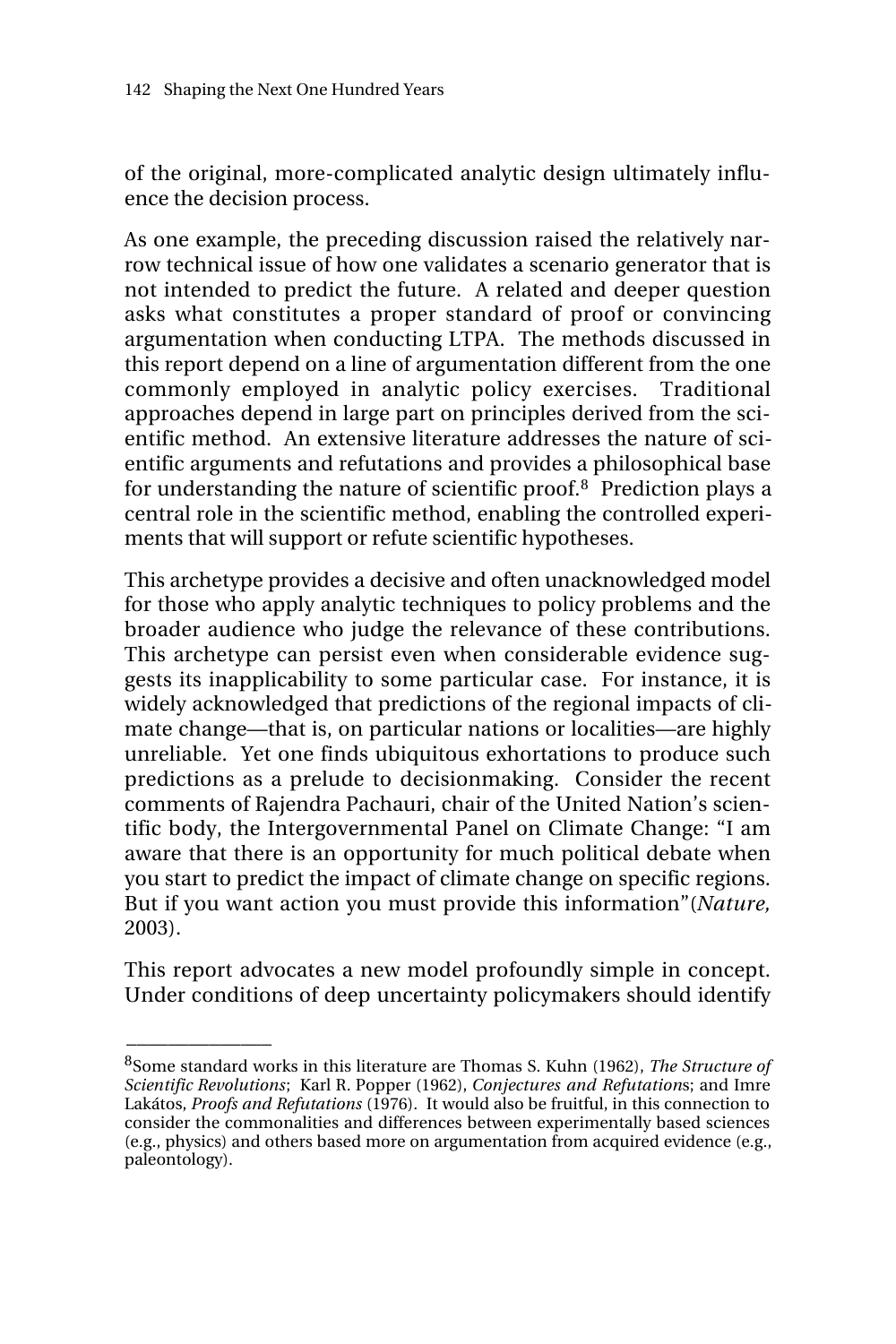of the original, more-complicated analytic design ultimately influence the decision process.

As one example, the preceding discussion raised the relatively narrow technical issue of how one validates a scenario generator that is not intended to predict the future. A related and deeper question asks what constitutes a proper standard of proof or convincing argumentation when conducting LTPA. The methods discussed in this report depend on a line of argumentation different from the one commonly employed in analytic policy exercises. Traditional approaches depend in large part on principles derived from the scientific method. An extensive literature addresses the nature of scientific arguments and refutations and provides a philosophical base for understanding the nature of scientific proof.[8] Prediction plays a central role in the scientific method, enabling the controlled experiments that will support or refute scientific hypotheses.

This archetype provides a decisive and often unacknowledged model for those who apply analytic techniques to policy problems and the broader audience who judge the relevance of these contributions. This archetype can persist even when considerable evidence suggests its inapplicability to some particular case. For instance, it is widely acknowledged that predictions of the regional impacts of climate change—that is, on particular nations or localities—are highly unreliable. Yet one finds ubiquitous exhortations to produce such predictions as a prelude to decisionmaking. Consider the recent comments of Rajendra Pachauri, chair of the United Nation's scientific body, the Intergovernmental Panel on Climate Change: "I am aware that there is an opportunity for much political debate when you start to predict the impact of climate change on specific regions. But if you want action you must provide this information"(*Nature,* 2003).

This report advocates a new model profoundly simple in concept. Under conditions of deep uncertainty policymakers should identify

---

[8]Some standard works in this literature are Thomas S. Kuhn (1962), *The Structure of Scientific Revolutions*; Karl R. Popper (1962), *Conjectures and Refutations*; and Imre Lakátos, *Proofs and Refutations* (1976). It would also be fruitful, in this connection to consider the commonalities and differences between experimentally based sciences (e.g., physics) and others based more on argumentation from acquired evidence (e.g., paleontology).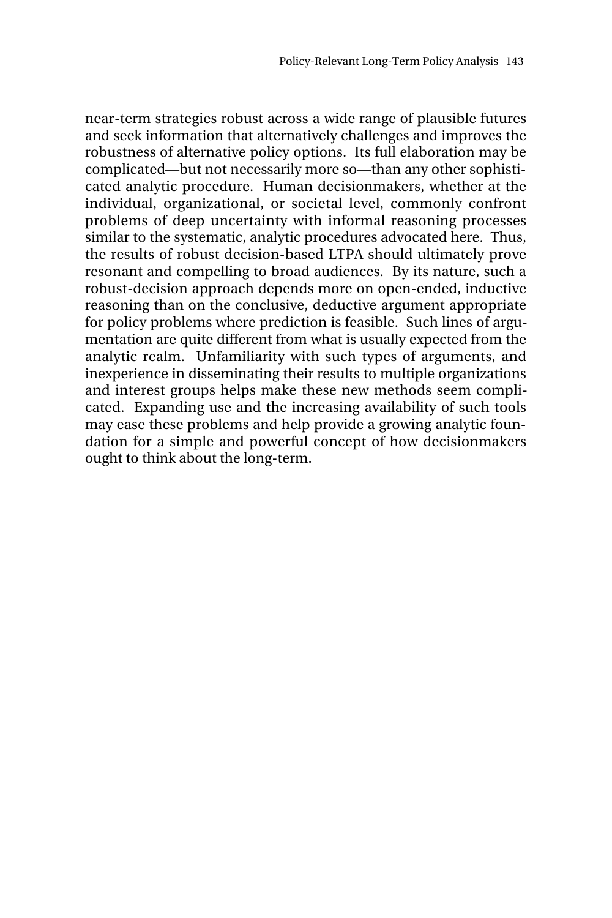near-term strategies robust across a wide range of plausible futures and seek information that alternatively challenges and improves the robustness of alternative policy options. Its full elaboration may be complicated—but not necessarily more so—than any other sophisticated analytic procedure. Human decisionmakers, whether at the individual, organizational, or societal level, commonly confront problems of deep uncertainty with informal reasoning processes similar to the systematic, analytic procedures advocated here. Thus, the results of robust decision-based LTPA should ultimately prove resonant and compelling to broad audiences. By its nature, such a robust-decision approach depends more on open-ended, inductive reasoning than on the conclusive, deductive argument appropriate for policy problems where prediction is feasible. Such lines of argumentation are quite different from what is usually expected from the analytic realm. Unfamiliarity with such types of arguments, and inexperience in disseminating their results to multiple organizations and interest groups helps make these new methods seem complicated. Expanding use and the increasing availability of such tools may ease these problems and help provide a growing analytic foundation for a simple and powerful concept of how decisionmakers ought to think about the long-term.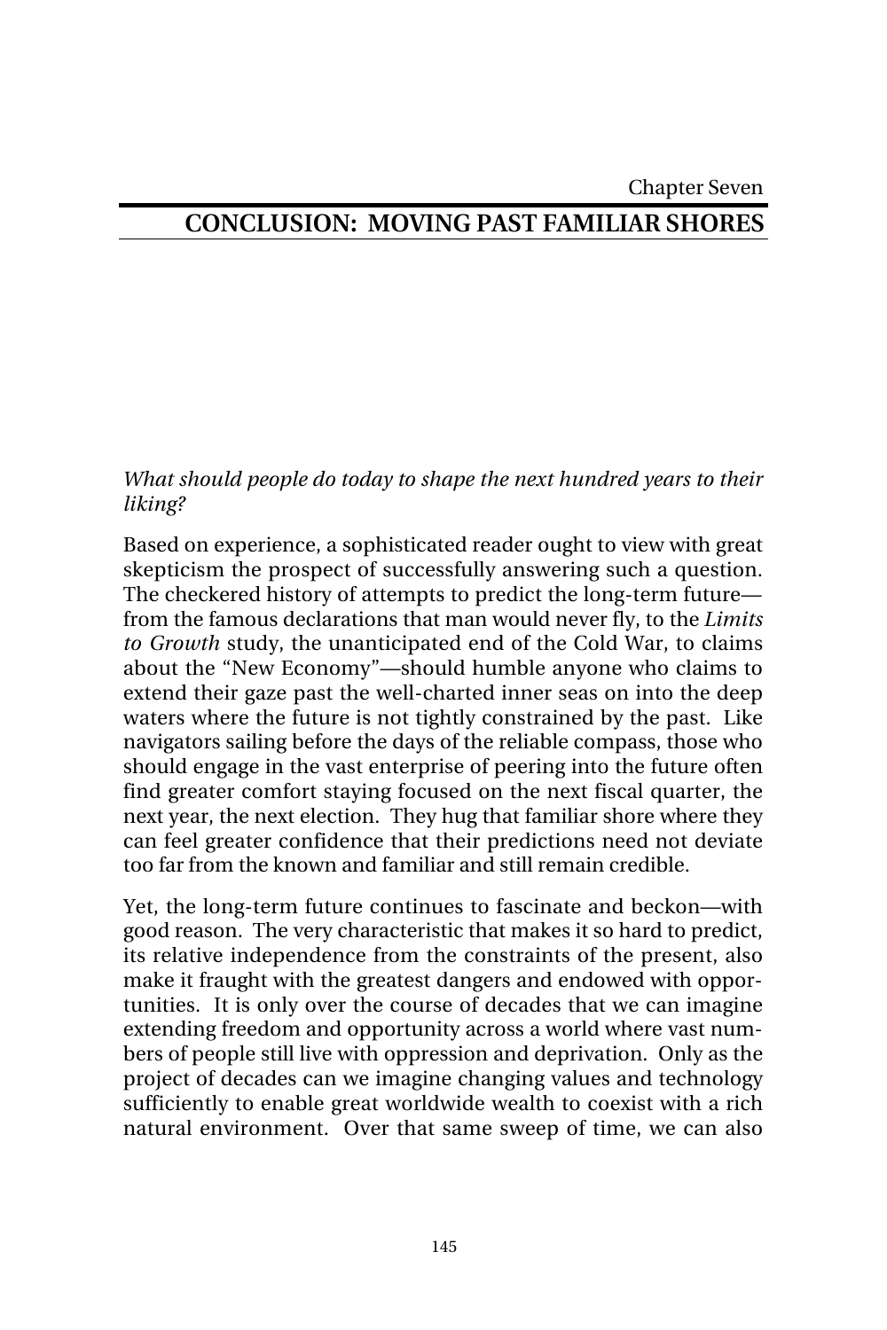Chapter Seven

# CONCLUSION: MOVING PAST FAMILIAR SHORES

*What should people do today to shape the next hundred years to their liking?*

Based on experience, a sophisticated reader ought to view with great skepticism the prospect of successfully answering such a question. The checkered history of attempts to predict the long-term future—from the famous declarations that man would never fly, to the *Limits to Growth* study, the unanticipated end of the Cold War, to claims about the "New Economy"—should humble anyone who claims to extend their gaze past the well-charted inner seas on into the deep waters where the future is not tightly constrained by the past. Like navigators sailing before the days of the reliable compass, those who should engage in the vast enterprise of peering into the future often find greater comfort staying focused on the next fiscal quarter, the next year, the next election. They hug that familiar shore where they can feel greater confidence that their predictions need not deviate too far from the known and familiar and still remain credible.

Yet, the long-term future continues to fascinate and beckon—with good reason. The very characteristic that makes it so hard to predict, its relative independence from the constraints of the present, also make it fraught with the greatest dangers and endowed with opportunities. It is only over the course of decades that we can imagine extending freedom and opportunity across a world where vast numbers of people still live with oppression and deprivation. Only as the project of decades can we imagine changing values and technology sufficiently to enable great worldwide wealth to coexist with a rich natural environment. Over that same sweep of time, we can also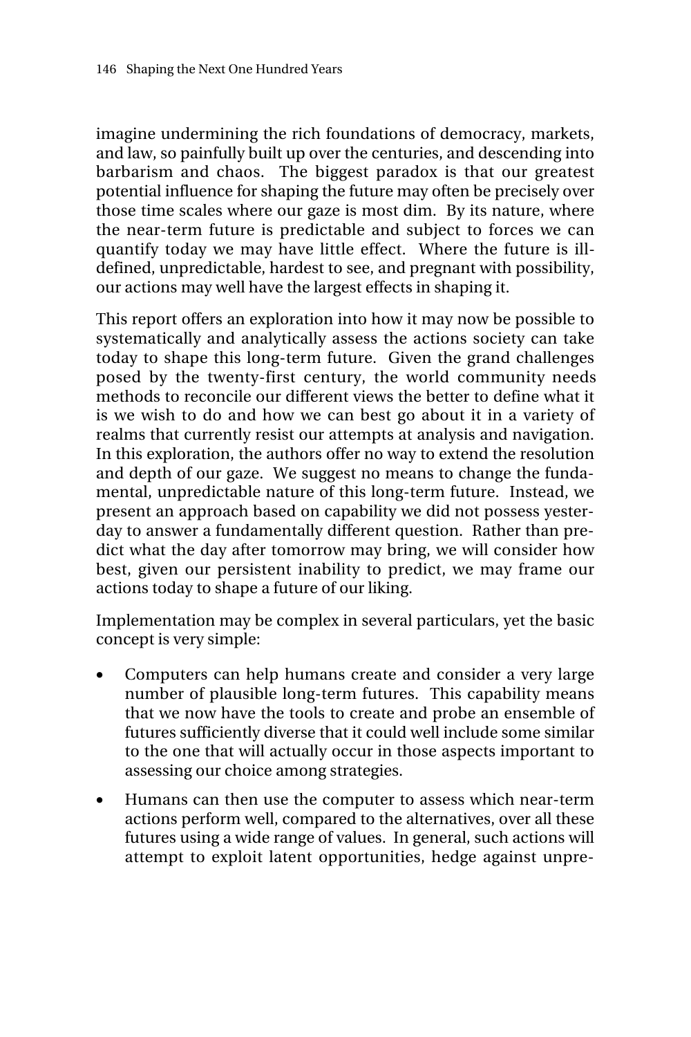imagine undermining the rich foundations of democracy, markets, and law, so painfully built up over the centuries, and descending into barbarism and chaos. The biggest paradox is that our greatest potential influence for shaping the future may often be precisely over those time scales where our gaze is most dim. By its nature, where the near-term future is predictable and subject to forces we can quantify today we may have little effect. Where the future is ill-defined, unpredictable, hardest to see, and pregnant with possibility, our actions may well have the largest effects in shaping it.

This report offers an exploration into how it may now be possible to systematically and analytically assess the actions society can take today to shape this long-term future. Given the grand challenges posed by the twenty-first century, the world community needs methods to reconcile our different views the better to define what it is we wish to do and how we can best go about it in a variety of realms that currently resist our attempts at analysis and navigation. In this exploration, the authors offer no way to extend the resolution and depth of our gaze. We suggest no means to change the fundamental, unpredictable nature of this long-term future. Instead, we present an approach based on capability we did not possess yesterday to answer a fundamentally different question. Rather than predict what the day after tomorrow may bring, we will consider how best, given our persistent inability to predict, we may frame our actions today to shape a future of our liking.

Implementation may be complex in several particulars, yet the basic concept is very simple:

- Computers can help humans create and consider a very large number of plausible long-term futures. This capability means that we now have the tools to create and probe an ensemble of futures sufficiently diverse that it could well include some similar to the one that will actually occur in those aspects important to assessing our choice among strategies.
- Humans can then use the computer to assess which near-term actions perform well, compared to the alternatives, over all these futures using a wide range of values. In general, such actions will attempt to exploit latent opportunities, hedge against unpre-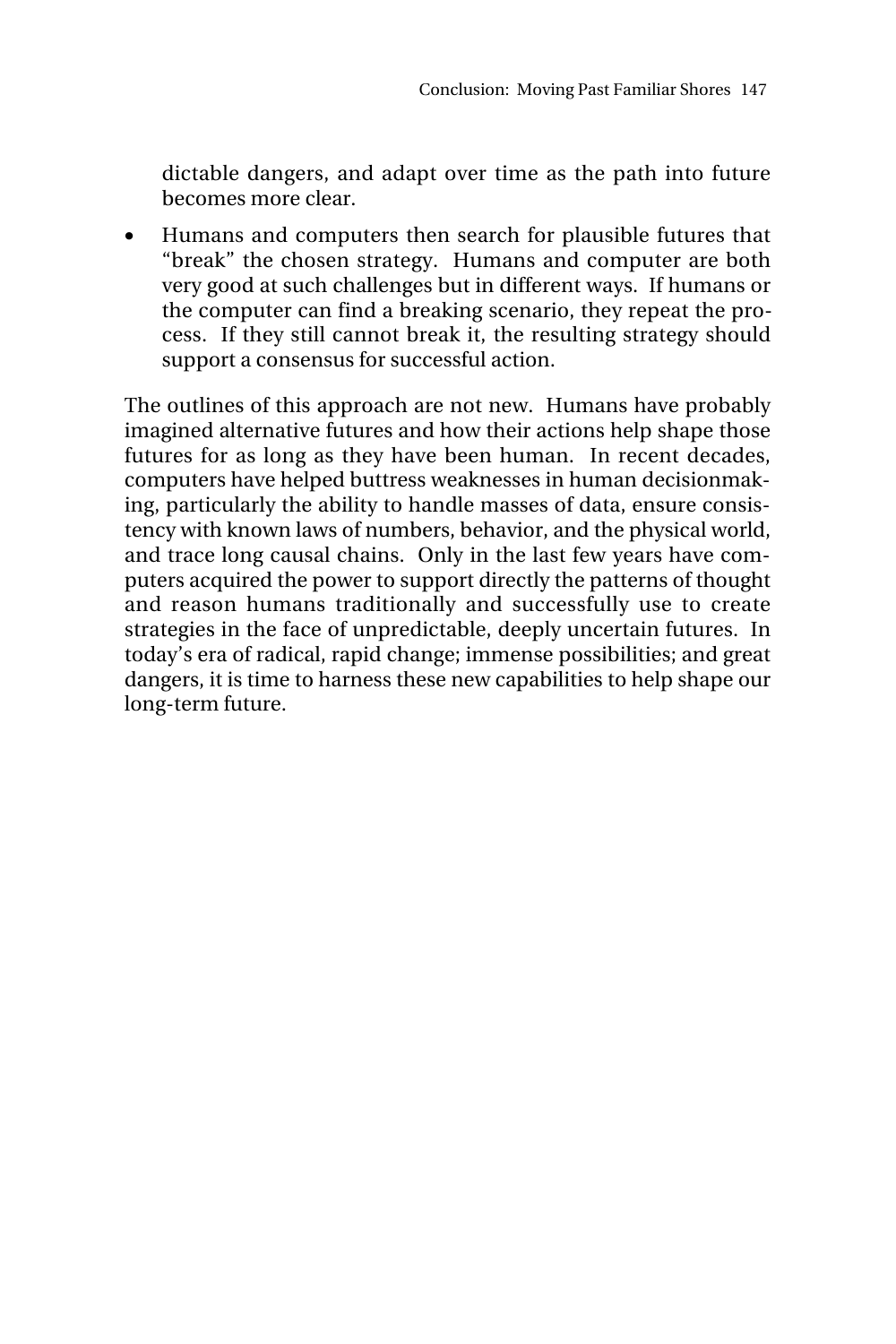dictable dangers, and adapt over time as the path into future becomes more clear.

- Humans and computers then search for plausible futures that "break" the chosen strategy. Humans and computer are both very good at such challenges but in different ways. If humans or the computer can find a breaking scenario, they repeat the process. If they still cannot break it, the resulting strategy should support a consensus for successful action.

The outlines of this approach are not new. Humans have probably imagined alternative futures and how their actions help shape those futures for as long as they have been human. In recent decades, computers have helped buttress weaknesses in human decisionmaking, particularly the ability to handle masses of data, ensure consistency with known laws of numbers, behavior, and the physical world, and trace long causal chains. Only in the last few years have computers acquired the power to support directly the patterns of thought and reason humans traditionally and successfully use to create strategies in the face of unpredictable, deeply uncertain futures. In today's era of radical, rapid change; immense possibilities; and great dangers, it is time to harness these new capabilities to help shape our long-term future.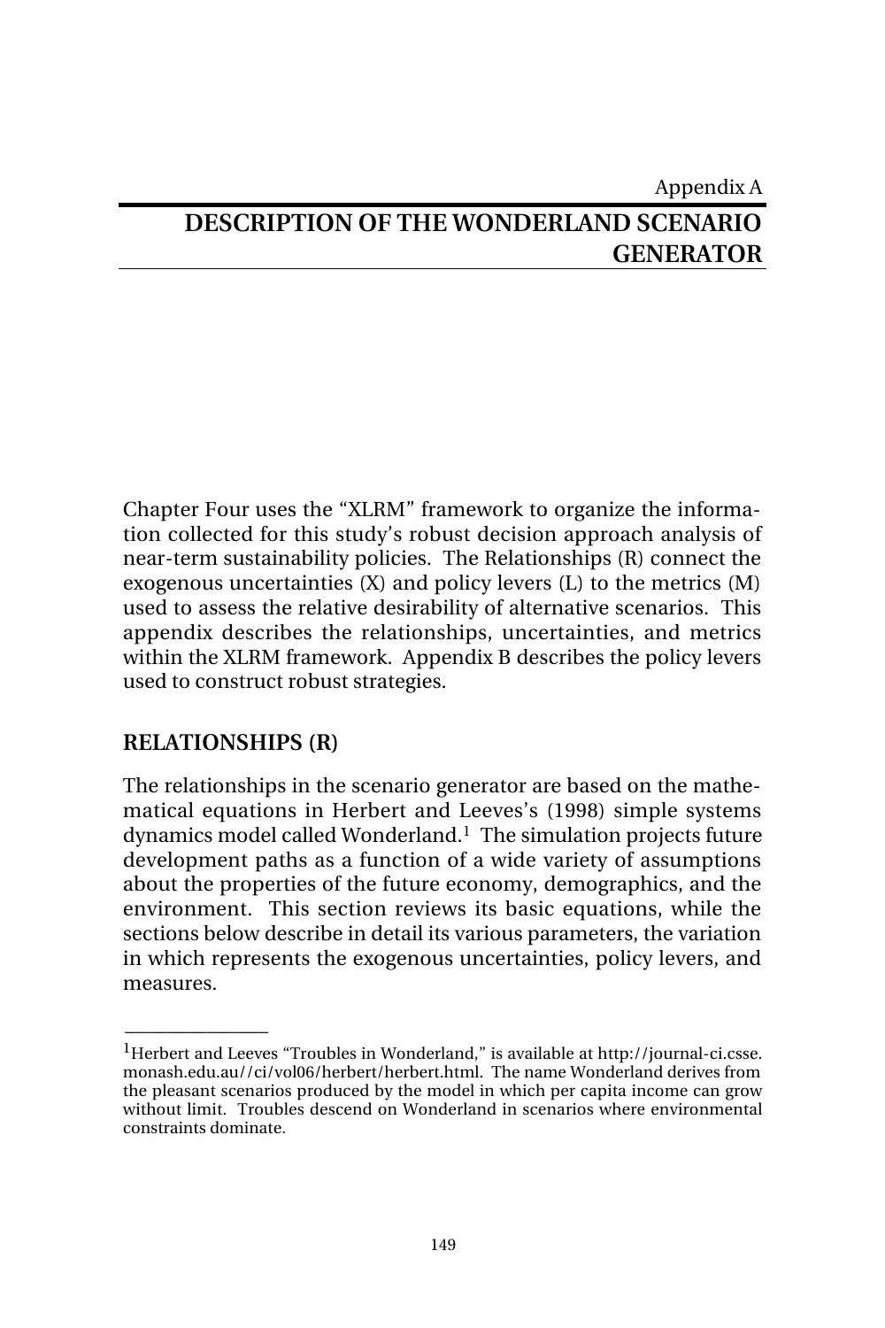Appendix A

# DESCRIPTION OF THE WONDERLAND SCENARIO GENERATOR

Chapter Four uses the "XLRM" framework to organize the information collected for this study's robust decision approach analysis of near-term sustainability policies. The Relationships (R) connect the exogenous uncertainties (X) and policy levers (L) to the metrics (M) used to assess the relative desirability of alternative scenarios. This appendix describes the relationships, uncertainties, and metrics within the XLRM framework. Appendix B describes the policy levers used to construct robust strategies.

## RELATIONSHIPS (R)

The relationships in the scenario generator are based on the mathematical equations in Herbert and Leeves's (1998) simple systems dynamics model called Wonderland.[1] The simulation projects future development paths as a function of a wide variety of assumptions about the properties of the future economy, demographics, and the environment. This section reviews its basic equations, while the sections below describe in detail its various parameters, the variation in which represents the exogenous uncertainties, policy levers, and measures.

---

[1] Herbert and Leeves "Troubles in Wonderland," is available at http://journal-ci.csse.monash.edu.au//ci/vol06/herbert/herbert.html. The name Wonderland derives from the pleasant scenarios produced by the model in which per capita income can grow without limit. Troubles descend on Wonderland in scenarios where environmental constraints dominate.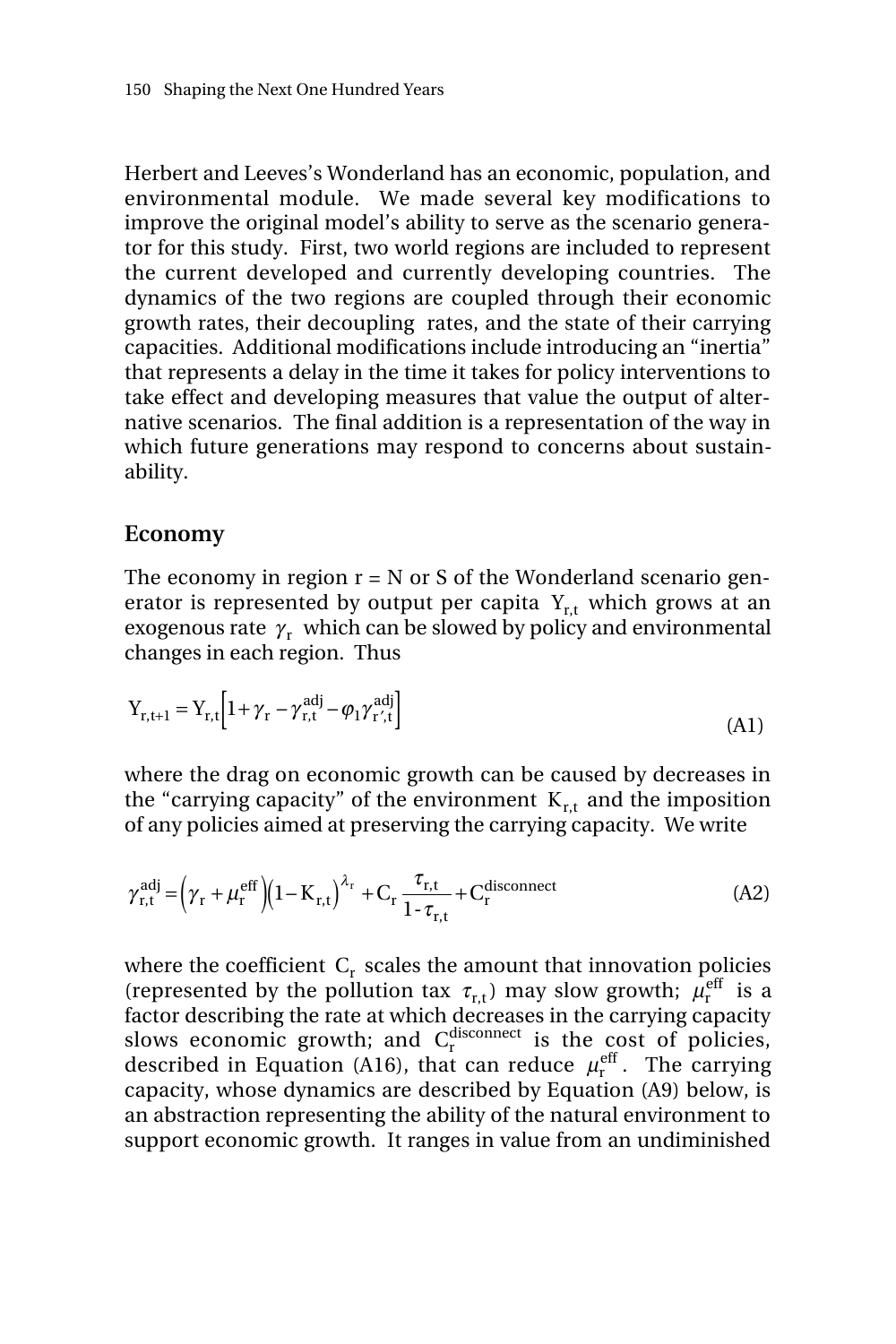Herbert and Leeves's Wonderland has an economic, population, and environmental module. We made several key modifications to improve the original model's ability to serve as the scenario generator for this study. First, two world regions are included to represent the current developed and currently developing countries. The dynamics of the two regions are coupled through their economic growth rates, their decoupling rates, and the state of their carrying capacities. Additional modifications include introducing an "inertia" that represents a delay in the time it takes for policy interventions to take effect and developing measures that value the output of alternative scenarios. The final addition is a representation of the way in which future generations may respond to concerns about sustainability.

## Economy

The economy in region r = N or S of the Wonderland scenario generator is represented by output per capita $Y_{r,t}$ which grows at an exogenous rate $\gamma_r$ which can be slowed by policy and environmental changes in each region. Thus

$$Y_{r,t+1} = Y_{r,t}\left[1+\gamma_r - \gamma_{r,t}^{adj} - \varphi_1 \gamma_{r',t}^{adj}\right] \tag{A1}$$

where the drag on economic growth can be caused by decreases in the "carrying capacity" of the environment $K_{r,t}$ and the imposition of any policies aimed at preserving the carrying capacity. We write

$$\gamma_{r,t}^{adj} = \left(\gamma_r + \mu_r^{eff}\right)\left(1-K_{r,t}\right)^{\lambda_r} + C_r \frac{\tau_{r,t}}{1-\tau_{r,t}} + C_r^{disconnect} \tag{A2}$$

where the coefficient $C_r$ scales the amount that innovation policies (represented by the pollution tax $\tau_{r,t}$) may slow growth; $\mu_r^{eff}$ is a factor describing the rate at which decreases in the carrying capacity slows economic growth; and $C_r^{disconnect}$ is the cost of policies, described in Equation (A16), that can reduce $\mu_r^{eff}$. The carrying capacity, whose dynamics are described by Equation (A9) below, is an abstraction representing the ability of the natural environment to support economic growth. It ranges in value from an undiminished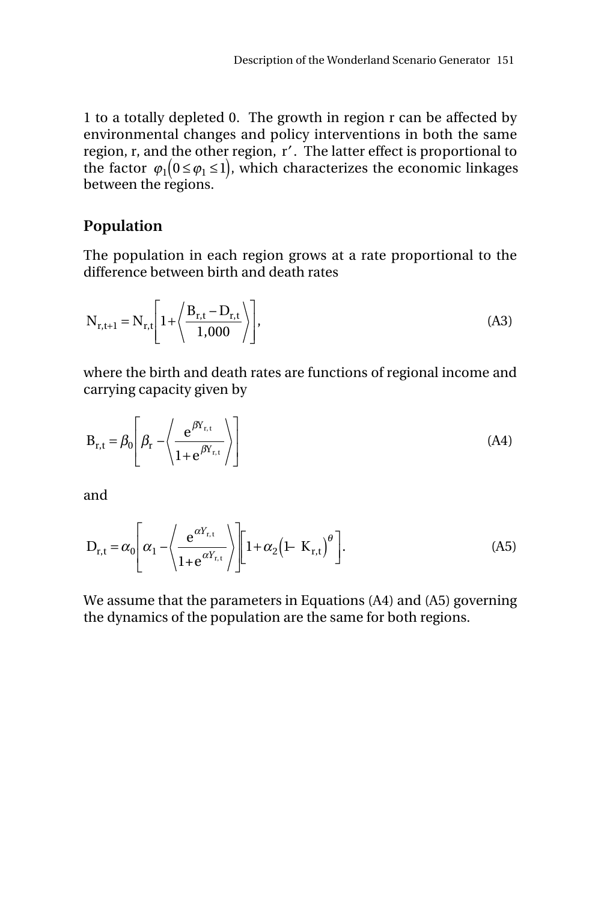1 to a totally depleted 0. The growth in region r can be affected by environmental changes and policy interventions in both the same region, r, and the other region, r′. The latter effect is proportional to the factor $\varphi_1\left(0 \le \varphi_1 \le 1\right)$, which characterizes the economic linkages between the regions.

## Population

The population in each region grows at a rate proportional to the difference between birth and death rates

$$N_{r,t+1} = N_{r,t}\left[1 + \left\langle \frac{B_{r,t} - D_{r,t}}{1{,}000} \right\rangle\right], \tag{A3}$$

where the birth and death rates are functions of regional income and carrying capacity given by

$$B_{r,t} = \beta_0\left[\beta_r - \left\langle \frac{e^{\beta Y_{r,t}}}{1 + e^{\beta Y_{r,t}}} \right\rangle\right] \tag{A4}$$

and

$$D_{r,t} = \alpha_0\left[\alpha_1 - \left\langle \frac{e^{\alpha Y_{r,t}}}{1 + e^{\alpha Y_{r,t}}} \right\rangle\right]\left[1 + \alpha_2\left(1 - K_{r,t}\right)^{\theta}\right]. \tag{A5}$$

We assume that the parameters in Equations (A4) and (A5) governing the dynamics of the population are the same for both regions.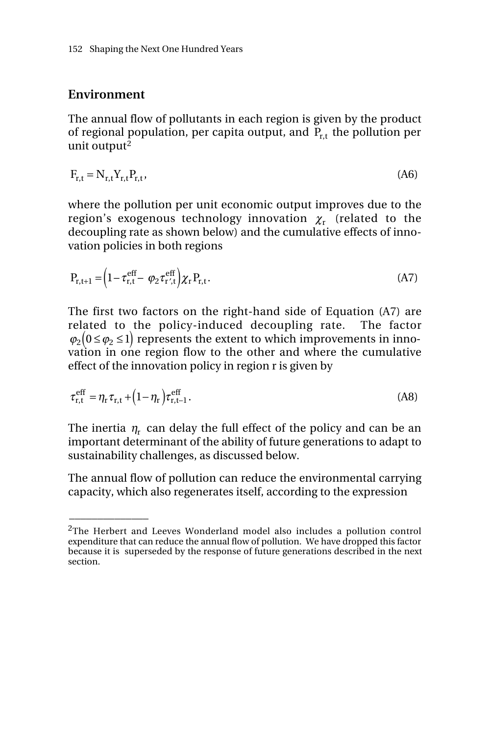## Environment

The annual flow of pollutants in each region is given by the product of regional population, per capita output, and $P_{r,t}$ the pollution per unit output[2]

$$F_{r,t} = N_{r,t} Y_{r,t} P_{r,t}, \tag{A6}$$

where the pollution per unit economic output improves due to the region's exogenous technology innovation $\chi_r$ (related to the decoupling rate as shown below) and the cumulative effects of innovation policies in both regions

$$P_{r,t+1} = \left(1 - \tau^{eff}_{r,t} - \varphi_2 \tau^{eff}_{r',t}\right) \chi_r P_{r,t}. \tag{A7}$$

The first two factors on the right-hand side of Equation (A7) are related to the policy-induced decoupling rate. The factor $\varphi_2 \left(0 \le \varphi_2 \le 1\right)$ represents the extent to which improvements in innovation in one region flow to the other and where the cumulative effect of the innovation policy in region r is given by

$$\tau^{eff}_{r,t} = \eta_r \tau_{r,t} + \left(1 - \eta_r\right) \tau^{eff}_{r,t-1}. \tag{A8}$$

The inertia $\eta_r$ can delay the full effect of the policy and can be an important determinant of the ability of future generations to adapt to sustainability challenges, as discussed below.

The annual flow of pollution can reduce the environmental carrying capacity, which also regenerates itself, according to the expression

---

[2] The Herbert and Leeves Wonderland model also includes a pollution control expenditure that can reduce the annual flow of pollution. We have dropped this factor because it is superseded by the response of future generations described in the next section.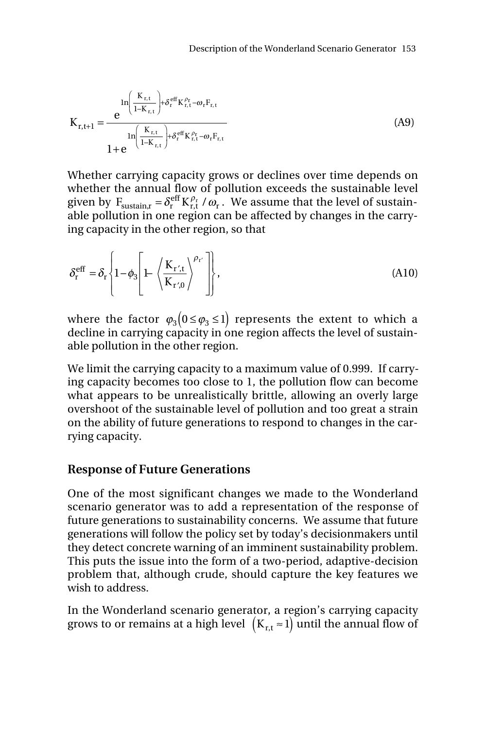$$K_{r,t+1} = \frac{e^{\ln\left(\frac{K_{r,t}}{1-K_{r,t}}\right)+\delta_r^{eff} K_{r,t}^{\rho_r} - \omega_r F_{r,t}}}{1+e^{\ln\left(\frac{K_{r,t}}{1-K_{r,t}}\right)+\delta_r^{eff} K_{r,t}^{\rho_r} - \omega_r F_{r,t}}} \tag{A9}$$

Whether carrying capacity grows or declines over time depends on whether the annual flow of pollution exceeds the sustainable level given by $F_{sustain,r} = \delta_r^{eff} K_{r,t}^{\rho_r} / \omega_r$. We assume that the level of sustainable pollution in one region can be affected by changes in the carrying capacity in the other region, so that

$$\delta_r^{eff} = \delta_r \left\{ 1 - \phi_3 \left[ 1 - \left\langle \frac{K_{r',t}}{K_{r',0}} \right\rangle^{\rho_{r'}} \right] \right\}, \tag{A10}$$

where the factor $\varphi_3 \left(0 \le \varphi_3 \le 1\right)$ represents the extent to which a decline in carrying capacity in one region affects the level of sustainable pollution in the other region.

We limit the carrying capacity to a maximum value of 0.999. If carrying capacity becomes too close to 1, the pollution flow can become what appears to be unrealistically brittle, allowing an overly large overshoot of the sustainable level of pollution and too great a strain on the ability of future generations to respond to changes in the carrying capacity.

## Response of Future Generations

One of the most significant changes we made to the Wonderland scenario generator was to add a representation of the response of future generations to sustainability concerns. We assume that future generations will follow the policy set by today's decisionmakers until they detect concrete warning of an imminent sustainability problem. This puts the issue into the form of a two-period, adaptive-decision problem that, although crude, should capture the key features we wish to address.

In the Wonderland scenario generator, a region's carrying capacity grows to or remains at a high level $\left(K_{r,t} \approx 1\right)$ until the annual flow of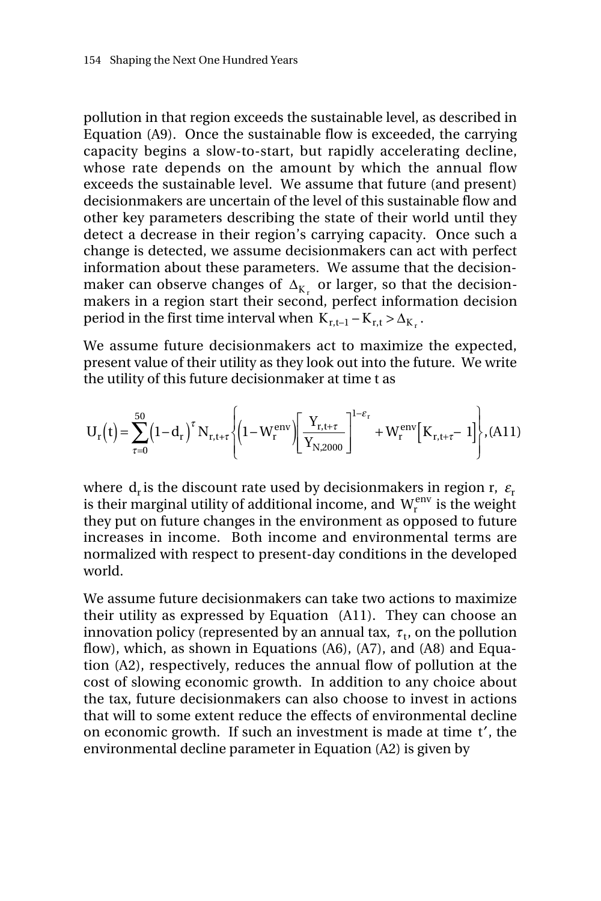pollution in that region exceeds the sustainable level, as described in Equation (A9). Once the sustainable flow is exceeded, the carrying capacity begins a slow-to-start, but rapidly accelerating decline, whose rate depends on the amount by which the annual flow exceeds the sustainable level. We assume that future (and present) decisionmakers are uncertain of the level of this sustainable flow and other key parameters describing the state of their world until they detect a decrease in their region's carrying capacity. Once such a change is detected, we assume decisionmakers can act with perfect information about these parameters. We assume that the decisionmaker can observe changes of $\Delta_{K_r}$ or larger, so that the decisionmakers in a region start their second, perfect information decision period in the first time interval when $K_{r,t-1} - K_{r,t} > \Delta_{K_r}$.

We assume future decisionmakers act to maximize the expected, present value of their utility as they look out into the future. We write the utility of this future decisionmaker at time t as

$$U_r(t) = \sum_{\tau=0}^{50} (1-d_r)^{\tau} N_{r,t+\tau} \left\{ \left(1 - W_r^{env}\right) \left[ \frac{Y_{r,t+\tau}}{Y_{N,2000}} \right]^{1-\varepsilon_r} + W_r^{env} \left[ K_{r,t+\tau} - 1 \right] \right\}, \text{(A11)}$$

where $d_r$ is the discount rate used by decisionmakers in region r, $\varepsilon_r$ is their marginal utility of additional income, and $W_r^{env}$ is the weight they put on future changes in the environment as opposed to future increases in income. Both income and environmental terms are normalized with respect to present-day conditions in the developed world.

We assume future decisionmakers can take two actions to maximize their utility as expressed by Equation (A11). They can choose an innovation policy (represented by an annual tax, $\tau_t$, on the pollution flow), which, as shown in Equations (A6), (A7), and (A8) and Equation (A2), respectively, reduces the annual flow of pollution at the cost of slowing economic growth. In addition to any choice about the tax, future decisionmakers can also choose to invest in actions that will to some extent reduce the effects of environmental decline on economic growth. If such an investment is made at time $t'$, the environmental decline parameter in Equation (A2) is given by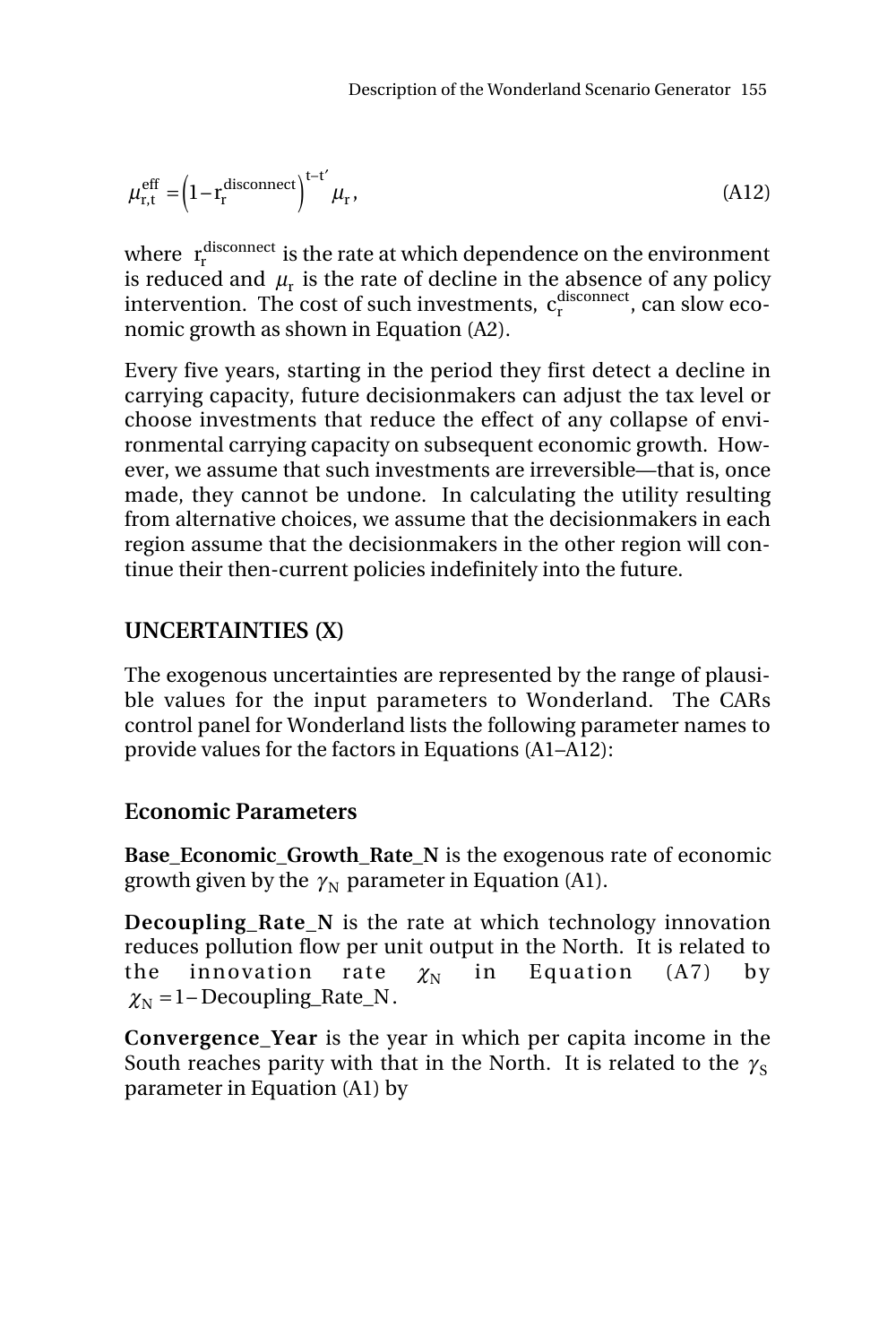$$\mu_{r,t}^{\text{eff}} = \left(1 - r_r^{\text{disconnect}}\right)^{t-t'} \mu_r, \tag{A12}$$

where $r_r^{\text{disconnect}}$ is the rate at which dependence on the environment is reduced and $\mu_r$ is the rate of decline in the absence of any policy intervention. The cost of such investments, $c_r^{\text{disconnect}}$, can slow economic growth as shown in Equation (A2).

Every five years, starting in the period they first detect a decline in carrying capacity, future decisionmakers can adjust the tax level or choose investments that reduce the effect of any collapse of environmental carrying capacity on subsequent economic growth. However, we assume that such investments are irreversible—that is, once made, they cannot be undone. In calculating the utility resulting from alternative choices, we assume that the decisionmakers in each region assume that the decisionmakers in the other region will continue their then-current policies indefinitely into the future.

## UNCERTAINTIES (X)

The exogenous uncertainties are represented by the range of plausible values for the input parameters to Wonderland. The CARs control panel for Wonderland lists the following parameter names to provide values for the factors in Equations (A1–A12):

### Economic Parameters

**Base_Economic_Growth_Rate_N** is the exogenous rate of economic growth given by the $\gamma_N$ parameter in Equation (A1).

**Decoupling_Rate_N** is the rate at which technology innovation reduces pollution flow per unit output in the North. It is related to the innovation rate $\chi_N$ in Equation (A7) by $\chi_N = 1 - \text{Decoupling\_Rate\_N}$.

**Convergence_Year** is the year in which per capita income in the South reaches parity with that in the North. It is related to the $\gamma_S$ parameter in Equation (A1) by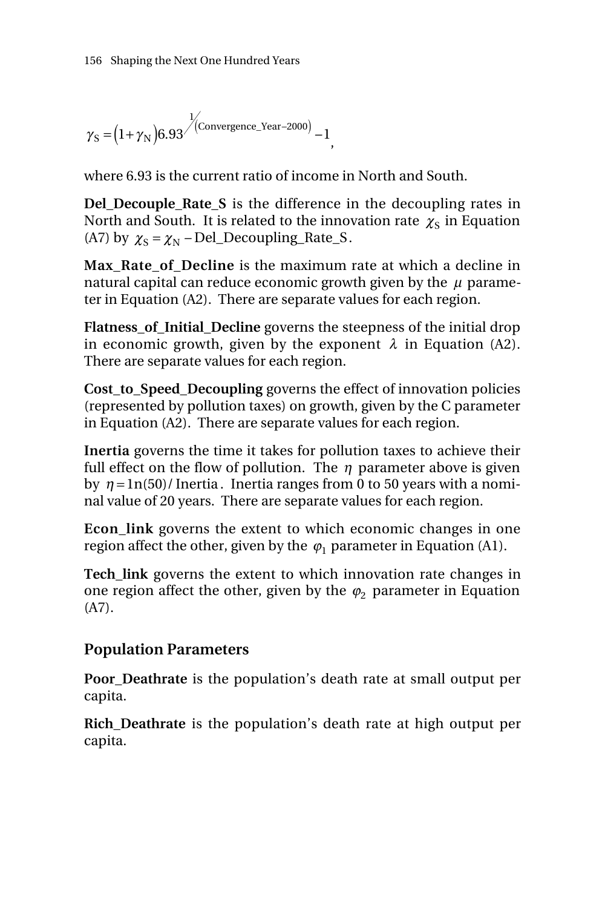$$\gamma_S = \left(1+\gamma_N\right)6.93^{1/\left(\text{Convergence\_Year}-2000\right)} - 1,$$

where 6.93 is the current ratio of income in North and South.

**Del_Decouple_Rate_S** is the difference in the decoupling rates in North and South. It is related to the innovation rate $\chi_S$ in Equation (A7) by $\chi_S = \chi_N - \text{Del\_Decoupling\_Rate\_S}$.

**Max_Rate_of_Decline** is the maximum rate at which a decline in natural capital can reduce economic growth given by the $\mu$ parameter in Equation (A2). There are separate values for each region.

**Flatness_of_Initial_Decline** governs the steepness of the initial drop in economic growth, given by the exponent $\lambda$ in Equation (A2). There are separate values for each region.

**Cost_to_Speed_Decoupling** governs the effect of innovation policies (represented by pollution taxes) on growth, given by the C parameter in Equation (A2). There are separate values for each region.

**Inertia** governs the time it takes for pollution taxes to achieve their full effect on the flow of pollution. The $\eta$ parameter above is given by $\eta = 1\text{n}(50)/\,\text{Inertia}$. Inertia ranges from 0 to 50 years with a nominal value of 20 years. There are separate values for each region.

**Econ_link** governs the extent to which economic changes in one region affect the other, given by the $\varphi_1$ parameter in Equation (A1).

**Tech_link** governs the extent to which innovation rate changes in one region affect the other, given by the $\varphi_2$ parameter in Equation (A7).

## Population Parameters

**Poor_Deathrate** is the population's death rate at small output per capita.

**Rich_Deathrate** is the population's death rate at high output per capita.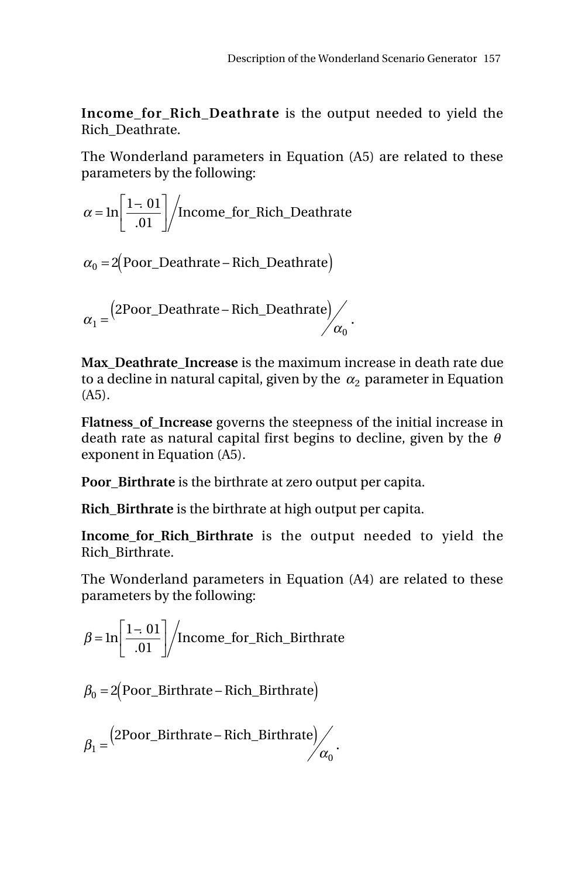**Income_for_Rich_Deathrate** is the output needed to yield the Rich_Deathrate.

The Wonderland parameters in Equation (A5) are related to these parameters by the following:

$$\alpha = \ln\left[\frac{1-.01}{.01}\right] \Big/ \text{Income\_for\_Rich\_Deathrate}$$

$$\alpha_0 = 2\left(\text{Poor\_Deathrate} - \text{Rich\_Deathrate}\right)$$

$$\alpha_1 = \left(2\text{Poor\_Deathrate} - \text{Rich\_Deathrate}\right) \Big/ \alpha_0 \,.$$

**Max_Deathrate_Increase** is the maximum increase in death rate due to a decline in natural capital, given by the $\alpha_2$ parameter in Equation (A5).

**Flatness_of_Increase** governs the steepness of the initial increase in death rate as natural capital first begins to decline, given by the $\theta$ exponent in Equation (A5).

**Poor_Birthrate** is the birthrate at zero output per capita.

**Rich_Birthrate** is the birthrate at high output per capita.

**Income_for_Rich_Birthrate** is the output needed to yield the Rich_Birthrate.

The Wonderland parameters in Equation (A4) are related to these parameters by the following:

$$\beta = \ln\left[\frac{1-.01}{.01}\right] \Big/ \text{Income\_for\_Rich\_Birthrate}$$

$$\beta_0 = 2\left(\text{Poor\_Birthrate} - \text{Rich\_Birthrate}\right)$$

$$\beta_1 = \left(2\text{Poor\_Birthrate} - \text{Rich\_Birthrate}\right) \Big/ \alpha_0 \,.$$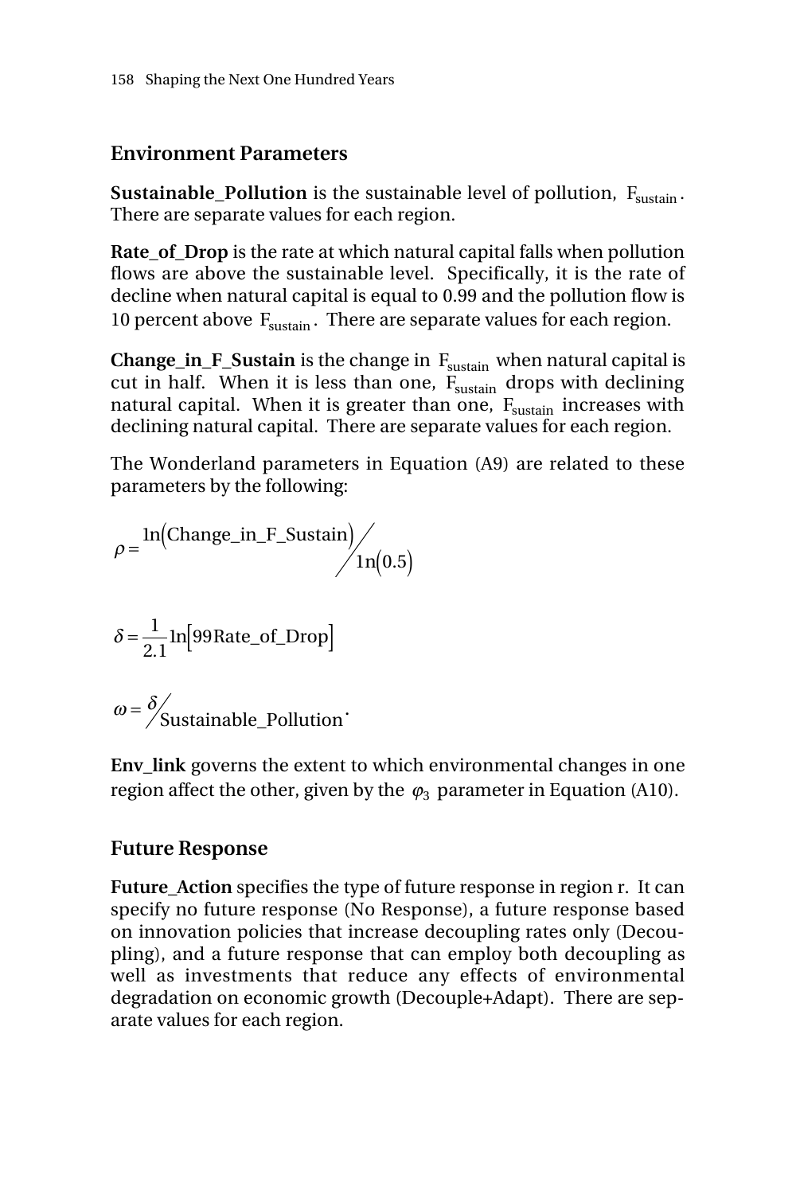## Environment Parameters

**Sustainable_Pollution** is the sustainable level of pollution, $F_{sustain}$. There are separate values for each region.

**Rate_of_Drop** is the rate at which natural capital falls when pollution flows are above the sustainable level. Specifically, it is the rate of decline when natural capital is equal to 0.99 and the pollution flow is 10 percent above $F_{sustain}$. There are separate values for each region.

**Change_in_F_Sustain** is the change in $F_{sustain}$ when natural capital is cut in half. When it is less than one, $F_{sustain}$ drops with declining natural capital. When it is greater than one, $F_{sustain}$ increases with declining natural capital. There are separate values for each region.

The Wonderland parameters in Equation (A9) are related to these parameters by the following:

$$\rho = \ln\left(\text{Change\_in\_F\_Sustain}\right) \Big/ \ln\left(0.5\right)$$

$$\delta = \frac{1}{2.1}\ln\left[99\,\text{Rate\_of\_Drop}\right]$$

$$\omega = \delta \Big/ \text{Sustainable\_Pollution}.$$

**Env_link** governs the extent to which environmental changes in one region affect the other, given by the $\varphi_3$ parameter in Equation (A10).

## Future Response

**Future_Action** specifies the type of future response in region r. It can specify no future response (No Response), a future response based on innovation policies that increase decoupling rates only (Decoupling), and a future response that can employ both decoupling as well as investments that reduce any effects of environmental degradation on economic growth (Decouple+Adapt). There are separate values for each region.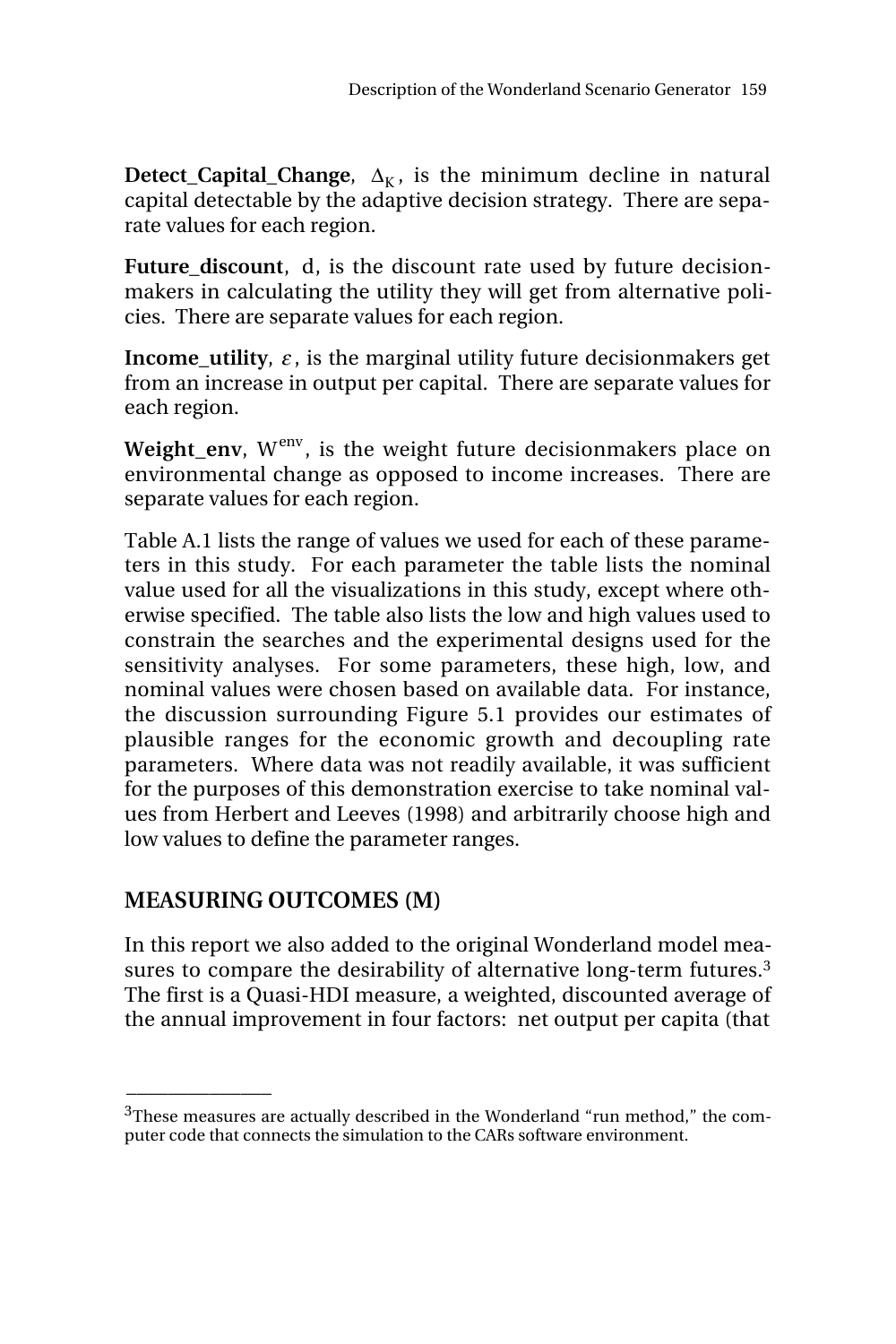**Detect_Capital_Change**, $\Delta_K$, is the minimum decline in natural capital detectable by the adaptive decision strategy. There are separate values for each region.

**Future_discount**, d, is the discount rate used by future decisionmakers in calculating the utility they will get from alternative policies. There are separate values for each region.

**Income_utility**, $\varepsilon$, is the marginal utility future decisionmakers get from an increase in output per capital. There are separate values for each region.

**Weight_env**, $W^{env}$, is the weight future decisionmakers place on environmental change as opposed to income increases. There are separate values for each region.

Table A.1 lists the range of values we used for each of these parameters in this study. For each parameter the table lists the nominal value used for all the visualizations in this study, except where otherwise specified. The table also lists the low and high values used to constrain the searches and the experimental designs used for the sensitivity analyses. For some parameters, these high, low, and nominal values were chosen based on available data. For instance, the discussion surrounding Figure 5.1 provides our estimates of plausible ranges for the economic growth and decoupling rate parameters. Where data was not readily available, it was sufficient for the purposes of this demonstration exercise to take nominal values from Herbert and Leeves (1998) and arbitrarily choose high and low values to define the parameter ranges.

## MEASURING OUTCOMES (M)

In this report we also added to the original Wonderland model measures to compare the desirability of alternative long-term futures.[3] The first is a Quasi-HDI measure, a weighted, discounted average of the annual improvement in four factors: net output per capita (that

---

[3]These measures are actually described in the Wonderland "run method," the computer code that connects the simulation to the CARs software environment.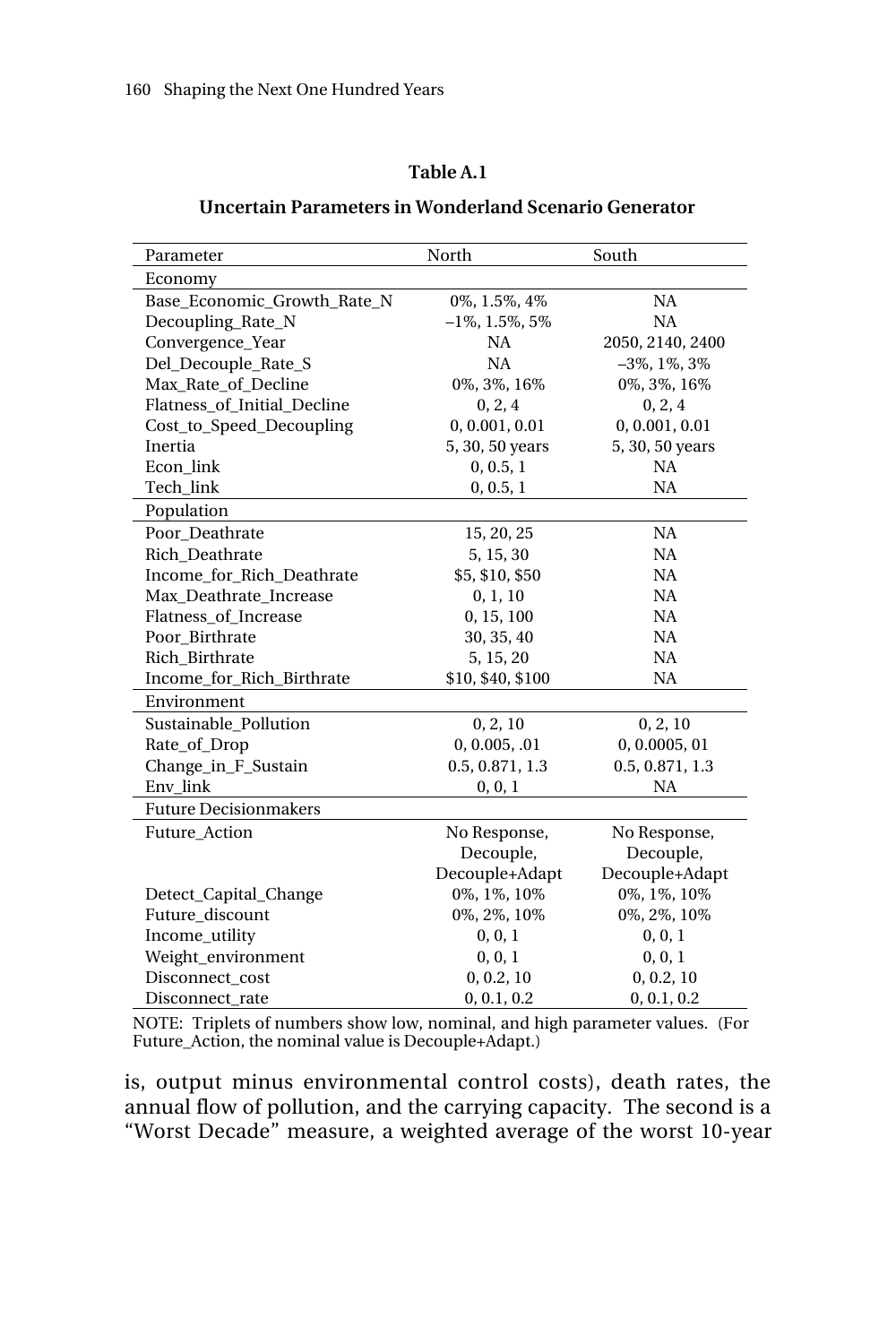**Table A.1**

**Uncertain Parameters in Wonderland Scenario Generator**

| Parameter | North | South |
|---|---|---|
| Economy | | |
| Base_Economic_Growth_Rate_N | 0%, 1.5%, 4% | NA |
| Decoupling_Rate_N | –1%, 1.5%, 5% | NA |
| Convergence_Year | NA | 2050, 2140, 2400 |
| Del_Decouple_Rate_S | NA | –3%, 1%, 3% |
| Max_Rate_of_Decline | 0%, 3%, 16% | 0%, 3%, 16% |
| Flatness_of_Initial_Decline | 0, 2, 4 | 0, 2, 4 |
| Cost_to_Speed_Decoupling | 0, 0.001, 0.01 | 0, 0.001, 0.01 |
| Inertia | 5, 30, 50 years | 5, 30, 50 years |
| Econ_link | 0, 0.5, 1 | NA |
| Tech_link | 0, 0.5, 1 | NA |
| Population | | |
| Poor_Deathrate | 15, 20, 25 | NA |
| Rich_Deathrate | 5, 15, 30 | NA |
| Income_for_Rich_Deathrate | $5, $10, $50 | NA |
| Max_Deathrate_Increase | 0, 1, 10 | NA |
| Flatness_of_Increase | 0, 15, 100 | NA |
| Poor_Birthrate | 30, 35, 40 | NA |
| Rich_Birthrate | 5, 15, 20 | NA |
| Income_for_Rich_Birthrate | $10, $40, $100 | NA |
| Environment | | |
| Sustainable_Pollution | 0, 2, 10 | 0, 2, 10 |
| Rate_of_Drop | 0, 0.005, .01 | 0, 0.0005, 01 |
| Change_in_F_Sustain | 0.5, 0.871, 1.3 | 0.5, 0.871, 1.3 |
| Env_link | 0, 0, 1 | NA |
| Future Decisionmakers | | |
| Future_Action | No Response, Decouple, Decouple+Adapt | No Response, Decouple, Decouple+Adapt |
| Detect_Capital_Change | 0%, 1%, 10% | 0%, 1%, 10% |
| Future_discount | 0%, 2%, 10% | 0%, 2%, 10% |
| Income_utility | 0, 0, 1 | 0, 0, 1 |
| Weight_environment | 0, 0, 1 | 0, 0, 1 |
| Disconnect_cost | 0, 0.2, 10 | 0, 0.2, 10 |
| Disconnect_rate | 0, 0.1, 0.2 | 0, 0.1, 0.2 |

NOTE: Triplets of numbers show low, nominal, and high parameter values. (For Future_Action, the nominal value is Decouple+Adapt.)

is, output minus environmental control costs), death rates, the annual flow of pollution, and the carrying capacity. The second is a "Worst Decade" measure, a weighted average of the worst 10-year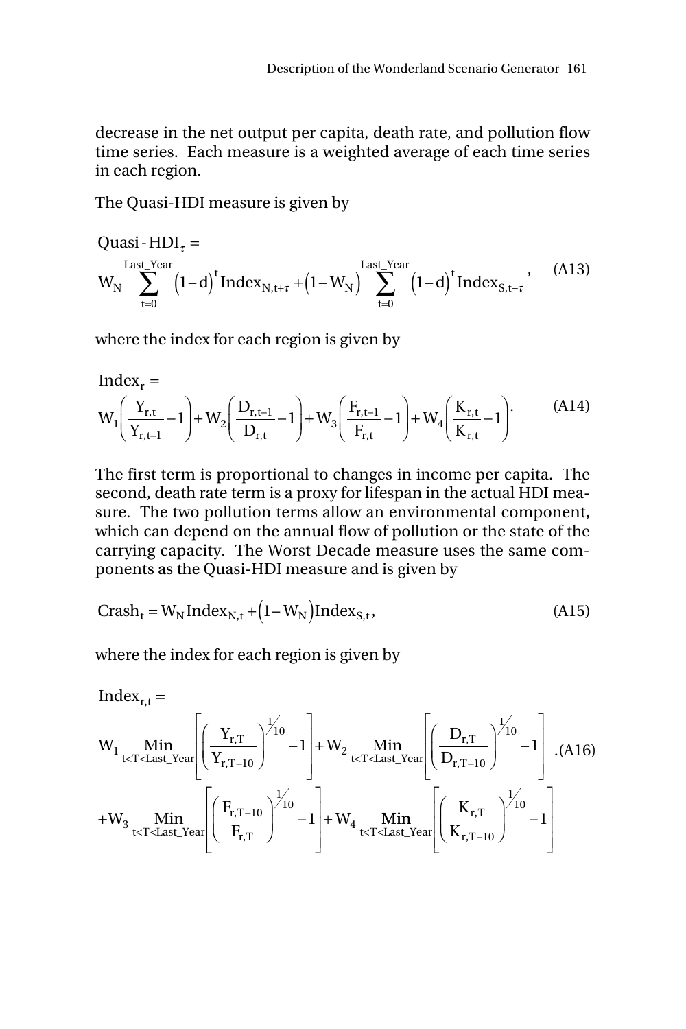decrease in the net output per capita, death rate, and pollution flow time series. Each measure is a weighted average of each time series in each region.

The Quasi-HDI measure is given by

$$\text{Quasi-HDI}_{\tau} = W_N \sum_{t=0}^{\text{Last\_Year}} (1-d)^t \text{Index}_{N,t+\tau} + (1-W_N) \sum_{t=0}^{\text{Last\_Year}} (1-d)^t \text{Index}_{S,t+\tau}, \tag{A13}$$

where the index for each region is given by

$$\text{Index}_r = W_1\left(\frac{Y_{r,t}}{Y_{r,t-1}}-1\right) + W_2\left(\frac{D_{r,t-1}}{D_{r,t}}-1\right) + W_3\left(\frac{F_{r,t-1}}{F_{r,t}}-1\right) + W_4\left(\frac{K_{r,t}}{K_{r,t}}-1\right). \tag{A14}$$

The first term is proportional to changes in income per capita. The second, death rate term is a proxy for lifespan in the actual HDI measure. The two pollution terms allow an environmental component, which can depend on the annual flow of pollution or the state of the carrying capacity. The Worst Decade measure uses the same components as the Quasi-HDI measure and is given by

$$\text{Crash}_t = W_N \text{Index}_{N,t} + (1-W_N)\text{Index}_{S,t}, \tag{A15}$$

where the index for each region is given by

$$\begin{aligned}\text{Index}_{r,t} = \; & W_1 \underset{t<T<\text{Last\_Year}}{\text{Min}}\left[\left(\frac{Y_{r,T}}{Y_{r,T-10}}\right)^{1/10}-1\right] + W_2 \underset{t<T<\text{Last\_Year}}{\text{Min}}\left[\left(\frac{D_{r,T}}{D_{r,T-10}}\right)^{1/10}-1\right] \\ & + W_3 \underset{t<T<\text{Last\_Year}}{\text{Min}}\left[\left(\frac{F_{r,T-10}}{F_{r,T}}\right)^{1/10}-1\right] + W_4 \underset{t<T<\text{Last\_Year}}{\text{Min}}\left[\left(\frac{K_{r,T}}{K_{r,T-10}}\right)^{1/10}-1\right]\end{aligned} \tag{A16}$$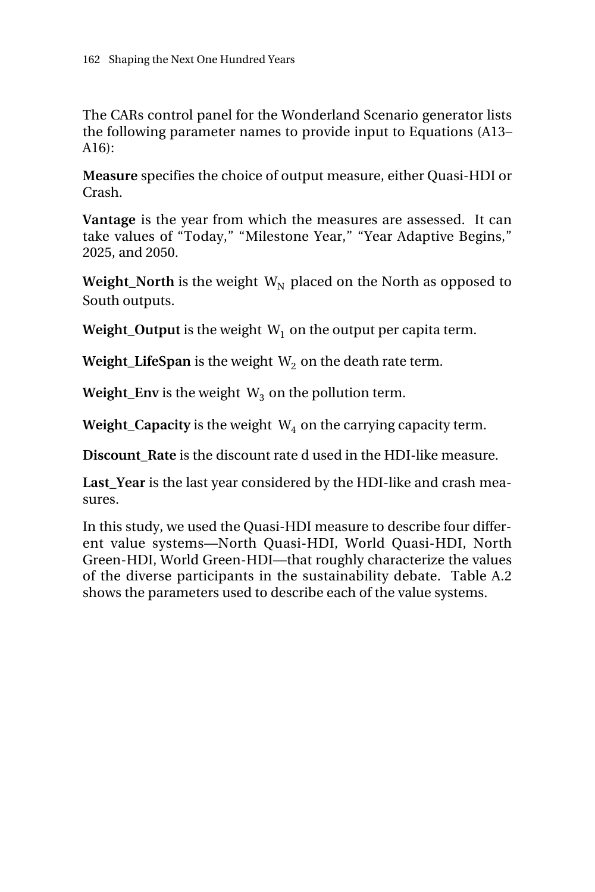The CARs control panel for the Wonderland Scenario generator lists the following parameter names to provide input to Equations (A13–A16):

**Measure** specifies the choice of output measure, either Quasi-HDI or Crash.

**Vantage** is the year from which the measures are assessed. It can take values of "Today," "Milestone Year," "Year Adaptive Begins," 2025, and 2050.

**Weight_North** is the weight $W_N$ placed on the North as opposed to South outputs.

**Weight_Output** is the weight $W_1$ on the output per capita term.

**Weight_LifeSpan** is the weight $W_2$ on the death rate term.

**Weight_Env** is the weight $W_3$ on the pollution term.

**Weight_Capacity** is the weight $W_4$ on the carrying capacity term.

**Discount_Rate** is the discount rate d used in the HDI-like measure.

**Last_Year** is the last year considered by the HDI-like and crash measures.

In this study, we used the Quasi-HDI measure to describe four different value systems—North Quasi-HDI, World Quasi-HDI, North Green-HDI, World Green-HDI—that roughly characterize the values of the diverse participants in the sustainability debate. Table A.2 shows the parameters used to describe each of the value systems.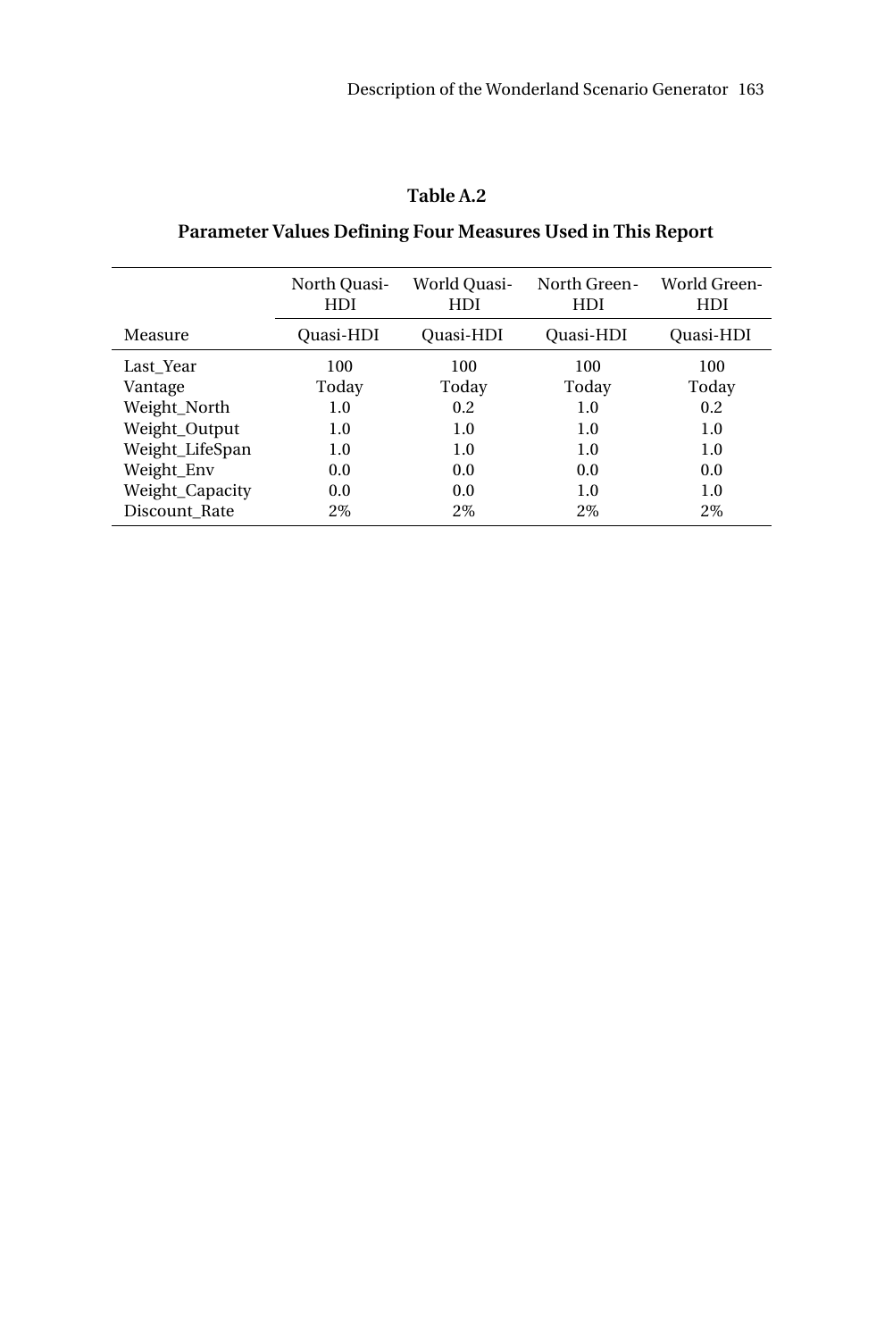**Table A.2**

**Parameter Values Defining Four Measures Used in This Report**

| | North Quasi-HDI | World Quasi-HDI | North Green-HDI | World Green-HDI |
|---|---|---|---|---|
| Measure | Quasi-HDI | Quasi-HDI | Quasi-HDI | Quasi-HDI |
| Last_Year | 100 | 100 | 100 | 100 |
| Vantage | Today | Today | Today | Today |
| Weight_North | 1.0 | 0.2 | 1.0 | 0.2 |
| Weight_Output | 1.0 | 1.0 | 1.0 | 1.0 |
| Weight_LifeSpan | 1.0 | 1.0 | 1.0 | 1.0 |
| Weight_Env | 0.0 | 0.0 | 0.0 | 0.0 |
| Weight_Capacity | 0.0 | 0.0 | 1.0 | 1.0 |
| Discount_Rate | 2% | 2% | 2% | 2% |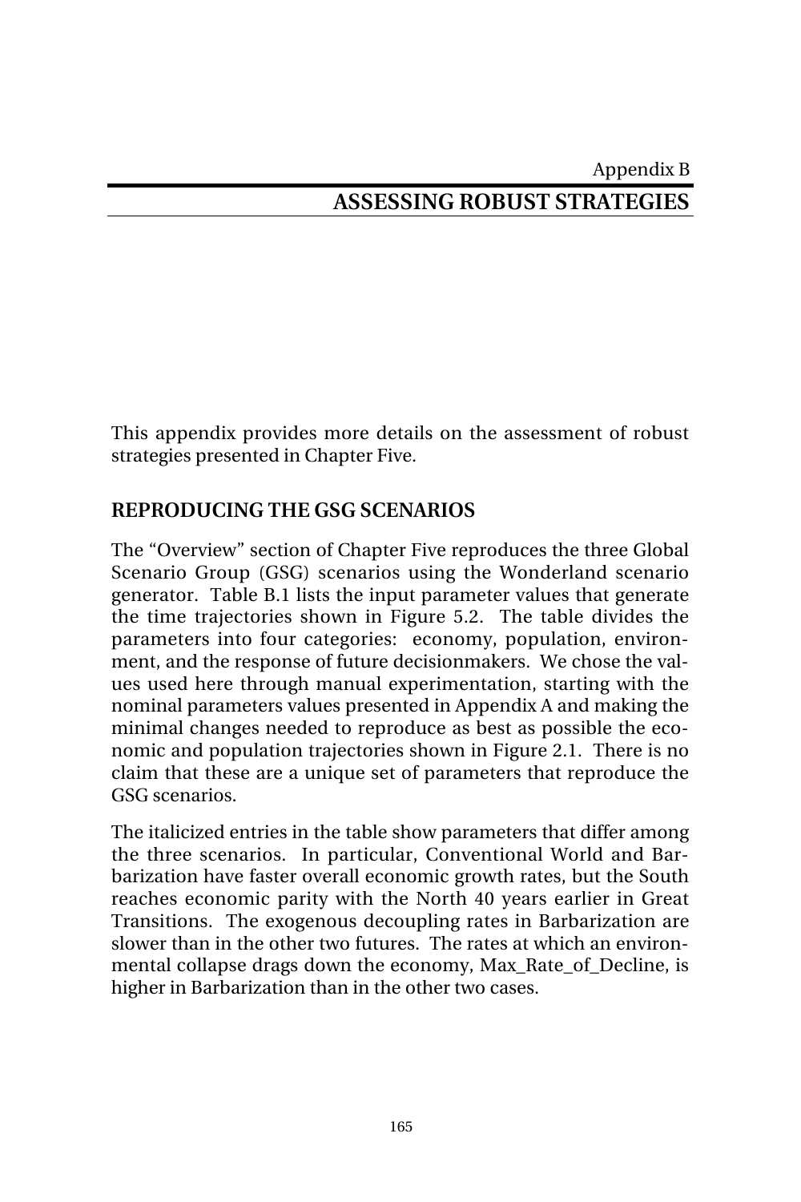Appendix B

# ASSESSING ROBUST STRATEGIES

This appendix provides more details on the assessment of robust strategies presented in Chapter Five.

## REPRODUCING THE GSG SCENARIOS

The "Overview" section of Chapter Five reproduces the three Global Scenario Group (GSG) scenarios using the Wonderland scenario generator. Table B.1 lists the input parameter values that generate the time trajectories shown in Figure 5.2. The table divides the parameters into four categories: economy, population, environment, and the response of future decisionmakers. We chose the values used here through manual experimentation, starting with the nominal parameters values presented in Appendix A and making the minimal changes needed to reproduce as best as possible the economic and population trajectories shown in Figure 2.1. There is no claim that these are a unique set of parameters that reproduce the GSG scenarios.

The italicized entries in the table show parameters that differ among the three scenarios. In particular, Conventional World and Barbarization have faster overall economic growth rates, but the South reaches economic parity with the North 40 years earlier in Great Transitions. The exogenous decoupling rates in Barbarization are slower than in the other two futures. The rates at which an environmental collapse drags down the economy, Max_Rate_of_Decline, is higher in Barbarization than in the other two cases.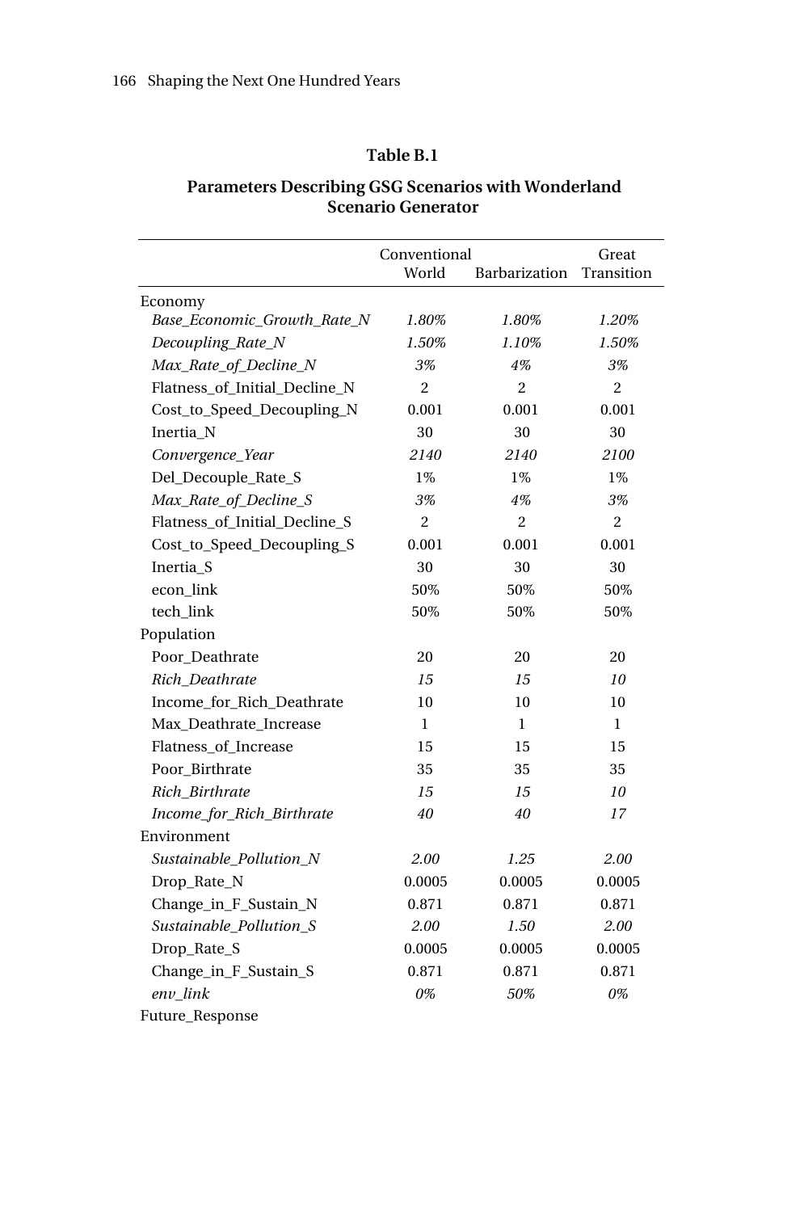**Table B.1**

**Parameters Describing GSG Scenarios with Wonderland Scenario Generator**

| | Conventional World | Barbarization | Great Transition |
|---|---|---|---|
| Economy | | | |
| *Base_Economic_Growth_Rate_N* | *1.80%* | *1.80%* | *1.20%* |
| *Decoupling_Rate_N* | *1.50%* | *1.10%* | *1.50%* |
| *Max_Rate_of_Decline_N* | *3%* | *4%* | *3%* |
| Flatness_of_Initial_Decline_N | 2 | 2 | 2 |
| Cost_to_Speed_Decoupling_N | 0.001 | 0.001 | 0.001 |
| Inertia_N | 30 | 30 | 30 |
| *Convergence_Year* | *2140* | *2140* | *2100* |
| Del_Decouple_Rate_S | 1% | 1% | 1% |
| *Max_Rate_of_Decline_S* | *3%* | *4%* | *3%* |
| Flatness_of_Initial_Decline_S | 2 | 2 | 2 |
| Cost_to_Speed_Decoupling_S | 0.001 | 0.001 | 0.001 |
| Inertia_S | 30 | 30 | 30 |
| econ_link | 50% | 50% | 50% |
| tech_link | 50% | 50% | 50% |
| Population | | | |
| Poor_Deathrate | 20 | 20 | 20 |
| *Rich_Deathrate* | *15* | *15* | *10* |
| Income_for_Rich_Deathrate | 10 | 10 | 10 |
| Max_Deathrate_Increase | 1 | 1 | 1 |
| Flatness_of_Increase | 15 | 15 | 15 |
| Poor_Birthrate | 35 | 35 | 35 |
| *Rich_Birthrate* | *15* | *15* | *10* |
| *Income_for_Rich_Birthrate* | *40* | *40* | *17* |
| Environment | | | |
| *Sustainable_Pollution_N* | *2.00* | *1.25* | *2.00* |
| Drop_Rate_N | 0.0005 | 0.0005 | 0.0005 |
| Change_in_F_Sustain_N | 0.871 | 0.871 | 0.871 |
| *Sustainable_Pollution_S* | *2.00* | *1.50* | *2.00* |
| Drop_Rate_S | 0.0005 | 0.0005 | 0.0005 |
| Change_in_F_Sustain_S | 0.871 | 0.871 | 0.871 |
| *env_link* | *0%* | *50%* | *0%* |
| Future_Response | | | |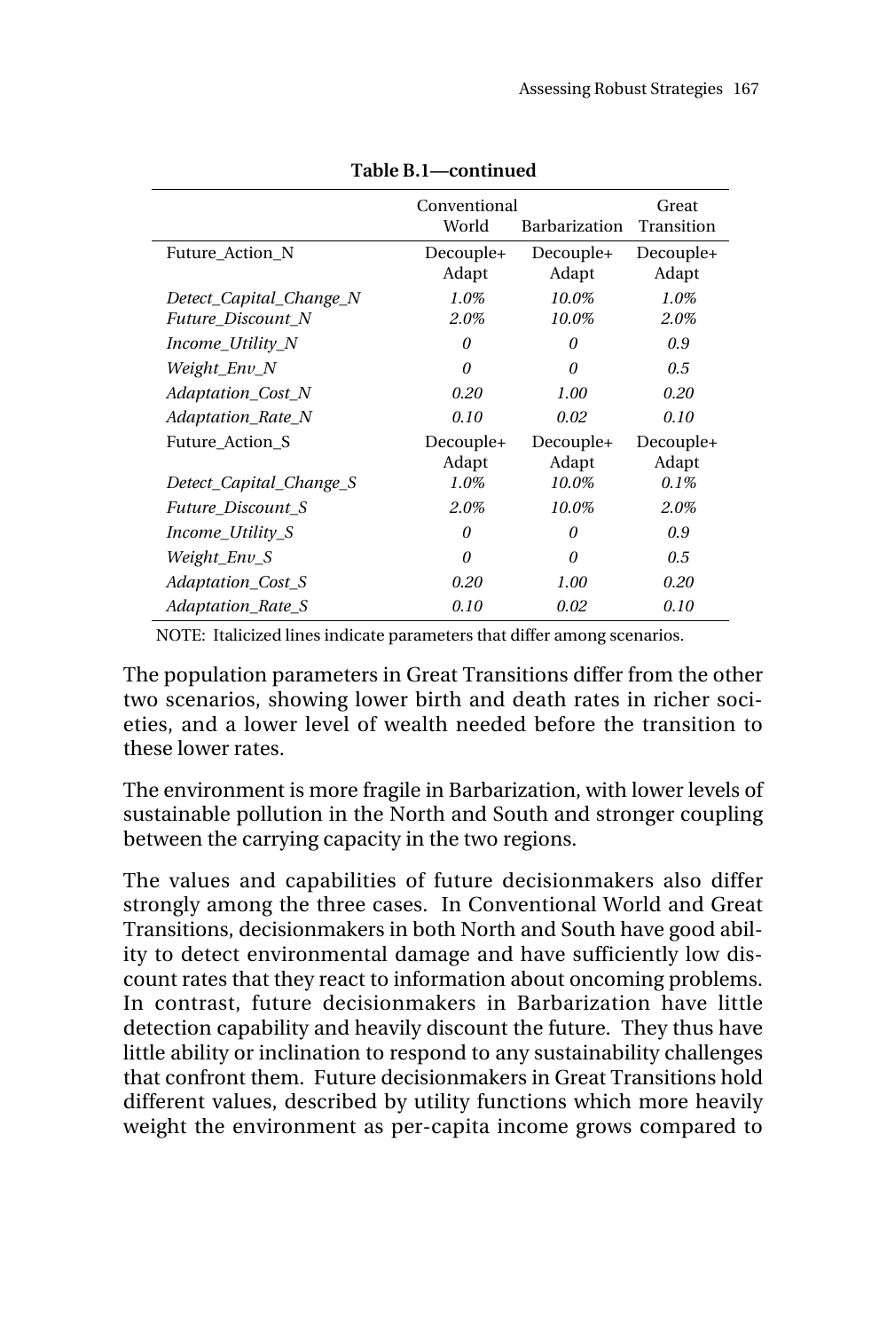**Table B.1—continued**

| | Conventional World | Barbarization | Great Transition |
|---|---|---|---|
| Future_Action_N | Decouple+ Adapt | Decouple+ Adapt | Decouple+ Adapt |
| *Detect_Capital_Change_N* | *1.0%* | *10.0%* | *1.0%* |
| *Future_Discount_N* | *2.0%* | *10.0%* | *2.0%* |
| *Income_Utility_N* | *0* | *0* | *0.9* |
| *Weight_Env_N* | *0* | *0* | *0.5* |
| *Adaptation_Cost_N* | *0.20* | *1.00* | *0.20* |
| *Adaptation_Rate_N* | *0.10* | *0.02* | *0.10* |
| Future_Action_S | Decouple+ Adapt | Decouple+ Adapt | Decouple+ Adapt |
| *Detect_Capital_Change_S* | *1.0%* | *10.0%* | *0.1%* |
| *Future_Discount_S* | *2.0%* | *10.0%* | *2.0%* |
| *Income_Utility_S* | *0* | *0* | *0.9* |
| *Weight_Env_S* | *0* | *0* | *0.5* |
| *Adaptation_Cost_S* | *0.20* | *1.00* | *0.20* |
| *Adaptation_Rate_S* | *0.10* | *0.02* | *0.10* |

NOTE: Italicized lines indicate parameters that differ among scenarios.

The population parameters in Great Transitions differ from the other two scenarios, showing lower birth and death rates in richer societies, and a lower level of wealth needed before the transition to these lower rates.

The environment is more fragile in Barbarization, with lower levels of sustainable pollution in the North and South and stronger coupling between the carrying capacity in the two regions.

The values and capabilities of future decisionmakers also differ strongly among the three cases. In Conventional World and Great Transitions, decisionmakers in both North and South have good ability to detect environmental damage and have sufficiently low discount rates that they react to information about oncoming problems. In contrast, future decisionmakers in Barbarization have little detection capability and heavily discount the future. They thus have little ability or inclination to respond to any sustainability challenges that confront them. Future decisionmakers in Great Transitions hold different values, described by utility functions which more heavily weight the environment as per-capita income grows compared to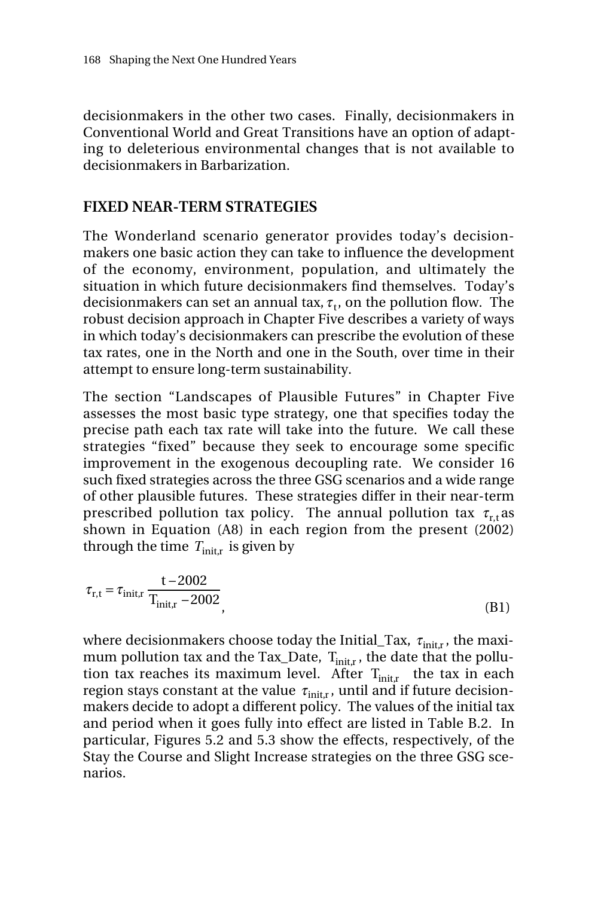decisionmakers in the other two cases. Finally, decisionmakers in Conventional World and Great Transitions have an option of adapting to deleterious environmental changes that is not available to decisionmakers in Barbarization.

## FIXED NEAR-TERM STRATEGIES

The Wonderland scenario generator provides today's decisionmakers one basic action they can take to influence the development of the economy, environment, population, and ultimately the situation in which future decisionmakers find themselves. Today's decisionmakers can set an annual tax, $\tau_t$, on the pollution flow. The robust decision approach in Chapter Five describes a variety of ways in which today's decisionmakers can prescribe the evolution of these tax rates, one in the North and one in the South, over time in their attempt to ensure long-term sustainability.

The section "Landscapes of Plausible Futures" in Chapter Five assesses the most basic type strategy, one that specifies today the precise path each tax rate will take into the future. We call these strategies "fixed" because they seek to encourage some specific improvement in the exogenous decoupling rate. We consider 16 such fixed strategies across the three GSG scenarios and a wide range of other plausible futures. These strategies differ in their near-term prescribed pollution tax policy. The annual pollution tax $\tau_{r,t}$ as shown in Equation (A8) in each region from the present (2002) through the time $T_{init,r}$ is given by

$$\tau_{r,t} = \tau_{init,r} \frac{t - 2002}{T_{init,r} - 2002}, \tag{B1}$$

where decisionmakers choose today the Initial_Tax, $\tau_{init,r}$, the maximum pollution tax and the Tax_Date, $T_{init,r}$, the date that the pollution tax reaches its maximum level. After $T_{init,r}$ the tax in each region stays constant at the value $\tau_{init,r}$, until and if future decisionmakers decide to adopt a different policy. The values of the initial tax and period when it goes fully into effect are listed in Table B.2. In particular, Figures 5.2 and 5.3 show the effects, respectively, of the Stay the Course and Slight Increase strategies on the three GSG scenarios.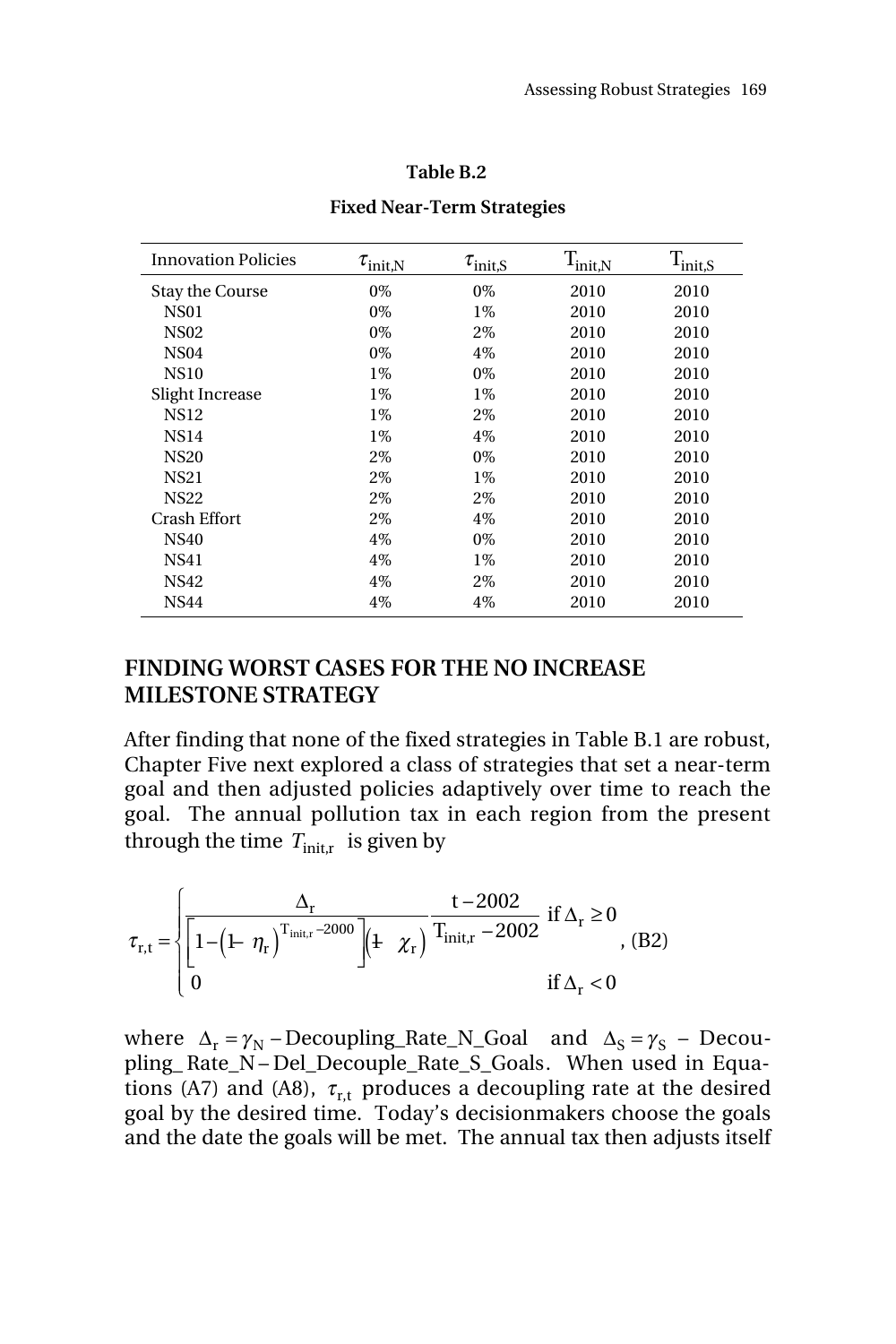**Table B.2**

**Fixed Near-Term Strategies**

| Innovation Policies | $\tau_{\text{init,N}}$ | $\tau_{\text{init,S}}$ | $T_{\text{init,N}}$ | $T_{\text{init,S}}$ |
|---|---|---|---|---|
| Stay the Course | 0% | 0% | 2010 | 2010 |
| NS01 | 0% | 1% | 2010 | 2010 |
| NS02 | 0% | 2% | 2010 | 2010 |
| NS04 | 0% | 4% | 2010 | 2010 |
| NS10 | 1% | 0% | 2010 | 2010 |
| Slight Increase | 1% | 1% | 2010 | 2010 |
| NS12 | 1% | 2% | 2010 | 2010 |
| NS14 | 1% | 4% | 2010 | 2010 |
| NS20 | 2% | 0% | 2010 | 2010 |
| NS21 | 2% | 1% | 2010 | 2010 |
| NS22 | 2% | 2% | 2010 | 2010 |
| Crash Effort | 2% | 4% | 2010 | 2010 |
| NS40 | 4% | 0% | 2010 | 2010 |
| NS41 | 4% | 1% | 2010 | 2010 |
| NS42 | 4% | 2% | 2010 | 2010 |
| NS44 | 4% | 4% | 2010 | 2010 |

## FINDING WORST CASES FOR THE NO INCREASE MILESTONE STRATEGY

After finding that none of the fixed strategies in Table B.1 are robust, Chapter Five next explored a class of strategies that set a near-term goal and then adjusted policies adaptively over time to reach the goal. The annual pollution tax in each region from the present through the time $T_{\text{init,r}}$ is given by

$$\tau_{r,t} = \begin{cases} \dfrac{\Delta_r}{\left[1-\left(1-\eta_r\right)^{T_{\text{init,r}}-2000}\right]\left(1-\chi_r\right)} \dfrac{t-2002}{T_{\text{init,r}}-2002} & \text{if } \Delta_r \geq 0 \\ 0 & \text{if } \Delta_r < 0 \end{cases}, \quad \text{(B2)}$$

where $\Delta_r = \gamma_N - \text{Decoupling\_Rate\_N\_Goal}$ and $\Delta_S = \gamma_S - \text{Decoupling\_Rate\_N} - \text{Del\_Decouple\_Rate\_S\_Goals}$. When used in Equations (A7) and (A8), $\tau_{r,t}$ produces a decoupling rate at the desired goal by the desired time. Today's decisionmakers choose the goals and the date the goals will be met. The annual tax then adjusts itself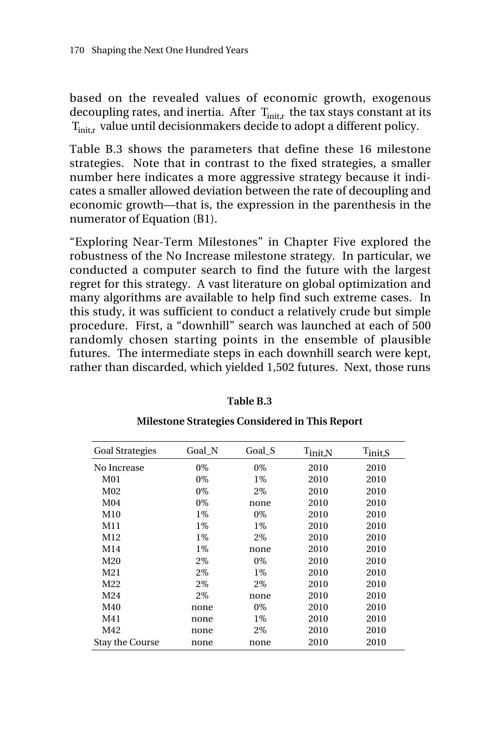based on the revealed values of economic growth, exogenous decoupling rates, and inertia. After $T_{init,r}$ the tax stays constant at its $T_{init,r}$ value until decisionmakers decide to adopt a different policy.

Table B.3 shows the parameters that define these 16 milestone strategies. Note that in contrast to the fixed strategies, a smaller number here indicates a more aggressive strategy because it indicates a smaller allowed deviation between the rate of decoupling and economic growth—that is, the expression in the parenthesis in the numerator of Equation (B1).

"Exploring Near-Term Milestones" in Chapter Five explored the robustness of the No Increase milestone strategy. In particular, we conducted a computer search to find the future with the largest regret for this strategy. A vast literature on global optimization and many algorithms are available to help find such extreme cases. In this study, it was sufficient to conduct a relatively crude but simple procedure. First, a "downhill" search was launched at each of 500 randomly chosen starting points in the ensemble of plausible futures. The intermediate steps in each downhill search were kept, rather than discarded, which yielded 1,502 futures. Next, those runs

**Table B.3**

**Milestone Strategies Considered in This Report**

| Goal Strategies | Goal_N | Goal_S | $T_{init,N}$ | $T_{init,S}$ |
|---|---|---|---|---|
| No Increase | 0% | 0% | 2010 | 2010 |
| M01 | 0% | 1% | 2010 | 2010 |
| M02 | 0% | 2% | 2010 | 2010 |
| M04 | 0% | none | 2010 | 2010 |
| M10 | 1% | 0% | 2010 | 2010 |
| M11 | 1% | 1% | 2010 | 2010 |
| M12 | 1% | 2% | 2010 | 2010 |
| M14 | 1% | none | 2010 | 2010 |
| M20 | 2% | 0% | 2010 | 2010 |
| M21 | 2% | 1% | 2010 | 2010 |
| M22 | 2% | 2% | 2010 | 2010 |
| M24 | 2% | none | 2010 | 2010 |
| M40 | none | 0% | 2010 | 2010 |
| M41 | none | 1% | 2010 | 2010 |
| M42 | none | 2% | 2010 | 2010 |
| Stay the Course | none | none | 2010 | 2010 |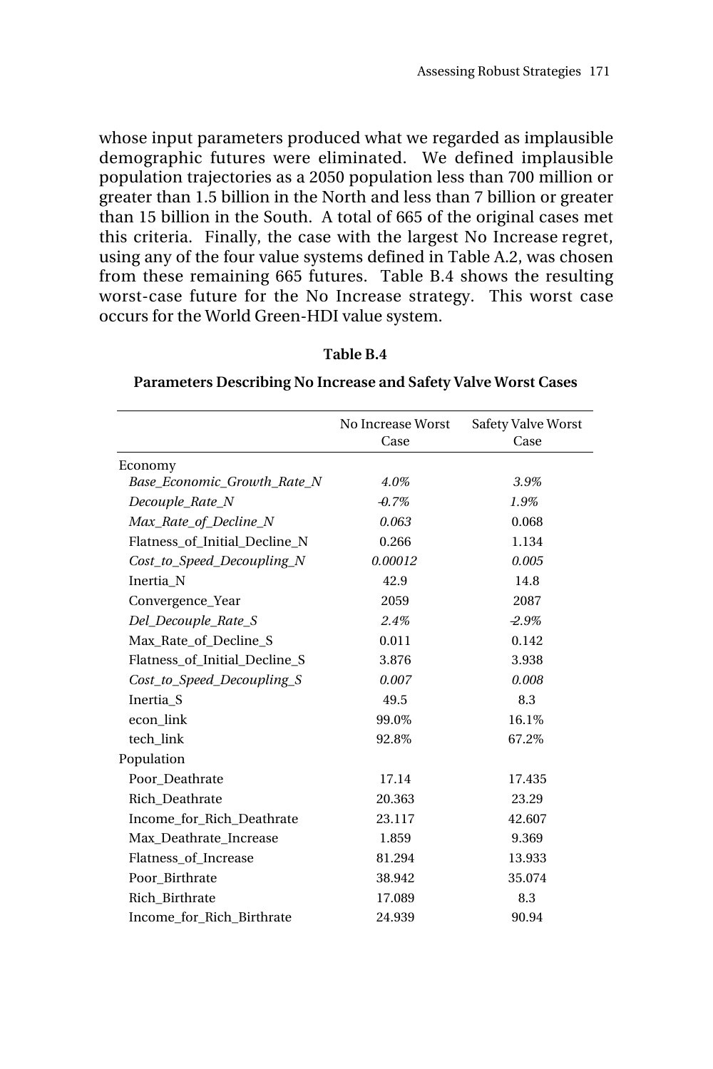whose input parameters produced what we regarded as implausible demographic futures were eliminated. We defined implausible population trajectories as a 2050 population less than 700 million or greater than 1.5 billion in the North and less than 7 billion or greater than 15 billion in the South. A total of 665 of the original cases met this criteria. Finally, the case with the largest No Increase regret, using any of the four value systems defined in Table A.2, was chosen from these remaining 665 futures. Table B.4 shows the resulting worst-case future for the No Increase strategy. This worst case occurs for the World Green-HDI value system.

**Table B.4**

**Parameters Describing No Increase and Safety Valve Worst Cases**

| | No Increase Worst Case | Safety Valve Worst Case |
|---|---|---|
| Economy | | |
| *Base_Economic_Growth_Rate_N* | *4.0%* | *3.9%* |
| *Decouple_Rate_N* | *-0.7%* | *1.9%* |
| *Max_Rate_of_Decline_N* | *0.063* | 0.068 |
| Flatness_of_Initial_Decline_N | 0.266 | 1.134 |
| *Cost_to_Speed_Decoupling_N* | *0.00012* | *0.005* |
| Inertia_N | 42.9 | 14.8 |
| Convergence_Year | 2059 | 2087 |
| *Del_Decouple_Rate_S* | *2.4%* | *-2.9%* |
| Max_Rate_of_Decline_S | 0.011 | 0.142 |
| Flatness_of_Initial_Decline_S | 3.876 | 3.938 |
| *Cost_to_Speed_Decoupling_S* | *0.007* | *0.008* |
| Inertia_S | 49.5 | 8.3 |
| econ_link | 99.0% | 16.1% |
| tech_link | 92.8% | 67.2% |
| Population | | |
| Poor_Deathrate | 17.14 | 17.435 |
| Rich_Deathrate | 20.363 | 23.29 |
| Income_for_Rich_Deathrate | 23.117 | 42.607 |
| Max_Deathrate_Increase | 1.859 | 9.369 |
| Flatness_of_Increase | 81.294 | 13.933 |
| Poor_Birthrate | 38.942 | 35.074 |
| Rich_Birthrate | 17.089 | 8.3 |
| Income_for_Rich_Birthrate | 24.939 | 90.94 |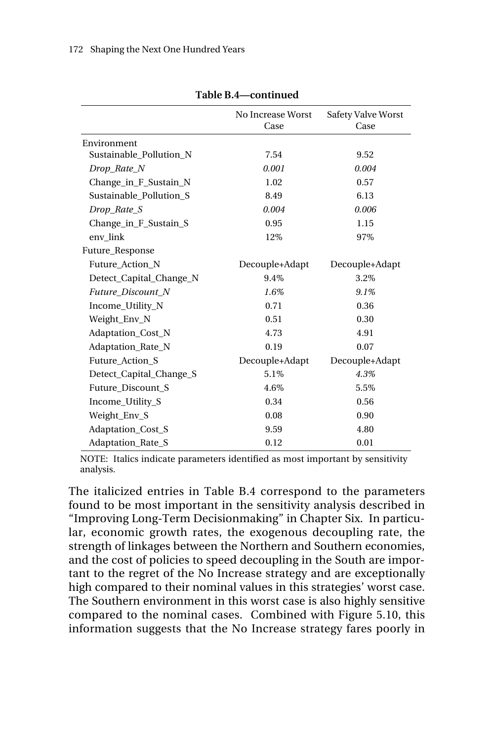**Table B.4—continued**

| | No Increase Worst Case | Safety Valve Worst Case |
|---|---|---|
| Environment | | |
| Sustainable_Pollution_N | 7.54 | 9.52 |
| *Drop_Rate_N* | *0.001* | *0.004* |
| Change_in_F_Sustain_N | 1.02 | 0.57 |
| Sustainable_Pollution_S | 8.49 | 6.13 |
| *Drop_Rate_S* | *0.004* | *0.006* |
| Change_in_F_Sustain_S | 0.95 | 1.15 |
| env_link | 12% | 97% |
| Future_Response | | |
| Future_Action_N | Decouple+Adapt | Decouple+Adapt |
| Detect_Capital_Change_N | 9.4% | 3.2% |
| *Future_Discount_N* | *1.6%* | *9.1%* |
| Income_Utility_N | 0.71 | 0.36 |
| Weight_Env_N | 0.51 | 0.30 |
| Adaptation_Cost_N | 4.73 | 4.91 |
| Adaptation_Rate_N | 0.19 | 0.07 |
| Future_Action_S | Decouple+Adapt | Decouple+Adapt |
| Detect_Capital_Change_S | 5.1% | *4.3%* |
| Future_Discount_S | 4.6% | 5.5% |
| Income_Utility_S | 0.34 | 0.56 |
| Weight_Env_S | 0.08 | 0.90 |
| Adaptation_Cost_S | 9.59 | 4.80 |
| Adaptation_Rate_S | 0.12 | 0.01 |

NOTE: Italics indicate parameters identified as most important by sensitivity analysis.

The italicized entries in Table B.4 correspond to the parameters found to be most important in the sensitivity analysis described in "Improving Long-Term Decisionmaking" in Chapter Six. In particular, economic growth rates, the exogenous decoupling rate, the strength of linkages between the Northern and Southern economies, and the cost of policies to speed decoupling in the South are important to the regret of the No Increase strategy and are exceptionally high compared to their nominal values in this strategies' worst case. The Southern environment in this worst case is also highly sensitive compared to the nominal cases. Combined with Figure 5.10, this information suggests that the No Increase strategy fares poorly in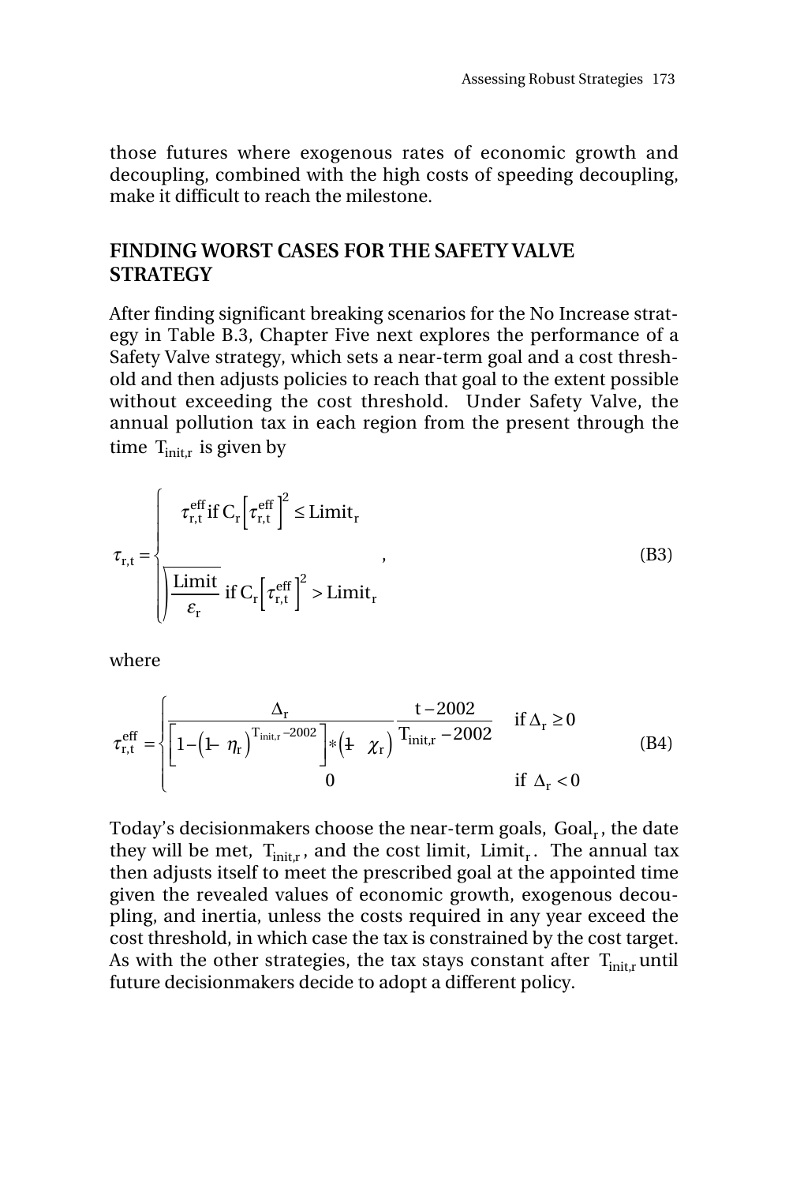those futures where exogenous rates of economic growth and decoupling, combined with the high costs of speeding decoupling, make it difficult to reach the milestone.

## FINDING WORST CASES FOR THE SAFETY VALVE STRATEGY

After finding significant breaking scenarios for the No Increase strategy in Table B.3, Chapter Five next explores the performance of a Safety Valve strategy, which sets a near-term goal and a cost threshold and then adjusts policies to reach that goal to the extent possible without exceeding the cost threshold. Under Safety Valve, the annual pollution tax in each region from the present through the time $T_{init,r}$ is given by

$$\tau_{r,t} = \begin{cases} \tau_{r,t}^{eff} \text{ if } C_r\left[\tau_{r,t}^{eff}\right]^2 \leq \text{Limit}_r \\ \sqrt{\dfrac{\text{Limit}}{\varepsilon_r}} \text{ if } C_r\left[\tau_{r,t}^{eff}\right]^2 > \text{Limit}_r \end{cases}, \tag{B3}$$

where

$$\tau_{r,t}^{eff} = \begin{cases} \dfrac{\Delta_r}{\left[1-\left(1-\eta_r\right)^{T_{init,r}-2002}\right]*\left(1-\chi_r\right)} \dfrac{t-2002}{T_{init,r}-2002} & \text{if } \Delta_r \geq 0 \\ 0 & \text{if } \Delta_r < 0 \end{cases} \tag{B4}$$

Today's decisionmakers choose the near-term goals, $\text{Goal}_r$, the date they will be met, $T_{init,r}$, and the cost limit, $\text{Limit}_r$. The annual tax then adjusts itself to meet the prescribed goal at the appointed time given the revealed values of economic growth, exogenous decoupling, and inertia, unless the costs required in any year exceed the cost threshold, in which case the tax is constrained by the cost target. As with the other strategies, the tax stays constant after $T_{init,r}$ until future decisionmakers decide to adopt a different policy.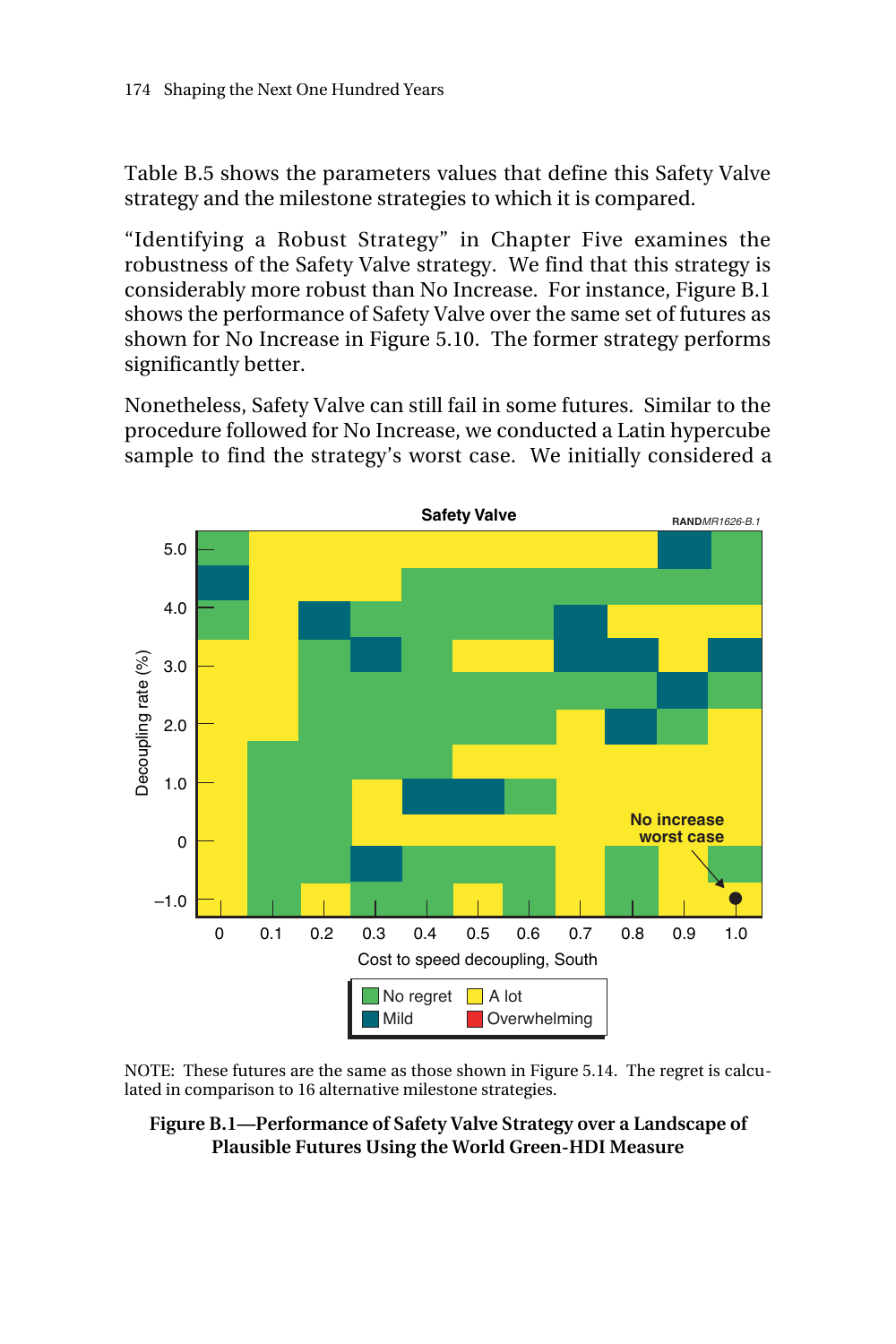Table B.5 shows the parameters values that define this Safety Valve strategy and the milestone strategies to which it is compared.

"Identifying a Robust Strategy" in Chapter Five examines the robustness of the Safety Valve strategy. We find that this strategy is considerably more robust than No Increase. For instance, Figure B.1 shows the performance of Safety Valve over the same set of futures as shown for No Increase in Figure 5.10. The former strategy performs significantly better.

Nonetheless, Safety Valve can still fail in some futures. Similar to the procedure followed for No Increase, we conducted a Latin hypercube sample to find the strategy's worst case. We initially considered a

NOTE: These futures are the same as those shown in Figure 5.14. The regret is calculated in comparison to 16 alternative milestone strategies.

**Figure B.1—Performance of Safety Valve Strategy over a Landscape of Plausible Futures Using the World Green-HDI Measure**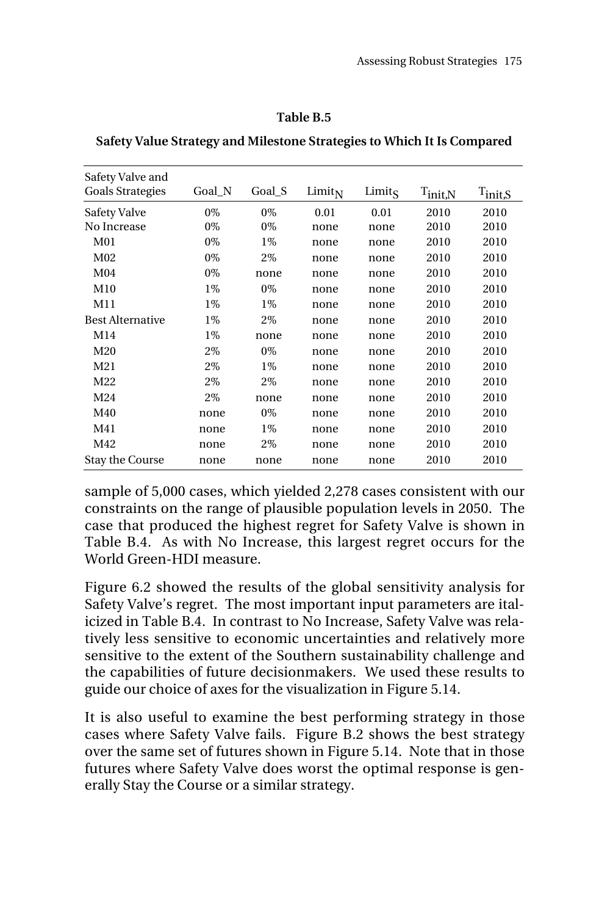**Table B.5**

**Safety Value Strategy and Milestone Strategies to Which It Is Compared**

| Safety Valve and Goals Strategies | Goal_N | Goal_S | $Limit_N$ | $Limit_S$ | $T_{init,N}$ | $T_{init,S}$ |
|---|---|---|---|---|---|---|
| Safety Valve | 0% | 0% | 0.01 | 0.01 | 2010 | 2010 |
| No Increase | 0% | 0% | none | none | 2010 | 2010 |
| M01 | 0% | 1% | none | none | 2010 | 2010 |
| M02 | 0% | 2% | none | none | 2010 | 2010 |
| M04 | 0% | none | none | none | 2010 | 2010 |
| M10 | 1% | 0% | none | none | 2010 | 2010 |
| M11 | 1% | 1% | none | none | 2010 | 2010 |
| Best Alternative | 1% | 2% | none | none | 2010 | 2010 |
| M14 | 1% | none | none | none | 2010 | 2010 |
| M20 | 2% | 0% | none | none | 2010 | 2010 |
| M21 | 2% | 1% | none | none | 2010 | 2010 |
| M22 | 2% | 2% | none | none | 2010 | 2010 |
| M24 | 2% | none | none | none | 2010 | 2010 |
| M40 | none | 0% | none | none | 2010 | 2010 |
| M41 | none | 1% | none | none | 2010 | 2010 |
| M42 | none | 2% | none | none | 2010 | 2010 |
| Stay the Course | none | none | none | none | 2010 | 2010 |

sample of 5,000 cases, which yielded 2,278 cases consistent with our constraints on the range of plausible population levels in 2050. The case that produced the highest regret for Safety Valve is shown in Table B.4. As with No Increase, this largest regret occurs for the World Green-HDI measure.

Figure 6.2 showed the results of the global sensitivity analysis for Safety Valve's regret. The most important input parameters are italicized in Table B.4. In contrast to No Increase, Safety Valve was relatively less sensitive to economic uncertainties and relatively more sensitive to the extent of the Southern sustainability challenge and the capabilities of future decisionmakers. We used these results to guide our choice of axes for the visualization in Figure 5.14.

It is also useful to examine the best performing strategy in those cases where Safety Valve fails. Figure B.2 shows the best strategy over the same set of futures shown in Figure 5.14. Note that in those futures where Safety Valve does worst the optimal response is generally Stay the Course or a similar strategy.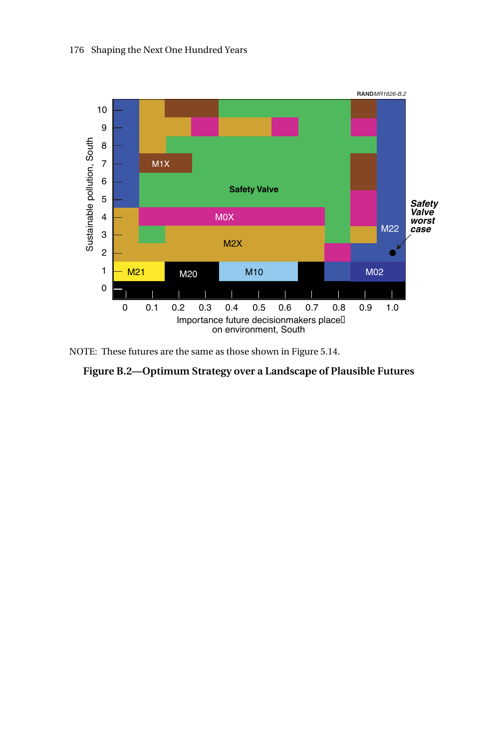NOTE: These futures are the same as those shown in Figure 5.14.

**Figure B.2—Optimum Strategy over a Landscape of Plausible Futures**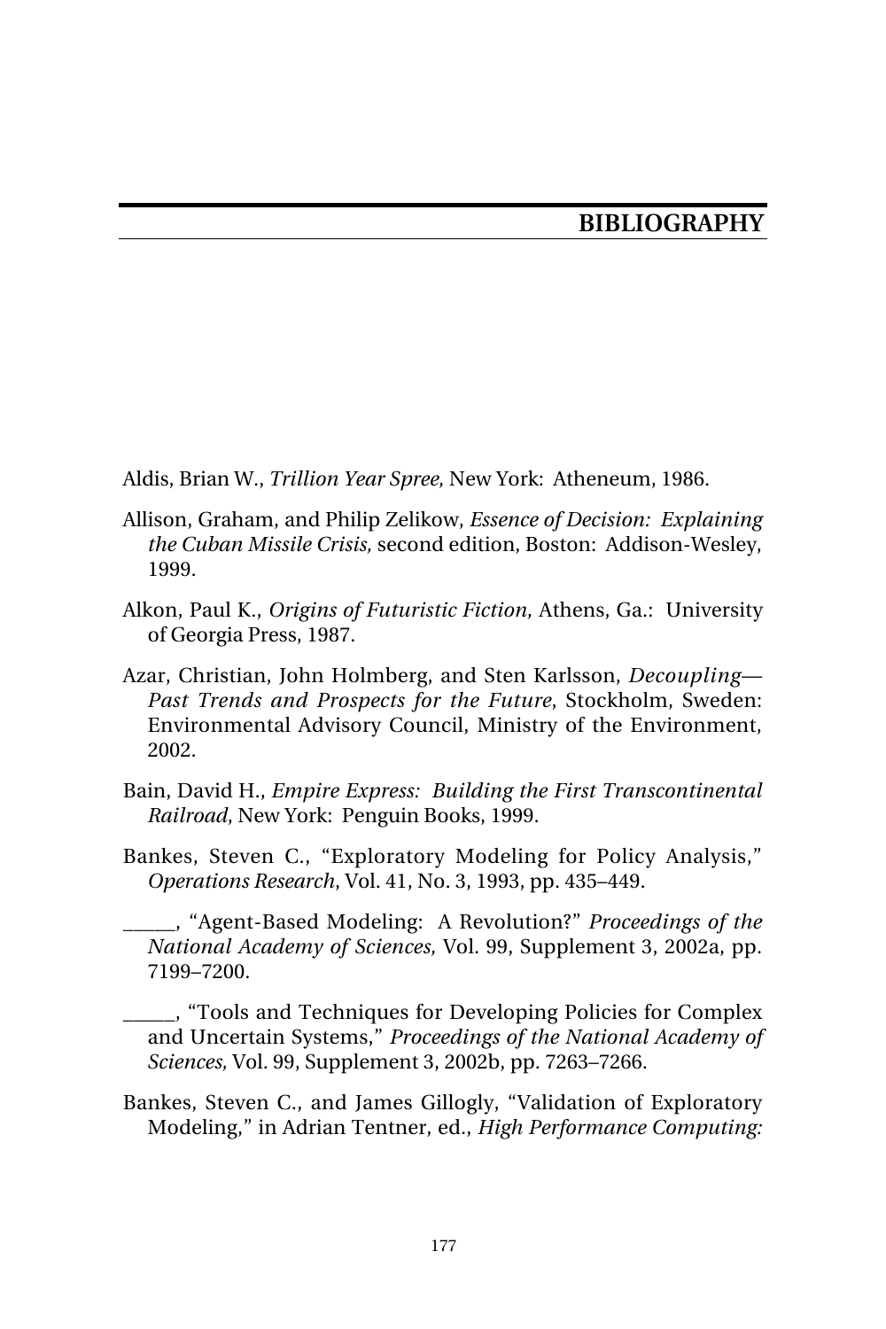# BIBLIOGRAPHY

Aldis, Brian W., *Trillion Year Spree,* New York: Atheneum, 1986.

Allison, Graham, and Philip Zelikow, *Essence of Decision: Explaining the Cuban Missile Crisis,* second edition, Boston: Addison-Wesley, 1999.

Alkon, Paul K., *Origins of Futuristic Fiction,* Athens, Ga.: University of Georgia Press, 1987.

Azar, Christian, John Holmberg, and Sten Karlsson, *Decoupling—Past Trends and Prospects for the Future*, Stockholm, Sweden: Environmental Advisory Council, Ministry of the Environment, 2002.

Bain, David H., *Empire Express: Building the First Transcontinental Railroad*, New York: Penguin Books, 1999.

Bankes, Steven C., "Exploratory Modeling for Policy Analysis," *Operations Research*, Vol. 41, No. 3, 1993, pp. 435–449.

_____, "Agent-Based Modeling: A Revolution?" *Proceedings of the National Academy of Sciences,* Vol. 99, Supplement 3, 2002a, pp. 7199–7200.

_____, "Tools and Techniques for Developing Policies for Complex and Uncertain Systems," *Proceedings of the National Academy of Sciences,* Vol. 99, Supplement 3, 2002b, pp. 7263–7266.

Bankes, Steven C., and James Gillogly, "Validation of Exploratory Modeling," in Adrian Tentner, ed., *High Performance Computing:*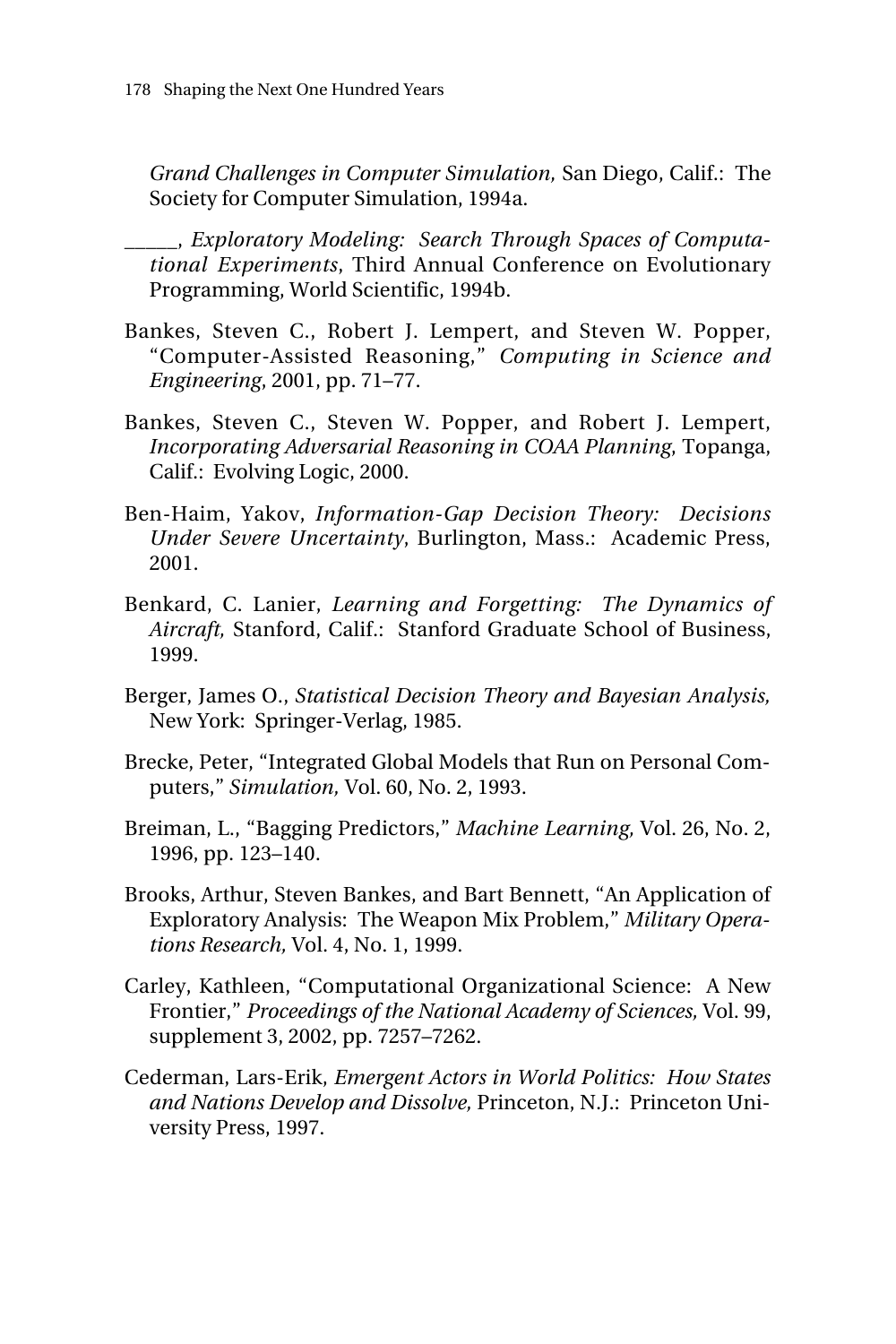*Grand Challenges in Computer Simulation,* San Diego, Calif.: The Society for Computer Simulation, 1994a.

\_\_\_\_\_, *Exploratory Modeling: Search Through Spaces of Computational Experiments*, Third Annual Conference on Evolutionary Programming, World Scientific, 1994b.

Bankes, Steven C., Robert J. Lempert, and Steven W. Popper, "Computer-Assisted Reasoning," *Computing in Science and Engineering*, 2001, pp. 71–77.

Bankes, Steven C., Steven W. Popper, and Robert J. Lempert, *Incorporating Adversarial Reasoning in COAA Planning*, Topanga, Calif.: Evolving Logic, 2000.

Ben-Haim, Yakov, *Information-Gap Decision Theory: Decisions Under Severe Uncertainty*, Burlington, Mass.: Academic Press, 2001.

Benkard, C. Lanier, *Learning and Forgetting: The Dynamics of Aircraft,* Stanford, Calif.: Stanford Graduate School of Business, 1999.

Berger, James O., *Statistical Decision Theory and Bayesian Analysis,* New York: Springer-Verlag, 1985.

Brecke, Peter, "Integrated Global Models that Run on Personal Computers," *Simulation,* Vol. 60, No. 2, 1993.

Breiman, L., "Bagging Predictors," *Machine Learning,* Vol. 26, No. 2, 1996, pp. 123–140.

Brooks, Arthur, Steven Bankes, and Bart Bennett, "An Application of Exploratory Analysis: The Weapon Mix Problem," *Military Operations Research,* Vol. 4, No. 1, 1999.

Carley, Kathleen, "Computational Organizational Science: A New Frontier," *Proceedings of the National Academy of Sciences,* Vol. 99, supplement 3, 2002, pp. 7257–7262.

Cederman, Lars-Erik, *Emergent Actors in World Politics: How States and Nations Develop and Dissolve,* Princeton, N.J.: Princeton University Press, 1997.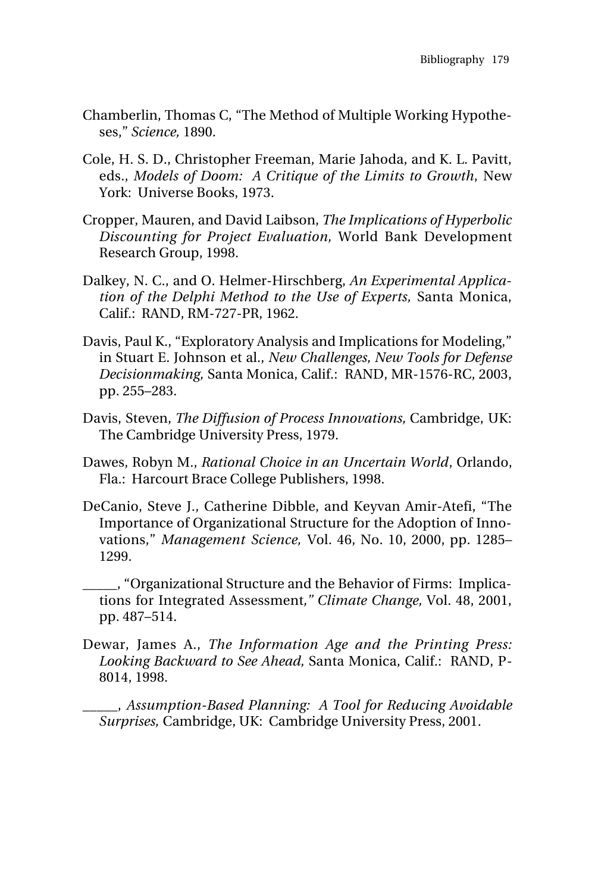Chamberlin, Thomas C, "The Method of Multiple Working Hypotheses," *Science,* 1890.

Cole, H. S. D., Christopher Freeman, Marie Jahoda, and K. L. Pavitt, eds., *Models of Doom: A Critique of the Limits to Growth*, New York: Universe Books, 1973.

Cropper, Mauren, and David Laibson, *The Implications of Hyperbolic Discounting for Project Evaluation,* World Bank Development Research Group, 1998.

Dalkey, N. C., and O. Helmer-Hirschberg, *An Experimental Application of the Delphi Method to the Use of Experts,* Santa Monica, Calif.: RAND, RM-727-PR, 1962.

Davis, Paul K., "Exploratory Analysis and Implications for Modeling," in Stuart E. Johnson et al., *New Challenges, New Tools for Defense Decisionmaking,* Santa Monica, Calif.: RAND, MR-1576-RC, 2003, pp. 255–283.

Davis, Steven, *The Diffusion of Process Innovations,* Cambridge, UK: The Cambridge University Press, 1979.

Dawes, Robyn M., *Rational Choice in an Uncertain World*, Orlando, Fla.: Harcourt Brace College Publishers, 1998.

DeCanio, Steve J., Catherine Dibble, and Keyvan Amir-Atefi, "The Importance of Organizational Structure for the Adoption of Innovations," *Management Science,* Vol. 46, No. 10, 2000, pp. 1285–1299.

_____, "Organizational Structure and the Behavior of Firms: Implications for Integrated Assessment," *Climate Change,* Vol. 48, 2001, pp. 487–514.

Dewar, James A., *The Information Age and the Printing Press: Looking Backward to See Ahead,* Santa Monica, Calif.: RAND, P-8014, 1998.

_____, *Assumption-Based Planning: A Tool for Reducing Avoidable Surprises,* Cambridge, UK: Cambridge University Press, 2001.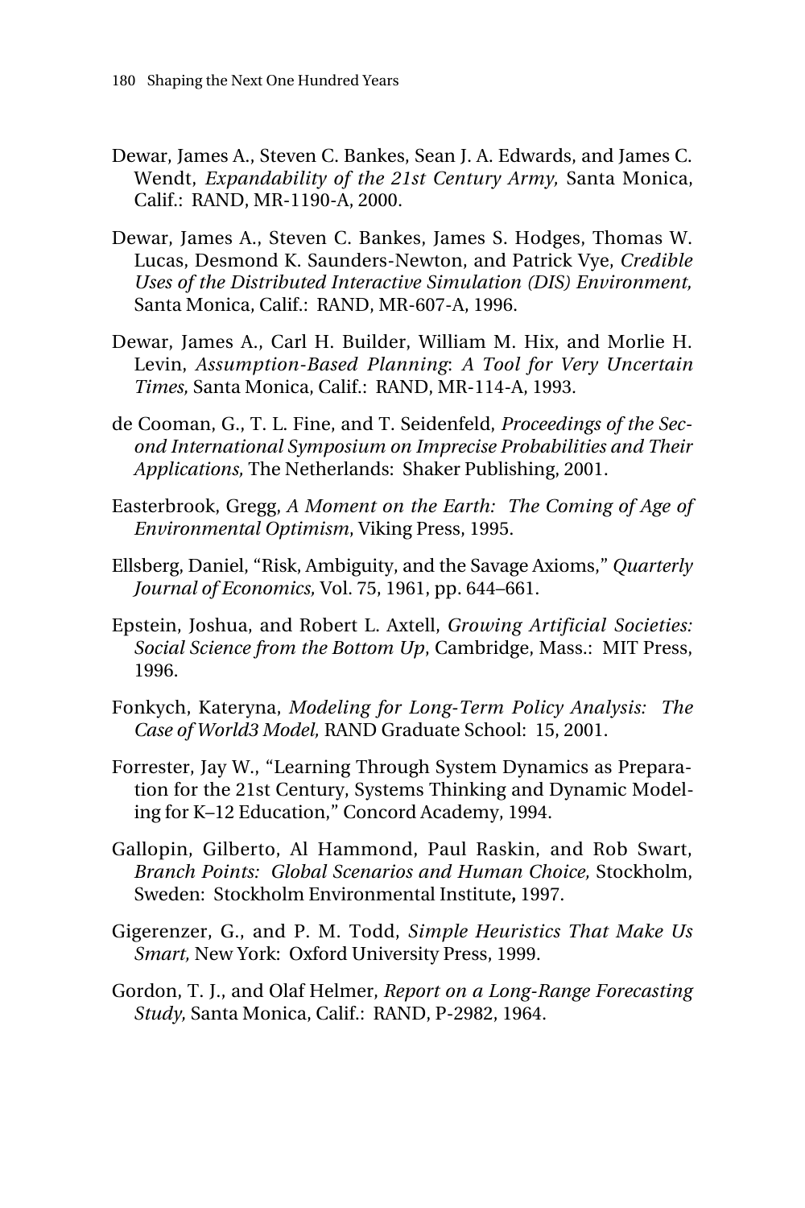Dewar, James A., Steven C. Bankes, Sean J. A. Edwards, and James C. Wendt, *Expandability of the 21st Century Army,* Santa Monica, Calif.: RAND, MR-1190-A, 2000.

Dewar, James A., Steven C. Bankes, James S. Hodges, Thomas W. Lucas, Desmond K. Saunders-Newton, and Patrick Vye, *Credible Uses of the Distributed Interactive Simulation (DIS) Environment,* Santa Monica, Calif.: RAND, MR-607-A, 1996.

Dewar, James A., Carl H. Builder, William M. Hix, and Morlie H. Levin, *Assumption-Based Planning: A Tool for Very Uncertain Times,* Santa Monica, Calif.: RAND, MR-114-A, 1993.

de Cooman, G., T. L. Fine, and T. Seidenfeld, *Proceedings of the Second International Symposium on Imprecise Probabilities and Their Applications,* The Netherlands: Shaker Publishing, 2001.

Easterbrook, Gregg, *A Moment on the Earth: The Coming of Age of Environmental Optimism*, Viking Press, 1995.

Ellsberg, Daniel, "Risk, Ambiguity, and the Savage Axioms," *Quarterly Journal of Economics,* Vol. 75, 1961, pp. 644–661.

Epstein, Joshua, and Robert L. Axtell, *Growing Artificial Societies: Social Science from the Bottom Up*, Cambridge, Mass.: MIT Press, 1996.

Fonkych, Kateryna, *Modeling for Long-Term Policy Analysis: The Case of World3 Model,* RAND Graduate School: 15, 2001.

Forrester, Jay W., "Learning Through System Dynamics as Preparation for the 21st Century, Systems Thinking and Dynamic Modeling for K–12 Education," Concord Academy, 1994.

Gallopin, Gilberto, Al Hammond, Paul Raskin, and Rob Swart, *Branch Points: Global Scenarios and Human Choice,* Stockholm, Sweden: Stockholm Environmental Institute**,** 1997.

Gigerenzer, G., and P. M. Todd, *Simple Heuristics That Make Us Smart,* New York: Oxford University Press, 1999.

Gordon, T. J., and Olaf Helmer, *Report on a Long-Range Forecasting Study,* Santa Monica, Calif.: RAND, P-2982, 1964.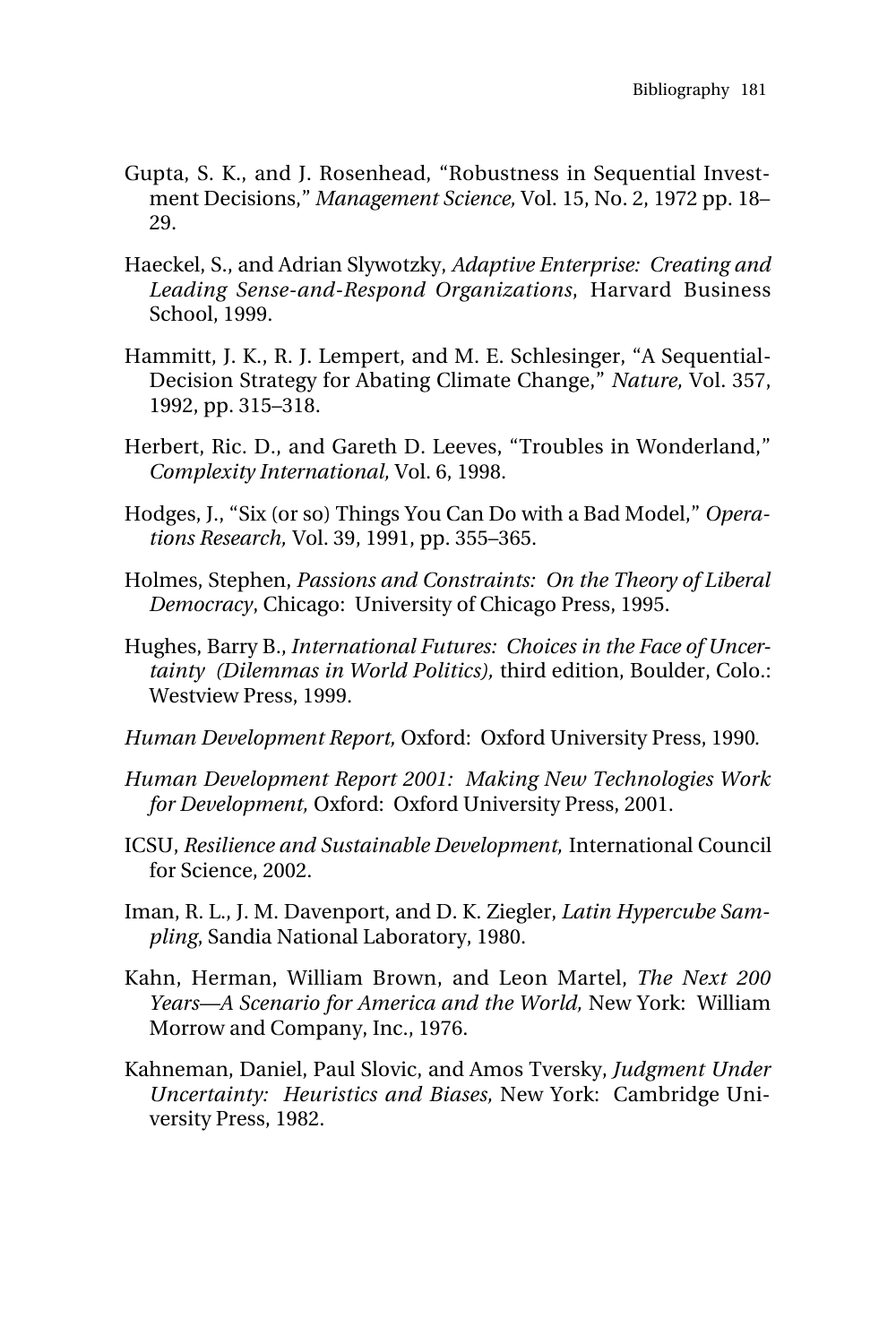Gupta, S. K., and J. Rosenhead, "Robustness in Sequential Investment Decisions," *Management Science,* Vol. 15, No. 2, 1972 pp. 18–29.

Haeckel, S., and Adrian Slywotzky, *Adaptive Enterprise: Creating and Leading Sense-and-Respond Organizations*, Harvard Business School, 1999.

Hammitt, J. K., R. J. Lempert, and M. E. Schlesinger, "A Sequential-Decision Strategy for Abating Climate Change," *Nature,* Vol. 357, 1992, pp. 315–318.

Herbert, Ric. D., and Gareth D. Leeves, "Troubles in Wonderland," *Complexity International,* Vol. 6, 1998.

Hodges, J., "Six (or so) Things You Can Do with a Bad Model," *Operations Research,* Vol. 39, 1991, pp. 355–365.

Holmes, Stephen, *Passions and Constraints: On the Theory of Liberal Democracy*, Chicago: University of Chicago Press, 1995.

Hughes, Barry B., *International Futures: Choices in the Face of Uncertainty (Dilemmas in World Politics),* third edition, Boulder, Colo.: Westview Press, 1999.

*Human Development Report,* Oxford: Oxford University Press, 1990.

*Human Development Report 2001: Making New Technologies Work for Development,* Oxford: Oxford University Press, 2001.

ICSU, *Resilience and Sustainable Development,* International Council for Science, 2002.

Iman, R. L., J. M. Davenport, and D. K. Ziegler, *Latin Hypercube Sampling,* Sandia National Laboratory, 1980.

Kahn, Herman, William Brown, and Leon Martel, *The Next 200 Years—A Scenario for America and the World,* New York: William Morrow and Company, Inc., 1976.

Kahneman, Daniel, Paul Slovic, and Amos Tversky, *Judgment Under Uncertainty: Heuristics and Biases,* New York: Cambridge University Press, 1982.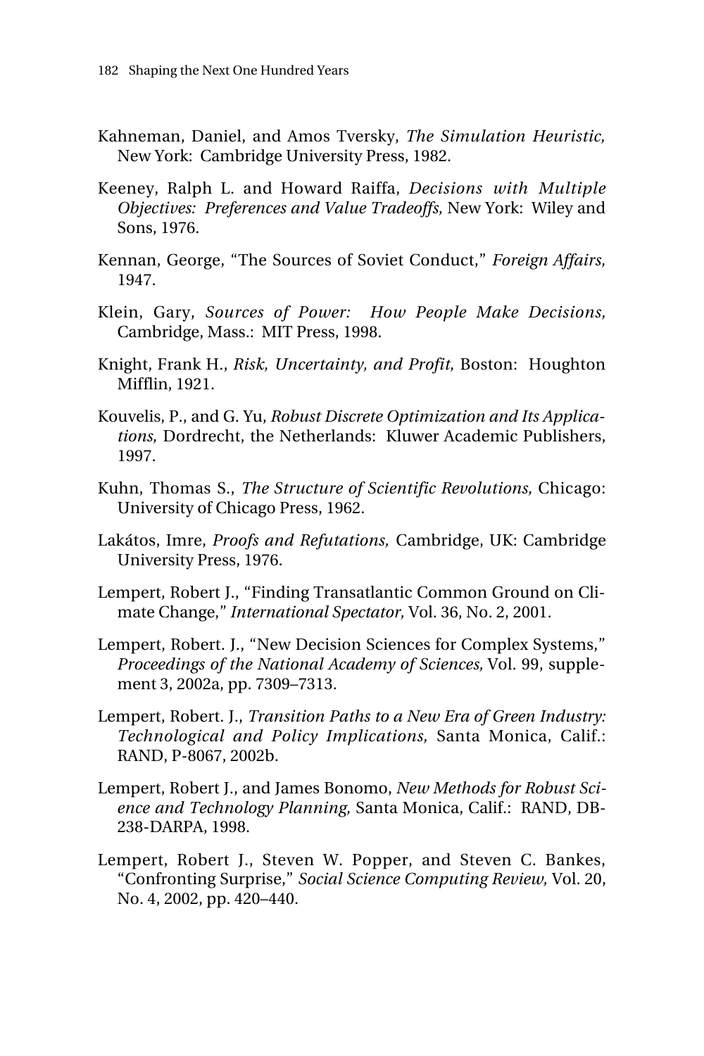Kahneman, Daniel, and Amos Tversky, *The Simulation Heuristic,* New York: Cambridge University Press, 1982.

Keeney, Ralph L. and Howard Raiffa, *Decisions with Multiple Objectives: Preferences and Value Tradeoffs,* New York: Wiley and Sons, 1976.

Kennan, George, "The Sources of Soviet Conduct," *Foreign Affairs,* 1947.

Klein, Gary, *Sources of Power: How People Make Decisions,* Cambridge, Mass.: MIT Press, 1998.

Knight, Frank H., *Risk, Uncertainty, and Profit,* Boston: Houghton Mifflin, 1921.

Kouvelis, P., and G. Yu, *Robust Discrete Optimization and Its Applications,* Dordrecht, the Netherlands: Kluwer Academic Publishers, 1997.

Kuhn, Thomas S., *The Structure of Scientific Revolutions,* Chicago: University of Chicago Press, 1962.

Lakátos, Imre, *Proofs and Refutations,* Cambridge, UK: Cambridge University Press, 1976.

Lempert, Robert J., "Finding Transatlantic Common Ground on Climate Change," *International Spectator,* Vol. 36, No. 2, 2001.

Lempert, Robert. J., "New Decision Sciences for Complex Systems," *Proceedings of the National Academy of Sciences,* Vol. 99, supplement 3, 2002a, pp. 7309–7313.

Lempert, Robert. J., *Transition Paths to a New Era of Green Industry: Technological and Policy Implications,* Santa Monica, Calif.: RAND, P-8067, 2002b.

Lempert, Robert J., and James Bonomo, *New Methods for Robust Science and Technology Planning,* Santa Monica, Calif.: RAND, DB-238-DARPA, 1998.

Lempert, Robert J., Steven W. Popper, and Steven C. Bankes, "Confronting Surprise," *Social Science Computing Review,* Vol. 20, No. 4, 2002, pp. 420–440.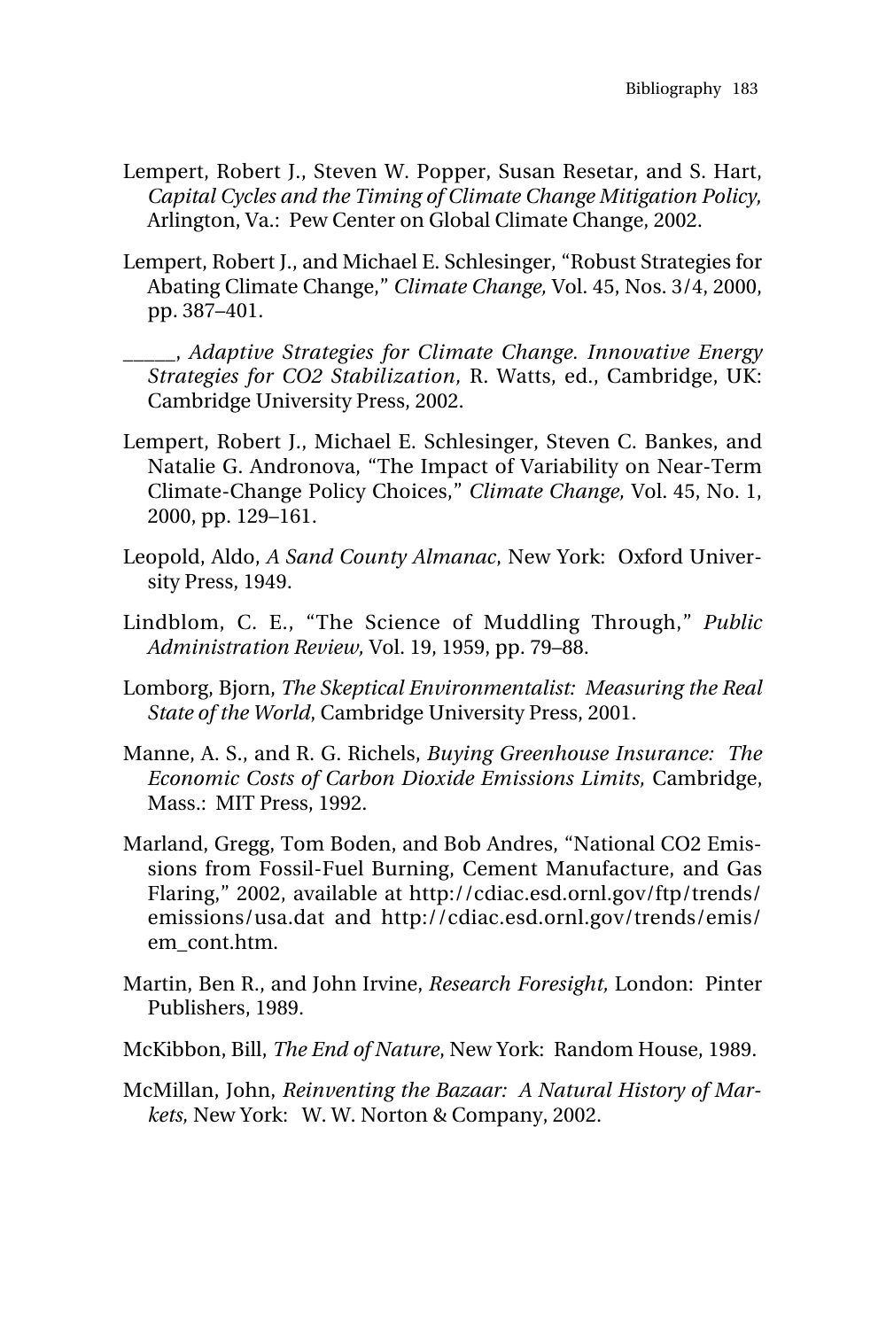Lempert, Robert J., Steven W. Popper, Susan Resetar, and S. Hart, *Capital Cycles and the Timing of Climate Change Mitigation Policy,* Arlington, Va.: Pew Center on Global Climate Change, 2002.

Lempert, Robert J., and Michael E. Schlesinger, "Robust Strategies for Abating Climate Change," *Climate Change,* Vol. 45, Nos. 3/4, 2000, pp. 387–401.

_____, *Adaptive Strategies for Climate Change. Innovative Energy Strategies for CO2 Stabilization*, R. Watts, ed., Cambridge, UK: Cambridge University Press, 2002.

Lempert, Robert J., Michael E. Schlesinger, Steven C. Bankes, and Natalie G. Andronova, "The Impact of Variability on Near-Term Climate-Change Policy Choices," *Climate Change,* Vol. 45, No. 1, 2000, pp. 129–161.

Leopold, Aldo, *A Sand County Almanac*, New York: Oxford University Press, 1949.

Lindblom, C. E., "The Science of Muddling Through," *Public Administration Review,* Vol. 19, 1959, pp. 79–88.

Lomborg, Bjorn, *The Skeptical Environmentalist: Measuring the Real State of the World*, Cambridge University Press, 2001.

Manne, A. S., and R. G. Richels, *Buying Greenhouse Insurance: The Economic Costs of Carbon Dioxide Emissions Limits,* Cambridge, Mass.: MIT Press, 1992.

Marland, Gregg, Tom Boden, and Bob Andres, "National CO2 Emissions from Fossil-Fuel Burning, Cement Manufacture, and Gas Flaring," 2002, available at http://cdiac.esd.ornl.gov/ftp/trends/emissions/usa.dat and http://cdiac.esd.ornl.gov/trends/emis/em_cont.htm.

Martin, Ben R., and John Irvine, *Research Foresight,* London: Pinter Publishers, 1989.

McKibbon, Bill, *The End of Nature*, New York: Random House, 1989.

McMillan, John, *Reinventing the Bazaar: A Natural History of Markets,* New York: W. W. Norton & Company, 2002.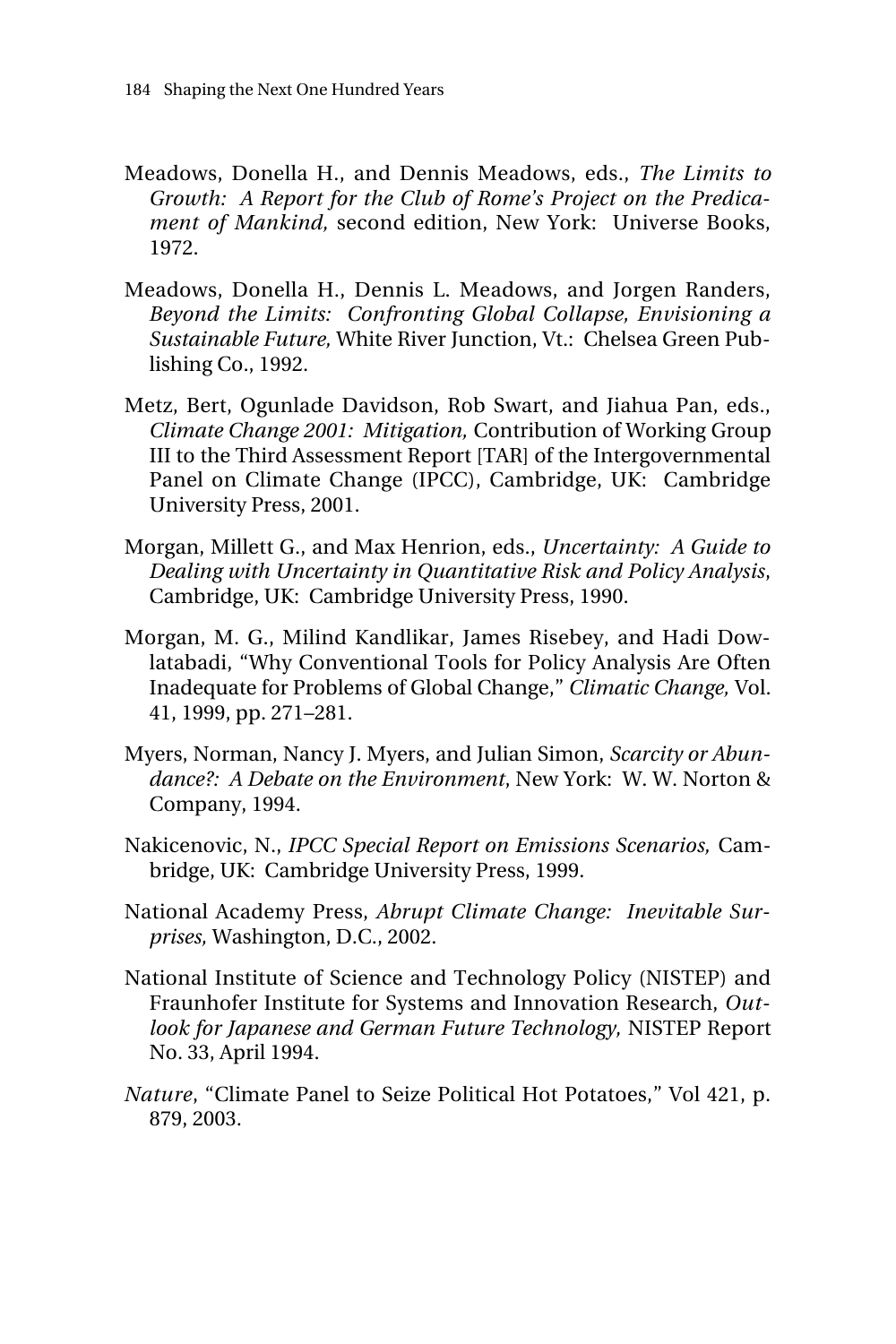Meadows, Donella H., and Dennis Meadows, eds., *The Limits to Growth: A Report for the Club of Rome's Project on the Predicament of Mankind,* second edition, New York: Universe Books, 1972.

Meadows, Donella H., Dennis L. Meadows, and Jorgen Randers, *Beyond the Limits: Confronting Global Collapse, Envisioning a Sustainable Future,* White River Junction, Vt.: Chelsea Green Publishing Co., 1992.

Metz, Bert, Ogunlade Davidson, Rob Swart, and Jiahua Pan, eds., *Climate Change 2001: Mitigation,* Contribution of Working Group III to the Third Assessment Report [TAR] of the Intergovernmental Panel on Climate Change (IPCC), Cambridge, UK: Cambridge University Press, 2001.

Morgan, Millett G., and Max Henrion, eds., *Uncertainty: A Guide to Dealing with Uncertainty in Quantitative Risk and Policy Analysis*, Cambridge, UK: Cambridge University Press, 1990.

Morgan, M. G., Milind Kandlikar, James Risebey, and Hadi Dowlatabadi, "Why Conventional Tools for Policy Analysis Are Often Inadequate for Problems of Global Change," *Climatic Change,* Vol. 41, 1999, pp. 271–281.

Myers, Norman, Nancy J. Myers, and Julian Simon, *Scarcity or Abundance?: A Debate on the Environment*, New York: W. W. Norton & Company, 1994.

Nakicenovic, N., *IPCC Special Report on Emissions Scenarios,* Cambridge, UK: Cambridge University Press, 1999.

National Academy Press, *Abrupt Climate Change: Inevitable Surprises,* Washington, D.C., 2002.

National Institute of Science and Technology Policy (NISTEP) and Fraunhofer Institute for Systems and Innovation Research, *Outlook for Japanese and German Future Technology,* NISTEP Report No. 33, April 1994.

*Nature*, "Climate Panel to Seize Political Hot Potatoes," Vol 421, p. 879, 2003.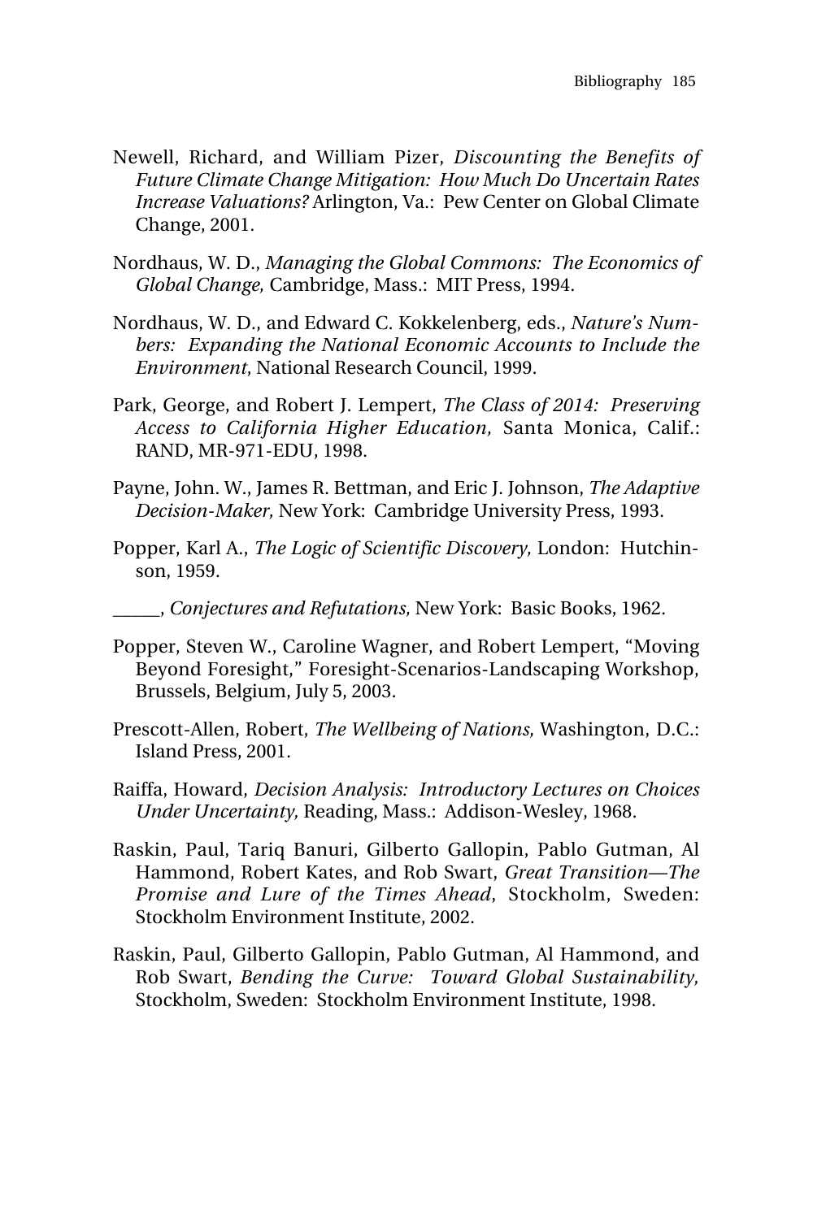Newell, Richard, and William Pizer, *Discounting the Benefits of Future Climate Change Mitigation: How Much Do Uncertain Rates Increase Valuations?* Arlington, Va.: Pew Center on Global Climate Change, 2001.

Nordhaus, W. D., *Managing the Global Commons: The Economics of Global Change,* Cambridge, Mass.: MIT Press, 1994.

Nordhaus, W. D., and Edward C. Kokkelenberg, eds., *Nature's Numbers: Expanding the National Economic Accounts to Include the Environment*, National Research Council, 1999.

Park, George, and Robert J. Lempert, *The Class of 2014: Preserving Access to California Higher Education,* Santa Monica, Calif.: RAND, MR-971-EDU, 1998.

Payne, John. W., James R. Bettman, and Eric J. Johnson, *The Adaptive Decision-Maker,* New York: Cambridge University Press, 1993.

Popper, Karl A., *The Logic of Scientific Discovery,* London: Hutchinson, 1959.

_____, *Conjectures and Refutations,* New York: Basic Books, 1962.

Popper, Steven W., Caroline Wagner, and Robert Lempert, "Moving Beyond Foresight," Foresight-Scenarios-Landscaping Workshop, Brussels, Belgium, July 5, 2003.

Prescott-Allen, Robert, *The Wellbeing of Nations,* Washington, D.C.: Island Press, 2001.

Raiffa, Howard, *Decision Analysis: Introductory Lectures on Choices Under Uncertainty,* Reading, Mass.: Addison-Wesley, 1968.

Raskin, Paul, Tariq Banuri, Gilberto Gallopin, Pablo Gutman, Al Hammond, Robert Kates, and Rob Swart, *Great Transition—The Promise and Lure of the Times Ahead*, Stockholm, Sweden: Stockholm Environment Institute, 2002.

Raskin, Paul, Gilberto Gallopin, Pablo Gutman, Al Hammond, and Rob Swart, *Bending the Curve: Toward Global Sustainability,* Stockholm, Sweden: Stockholm Environment Institute, 1998.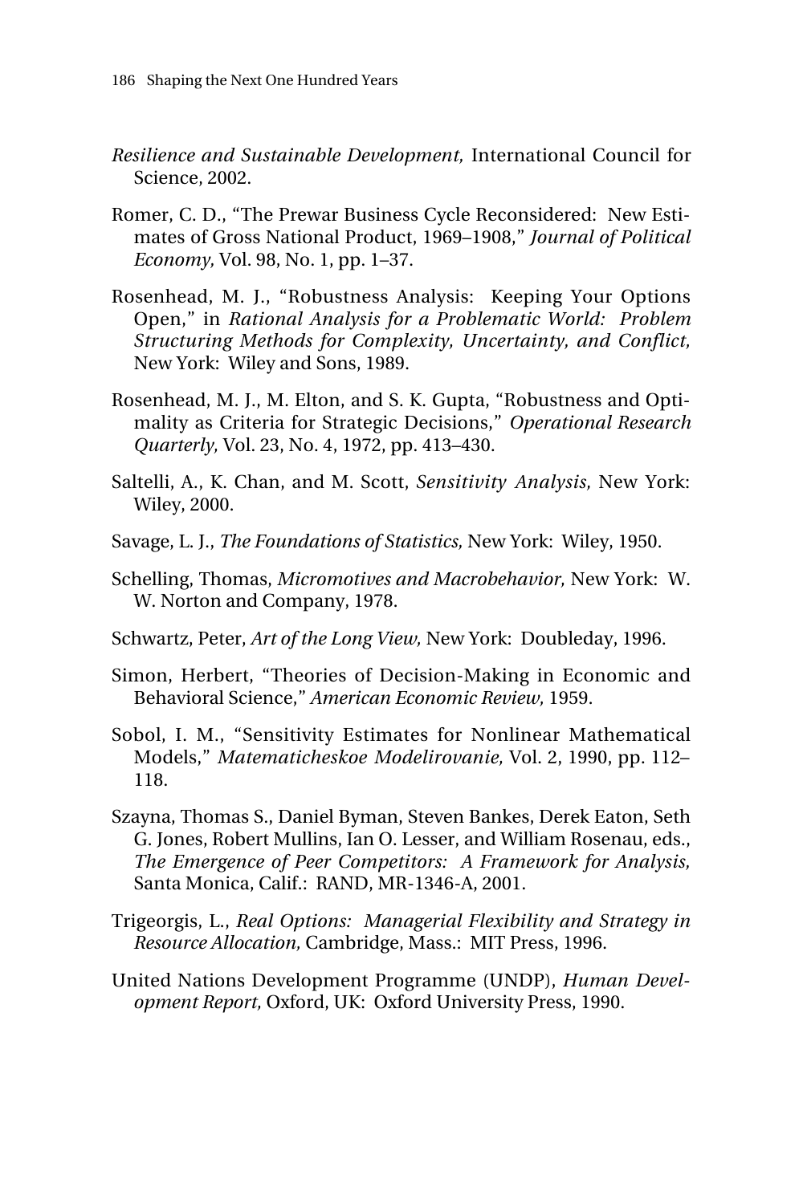*Resilience and Sustainable Development,* International Council for Science, 2002.

Romer, C. D., "The Prewar Business Cycle Reconsidered: New Estimates of Gross National Product, 1969–1908," *Journal of Political Economy,* Vol. 98, No. 1, pp. 1–37.

Rosenhead, M. J., "Robustness Analysis: Keeping Your Options Open," in *Rational Analysis for a Problematic World: Problem Structuring Methods for Complexity, Uncertainty, and Conflict,* New York: Wiley and Sons, 1989.

Rosenhead, M. J., M. Elton, and S. K. Gupta, "Robustness and Optimality as Criteria for Strategic Decisions," *Operational Research Quarterly,* Vol. 23, No. 4, 1972, pp. 413–430.

Saltelli, A., K. Chan, and M. Scott, *Sensitivity Analysis,* New York: Wiley, 2000.

Savage, L. J., *The Foundations of Statistics,* New York: Wiley, 1950.

Schelling, Thomas, *Micromotives and Macrobehavior,* New York: W. W. Norton and Company, 1978.

Schwartz, Peter, *Art of the Long View,* New York: Doubleday, 1996.

Simon, Herbert, "Theories of Decision-Making in Economic and Behavioral Science," *American Economic Review,* 1959.

Sobol, I. M., "Sensitivity Estimates for Nonlinear Mathematical Models," *Matematicheskoe Modelirovanie,* Vol. 2, 1990, pp. 112–118.

Szayna, Thomas S., Daniel Byman, Steven Bankes, Derek Eaton, Seth G. Jones, Robert Mullins, Ian O. Lesser, and William Rosenau, eds., *The Emergence of Peer Competitors: A Framework for Analysis,* Santa Monica, Calif.: RAND, MR-1346-A, 2001.

Trigeorgis, L., *Real Options: Managerial Flexibility and Strategy in Resource Allocation,* Cambridge, Mass.: MIT Press, 1996.

United Nations Development Programme (UNDP), *Human Development Report,* Oxford, UK: Oxford University Press, 1990.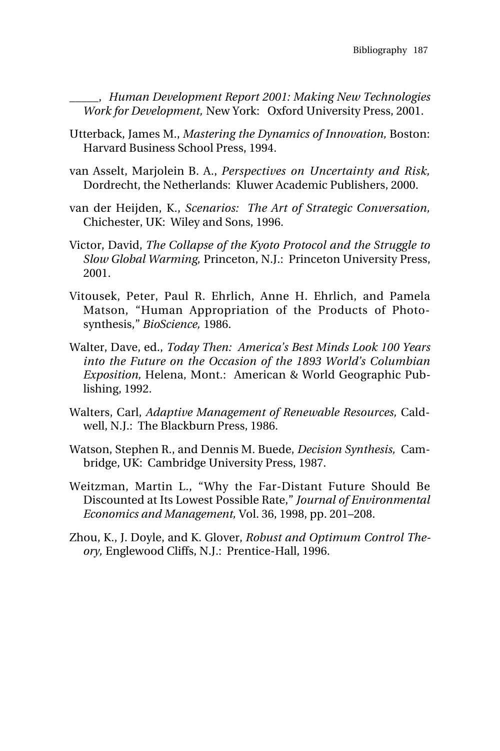______, *Human Development Report 2001: Making New Technologies Work for Development,* New York: Oxford University Press, 2001.

Utterback, James M., *Mastering the Dynamics of Innovation,* Boston: Harvard Business School Press, 1994.

van Asselt, Marjolein B. A., *Perspectives on Uncertainty and Risk,* Dordrecht, the Netherlands: Kluwer Academic Publishers, 2000.

van der Heijden, K., *Scenarios: The Art of Strategic Conversation,* Chichester, UK: Wiley and Sons, 1996.

Victor, David, *The Collapse of the Kyoto Protocol and the Struggle to Slow Global Warming,* Princeton, N.J.: Princeton University Press, 2001.

Vitousek, Peter, Paul R. Ehrlich, Anne H. Ehrlich, and Pamela Matson, "Human Appropriation of the Products of Photosynthesis," *BioScience,* 1986.

Walter, Dave, ed., *Today Then: America's Best Minds Look 100 Years into the Future on the Occasion of the 1893 World's Columbian Exposition,* Helena, Mont.: American & World Geographic Publishing, 1992.

Walters, Carl, *Adaptive Management of Renewable Resources,* Caldwell, N.J.: The Blackburn Press, 1986.

Watson, Stephen R., and Dennis M. Buede, *Decision Synthesis,* Cambridge, UK: Cambridge University Press, 1987.

Weitzman, Martin L., "Why the Far-Distant Future Should Be Discounted at Its Lowest Possible Rate," *Journal of Environmental Economics and Management,* Vol. 36, 1998, pp. 201–208.

Zhou, K., J. Doyle, and K. Glover, *Robust and Optimum Control Theory,* Englewood Cliffs, N.J.: Prentice-Hall, 1996.